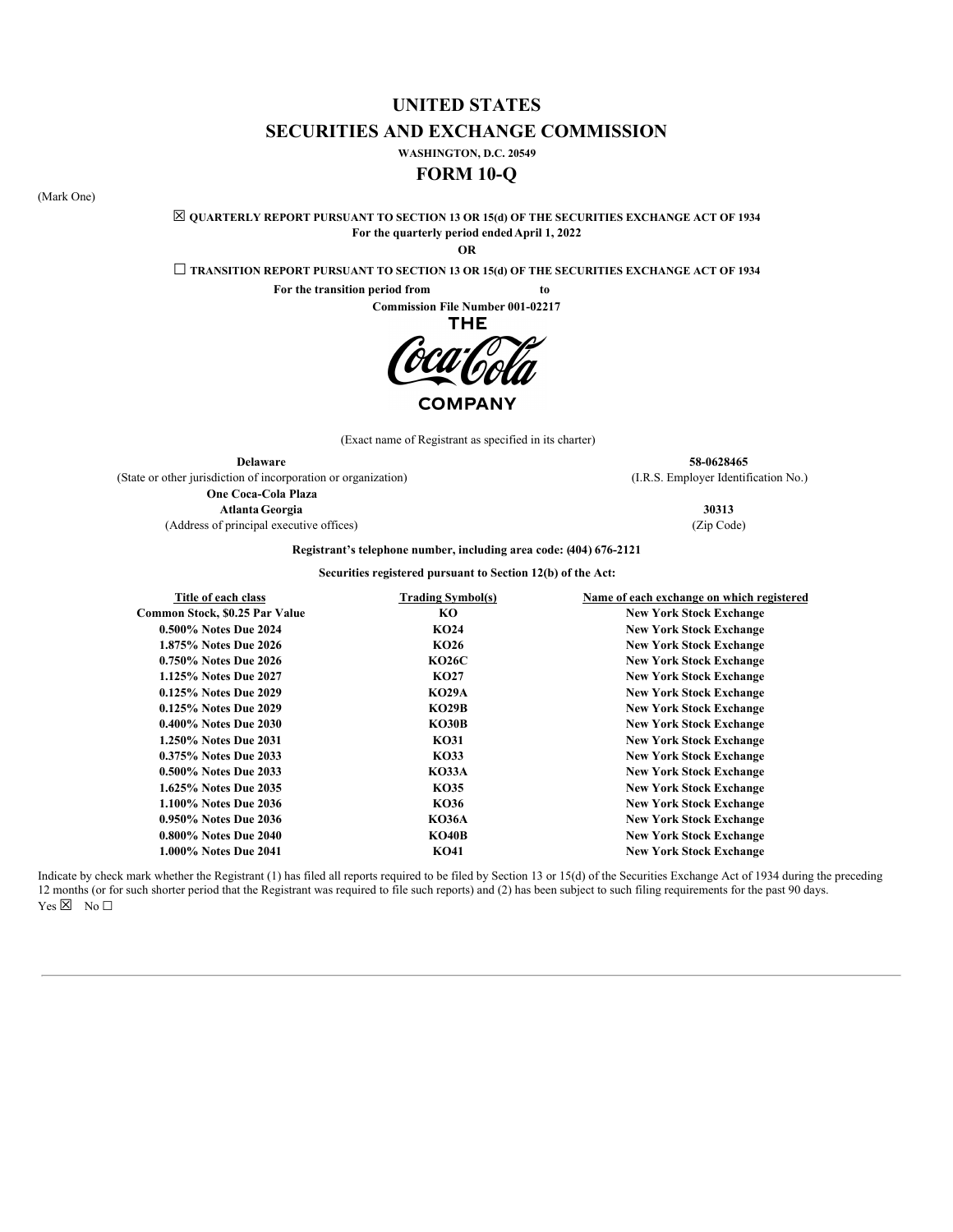# UNITED STATES

# SECURITIES AND EXCHANGE COMMISSION

**WASHINGTON, D.C. 20549**

# FORM 10-Q

(Mark One)

☒ **QUARTERLY REPORT PURSUANT TO SECTION 13 OR 15(d) OF THE SECURITIES EXCHANGE ACT OF 1934**

**For the quarterly period ended April 1, 2022**

**OR**

☐ **TRANSITION REPORT PURSUANT TO SECTION 13 OR 15(d) OF THE SECURITIES EXCHANGE ACT OF 1934**

**For the transition period from to**

**Commission File Number 001-02217**

**THE Coca-Cola COMPANY**

(Exact name of Registrant as specified in its charter)

| | |
|---|---|
| **Delaware** | **58-0628465** |
| (State or other jurisdiction of incorporation or organization) | (I.R.S. Employer Identification No.) |
| **One Coca-Cola Plaza** | |
| **Atlanta Georgia** | **30313** |
| (Address of principal executive offices) | (Zip Code) |

**Registrant's telephone number, including area code: (404) 676-2121**

**Securities registered pursuant to Section 12(b) of the Act:**

| Title of each class | Trading Symbol(s) | Name of each exchange on which registered |
|---|---|---|
| **Common Stock, $0.25 Par Value** | **KO** | **New York Stock Exchange** |
| **0.500% Notes Due 2024** | **KO24** | **New York Stock Exchange** |
| **1.875% Notes Due 2026** | **KO26** | **New York Stock Exchange** |
| **0.750% Notes Due 2026** | **KO26C** | **New York Stock Exchange** |
| **1.125% Notes Due 2027** | **KO27** | **New York Stock Exchange** |
| **0.125% Notes Due 2029** | **KO29A** | **New York Stock Exchange** |
| **0.125% Notes Due 2029** | **KO29B** | **New York Stock Exchange** |
| **0.400% Notes Due 2030** | **KO30B** | **New York Stock Exchange** |
| **1.250% Notes Due 2031** | **KO31** | **New York Stock Exchange** |
| **0.375% Notes Due 2033** | **KO33** | **New York Stock Exchange** |
| **0.500% Notes Due 2033** | **KO33A** | **New York Stock Exchange** |
| **1.625% Notes Due 2035** | **KO35** | **New York Stock Exchange** |
| **1.100% Notes Due 2036** | **KO36** | **New York Stock Exchange** |
| **0.950% Notes Due 2036** | **KO36A** | **New York Stock Exchange** |
| **0.800% Notes Due 2040** | **KO40B** | **New York Stock Exchange** |
| **1.000% Notes Due 2041** | **KO41** | **New York Stock Exchange** |

Indicate by check mark whether the Registrant (1) has filed all reports required to be filed by Section 13 or 15(d) of the Securities Exchange Act of 1934 during the preceding 12 months (or for such shorter period that the Registrant was required to file such reports) and (2) has been subject to such filing requirements for the past 90 days.
Yes ☒ No ☐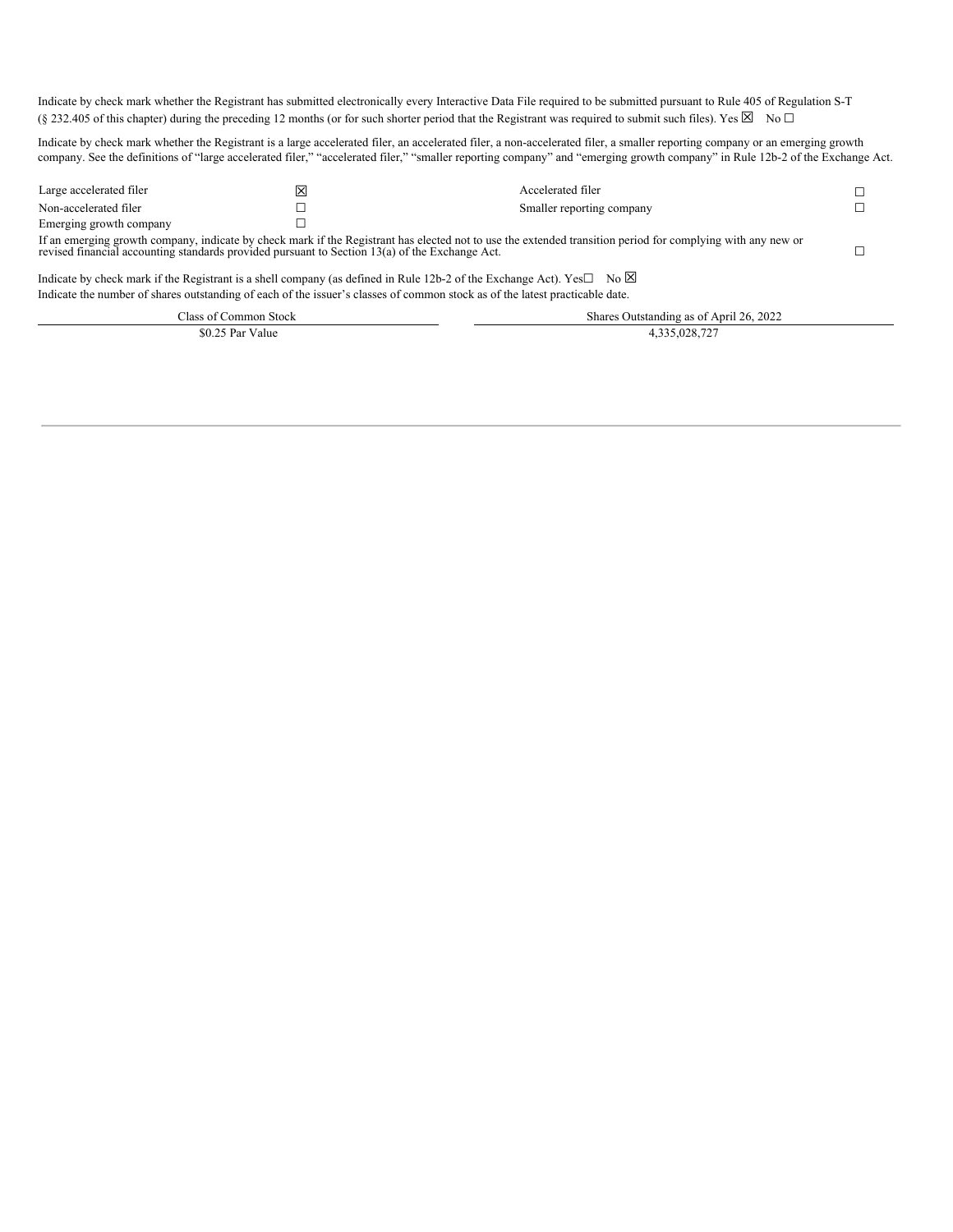Indicate by check mark whether the Registrant has submitted electronically every Interactive Data File required to be submitted pursuant to Rule 405 of Regulation S-T (§ 232.405 of this chapter) during the preceding 12 months (or for such shorter period that the Registrant was required to submit such files). Yes ☒ No ☐

Indicate by check mark whether the Registrant is a large accelerated filer, an accelerated filer, a non-accelerated filer, a smaller reporting company or an emerging growth company. See the definitions of "large accelerated filer," "accelerated filer," "smaller reporting company" and "emerging growth company" in Rule 12b-2 of the Exchange Act.

| | | | |
|---|---|---|---|
| Large accelerated filer | ☒ | Accelerated filer | ☐ |
| Non-accelerated filer | ☐ | Smaller reporting company | ☐ |
| Emerging growth company | ☐ | | |

If an emerging growth company, indicate by check mark if the Registrant has elected not to use the extended transition period for complying with any new or revised financial accounting standards provided pursuant to Section 13(a) of the Exchange Act. ☐

Indicate by check mark if the Registrant is a shell company (as defined in Rule 12b-2 of the Exchange Act). Yes☐ No ☒

Indicate the number of shares outstanding of each of the issuer's classes of common stock as of the latest practicable date.

| Class of Common Stock | Shares Outstanding as of April 26, 2022 |
|---|---|
| $0.25 Par Value | 4,335,028,727 |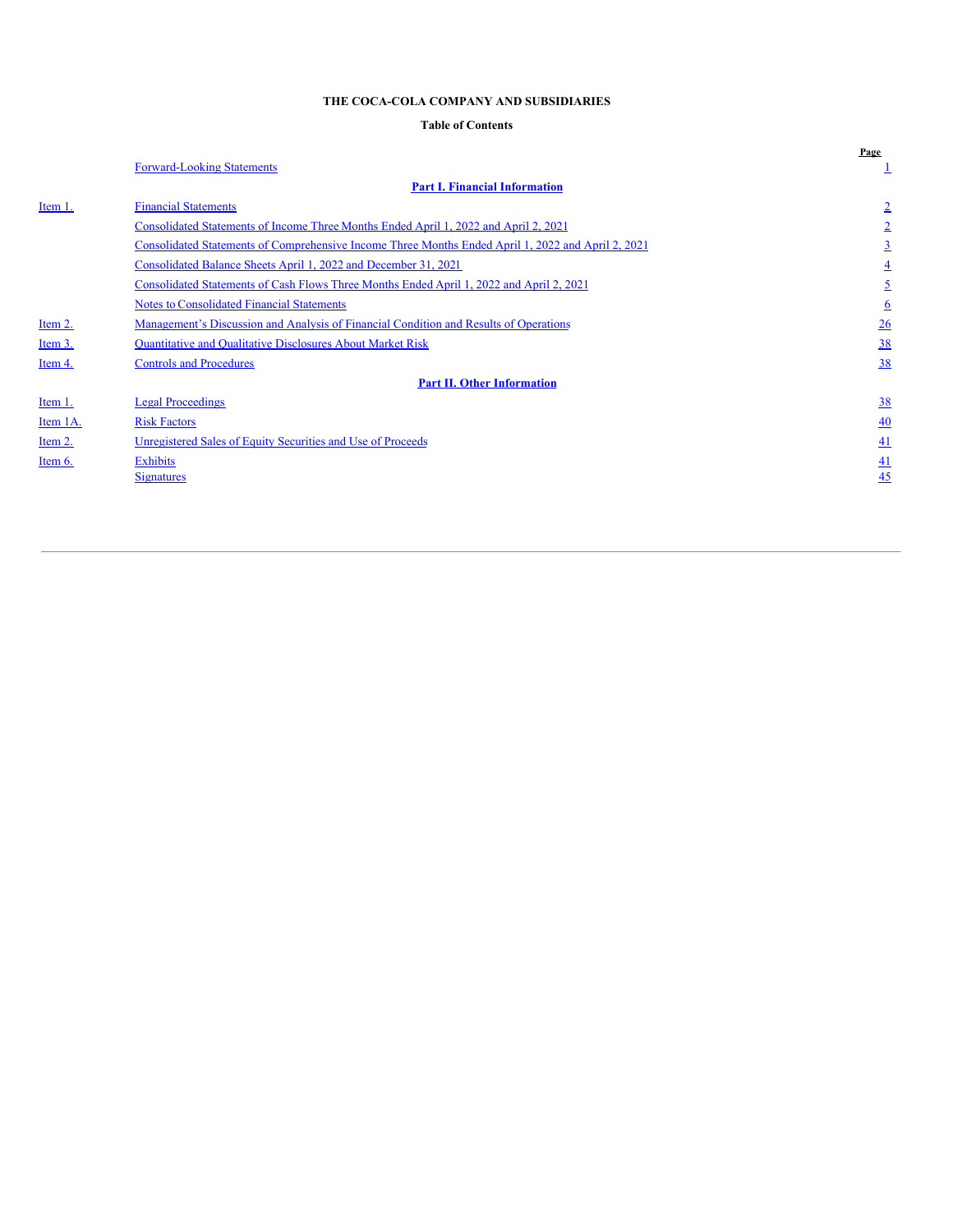**THE COCA-COLA COMPANY AND SUBSIDIARIES**

**Table of Contents**

| | | Page |
|---|---|---|
| | Forward-Looking Statements | 1 |
| | **Part I. Financial Information** | |
| Item 1. | Financial Statements | 2 |
| | Consolidated Statements of Income Three Months Ended April 1, 2022 and April 2, 2021 | 2 |
| | Consolidated Statements of Comprehensive Income Three Months Ended April 1, 2022 and April 2, 2021 | 3 |
| | Consolidated Balance Sheets April 1, 2022 and December 31, 2021 | 4 |
| | Consolidated Statements of Cash Flows Three Months Ended April 1, 2022 and April 2, 2021 | 5 |
| | Notes to Consolidated Financial Statements | 6 |
| Item 2. | Management's Discussion and Analysis of Financial Condition and Results of Operations | 26 |
| Item 3. | Quantitative and Qualitative Disclosures About Market Risk | 38 |
| Item 4. | Controls and Procedures | 38 |
| | **Part II. Other Information** | |
| Item 1. | Legal Proceedings | 38 |
| Item 1A. | Risk Factors | 40 |
| Item 2. | Unregistered Sales of Equity Securities and Use of Proceeds | 41 |
| Item 6. | Exhibits | 41 |
| | Signatures | 45 |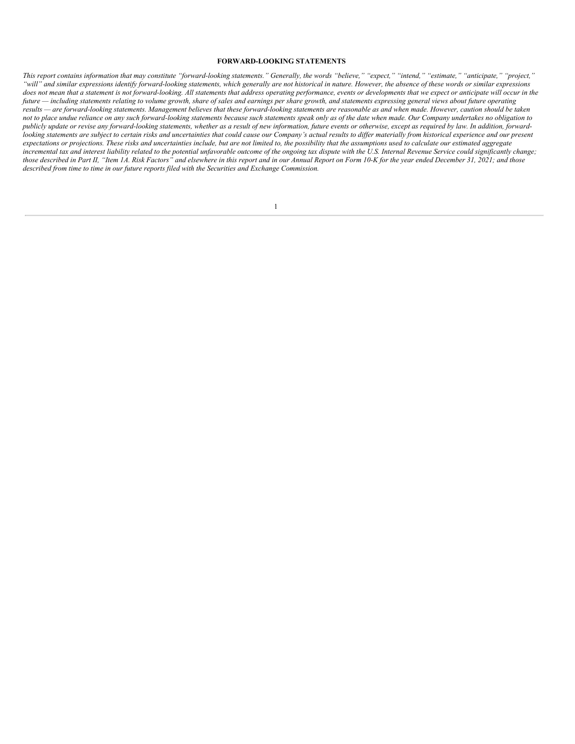**FORWARD-LOOKING STATEMENTS**

*This report contains information that may constitute "forward-looking statements." Generally, the words "believe," "expect," "intend," "estimate," "anticipate," "project," "will" and similar expressions identify forward-looking statements, which generally are not historical in nature. However, the absence of these words or similar expressions does not mean that a statement is not forward-looking. All statements that address operating performance, events or developments that we expect or anticipate will occur in the future — including statements relating to volume growth, share of sales and earnings per share growth, and statements expressing general views about future operating results — are forward-looking statements. Management believes that these forward-looking statements are reasonable as and when made. However, caution should be taken not to place undue reliance on any such forward-looking statements because such statements speak only as of the date when made. Our Company undertakes no obligation to publicly update or revise any forward-looking statements, whether as a result of new information, future events or otherwise, except as required by law. In addition, forward-looking statements are subject to certain risks and uncertainties that could cause our Company's actual results to differ materially from historical experience and our present expectations or projections. These risks and uncertainties include, but are not limited to, the possibility that the assumptions used to calculate our estimated aggregate incremental tax and interest liability related to the potential unfavorable outcome of the ongoing tax dispute with the U.S. Internal Revenue Service could significantly change; those described in Part II, "Item 1A. Risk Factors" and elsewhere in this report and in our Annual Report on Form 10-K for the year ended December 31, 2021; and those described from time to time in our future reports filed with the Securities and Exchange Commission.*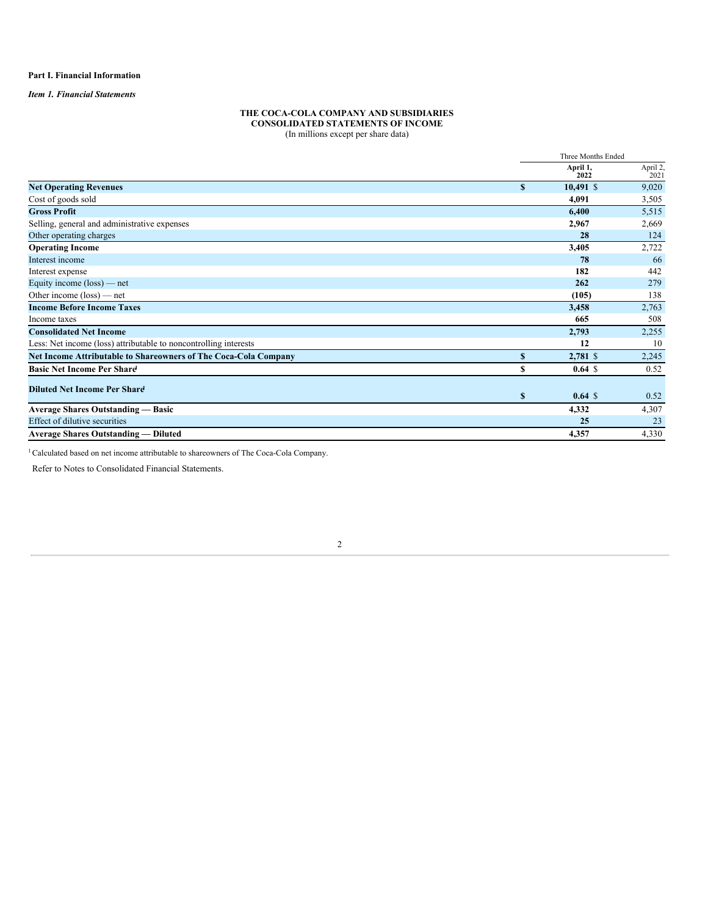**Part I. Financial Information**

***Item 1. Financial Statements***

**THE COCA-COLA COMPANY AND SUBSIDIARIES**
**CONSOLIDATED STATEMENTS OF INCOME**
(In millions except per share data)

| | Three Months Ended | |
|---|---|---|
| | **April 1, 2022** | April 2, 2021 |
| **Net Operating Revenues** | **$ 10,491** | $ 9,020 |
| Cost of goods sold | **4,091** | 3,505 |
| **Gross Profit** | **6,400** | 5,515 |
| Selling, general and administrative expenses | **2,967** | 2,669 |
| Other operating charges | **28** | 124 |
| **Operating Income** | **3,405** | 2,722 |
| Interest income | **78** | 66 |
| Interest expense | **182** | 442 |
| Equity income (loss) — net | **262** | 279 |
| Other income (loss) — net | **(105)** | 138 |
| **Income Before Income Taxes** | **3,458** | 2,763 |
| Income taxes | **665** | 508 |
| **Consolidated Net Income** | **2,793** | 2,255 |
| Less: Net income (loss) attributable to noncontrolling interests | **12** | 10 |
| **Net Income Attributable to Shareowners of The Coca-Cola Company** | **$ 2,781** | $ 2,245 |
| **Basic Net Income Per Share**[1] | **$ 0.64** | $ 0.52 |
| **Diluted Net Income Per Share**[1] | **$ 0.64** | $ 0.52 |
| **Average Shares Outstanding — Basic** | **4,332** | 4,307 |
| Effect of dilutive securities | **25** | 23 |
| **Average Shares Outstanding — Diluted** | **4,357** | 4,330 |

[1] Calculated based on net income attributable to shareowners of The Coca-Cola Company.

Refer to Notes to Consolidated Financial Statements.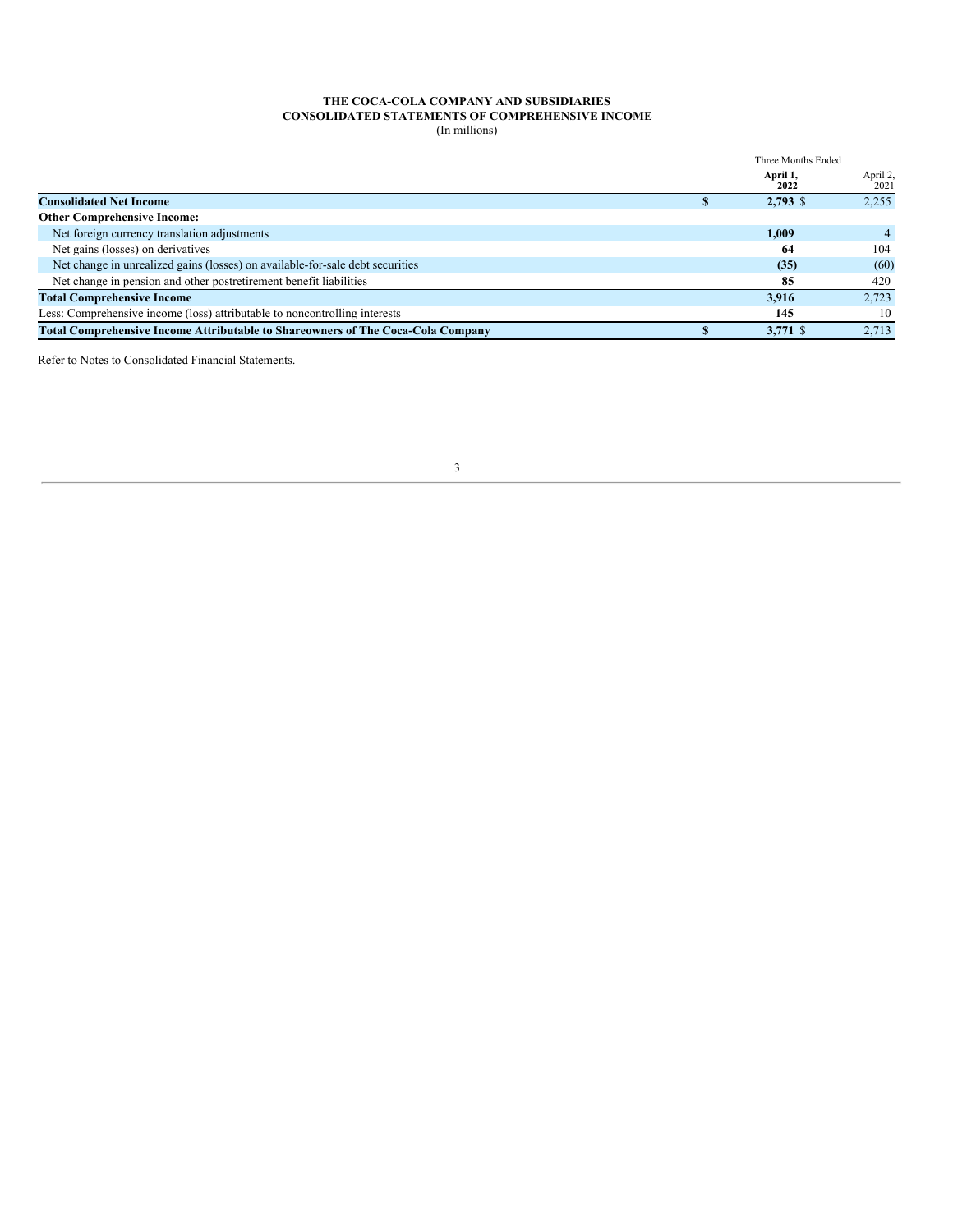**THE COCA-COLA COMPANY AND SUBSIDIARIES**
**CONSOLIDATED STATEMENTS OF COMPREHENSIVE INCOME**
(In millions)

| | Three Months Ended | |
|---|---|---|
| | **April 1, 2022** | April 2, 2021 |
| **Consolidated Net Income** | **$ 2,793** | $ 2,255 |
| **Other Comprehensive Income:** | | |
| Net foreign currency translation adjustments | **1,009** | 4 |
| Net gains (losses) on derivatives | **64** | 104 |
| Net change in unrealized gains (losses) on available-for-sale debt securities | **(35)** | (60) |
| Net change in pension and other postretirement benefit liabilities | **85** | 420 |
| **Total Comprehensive Income** | **3,916** | 2,723 |
| Less: Comprehensive income (loss) attributable to noncontrolling interests | **145** | 10 |
| **Total Comprehensive Income Attributable to Shareowners of The Coca-Cola Company** | **$ 3,771** | $ 2,713 |

Refer to Notes to Consolidated Financial Statements.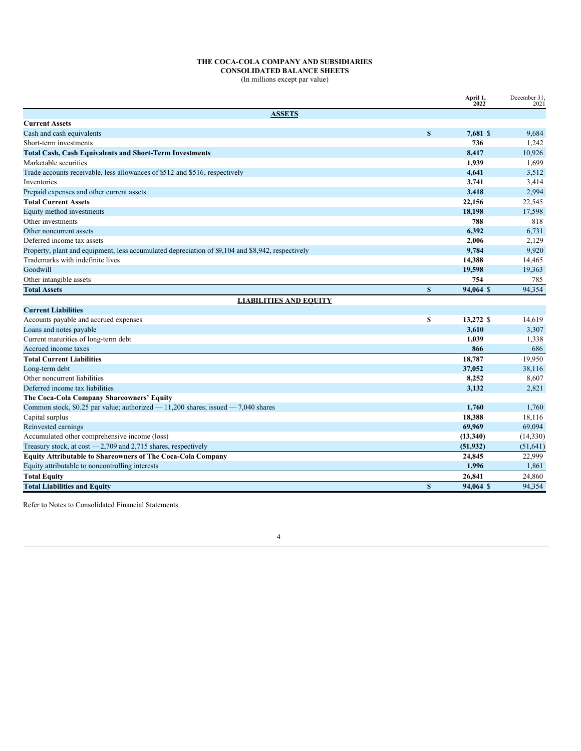**THE COCA-COLA COMPANY AND SUBSIDIARIES**
**CONSOLIDATED BALANCE SHEETS**
(In millions except par value)

| | April 1, 2022 | December 31, 2021 |
|---|---|---|
| **ASSETS** | | |
| **Current Assets** | | |
| Cash and cash equivalents | $ **7,681** | $ 9,684 |
| Short-term investments | **736** | 1,242 |
| **Total Cash, Cash Equivalents and Short-Term Investments** | **8,417** | 10,926 |
| Marketable securities | **1,939** | 1,699 |
| Trade accounts receivable, less allowances of $512 and $516, respectively | **4,641** | 3,512 |
| Inventories | **3,741** | 3,414 |
| Prepaid expenses and other current assets | **3,418** | 2,994 |
| **Total Current Assets** | **22,156** | 22,545 |
| Equity method investments | **18,198** | 17,598 |
| Other investments | **788** | 818 |
| Other noncurrent assets | **6,392** | 6,731 |
| Deferred income tax assets | **2,006** | 2,129 |
| Property, plant and equipment, less accumulated depreciation of $9,104 and $8,942, respectively | **9,784** | 9,920 |
| Trademarks with indefinite lives | **14,388** | 14,465 |
| Goodwill | **19,598** | 19,363 |
| Other intangible assets | **754** | 785 |
| **Total Assets** | $ **94,064** | $ 94,354 |
| **LIABILITIES AND EQUITY** | | |
| **Current Liabilities** | | |
| Accounts payable and accrued expenses | $ **13,272** | $ 14,619 |
| Loans and notes payable | **3,610** | 3,307 |
| Current maturities of long-term debt | **1,039** | 1,338 |
| Accrued income taxes | **866** | 686 |
| **Total Current Liabilities** | **18,787** | 19,950 |
| Long-term debt | **37,052** | 38,116 |
| Other noncurrent liabilities | **8,252** | 8,607 |
| Deferred income tax liabilities | **3,132** | 2,821 |
| **The Coca-Cola Company Shareowners' Equity** | | |
| Common stock, $0.25 par value; authorized — 11,200 shares; issued — 7,040 shares | **1,760** | 1,760 |
| Capital surplus | **18,388** | 18,116 |
| Reinvested earnings | **69,969** | 69,094 |
| Accumulated other comprehensive income (loss) | **(13,340)** | (14,330) |
| Treasury stock, at cost — 2,709 and 2,715 shares, respectively | **(51,932)** | (51,641) |
| **Equity Attributable to Shareowners of The Coca-Cola Company** | **24,845** | 22,999 |
| Equity attributable to noncontrolling interests | **1,996** | 1,861 |
| **Total Equity** | **26,841** | 24,860 |
| **Total Liabilities and Equity** | $ **94,064** | $ 94,354 |

Refer to Notes to Consolidated Financial Statements.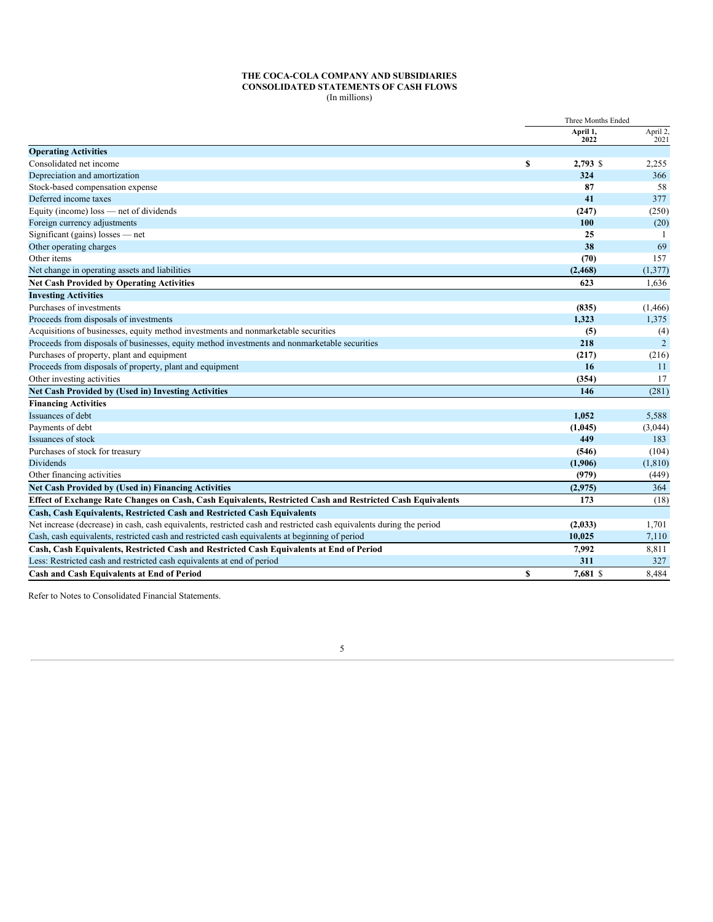**THE COCA-COLA COMPANY AND SUBSIDIARIES**
**CONSOLIDATED STATEMENTS OF CASH FLOWS**
(In millions)

| | Three Months Ended | |
|---|---|---|
| | **April 1, 2022** | April 2, 2021 |
| **Operating Activities** | | |
| Consolidated net income | **$ 2,793** | $ 2,255 |
| Depreciation and amortization | **324** | 366 |
| Stock-based compensation expense | **87** | 58 |
| Deferred income taxes | **41** | 377 |
| Equity (income) loss — net of dividends | **(247)** | (250) |
| Foreign currency adjustments | **100** | (20) |
| Significant (gains) losses — net | **25** | 1 |
| Other operating charges | **38** | 69 |
| Other items | **(70)** | 157 |
| Net change in operating assets and liabilities | **(2,468)** | (1,377) |
| **Net Cash Provided by Operating Activities** | **623** | 1,636 |
| **Investing Activities** | | |
| Purchases of investments | **(835)** | (1,466) |
| Proceeds from disposals of investments | **1,323** | 1,375 |
| Acquisitions of businesses, equity method investments and nonmarketable securities | **(5)** | (4) |
| Proceeds from disposals of businesses, equity method investments and nonmarketable securities | **218** | 2 |
| Purchases of property, plant and equipment | **(217)** | (216) |
| Proceeds from disposals of property, plant and equipment | **16** | 11 |
| Other investing activities | **(354)** | 17 |
| **Net Cash Provided by (Used in) Investing Activities** | **146** | (281) |
| **Financing Activities** | | |
| Issuances of debt | **1,052** | 5,588 |
| Payments of debt | **(1,045)** | (3,044) |
| Issuances of stock | **449** | 183 |
| Purchases of stock for treasury | **(546)** | (104) |
| Dividends | **(1,906)** | (1,810) |
| Other financing activities | **(979)** | (449) |
| **Net Cash Provided by (Used in) Financing Activities** | **(2,975)** | 364 |
| **Effect of Exchange Rate Changes on Cash, Cash Equivalents, Restricted Cash and Restricted Cash Equivalents** | **173** | (18) |
| **Cash, Cash Equivalents, Restricted Cash and Restricted Cash Equivalents** | | |
| Net increase (decrease) in cash, cash equivalents, restricted cash and restricted cash equivalents during the period | **(2,033)** | 1,701 |
| Cash, cash equivalents, restricted cash and restricted cash equivalents at beginning of period | **10,025** | 7,110 |
| **Cash, Cash Equivalents, Restricted Cash and Restricted Cash Equivalents at End of Period** | **7,992** | 8,811 |
| Less: Restricted cash and restricted cash equivalents at end of period | **311** | 327 |
| **Cash and Cash Equivalents at End of Period** | **$ 7,681** | $ 8,484 |

Refer to Notes to Consolidated Financial Statements.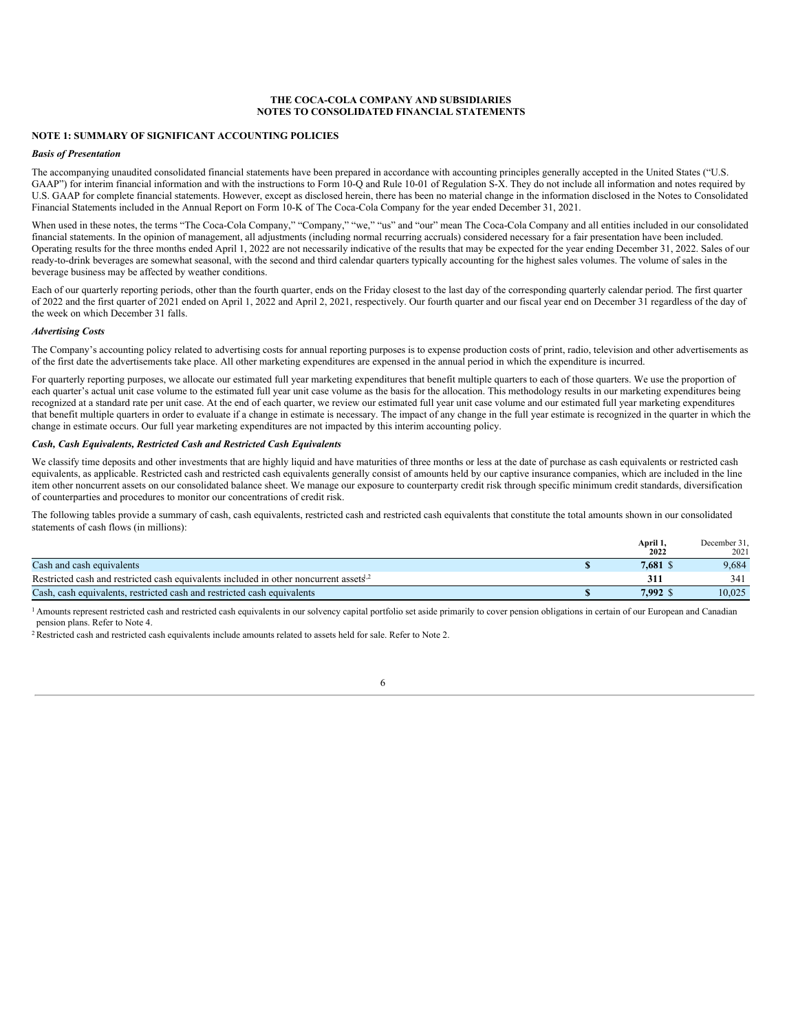# THE COCA-COLA COMPANY AND SUBSIDIARIES
# NOTES TO CONSOLIDATED FINANCIAL STATEMENTS

## NOTE 1: SUMMARY OF SIGNIFICANT ACCOUNTING POLICIES

***Basis of Presentation***

The accompanying unaudited consolidated financial statements have been prepared in accordance with accounting principles generally accepted in the United States ("U.S. GAAP") for interim financial information and with the instructions to Form 10-Q and Rule 10-01 of Regulation S-X. They do not include all information and notes required by U.S. GAAP for complete financial statements. However, except as disclosed herein, there has been no material change in the information disclosed in the Notes to Consolidated Financial Statements included in the Annual Report on Form 10-K of The Coca-Cola Company for the year ended December 31, 2021.

When used in these notes, the terms "The Coca-Cola Company," "Company," "we," "us" and "our" mean The Coca-Cola Company and all entities included in our consolidated financial statements. In the opinion of management, all adjustments (including normal recurring accruals) considered necessary for a fair presentation have been included. Operating results for the three months ended April 1, 2022 are not necessarily indicative of the results that may be expected for the year ending December 31, 2022. Sales of our ready-to-drink beverages are somewhat seasonal, with the second and third calendar quarters typically accounting for the highest sales volumes. The volume of sales in the beverage business may be affected by weather conditions.

Each of our quarterly reporting periods, other than the fourth quarter, ends on the Friday closest to the last day of the corresponding quarterly calendar period. The first quarter of 2022 and the first quarter of 2021 ended on April 1, 2022 and April 2, 2021, respectively. Our fourth quarter and our fiscal year end on December 31 regardless of the day of the week on which December 31 falls.

***Advertising Costs***

The Company's accounting policy related to advertising costs for annual reporting purposes is to expense production costs of print, radio, television and other advertisements as of the first date the advertisements take place. All other marketing expenditures are expensed in the annual period in which the expenditure is incurred.

For quarterly reporting purposes, we allocate our estimated full year marketing expenditures that benefit multiple quarters to each of those quarters. We use the proportion of each quarter's actual unit case volume to the estimated full year unit case volume as the basis for the allocation. This methodology results in our marketing expenditures being recognized at a standard rate per unit case. At the end of each quarter, we review our estimated full year unit case volume and our estimated full year marketing expenditures that benefit multiple quarters in order to evaluate if a change in estimate is necessary. The impact of any change in the full year estimate is recognized in the quarter in which the change in estimate occurs. Our full year marketing expenditures are not impacted by this interim accounting policy.

***Cash, Cash Equivalents, Restricted Cash and Restricted Cash Equivalents***

We classify time deposits and other investments that are highly liquid and have maturities of three months or less at the date of purchase as cash equivalents or restricted cash equivalents, as applicable. Restricted cash and restricted cash equivalents generally consist of amounts held by our captive insurance companies, which are included in the line item other noncurrent assets on our consolidated balance sheet. We manage our exposure to counterparty credit risk through specific minimum credit standards, diversification of counterparties and procedures to monitor our concentrations of credit risk.

The following tables provide a summary of cash, cash equivalents, restricted cash and restricted cash equivalents that constitute the total amounts shown in our consolidated statements of cash flows (in millions):

| | **April 1, 2022** | December 31, 2021 |
|---|---|---|
| Cash and cash equivalents | **$ 7,681** | $ 9,684 |
| Restricted cash and restricted cash equivalents included in other noncurrent assets[1,2] | **311** | 341 |
| Cash, cash equivalents, restricted cash and restricted cash equivalents | **$ 7,992** | $ 10,025 |

[1] Amounts represent restricted cash and restricted cash equivalents in our solvency capital portfolio set aside primarily to cover pension obligations in certain of our European and Canadian pension plans. Refer to Note 4.

[2] Restricted cash and restricted cash equivalents include amounts related to assets held for sale. Refer to Note 2.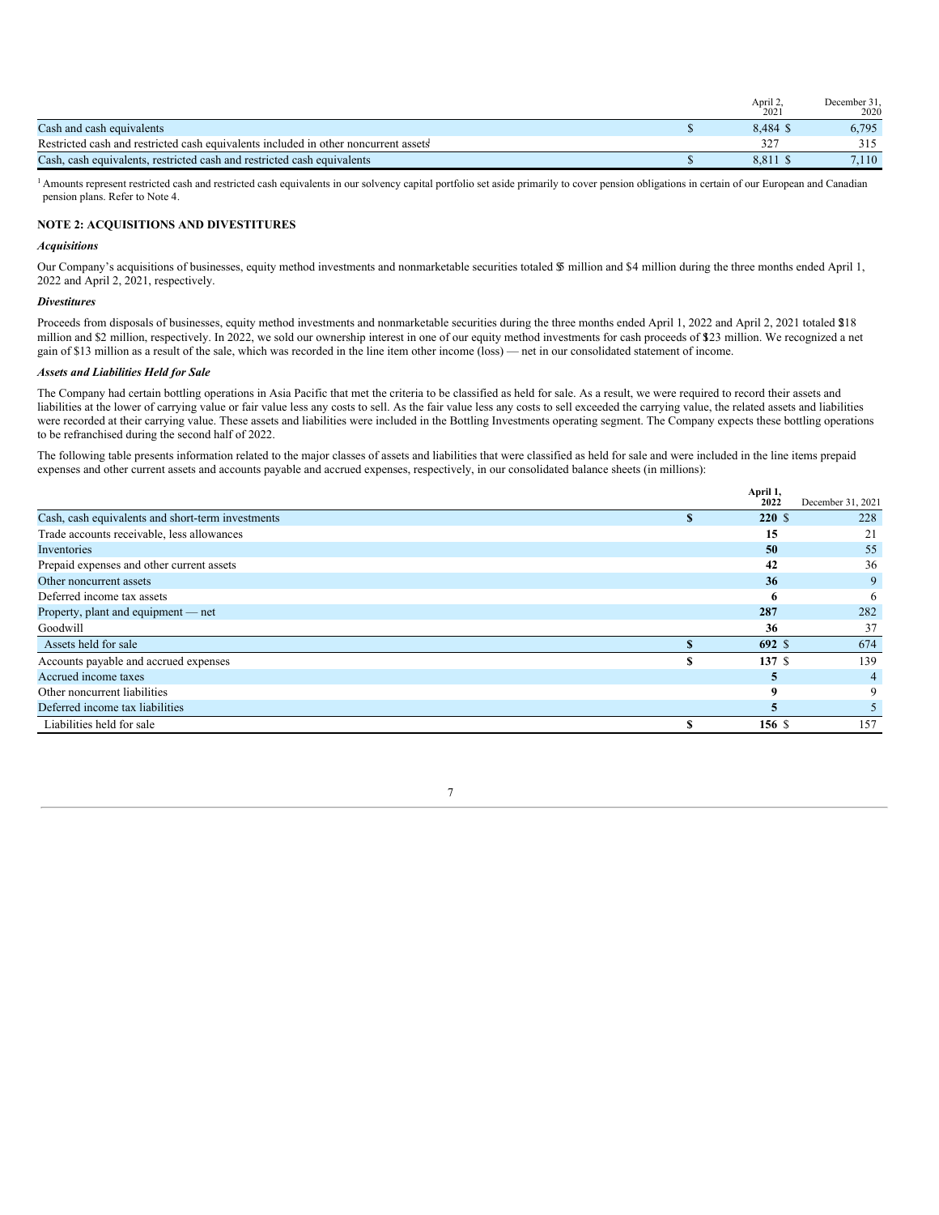| | April 2, 2021 | December 31, 2020 |
|---|---|---|
| Cash and cash equivalents | $ 8,484 | $ 6,795 |
| Restricted cash and restricted cash equivalents included in other noncurrent assets[1] | 327 | 315 |
| Cash, cash equivalents, restricted cash and restricted cash equivalents | $ 8,811 | $ 7,110 |

[1] Amounts represent restricted cash and restricted cash equivalents in our solvency capital portfolio set aside primarily to cover pension obligations in certain of our European and Canadian pension plans. Refer to Note 4.

## NOTE 2: ACQUISITIONS AND DIVESTITURES

### *Acquisitions*

Our Company's acquisitions of businesses, equity method investments and nonmarketable securities totaled $5 million and $4 million during the three months ended April 1, 2022 and April 2, 2021, respectively.

### *Divestitures*

Proceeds from disposals of businesses, equity method investments and nonmarketable securities during the three months ended April 1, 2022 and April 2, 2021 totaled $18 million and $2 million, respectively. In 2022, we sold our ownership interest in one of our equity method investments for cash proceeds of $123 million. We recognized a net gain of $13 million as a result of the sale, which was recorded in the line item other income (loss) — net in our consolidated statement of income.

### *Assets and Liabilities Held for Sale*

The Company had certain bottling operations in Asia Pacific that met the criteria to be classified as held for sale. As a result, we were required to record their assets and liabilities at the lower of carrying value or fair value less any costs to sell. As the fair value less any costs to sell exceeded the carrying value, the related assets and liabilities were recorded at their carrying value. These assets and liabilities were included in the Bottling Investments operating segment. The Company expects these bottling operations to be refranchised during the second half of 2022.

The following table presents information related to the major classes of assets and liabilities that were classified as held for sale and were included in the line items prepaid expenses and other current assets and accounts payable and accrued expenses, respectively, in our consolidated balance sheets (in millions):

| | **April 1, 2022** | December 31, 2021 |
|---|---|---|
| Cash, cash equivalents and short-term investments | **$ 220** | $ 228 |
| Trade accounts receivable, less allowances | **15** | 21 |
| Inventories | **50** | 55 |
| Prepaid expenses and other current assets | **42** | 36 |
| Other noncurrent assets | **36** | 9 |
| Deferred income tax assets | **6** | 6 |
| Property, plant and equipment — net | **287** | 282 |
| Goodwill | **36** | 37 |
| Assets held for sale | **$ 692** | $ 674 |
| Accounts payable and accrued expenses | **$ 137** | $ 139 |
| Accrued income taxes | **5** | 4 |
| Other noncurrent liabilities | **9** | 9 |
| Deferred income tax liabilities | **5** | 5 |
| Liabilities held for sale | **$ 156** | $ 157 |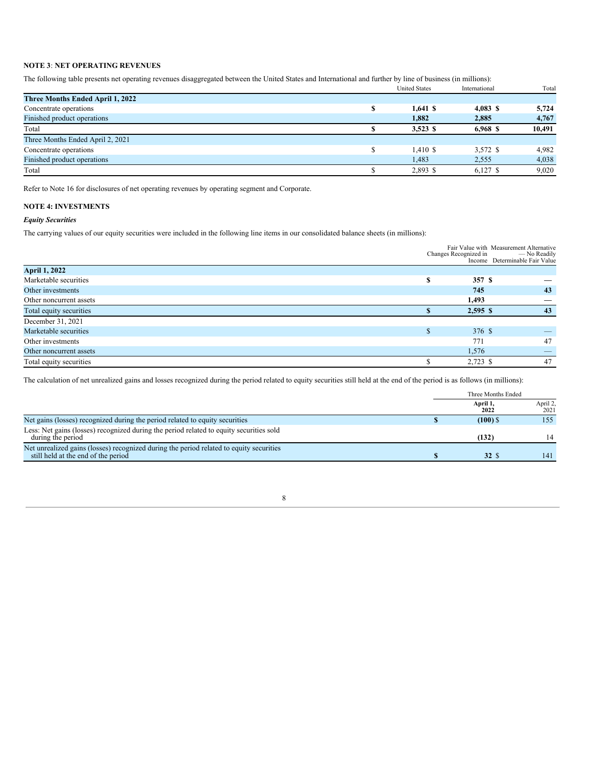**NOTE 3**: **NET OPERATING REVENUES**

The following table presents net operating revenues disaggregated between the United States and International and further by line of business (in millions):

| | United States | International | Total |
|---|---|---|---|
| **Three Months Ended April 1, 2022** | | | |
| Concentrate operations | **$ 1,641** | **$ 4,083** | **$ 5,724** |
| Finished product operations | **1,882** | **2,885** | **4,767** |
| Total | **$ 3,523** | **$ 6,968** | **$ 10,491** |
| Three Months Ended April 2, 2021 | | | |
| Concentrate operations | $ 1,410 | $ 3,572 | $ 4,982 |
| Finished product operations | 1,483 | 2,555 | 4,038 |
| Total | $ 2,893 | $ 6,127 | $ 9,020 |

Refer to Note 16 for disclosures of net operating revenues by operating segment and Corporate.

**NOTE 4: INVESTMENTS**

***Equity Securities***

The carrying values of our equity securities were included in the following line items in our consolidated balance sheets (in millions):

| | Fair Value with Changes Recognized in Income | Measurement Alternative — No Readily Determinable Fair Value |
|---|---|---|
| **April 1, 2022** | | |
| Marketable securities | **$ 357** | **$ —** |
| Other investments | **745** | **43** |
| Other noncurrent assets | **1,493** | **—** |
| Total equity securities | **$ 2,595** | **$ 43** |
| December 31, 2021 | | |
| Marketable securities | $ 376 | $ — |
| Other investments | 771 | 47 |
| Other noncurrent assets | 1,576 | — |
| Total equity securities | $ 2,723 | $ 47 |

The calculation of net unrealized gains and losses recognized during the period related to equity securities still held at the end of the period is as follows (in millions):

| | Three Months Ended | |
|---|---|---|
| | **April 1, 2022** | April 2, 2021 |
| Net gains (losses) recognized during the period related to equity securities | **$ (100)** | $ 155 |
| Less: Net gains (losses) recognized during the period related to equity securities sold during the period | **(132)** | 14 |
| Net unrealized gains (losses) recognized during the period related to equity securities still held at the end of the period | **$ 32** | $ 141 |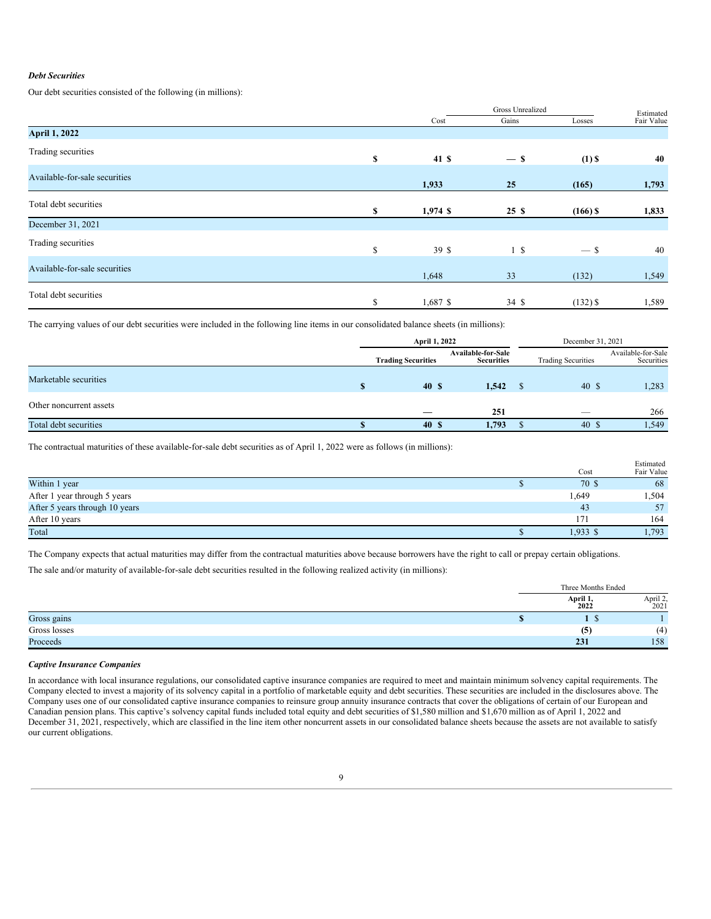***Debt Securities***

Our debt securities consisted of the following (in millions):

| | Cost | Gross Unrealized Gains | Gross Unrealized Losses | Estimated Fair Value |
|---|---|---|---|---|
| **April 1, 2022** | | | | |
| Trading securities | **$ 41** | **$ —** | **$ (1)** | **$ 40** |
| Available-for-sale securities | **1,933** | **25** | **(165)** | **1,793** |
| Total debt securities | **$ 1,974** | **$ 25** | **$ (166)** | **$ 1,833** |
| December 31, 2021 | | | | |
| Trading securities | $ 39 | $ 1 | $ — | $ 40 |
| Available-for-sale securities | 1,648 | 33 | (132) | 1,549 |
| Total debt securities | $ 1,687 | $ 34 | $ (132) | $ 1,589 |

The carrying values of our debt securities were included in the following line items in our consolidated balance sheets (in millions):

| | **April 1, 2022** | | December 31, 2021 | |
|---|---|---|---|---|
| | **Trading Securities** | **Available-for-Sale Securities** | Trading Securities | Available-for-Sale Securities |
| Marketable securities | **$ 40** | **$ 1,542** | $ 40 | $ 1,283 |
| Other noncurrent assets | **—** | **251** | — | 266 |
| Total debt securities | **$ 40** | **$ 1,793** | $ 40 | $ 1,549 |

The contractual maturities of these available-for-sale debt securities as of April 1, 2022 were as follows (in millions):

| | Cost | Estimated Fair Value |
|---|---|---|
| Within 1 year | $ 70 | $ 68 |
| After 1 year through 5 years | 1,649 | 1,504 |
| After 5 years through 10 years | 43 | 57 |
| After 10 years | 171 | 164 |
| Total | $ 1,933 | $ 1,793 |

The Company expects that actual maturities may differ from the contractual maturities above because borrowers have the right to call or prepay certain obligations.

The sale and/or maturity of available-for-sale debt securities resulted in the following realized activity (in millions):

| | Three Months Ended | |
|---|---|---|
| | **April 1, 2022** | April 2, 2021 |
| Gross gains | **$ 1** | $ 1 |
| Gross losses | **(5)** | (4) |
| Proceeds | **231** | 158 |

***Captive Insurance Companies***

In accordance with local insurance regulations, our consolidated captive insurance companies are required to meet and maintain minimum solvency capital requirements. The Company elected to invest a majority of its solvency capital in a portfolio of marketable equity and debt securities. These securities are included in the disclosures above. The Company uses one of our consolidated captive insurance companies to reinsure group annuity insurance contracts that cover the obligations of certain of our European and Canadian pension plans. This captive's solvency capital funds included total equity and debt securities of $1,580 million and $1,670 million as of April 1, 2022 and December 31, 2021, respectively, which are classified in the line item other noncurrent assets in our consolidated balance sheets because the assets are not available to satisfy our current obligations.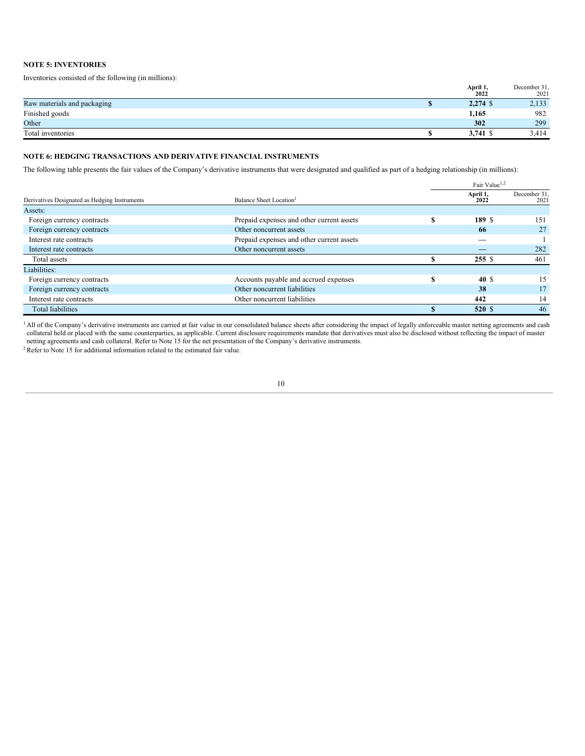**NOTE 5: INVENTORIES**

Inventories consisted of the following (in millions):

| | April 1, 2022 | December 31, 2021 |
|---|---|---|
| Raw materials and packaging | $ 2,274 | $ 2,133 |
| Finished goods | 1,165 | 982 |
| Other | 302 | 299 |
| Total inventories | $ 3,741 | $ 3,414 |

**NOTE 6: HEDGING TRANSACTIONS AND DERIVATIVE FINANCIAL INSTRUMENTS**

The following table presents the fair values of the Company's derivative instruments that were designated and qualified as part of a hedging relationship (in millions):

| | | Fair Value[1,2] | |
|---|---|---|---|
| Derivatives Designated as Hedging Instruments | Balance Sheet Location[1] | April 1, 2022 | December 31, 2021 |
| Assets: | | | |
| Foreign currency contracts | Prepaid expenses and other current assets | $ 189 | $ 151 |
| Foreign currency contracts | Other noncurrent assets | 66 | 27 |
| Interest rate contracts | Prepaid expenses and other current assets | — | 1 |
| Interest rate contracts | Other noncurrent assets | — | 282 |
| Total assets | | $ 255 | $ 461 |
| Liabilities: | | | |
| Foreign currency contracts | Accounts payable and accrued expenses | $ 40 | $ 15 |
| Foreign currency contracts | Other noncurrent liabilities | 38 | 17 |
| Interest rate contracts | Other noncurrent liabilities | 442 | 14 |
| Total liabilities | | $ 520 | $ 46 |

[1] All of the Company's derivative instruments are carried at fair value in our consolidated balance sheets after considering the impact of legally enforceable master netting agreements and cash collateral held or placed with the same counterparties, as applicable. Current disclosure requirements mandate that derivatives must also be disclosed without reflecting the impact of master netting agreements and cash collateral. Refer to Note 15 for the net presentation of the Company's derivative instruments.

[2] Refer to Note 15 for additional information related to the estimated fair value.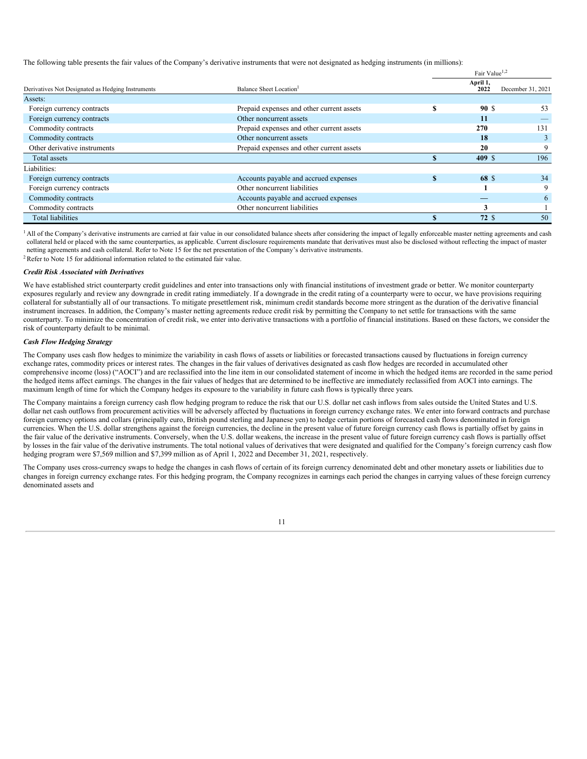The following table presents the fair values of the Company's derivative instruments that were not designated as hedging instruments (in millions):

| | | Fair Value[1,2] | |
|---|---|---|---|
| Derivatives Not Designated as Hedging Instruments | Balance Sheet Location[1] | April 1, 2022 | December 31, 2021 |
| Assets: | | | |
| Foreign currency contracts | Prepaid expenses and other current assets | $ **90** | $ 53 |
| Foreign currency contracts | Other noncurrent assets | **11** | — |
| Commodity contracts | Prepaid expenses and other current assets | **270** | 131 |
| Commodity contracts | Other noncurrent assets | **18** | 3 |
| Other derivative instruments | Prepaid expenses and other current assets | **20** | 9 |
| Total assets | | $ **409** | $ 196 |
| Liabilities: | | | |
| Foreign currency contracts | Accounts payable and accrued expenses | $ **68** | $ 34 |
| Foreign currency contracts | Other noncurrent liabilities | **1** | 9 |
| Commodity contracts | Accounts payable and accrued expenses | **—** | 6 |
| Commodity contracts | Other noncurrent liabilities | **3** | 1 |
| Total liabilities | | $ **72** | $ 50 |

[1] All of the Company's derivative instruments are carried at fair value in our consolidated balance sheets after considering the impact of legally enforceable master netting agreements and cash collateral held or placed with the same counterparties, as applicable. Current disclosure requirements mandate that derivatives must also be disclosed without reflecting the impact of master netting agreements and cash collateral. Refer to Note 15 for the net presentation of the Company's derivative instruments.

[2] Refer to Note 15 for additional information related to the estimated fair value.

***Credit Risk Associated with Derivatives***

We have established strict counterparty credit guidelines and enter into transactions only with financial institutions of investment grade or better. We monitor counterparty exposures regularly and review any downgrade in credit rating immediately. If a downgrade in the credit rating of a counterparty were to occur, we have provisions requiring collateral for substantially all of our transactions. To mitigate presettlement risk, minimum credit standards become more stringent as the duration of the derivative financial instrument increases. In addition, the Company's master netting agreements reduce credit risk by permitting the Company to net settle for transactions with the same counterparty. To minimize the concentration of credit risk, we enter into derivative transactions with a portfolio of financial institutions. Based on these factors, we consider the risk of counterparty default to be minimal.

***Cash Flow Hedging Strategy***

The Company uses cash flow hedges to minimize the variability in cash flows of assets or liabilities or forecasted transactions caused by fluctuations in foreign currency exchange rates, commodity prices or interest rates. The changes in the fair values of derivatives designated as cash flow hedges are recorded in accumulated other comprehensive income (loss) ("AOCI") and are reclassified into the line item in our consolidated statement of income in which the hedged items are recorded in the same period the hedged items affect earnings. The changes in the fair values of hedges that are determined to be ineffective are immediately reclassified from AOCI into earnings. The maximum length of time for which the Company hedges its exposure to the variability in future cash flows is typically three years.

The Company maintains a foreign currency cash flow hedging program to reduce the risk that our U.S. dollar net cash inflows from sales outside the United States and U.S. dollar net cash outflows from procurement activities will be adversely affected by fluctuations in foreign currency exchange rates. We enter into forward contracts and purchase foreign currency options and collars (principally euro, British pound sterling and Japanese yen) to hedge certain portions of forecasted cash flows denominated in foreign currencies. When the U.S. dollar strengthens against the foreign currencies, the decline in the present value of future foreign currency cash flows is partially offset by gains in the fair value of the derivative instruments. Conversely, when the U.S. dollar weakens, the increase in the present value of future foreign currency cash flows is partially offset by losses in the fair value of the derivative instruments. The total notional values of derivatives that were designated and qualified for the Company's foreign currency cash flow hedging program were $7,569 million and $7,399 million as of April 1, 2022 and December 31, 2021, respectively.

The Company uses cross-currency swaps to hedge the changes in cash flows of certain of its foreign currency denominated debt and other monetary assets or liabilities due to changes in foreign currency exchange rates. For this hedging program, the Company recognizes in earnings each period the changes in carrying values of these foreign currency denominated assets and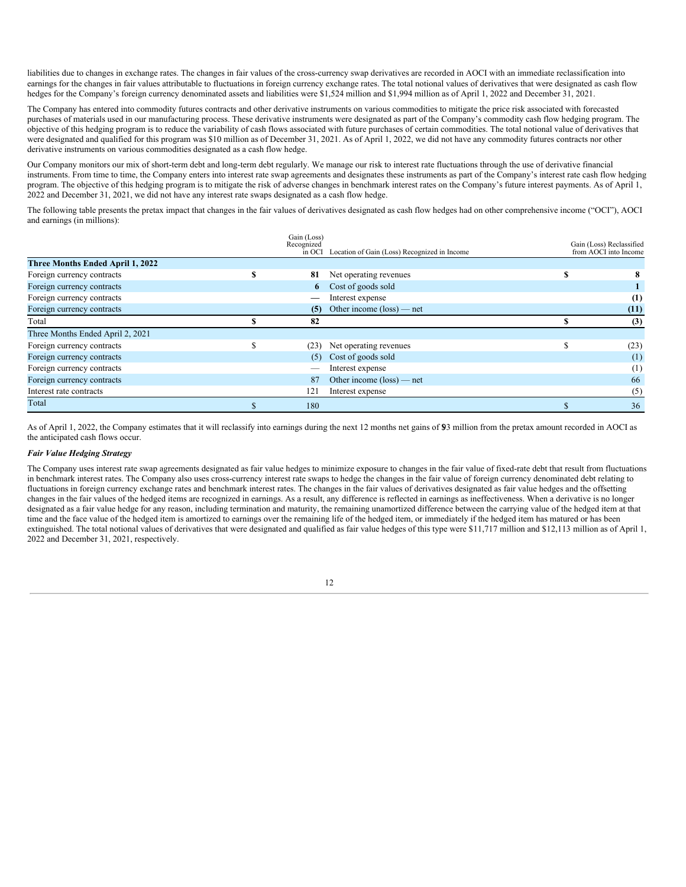liabilities due to changes in exchange rates. The changes in fair values of the cross-currency swap derivatives are recorded in AOCI with an immediate reclassification into earnings for the changes in fair values attributable to fluctuations in foreign currency exchange rates. The total notional values of derivatives that were designated as cash flow hedges for the Company's foreign currency denominated assets and liabilities were $1,524 million and $1,994 million as of April 1, 2022 and December 31, 2021.

The Company has entered into commodity futures contracts and other derivative instruments on various commodities to mitigate the price risk associated with forecasted purchases of materials used in our manufacturing process. These derivative instruments were designated as part of the Company's commodity cash flow hedging program. The objective of this hedging program is to reduce the variability of cash flows associated with future purchases of certain commodities. The total notional value of derivatives that were designated and qualified for this program was $10 million as of December 31, 2021. As of April 1, 2022, we did not have any commodity futures contracts nor other derivative instruments on various commodities designated as a cash flow hedge.

Our Company monitors our mix of short-term debt and long-term debt regularly. We manage our risk to interest rate fluctuations through the use of derivative financial instruments. From time to time, the Company enters into interest rate swap agreements and designates these instruments as part of the Company's interest rate cash flow hedging program. The objective of this hedging program is to mitigate the risk of adverse changes in benchmark interest rates on the Company's future interest payments. As of April 1, 2022 and December 31, 2021, we did not have any interest rate swaps designated as a cash flow hedge.

The following table presents the pretax impact that changes in the fair values of derivatives designated as cash flow hedges had on other comprehensive income ("OCI"), AOCI and earnings (in millions):

| | Gain (Loss) Recognized in OCI | Location of Gain (Loss) Recognized in Income | Gain (Loss) Reclassified from AOCI into Income |
|---|---|---|---|
| **Three Months Ended April 1, 2022** | | | |
| Foreign currency contracts | **$ 81** | Net operating revenues | **$ 8** |
| Foreign currency contracts | **6** | Cost of goods sold | **1** |
| Foreign currency contracts | **—** | Interest expense | **(1)** |
| Foreign currency contracts | **(5)** | Other income (loss) — net | **(11)** |
| Total | **$ 82** | | **$ (3)** |
| Three Months Ended April 2, 2021 | | | |
| Foreign currency contracts | $ (23) | Net operating revenues | $ (23) |
| Foreign currency contracts | (5) | Cost of goods sold | (1) |
| Foreign currency contracts | — | Interest expense | (1) |
| Foreign currency contracts | 87 | Other income (loss) — net | 66 |
| Interest rate contracts | 121 | Interest expense | (5) |
| Total | $ 180 | | $ 36 |

As of April 1, 2022, the Company estimates that it will reclassify into earnings during the next 12 months net gains of $93 million from the pretax amount recorded in AOCI as the anticipated cash flows occur.

***Fair Value Hedging Strategy***

The Company uses interest rate swap agreements designated as fair value hedges to minimize exposure to changes in the fair value of fixed-rate debt that result from fluctuations in benchmark interest rates. The Company also uses cross-currency interest rate swaps to hedge the changes in the fair value of foreign currency denominated debt relating to fluctuations in foreign currency exchange rates and benchmark interest rates. The changes in the fair values of derivatives designated as fair value hedges and the offsetting changes in the fair values of the hedged items are recognized in earnings. As a result, any difference is reflected in earnings as ineffectiveness. When a derivative is no longer designated as a fair value hedge for any reason, including termination and maturity, the remaining unamortized difference between the carrying value of the hedged item at that time and the face value of the hedged item is amortized to earnings over the remaining life of the hedged item, or immediately if the hedged item has matured or has been extinguished. The total notional values of derivatives that were designated and qualified as fair value hedges of this type were $11,717 million and $12,113 million as of April 1, 2022 and December 31, 2021, respectively.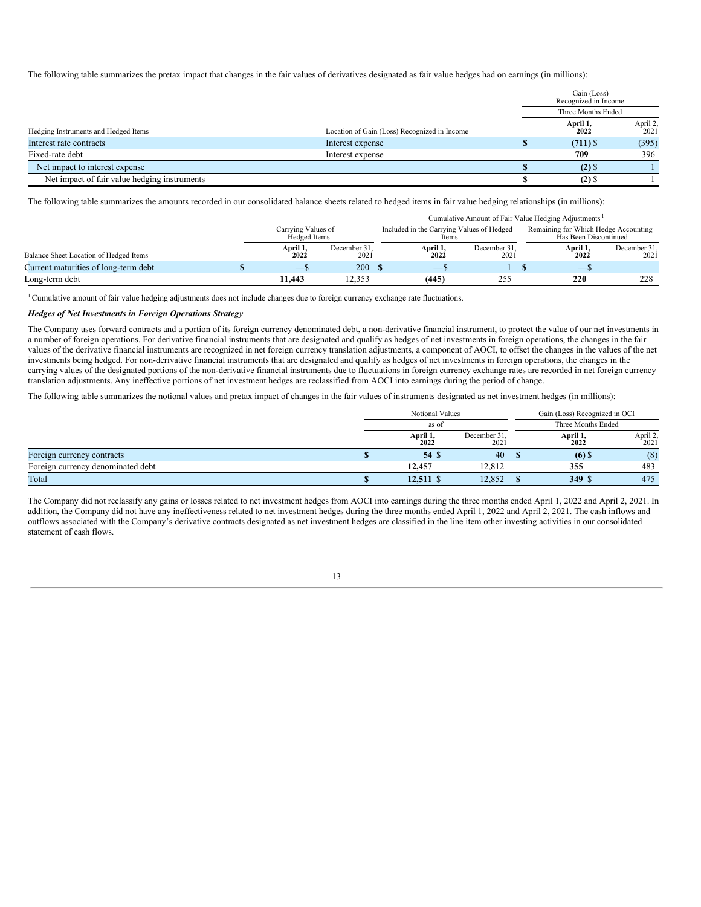The following table summarizes the pretax impact that changes in the fair values of derivatives designated as fair value hedges had on earnings (in millions):

| | | Gain (Loss) Recognized in Income | |
|---|---|---|---|
| | | Three Months Ended | |
| Hedging Instruments and Hedged Items | Location of Gain (Loss) Recognized in Income | **April 1, 2022** | April 2, 2021 |
| Interest rate contracts | Interest expense | **$ (711)** | $ (395) |
| Fixed-rate debt | Interest expense | **709** | 396 |
| Net impact to interest expense | | **$ (2)** | $ 1 |
| Net impact of fair value hedging instruments | | **$ (2)** | $ 1 |

The following table summarizes the amounts recorded in our consolidated balance sheets related to hedged items in fair value hedging relationships (in millions):

| | Carrying Values of Hedged Items | | Cumulative Amount of Fair Value Hedging Adjustments[1] | | | |
|---|---|---|---|---|---|---|
| | | | Included in the Carrying Values of Hedged Items | | Remaining for Which Hedge Accounting Has Been Discontinued | |
| Balance Sheet Location of Hedged Items | **April 1, 2022** | December 31, 2021 | **April 1, 2022** | December 31, 2021 | **April 1, 2022** | December 31, 2021 |
| Current maturities of long-term debt | **$ —** | $ 200 | **$ —** | $ 1 | **$ —** | $ — |
| Long-term debt | **11,443** | 12,353 | **(445)** | 255 | **220** | 228 |

[1] Cumulative amount of fair value hedging adjustments does not include changes due to foreign currency exchange rate fluctuations.

***Hedges of Net Investments in Foreign Operations Strategy***

The Company uses forward contracts and a portion of its foreign currency denominated debt, a non-derivative financial instrument, to protect the value of our net investments in a number of foreign operations. For derivative financial instruments that are designated and qualify as hedges of net investments in foreign operations, the changes in the fair values of the derivative financial instruments are recognized in net foreign currency translation adjustments, a component of AOCI, to offset the changes in the values of the net investments being hedged. For non-derivative financial instruments that are designated and qualify as hedges of net investments in foreign operations, the changes in the carrying values of the designated portions of the non-derivative financial instruments due to fluctuations in foreign currency exchange rates are recorded in net foreign currency translation adjustments. Any ineffective portions of net investment hedges are reclassified from AOCI into earnings during the period of change.

The following table summarizes the notional values and pretax impact of changes in the fair values of instruments designated as net investment hedges (in millions):

| | Notional Values as of | | Gain (Loss) Recognized in OCI Three Months Ended | |
|---|---|---|---|---|
| | **April 1, 2022** | December 31, 2021 | **April 1, 2022** | April 2, 2021 |
| Foreign currency contracts | **$ 54** | $ 40 | **$ (6)** | $ (8) |
| Foreign currency denominated debt | **12,457** | 12,812 | **355** | 483 |
| Total | **$ 12,511** | $ 12,852 | **$ 349** | $ 475 |

The Company did not reclassify any gains or losses related to net investment hedges from AOCI into earnings during the three months ended April 1, 2022 and April 2, 2021. In addition, the Company did not have any ineffectiveness related to net investment hedges during the three months ended April 1, 2022 and April 2, 2021. The cash inflows and outflows associated with the Company's derivative contracts designated as net investment hedges are classified in the line item other investing activities in our consolidated statement of cash flows.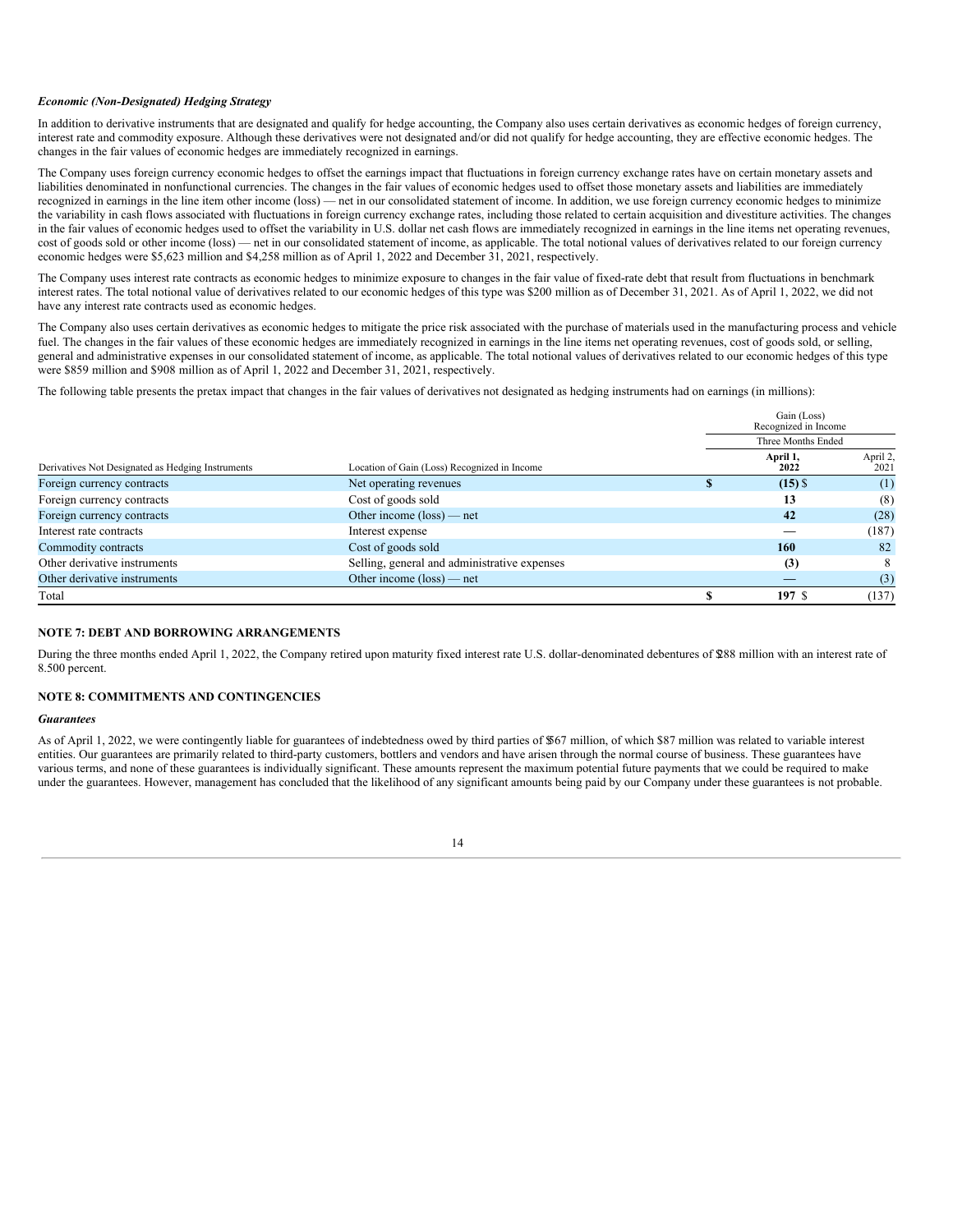***Economic (Non-Designated) Hedging Strategy***

In addition to derivative instruments that are designated and qualify for hedge accounting, the Company also uses certain derivatives as economic hedges of foreign currency, interest rate and commodity exposure. Although these derivatives were not designated and/or did not qualify for hedge accounting, they are effective economic hedges. The changes in the fair values of economic hedges are immediately recognized in earnings.

The Company uses foreign currency economic hedges to offset the earnings impact that fluctuations in foreign currency exchange rates have on certain monetary assets and liabilities denominated in nonfunctional currencies. The changes in the fair values of economic hedges used to offset those monetary assets and liabilities are immediately recognized in earnings in the line item other income (loss) — net in our consolidated statement of income. In addition, we use foreign currency economic hedges to minimize the variability in cash flows associated with fluctuations in foreign currency exchange rates, including those related to certain acquisition and divestiture activities. The changes in the fair values of economic hedges used to offset the variability in U.S. dollar net cash flows are immediately recognized in earnings in the line items net operating revenues, cost of goods sold or other income (loss) — net in our consolidated statement of income, as applicable. The total notional values of derivatives related to our foreign currency economic hedges were $5,623 million and $4,258 million as of April 1, 2022 and December 31, 2021, respectively.

The Company uses interest rate contracts as economic hedges to minimize exposure to changes in the fair value of fixed-rate debt that result from fluctuations in benchmark interest rates. The total notional value of derivatives related to our economic hedges of this type was $200 million as of December 31, 2021. As of April 1, 2022, we did not have any interest rate contracts used as economic hedges.

The Company also uses certain derivatives as economic hedges to mitigate the price risk associated with the purchase of materials used in the manufacturing process and vehicle fuel. The changes in the fair values of these economic hedges are immediately recognized in earnings in the line items net operating revenues, cost of goods sold, or selling, general and administrative expenses in our consolidated statement of income, as applicable. The total notional values of derivatives related to our economic hedges of this type were $859 million and $908 million as of April 1, 2022 and December 31, 2021, respectively.

The following table presents the pretax impact that changes in the fair values of derivatives not designated as hedging instruments had on earnings (in millions):

| | | Gain (Loss) Recognized in Income | |
|---|---|---|---|
| | | Three Months Ended | |
| Derivatives Not Designated as Hedging Instruments | Location of Gain (Loss) Recognized in Income | **April 1, 2022** | April 2, 2021 |
| Foreign currency contracts | Net operating revenues | **$ (15)** | $ (1) |
| Foreign currency contracts | Cost of goods sold | **13** | (8) |
| Foreign currency contracts | Other income (loss) — net | **42** | (28) |
| Interest rate contracts | Interest expense | **—** | (187) |
| Commodity contracts | Cost of goods sold | **160** | 82 |
| Other derivative instruments | Selling, general and administrative expenses | **(3)** | 8 |
| Other derivative instruments | Other income (loss) — net | **—** | (3) |
| Total | | **$ 197** | $ (137) |

**NOTE 7: DEBT AND BORROWING ARRANGEMENTS**

During the three months ended April 1, 2022, the Company retired upon maturity fixed interest rate U.S. dollar-denominated debentures of $288 million with an interest rate of 8.500 percent.

**NOTE 8: COMMITMENTS AND CONTINGENCIES**

***Guarantees***

As of April 1, 2022, we were contingently liable for guarantees of indebtedness owed by third parties of $567 million, of which $87 million was related to variable interest entities. Our guarantees are primarily related to third-party customers, bottlers and vendors and have arisen through the normal course of business. These guarantees have various terms, and none of these guarantees is individually significant. These amounts represent the maximum potential future payments that we could be required to make under the guarantees. However, management has concluded that the likelihood of any significant amounts being paid by our Company under these guarantees is not probable.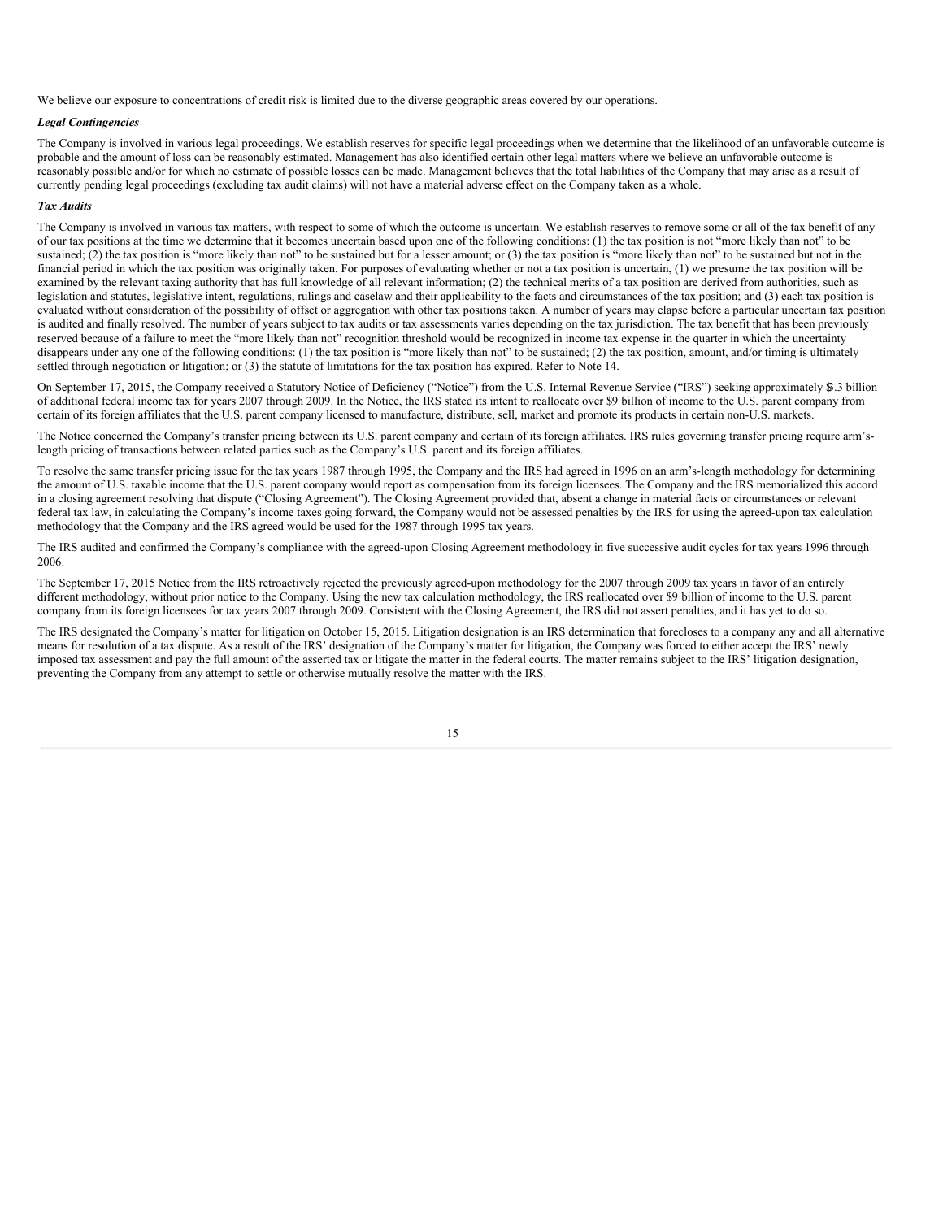We believe our exposure to concentrations of credit risk is limited due to the diverse geographic areas covered by our operations.

***Legal Contingencies***

The Company is involved in various legal proceedings. We establish reserves for specific legal proceedings when we determine that the likelihood of an unfavorable outcome is probable and the amount of loss can be reasonably estimated. Management has also identified certain other legal matters where we believe an unfavorable outcome is reasonably possible and/or for which no estimate of possible losses can be made. Management believes that the total liabilities of the Company that may arise as a result of currently pending legal proceedings (excluding tax audit claims) will not have a material adverse effect on the Company taken as a whole.

***Tax Audits***

The Company is involved in various tax matters, with respect to some of which the outcome is uncertain. We establish reserves to remove some or all of the tax benefit of any of our tax positions at the time we determine that it becomes uncertain based upon one of the following conditions: (1) the tax position is not "more likely than not" to be sustained; (2) the tax position is "more likely than not" to be sustained but for a lesser amount; or (3) the tax position is "more likely than not" to be sustained but not in the financial period in which the tax position was originally taken. For purposes of evaluating whether or not a tax position is uncertain, (1) we presume the tax position will be examined by the relevant taxing authority that has full knowledge of all relevant information; (2) the technical merits of a tax position are derived from authorities, such as legislation and statutes, legislative intent, regulations, rulings and caselaw and their applicability to the facts and circumstances of the tax position; and (3) each tax position is evaluated without consideration of the possibility of offset or aggregation with other tax positions taken. A number of years may elapse before a particular uncertain tax position is audited and finally resolved. The number of years subject to tax audits or tax assessments varies depending on the tax jurisdiction. The tax benefit that has been previously reserved because of a failure to meet the "more likely than not" recognition threshold would be recognized in income tax expense in the quarter in which the uncertainty disappears under any one of the following conditions: (1) the tax position is "more likely than not" to be sustained; (2) the tax position, amount, and/or timing is ultimately settled through negotiation or litigation; or (3) the statute of limitations for the tax position has expired. Refer to Note 14.

On September 17, 2015, the Company received a Statutory Notice of Deficiency ("Notice") from the U.S. Internal Revenue Service ("IRS") seeking approximately $3.3 billion of additional federal income tax for years 2007 through 2009. In the Notice, the IRS stated its intent to reallocate over $9 billion of income to the U.S. parent company from certain of its foreign affiliates that the U.S. parent company licensed to manufacture, distribute, sell, market and promote its products in certain non-U.S. markets.

The Notice concerned the Company's transfer pricing between its U.S. parent company and certain of its foreign affiliates. IRS rules governing transfer pricing require arm's-length pricing of transactions between related parties such as the Company's U.S. parent and its foreign affiliates.

To resolve the same transfer pricing issue for the tax years 1987 through 1995, the Company and the IRS had agreed in 1996 on an arm's-length methodology for determining the amount of U.S. taxable income that the U.S. parent company would report as compensation from its foreign licensees. The Company and the IRS memorialized this accord in a closing agreement resolving that dispute ("Closing Agreement"). The Closing Agreement provided that, absent a change in material facts or circumstances or relevant federal tax law, in calculating the Company's income taxes going forward, the Company would not be assessed penalties by the IRS for using the agreed-upon tax calculation methodology that the Company and the IRS agreed would be used for the 1987 through 1995 tax years.

The IRS audited and confirmed the Company's compliance with the agreed-upon Closing Agreement methodology in five successive audit cycles for tax years 1996 through 2006.

The September 17, 2015 Notice from the IRS retroactively rejected the previously agreed-upon methodology for the 2007 through 2009 tax years in favor of an entirely different methodology, without prior notice to the Company. Using the new tax calculation methodology, the IRS reallocated over $9 billion of income to the U.S. parent company from its foreign licensees for tax years 2007 through 2009. Consistent with the Closing Agreement, the IRS did not assert penalties, and it has yet to do so.

The IRS designated the Company's matter for litigation on October 15, 2015. Litigation designation is an IRS determination that forecloses to a company any and all alternative means for resolution of a tax dispute. As a result of the IRS' designation of the Company's matter for litigation, the Company was forced to either accept the IRS' newly imposed tax assessment and pay the full amount of the asserted tax or litigate the matter in the federal courts. The matter remains subject to the IRS' litigation designation, preventing the Company from any attempt to settle or otherwise mutually resolve the matter with the IRS.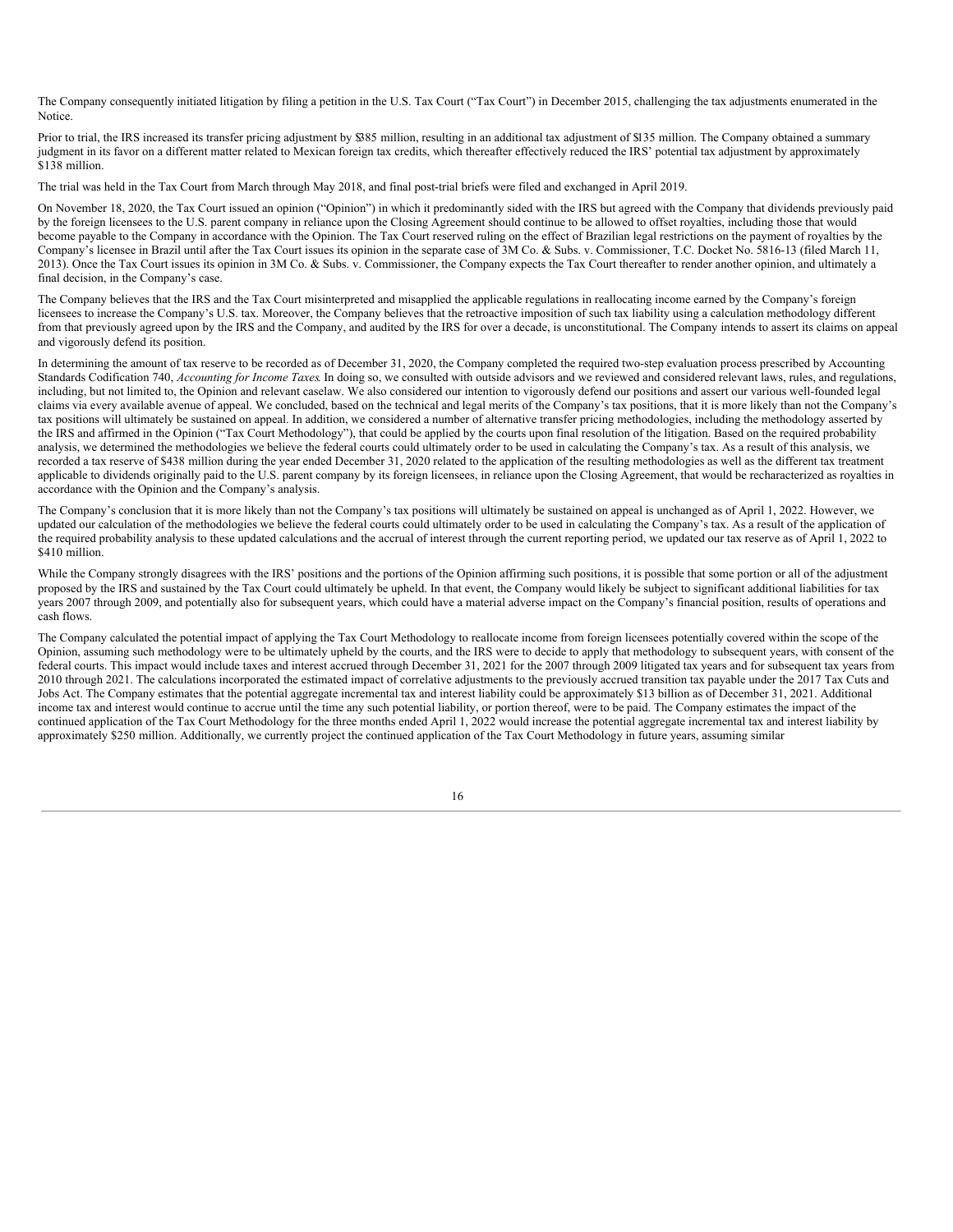The Company consequently initiated litigation by filing a petition in the U.S. Tax Court ("Tax Court") in December 2015, challenging the tax adjustments enumerated in the Notice.

Prior to trial, the IRS increased its transfer pricing adjustment by $385 million, resulting in an additional tax adjustment of $135 million. The Company obtained a summary judgment in its favor on a different matter related to Mexican foreign tax credits, which thereafter effectively reduced the IRS' potential tax adjustment by approximately $138 million.

The trial was held in the Tax Court from March through May 2018, and final post-trial briefs were filed and exchanged in April 2019.

On November 18, 2020, the Tax Court issued an opinion ("Opinion") in which it predominantly sided with the IRS but agreed with the Company that dividends previously paid by the foreign licensees to the U.S. parent company in reliance upon the Closing Agreement should continue to be allowed to offset royalties, including those that would become payable to the Company in accordance with the Opinion. The Tax Court reserved ruling on the effect of Brazilian legal restrictions on the payment of royalties by the Company's licensee in Brazil until after the Tax Court issues its opinion in the separate case of 3M Co. & Subs. v. Commissioner, T.C. Docket No. 5816-13 (filed March 11, 2013). Once the Tax Court issues its opinion in 3M Co. & Subs. v. Commissioner, the Company expects the Tax Court thereafter to render another opinion, and ultimately a final decision, in the Company's case.

The Company believes that the IRS and the Tax Court misinterpreted and misapplied the applicable regulations in reallocating income earned by the Company's foreign licensees to increase the Company's U.S. tax. Moreover, the Company believes that the retroactive imposition of such tax liability using a calculation methodology different from that previously agreed upon by the IRS and the Company, and audited by the IRS for over a decade, is unconstitutional. The Company intends to assert its claims on appeal and vigorously defend its position.

In determining the amount of tax reserve to be recorded as of December 31, 2020, the Company completed the required two-step evaluation process prescribed by Accounting Standards Codification 740, *Accounting for Income Taxes*. In doing so, we consulted with outside advisors and we reviewed and considered relevant laws, rules, and regulations, including, but not limited to, the Opinion and relevant caselaw. We also considered our intention to vigorously defend our positions and assert our various well-founded legal claims via every available avenue of appeal. We concluded, based on the technical and legal merits of the Company's tax positions, that it is more likely than not the Company's tax positions will ultimately be sustained on appeal. In addition, we considered a number of alternative transfer pricing methodologies, including the methodology asserted by the IRS and affirmed in the Opinion ("Tax Court Methodology"), that could be applied by the courts upon final resolution of the litigation. Based on the required probability analysis, we determined the methodologies we believe the federal courts could ultimately order to be used in calculating the Company's tax. As a result of this analysis, we recorded a tax reserve of $438 million during the year ended December 31, 2020 related to the application of the resulting methodologies as well as the different tax treatment applicable to dividends originally paid to the U.S. parent company by its foreign licensees, in reliance upon the Closing Agreement, that would be recharacterized as royalties in accordance with the Opinion and the Company's analysis.

The Company's conclusion that it is more likely than not the Company's tax positions will ultimately be sustained on appeal is unchanged as of April 1, 2022. However, we updated our calculation of the methodologies we believe the federal courts could ultimately order to be used in calculating the Company's tax. As a result of the application of the required probability analysis to these updated calculations and the accrual of interest through the current reporting period, we updated our tax reserve as of April 1, 2022 to $410 million.

While the Company strongly disagrees with the IRS' positions and the portions of the Opinion affirming such positions, it is possible that some portion or all of the adjustment proposed by the IRS and sustained by the Tax Court could ultimately be upheld. In that event, the Company would likely be subject to significant additional liabilities for tax years 2007 through 2009, and potentially also for subsequent years, which could have a material adverse impact on the Company's financial position, results of operations and cash flows.

The Company calculated the potential impact of applying the Tax Court Methodology to reallocate income from foreign licensees potentially covered within the scope of the Opinion, assuming such methodology were to be ultimately upheld by the courts, and the IRS were to decide to apply that methodology to subsequent years, with consent of the federal courts. This impact would include taxes and interest accrued through December 31, 2021 for the 2007 through 2009 litigated tax years and for subsequent tax years from 2010 through 2021. The calculations incorporated the estimated impact of correlative adjustments to the previously accrued transition tax payable under the 2017 Tax Cuts and Jobs Act. The Company estimates that the potential aggregate incremental tax and interest liability could be approximately $13 billion as of December 31, 2021. Additional income tax and interest would continue to accrue until the time any such potential liability, or portion thereof, were to be paid. The Company estimates the impact of the continued application of the Tax Court Methodology for the three months ended April 1, 2022 would increase the potential aggregate incremental tax and interest liability by approximately $250 million. Additionally, we currently project the continued application of the Tax Court Methodology in future years, assuming similar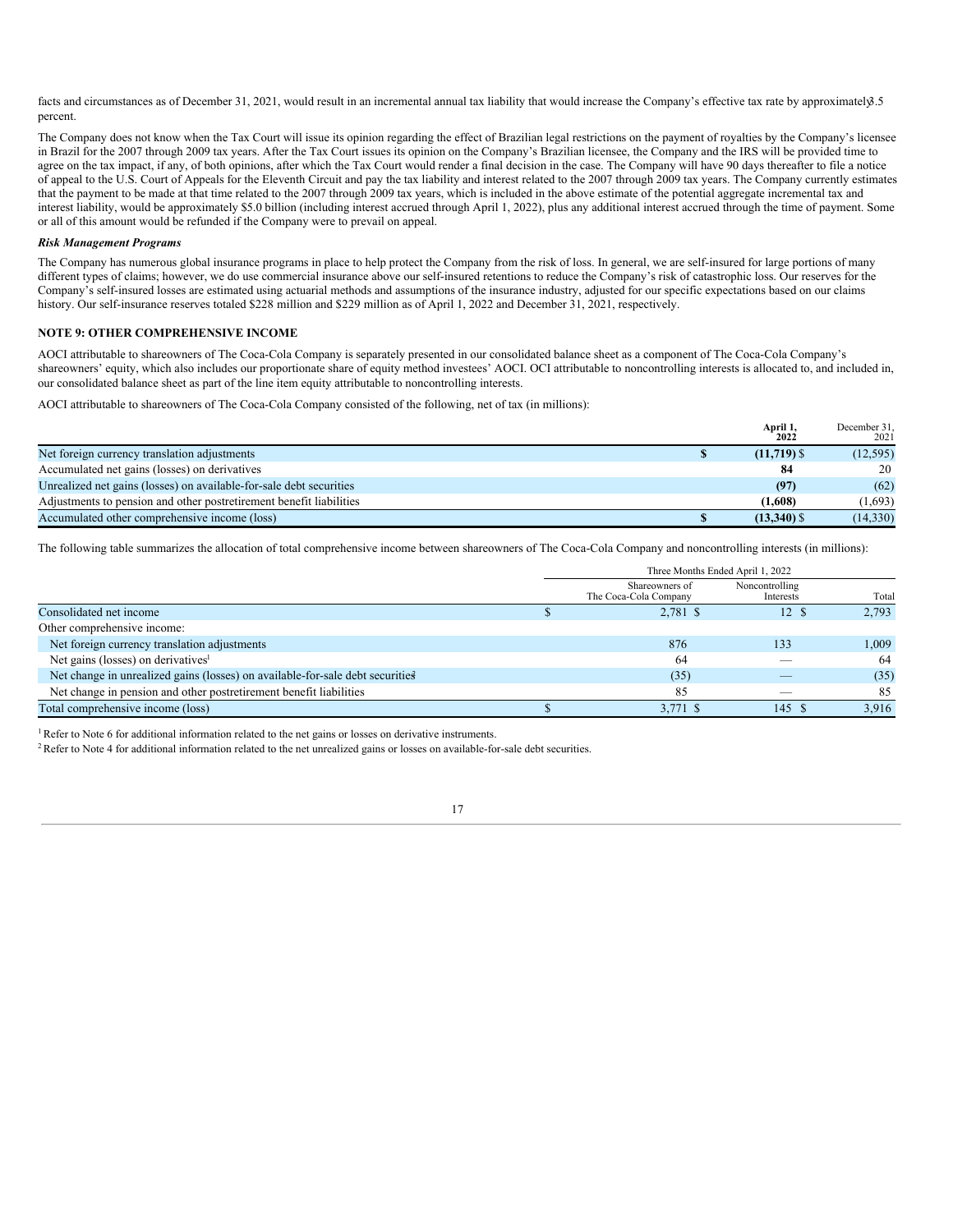facts and circumstances as of December 31, 2021, would result in an incremental annual tax liability that would increase the Company's effective tax rate by approximately 3.5 percent.

The Company does not know when the Tax Court will issue its opinion regarding the effect of Brazilian legal restrictions on the payment of royalties by the Company's licensee in Brazil for the 2007 through 2009 tax years. After the Tax Court issues its opinion on the Company's Brazilian licensee, the Company and the IRS will be provided time to agree on the tax impact, if any, of both opinions, after which the Tax Court would render a final decision in the case. The Company will have 90 days thereafter to file a notice of appeal to the U.S. Court of Appeals for the Eleventh Circuit and pay the tax liability and interest related to the 2007 through 2009 tax years. The Company currently estimates that the payment to be made at that time related to the 2007 through 2009 tax years, which is included in the above estimate of the potential aggregate incremental tax and interest liability, would be approximately $5.0 billion (including interest accrued through April 1, 2022), plus any additional interest accrued through the time of payment. Some or all of this amount would be refunded if the Company were to prevail on appeal.

***Risk Management Programs***

The Company has numerous global insurance programs in place to help protect the Company from the risk of loss. In general, we are self-insured for large portions of many different types of claims; however, we do use commercial insurance above our self-insured retentions to reduce the Company's risk of catastrophic loss. Our reserves for the Company's self-insured losses are estimated using actuarial methods and assumptions of the insurance industry, adjusted for our specific expectations based on our claims history. Our self-insurance reserves totaled $228 million and $229 million as of April 1, 2022 and December 31, 2021, respectively.

## NOTE 9: OTHER COMPREHENSIVE INCOME

AOCI attributable to shareowners of The Coca-Cola Company is separately presented in our consolidated balance sheet as a component of The Coca-Cola Company's shareowners' equity, which also includes our proportionate share of equity method investees' AOCI. OCI attributable to noncontrolling interests is allocated to, and included in, our consolidated balance sheet as part of the line item equity attributable to noncontrolling interests.

AOCI attributable to shareowners of The Coca-Cola Company consisted of the following, net of tax (in millions):

| | April 1, 2022 | December 31, 2021 |
|---|---|---|
| Net foreign currency translation adjustments | **$ (11,719)** | $ (12,595) |
| Accumulated net gains (losses) on derivatives | **84** | 20 |
| Unrealized net gains (losses) on available-for-sale debt securities | **(97)** | (62) |
| Adjustments to pension and other postretirement benefit liabilities | **(1,608)** | (1,693) |
| Accumulated other comprehensive income (loss) | **$ (13,340)** | $ (14,330) |

The following table summarizes the allocation of total comprehensive income between shareowners of The Coca-Cola Company and noncontrolling interests (in millions):

| | Three Months Ended April 1, 2022 | | |
|---|---|---|---|
| | Shareowners of The Coca-Cola Company | Noncontrolling Interests | Total |
| Consolidated net income | $ 2,781 | $ 12 | $ 2,793 |
| Other comprehensive income: | | | |
| Net foreign currency translation adjustments | 876 | 133 | 1,009 |
| Net gains (losses) on derivatives[1] | 64 | — | 64 |
| Net change in unrealized gains (losses) on available-for-sale debt securities[2] | (35) | — | (35) |
| Net change in pension and other postretirement benefit liabilities | 85 | — | 85 |
| Total comprehensive income (loss) | $ 3,771 | $ 145 | $ 3,916 |

[1] Refer to Note 6 for additional information related to the net gains or losses on derivative instruments.

[2] Refer to Note 4 for additional information related to the net unrealized gains or losses on available-for-sale debt securities.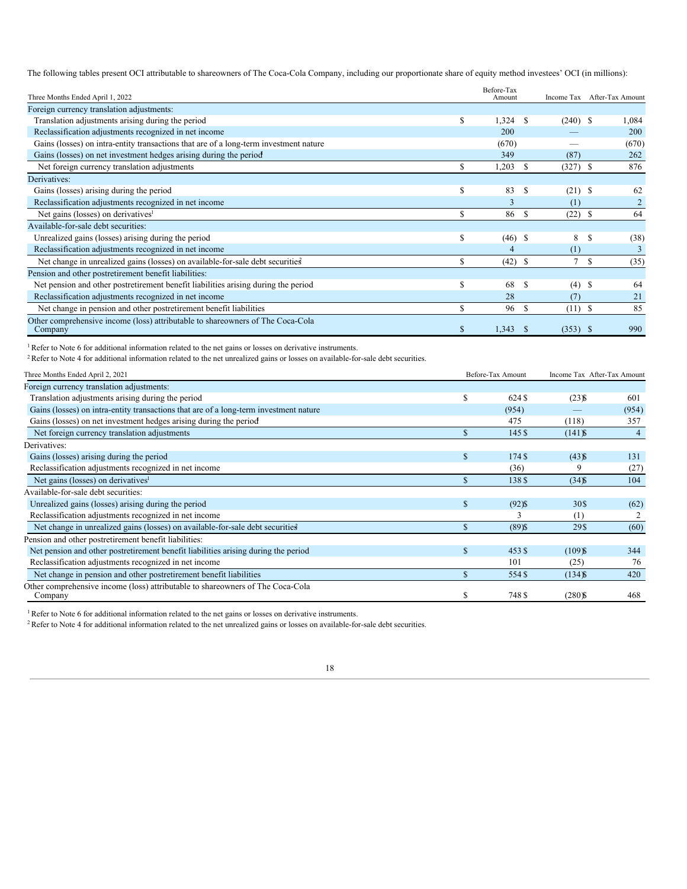The following tables present OCI attributable to shareowners of The Coca-Cola Company, including our proportionate share of equity method investees' OCI (in millions):

| Three Months Ended April 1, 2022 | Before-Tax Amount | Income Tax | After-Tax Amount |
|---|---|---|---|
| Foreign currency translation adjustments: | | | |
| Translation adjustments arising during the period | $ 1,324 | $ (240) | $ 1,084 |
| Reclassification adjustments recognized in net income | 200 | — | 200 |
| Gains (losses) on intra-entity transactions that are of a long-term investment nature | (670) | — | (670) |
| Gains (losses) on net investment hedges arising during the period[1] | 349 | (87) | 262 |
| Net foreign currency translation adjustments | $ 1,203 | $ (327) | $ 876 |
| Derivatives: | | | |
| Gains (losses) arising during the period | $ 83 | $ (21) | $ 62 |
| Reclassification adjustments recognized in net income | 3 | (1) | 2 |
| Net gains (losses) on derivatives[1] | $ 86 | $ (22) | $ 64 |
| Available-for-sale debt securities: | | | |
| Unrealized gains (losses) arising during the period | $ (46) | $ 8 | $ (38) |
| Reclassification adjustments recognized in net income | 4 | (1) | 3 |
| Net change in unrealized gains (losses) on available-for-sale debt securities[2] | $ (42) | $ 7 | $ (35) |
| Pension and other postretirement benefit liabilities: | | | |
| Net pension and other postretirement benefit liabilities arising during the period | $ 68 | $ (4) | $ 64 |
| Reclassification adjustments recognized in net income | 28 | (7) | 21 |
| Net change in pension and other postretirement benefit liabilities | $ 96 | $ (11) | $ 85 |
| Other comprehensive income (loss) attributable to shareowners of The Coca-Cola Company | $ 1,343 | $ (353) | $ 990 |

[1] Refer to Note 6 for additional information related to the net gains or losses on derivative instruments.

[2] Refer to Note 4 for additional information related to the net unrealized gains or losses on available-for-sale debt securities.

| Three Months Ended April 2, 2021 | Before-Tax Amount | Income Tax | After-Tax Amount |
|---|---|---|---|
| Foreign currency translation adjustments: | | | |
| Translation adjustments arising during the period | $ 624 | $ (23) | $ 601 |
| Gains (losses) on intra-entity transactions that are of a long-term investment nature | (954) | — | (954) |
| Gains (losses) on net investment hedges arising during the period[1] | 475 | (118) | 357 |
| Net foreign currency translation adjustments | $ 145 | $ (141) | $ 4 |
| Derivatives: | | | |
| Gains (losses) arising during the period | $ 174 | $ (43) | $ 131 |
| Reclassification adjustments recognized in net income | (36) | 9 | (27) |
| Net gains (losses) on derivatives[1] | $ 138 | $ (34) | $ 104 |
| Available-for-sale debt securities: | | | |
| Unrealized gains (losses) arising during the period | $ (92) | $ 30 | $ (62) |
| Reclassification adjustments recognized in net income | 3 | (1) | 2 |
| Net change in unrealized gains (losses) on available-for-sale debt securities[2] | $ (89) | $ 29 | $ (60) |
| Pension and other postretirement benefit liabilities: | | | |
| Net pension and other postretirement benefit liabilities arising during the period | $ 453 | $ (109) | $ 344 |
| Reclassification adjustments recognized in net income | 101 | (25) | 76 |
| Net change in pension and other postretirement benefit liabilities | $ 554 | $ (134) | $ 420 |
| Other comprehensive income (loss) attributable to shareowners of The Coca-Cola Company | $ 748 | $ (280) | $ 468 |

[1] Refer to Note 6 for additional information related to the net gains or losses on derivative instruments.

[2] Refer to Note 4 for additional information related to the net unrealized gains or losses on available-for-sale debt securities.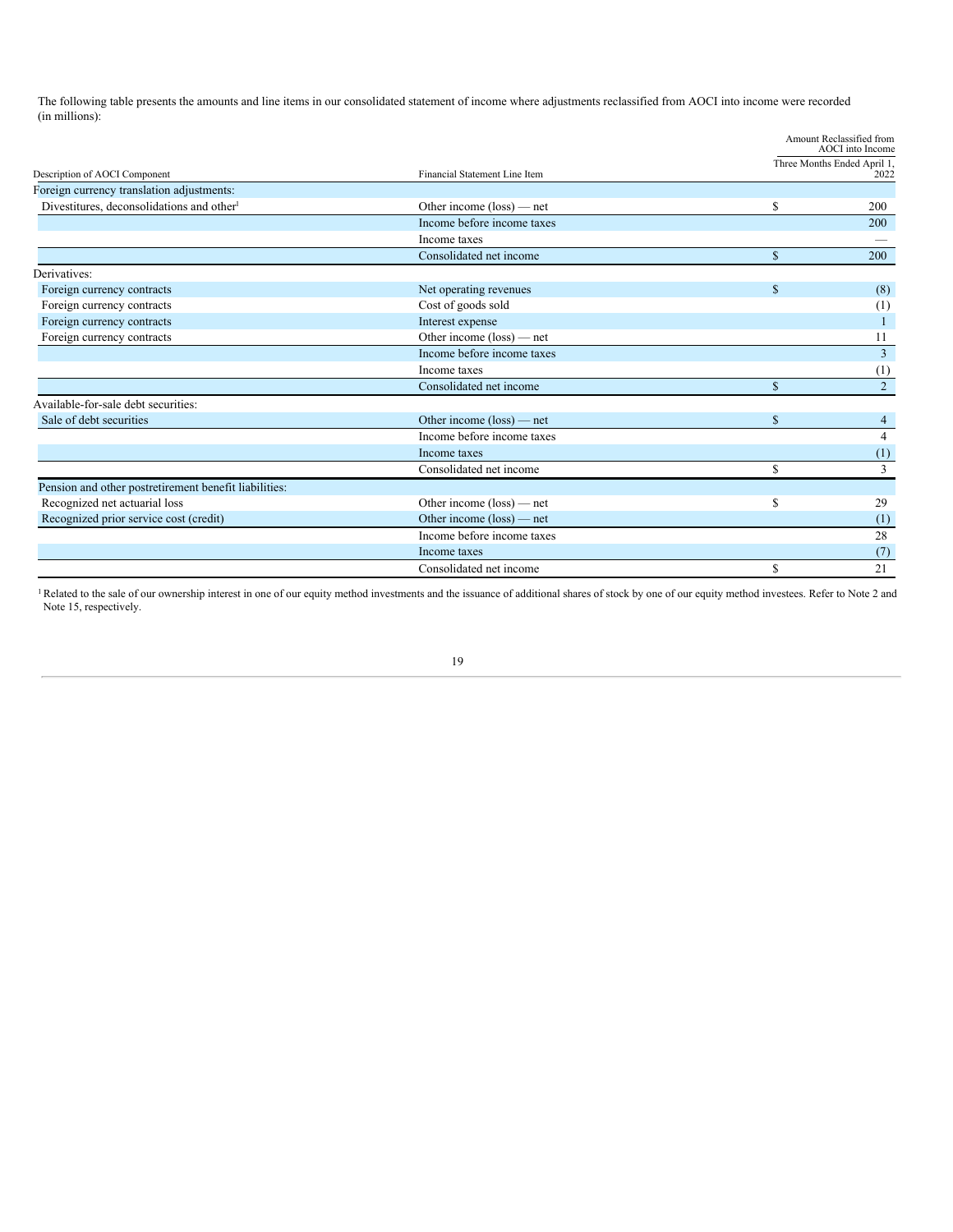The following table presents the amounts and line items in our consolidated statement of income where adjustments reclassified from AOCI into income were recorded (in millions):

| Description of AOCI Component | Financial Statement Line Item | Amount Reclassified from AOCI into Income<br>Three Months Ended April 1, 2022 |
|---|---|---|
| Foreign currency translation adjustments: | | |
| Divestitures, deconsolidations and other[1] | Other income (loss) — net | $ 200 |
| | Income before income taxes | 200 |
| | Income taxes | — |
| | Consolidated net income | $ 200 |
| Derivatives: | | |
| Foreign currency contracts | Net operating revenues | $ (8) |
| Foreign currency contracts | Cost of goods sold | (1) |
| Foreign currency contracts | Interest expense | 1 |
| Foreign currency contracts | Other income (loss) — net | 11 |
| | Income before income taxes | 3 |
| | Income taxes | (1) |
| | Consolidated net income | $ 2 |
| Available-for-sale debt securities: | | |
| Sale of debt securities | Other income (loss) — net | $ 4 |
| | Income before income taxes | 4 |
| | Income taxes | (1) |
| | Consolidated net income | $ 3 |
| Pension and other postretirement benefit liabilities: | | |
| Recognized net actuarial loss | Other income (loss) — net | $ 29 |
| Recognized prior service cost (credit) | Other income (loss) — net | (1) |
| | Income before income taxes | 28 |
| | Income taxes | (7) |
| | Consolidated net income | $ 21 |

[1] Related to the sale of our ownership interest in one of our equity method investments and the issuance of additional shares of stock by one of our equity method investees. Refer to Note 2 and Note 15, respectively.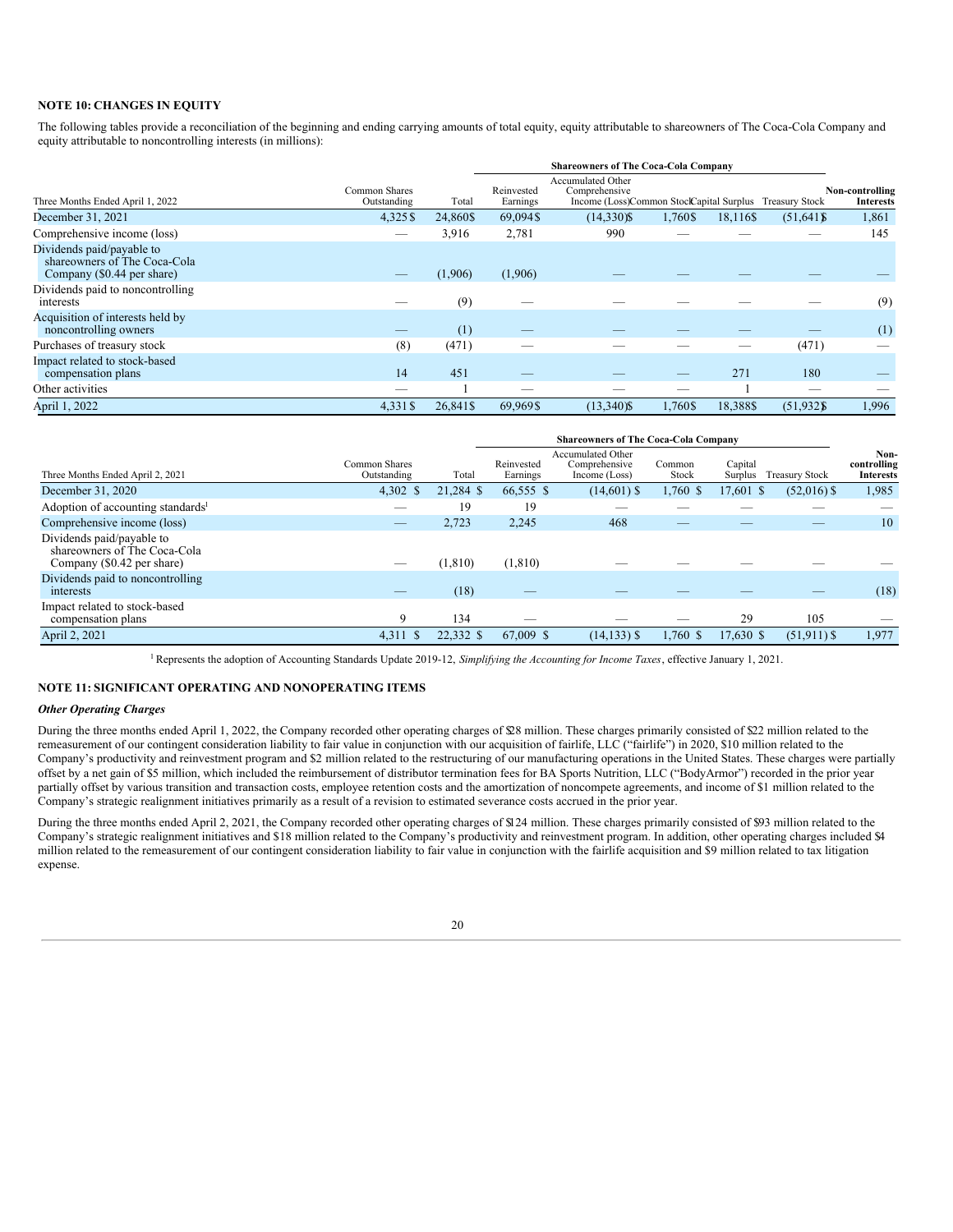## NOTE 10: CHANGES IN EQUITY

The following tables provide a reconciliation of the beginning and ending carrying amounts of total equity, equity attributable to shareowners of The Coca-Cola Company and equity attributable to noncontrolling interests (in millions):

| | | | Shareowners of The Coca-Cola Company | | | | | |
|---|---|---|---|---|---|---|---|---|
| Three Months Ended April 1, 2022 | Common Shares Outstanding | Total | Reinvested Earnings | Accumulated Other Comprehensive Income (Loss) | Common Stock | Capital Surplus | Treasury Stock | Non-controlling Interests |
| December 31, 2021 | 4,325 | $ 24,860 | $ 69,094 | $ (14,330) | $ 1,760 | $ 18,116 | $ (51,641) | $ 1,861 |
| Comprehensive income (loss) | — | 3,916 | 2,781 | 990 | — | — | — | 145 |
| Dividends paid/payable to shareowners of The Coca-Cola Company ($0.44 per share) | — | (1,906) | (1,906) | — | — | — | — | — |
| Dividends paid to noncontrolling interests | — | (9) | — | — | — | — | — | (9) |
| Acquisition of interests held by noncontrolling owners | — | (1) | — | — | — | — | — | (1) |
| Purchases of treasury stock | (8) | (471) | — | — | — | — | (471) | — |
| Impact related to stock-based compensation plans | 14 | 451 | — | — | — | 271 | 180 | — |
| Other activities | — | 1 | — | — | — | 1 | — | — |
| April 1, 2022 | 4,331 | $ 26,841 | $ 69,969 | $ (13,340) | $ 1,760 | $ 18,388 | $ (51,932) | $ 1,996 |

| | | | Shareowners of The Coca-Cola Company | | | | | |
|---|---|---|---|---|---|---|---|---|
| Three Months Ended April 2, 2021 | Common Shares Outstanding | Total | Reinvested Earnings | Accumulated Other Comprehensive Income (Loss) | Common Stock | Capital Surplus | Treasury Stock | Non-controlling Interests |
| December 31, 2020 | 4,302 | $ 21,284 | $ 66,555 | $ (14,601) | $ 1,760 | $ 17,601 | $ (52,016) | $ 1,985 |
| Adoption of accounting standards[1] | — | 19 | 19 | — | — | — | — | — |
| Comprehensive income (loss) | — | 2,723 | 2,245 | 468 | — | — | — | 10 |
| Dividends paid/payable to shareowners of The Coca-Cola Company ($0.42 per share) | — | (1,810) | (1,810) | — | — | — | — | — |
| Dividends paid to noncontrolling interests | — | (18) | — | — | — | — | — | (18) |
| Impact related to stock-based compensation plans | 9 | 134 | — | — | — | 29 | 105 | — |
| April 2, 2021 | 4,311 | $ 22,332 | $ 67,009 | $ (14,133) | $ 1,760 | $ 17,630 | $ (51,911) | $ 1,977 |

[1] Represents the adoption of Accounting Standards Update 2019-12, *Simplifying the Accounting for Income Taxes*, effective January 1, 2021.

## NOTE 11: SIGNIFICANT OPERATING AND NONOPERATING ITEMS

### *Other Operating Charges*

During the three months ended April 1, 2022, the Company recorded other operating charges of $28 million. These charges primarily consisted of $22 million related to the remeasurement of our contingent consideration liability to fair value in conjunction with our acquisition of fairlife, LLC ("fairlife") in 2020, $10 million related to the Company's productivity and reinvestment program and $2 million related to the restructuring of our manufacturing operations in the United States. These charges were partially offset by a net gain of $5 million, which included the reimbursement of distributor termination fees for BA Sports Nutrition, LLC ("BodyArmor") recorded in the prior year partially offset by various transition and transaction costs, employee retention costs and the amortization of noncompete agreements, and income of $1 million related to the Company's strategic realignment initiatives primarily as a result of a revision to estimated severance costs accrued in the prior year.

During the three months ended April 2, 2021, the Company recorded other operating charges of $124 million. These charges primarily consisted of $93 million related to the Company's strategic realignment initiatives and $18 million related to the Company's productivity and reinvestment program. In addition, other operating charges included $4 million related to the remeasurement of our contingent consideration liability to fair value in conjunction with the fairlife acquisition and $9 million related to tax litigation expense.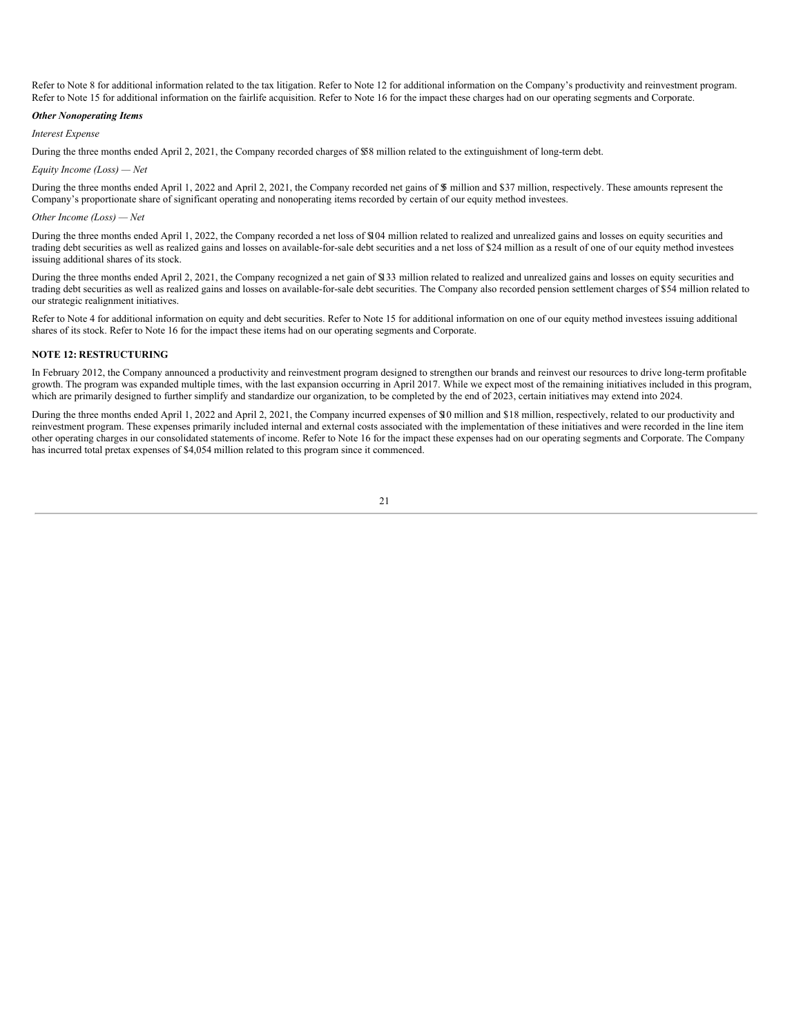Refer to Note 8 for additional information related to the tax litigation. Refer to Note 12 for additional information on the Company's productivity and reinvestment program. Refer to Note 15 for additional information on the fairlife acquisition. Refer to Note 16 for the impact these charges had on our operating segments and Corporate.

***Other Nonoperating Items***

*Interest Expense*

During the three months ended April 2, 2021, the Company recorded charges of $58 million related to the extinguishment of long-term debt.

*Equity Income (Loss) — Net*

During the three months ended April 1, 2022 and April 2, 2021, the Company recorded net gains of $5 million and $37 million, respectively. These amounts represent the Company's proportionate share of significant operating and nonoperating items recorded by certain of our equity method investees.

*Other Income (Loss) — Net*

During the three months ended April 1, 2022, the Company recorded a net loss of $104 million related to realized and unrealized gains and losses on equity securities and trading debt securities as well as realized gains and losses on available-for-sale debt securities and a net loss of $24 million as a result of one of our equity method investees issuing additional shares of its stock.

During the three months ended April 2, 2021, the Company recognized a net gain of $133 million related to realized and unrealized gains and losses on equity securities and trading debt securities as well as realized gains and losses on available-for-sale debt securities. The Company also recorded pension settlement charges of $54 million related to our strategic realignment initiatives.

Refer to Note 4 for additional information on equity and debt securities. Refer to Note 15 for additional information on one of our equity method investees issuing additional shares of its stock. Refer to Note 16 for the impact these items had on our operating segments and Corporate.

## NOTE 12: RESTRUCTURING

In February 2012, the Company announced a productivity and reinvestment program designed to strengthen our brands and reinvest our resources to drive long-term profitable growth. The program was expanded multiple times, with the last expansion occurring in April 2017. While we expect most of the remaining initiatives included in this program, which are primarily designed to further simplify and standardize our organization, to be completed by the end of 2023, certain initiatives may extend into 2024.

During the three months ended April 1, 2022 and April 2, 2021, the Company incurred expenses of $10 million and $18 million, respectively, related to our productivity and reinvestment program. These expenses primarily included internal and external costs associated with the implementation of these initiatives and were recorded in the line item other operating charges in our consolidated statements of income. Refer to Note 16 for the impact these expenses had on our operating segments and Corporate. The Company has incurred total pretax expenses of $4,054 million related to this program since it commenced.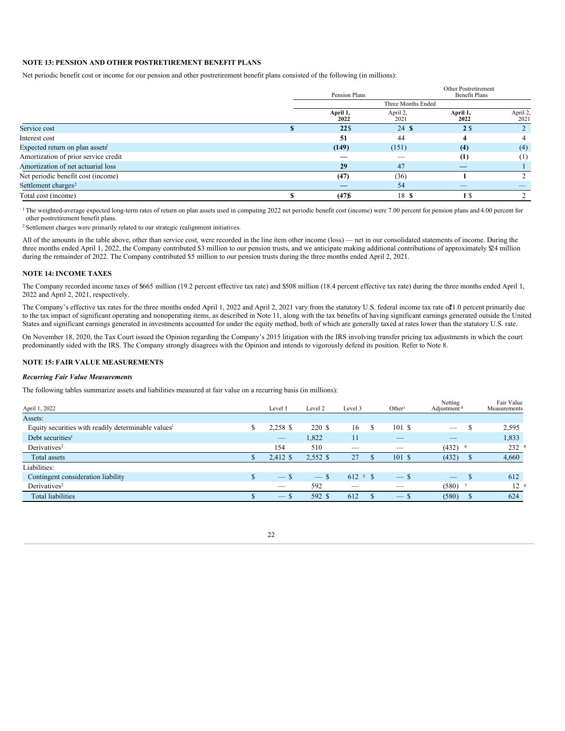## NOTE 13: PENSION AND OTHER POSTRETIREMENT BENEFIT PLANS

Net periodic benefit cost or income for our pension and other postretirement benefit plans consisted of the following (in millions):

| | Pension Plans | | Other Postretirement Benefit Plans | |
|---|---|---|---|---|
| | Three Months Ended | | | |
| | **April 1, 2022** | April 2, 2021 | **April 1, 2022** | April 2, 2021 |
| Service cost | **$ 22** | $ 24 | **$ 2** | $ 2 |
| Interest cost | **51** | 44 | **4** | 4 |
| Expected return on plan assets[1] | **(149)** | (151) | **(4)** | (4) |
| Amortization of prior service credit | **—** | — | **(1)** | (1) |
| Amortization of net actuarial loss | **29** | 47 | **—** | 1 |
| Net periodic benefit cost (income) | **(47)** | (36) | **1** | 2 |
| Settlement charges[2] | **—** | 54 | **—** | — |
| Total cost (income) | **$ (47)** | $ 18 | **$ 1** | $ 2 |

[1] The weighted-average expected long-term rates of return on plan assets used in computing 2022 net periodic benefit cost (income) were 7.00 percent for pension plans and 4.00 percent for other postretirement benefit plans.

[2] Settlement charges were primarily related to our strategic realignment initiatives.

All of the amounts in the table above, other than service cost, were recorded in the line item other income (loss) — net in our consolidated statements of income. During the three months ended April 1, 2022, the Company contributed $3 million to our pension trusts, and we anticipate making additional contributions of approximately $24 million during the remainder of 2022. The Company contributed $5 million to our pension trusts during the three months ended April 2, 2021.

## NOTE 14: INCOME TAXES

The Company recorded income taxes of $665 million (19.2 percent effective tax rate) and $508 million (18.4 percent effective tax rate) during the three months ended April 1, 2022 and April 2, 2021, respectively.

The Company's effective tax rates for the three months ended April 1, 2022 and April 2, 2021 vary from the statutory U.S. federal income tax rate of 21.0 percent primarily due to the tax impact of significant operating and nonoperating items, as described in Note 11, along with the tax benefits of having significant earnings generated outside the United States and significant earnings generated in investments accounted for under the equity method, both of which are generally taxed at rates lower than the statutory U.S. rate.

On November 18, 2020, the Tax Court issued the Opinion regarding the Company's 2015 litigation with the IRS involving transfer pricing tax adjustments in which the court predominantly sided with the IRS. The Company strongly disagrees with the Opinion and intends to vigorously defend its position. Refer to Note 8.

## NOTE 15: FAIR VALUE MEASUREMENTS

### *Recurring Fair Value Measurements*

The following tables summarize assets and liabilities measured at fair value on a recurring basis (in millions):

| April 1, 2022 | Level 1 | Level 2 | Level 3 | Other[3] | Netting Adjustment[4] | Fair Value Measurements |
|---|---|---|---|---|---|---|
| Assets: | | | | | | |
| Equity securities with readily determinable values[1] | $ 2,258 | $ 220 | $ 16 | $ 101 | $ — | $ 2,595 |
| Debt securities[1] | — | 1,822 | 11 | — | — | 1,833 |
| Derivatives[2] | 154 | 510 | — | — | (432) [6] | 232 [8] |
| Total assets | $ 2,412 | $ 2,552 | $ 27 | $ 101 | $ (432) | $ 4,660 |
| Liabilities: | | | | | | |
| Contingent consideration liability | $ — | $ — | $ 612 [5] | $ — | $ — | $ 612 |
| Derivatives[2] | — | 592 | — | — | (580) [7] | 12 [8] |
| Total liabilities | $ — | $ 592 | $ 612 | $ — | $ (580) | $ 624 |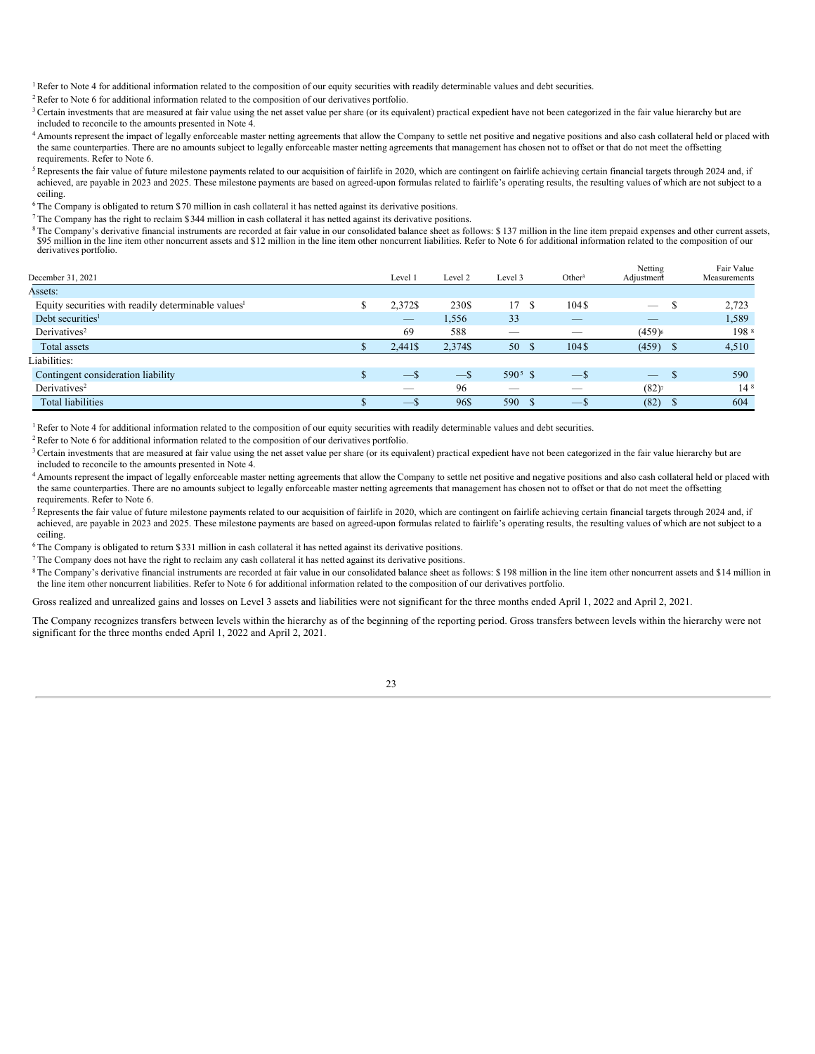[1] Refer to Note 4 for additional information related to the composition of our equity securities with readily determinable values and debt securities.

[2] Refer to Note 6 for additional information related to the composition of our derivatives portfolio.

[3] Certain investments that are measured at fair value using the net asset value per share (or its equivalent) practical expedient have not been categorized in the fair value hierarchy but are included to reconcile to the amounts presented in Note 4.

[4] Amounts represent the impact of legally enforceable master netting agreements that allow the Company to settle net positive and negative positions and also cash collateral held or placed with the same counterparties. There are no amounts subject to legally enforceable master netting agreements that management has chosen not to offset or that do not meet the offsetting requirements. Refer to Note 6.

[5] Represents the fair value of future milestone payments related to our acquisition of fairlife in 2020, which are contingent on fairlife achieving certain financial targets through 2024 and, if achieved, are payable in 2023 and 2025. These milestone payments are based on agreed-upon formulas related to fairlife's operating results, the resulting values of which are not subject to a ceiling.

[6] The Company is obligated to return $70 million in cash collateral it has netted against its derivative positions.

[7] The Company has the right to reclaim $344 million in cash collateral it has netted against its derivative positions.

[8] The Company's derivative financial instruments are recorded at fair value in our consolidated balance sheet as follows: $137 million in the line item prepaid expenses and other current assets, $95 million in the line item other noncurrent assets and $12 million in the line item other noncurrent liabilities. Refer to Note 6 for additional information related to the composition of our derivatives portfolio.

| December 31, 2021 | Level 1 | Level 2 | Level 3 | Other[3] | Netting Adjustment[4] | Fair Value Measurements |
|---|---|---|---|---|---|---|
| Assets: | | | | | | |
| Equity securities with readily determinable values[1] | $ 2,372 | $ 230 | $ 17 | $ 104 | $ — | $ 2,723 |
| Debt securities[1] | — | 1,556 | 33 | — | — | 1,589 |
| Derivatives[2] | 69 | 588 | — | — | (459)[6] | 198[8] |
| Total assets | $ 2,441 | $ 2,374 | $ 50 | $ 104 | $ (459) | $ 4,510 |
| Liabilities: | | | | | | |
| Contingent consideration liability | $ — | $ — | $ 590[5] | $ — | $ — | $ 590 |
| Derivatives[2] | — | 96 | — | — | (82)[7] | 14[8] |
| Total liabilities | $ — | $ 96 | $ 590 | $ — | $ (82) | $ 604 |

[1] Refer to Note 4 for additional information related to the composition of our equity securities with readily determinable values and debt securities.

[2] Refer to Note 6 for additional information related to the composition of our derivatives portfolio.

[3] Certain investments that are measured at fair value using the net asset value per share (or its equivalent) practical expedient have not been categorized in the fair value hierarchy but are included to reconcile to the amounts presented in Note 4.

[4] Amounts represent the impact of legally enforceable master netting agreements that allow the Company to settle net positive and negative positions and also cash collateral held or placed with the same counterparties. There are no amounts subject to legally enforceable master netting agreements that management has chosen not to offset or that do not meet the offsetting requirements. Refer to Note 6.

[5] Represents the fair value of future milestone payments related to our acquisition of fairlife in 2020, which are contingent on fairlife achieving certain financial targets through 2024 and, if achieved, are payable in 2023 and 2025. These milestone payments are based on agreed-upon formulas related to fairlife's operating results, the resulting values of which are not subject to a ceiling.

[6] The Company is obligated to return $331 million in cash collateral it has netted against its derivative positions.

[7] The Company does not have the right to reclaim any cash collateral it has netted against its derivative positions.

[8] The Company's derivative financial instruments are recorded at fair value in our consolidated balance sheet as follows: $198 million in the line item other noncurrent assets and $14 million in the line item other noncurrent liabilities. Refer to Note 6 for additional information related to the composition of our derivatives portfolio.

Gross realized and unrealized gains and losses on Level 3 assets and liabilities were not significant for the three months ended April 1, 2022 and April 2, 2021.

The Company recognizes transfers between levels within the hierarchy as of the beginning of the reporting period. Gross transfers between levels within the hierarchy were not significant for the three months ended April 1, 2022 and April 2, 2021.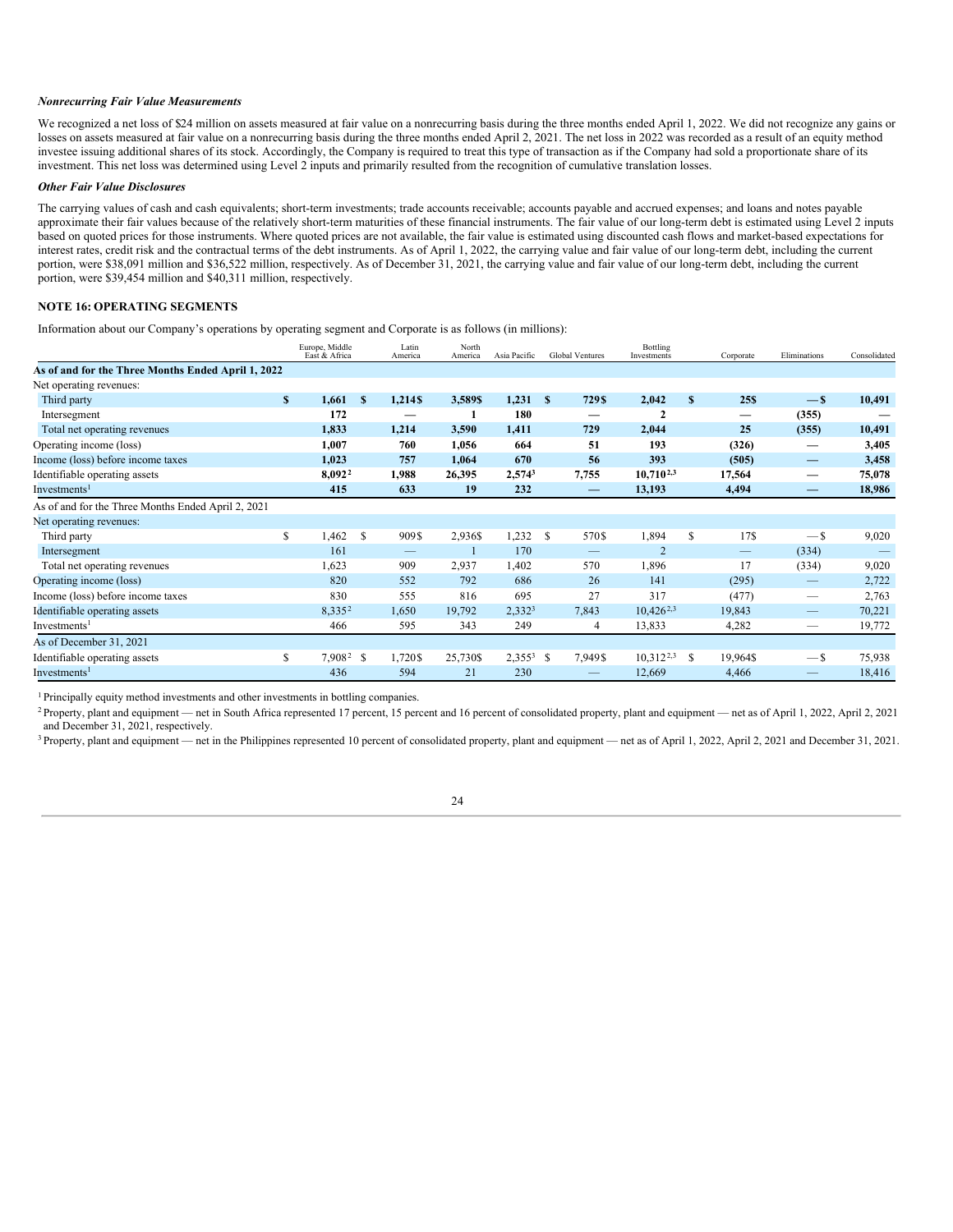*Nonrecurring Fair Value Measurements*

We recognized a net loss of $24 million on assets measured at fair value on a nonrecurring basis during the three months ended April 1, 2022. We did not recognize any gains or losses on assets measured at fair value on a nonrecurring basis during the three months ended April 2, 2021. The net loss in 2022 was recorded as a result of an equity method investee issuing additional shares of its stock. Accordingly, the Company is required to treat this type of transaction as if the Company had sold a proportionate share of its investment. This net loss was determined using Level 2 inputs and primarily resulted from the recognition of cumulative translation losses.

*Other Fair Value Disclosures*

The carrying values of cash and cash equivalents; short-term investments; trade accounts receivable; accounts payable and accrued expenses; and loans and notes payable approximate their fair values because of the relatively short-term maturities of these financial instruments. The fair value of our long-term debt is estimated using Level 2 inputs based on quoted prices for those instruments. Where quoted prices are not available, the fair value is estimated using discounted cash flows and market-based expectations for interest rates, credit risk and the contractual terms of the debt instruments. As of April 1, 2022, the carrying value and fair value of our long-term debt, including the current portion, were $38,091 million and $36,522 million, respectively. As of December 31, 2021, the carrying value and fair value of our long-term debt, including the current portion, were $39,454 million and $40,311 million, respectively.

## NOTE 16: OPERATING SEGMENTS

Information about our Company's operations by operating segment and Corporate is as follows (in millions):

| | Europe, Middle East & Africa | Latin America | North America | Asia Pacific | Global Ventures | Bottling Investments | Corporate | Eliminations | Consolidated |
|---|---|---|---|---|---|---|---|---|---|
| **As of and for the Three Months Ended April 1, 2022** | | | | | | | | | |
| Net operating revenues: | | | | | | | | | |
| Third party | **$ 1,661** | **$ 1,214** | **$ 3,589** | **$ 1,231** | **$ 729** | **$ 2,042** | **$ 25** | **$ —** | **$ 10,491** |
| Intersegment | **172** | **—** | **1** | **180** | **—** | **2** | **—** | **(355)** | **—** |
| Total net operating revenues | **1,833** | **1,214** | **3,590** | **1,411** | **729** | **2,044** | **25** | **(355)** | **10,491** |
| Operating income (loss) | **1,007** | **760** | **1,056** | **664** | **51** | **193** | **(326)** | **—** | **3,405** |
| Income (loss) before income taxes | **1,023** | **757** | **1,064** | **670** | **56** | **393** | **(505)** | **—** | **3,458** |
| Identifiable operating assets | **8,092**[2] | **1,988** | **26,395** | **2,574**[3] | **7,755** | **10,710**[2,3] | **17,564** | **—** | **75,078** |
| Investments[1] | **415** | **633** | **19** | **232** | **—** | **13,193** | **4,494** | **—** | **18,986** |
| As of and for the Three Months Ended April 2, 2021 | | | | | | | | | |
| Net operating revenues: | | | | | | | | | |
| Third party | $ 1,462 | $ 909 | $ 2,936 | $ 1,232 | $ 570 | $ 1,894 | $ 17 | $ — | $ 9,020 |
| Intersegment | 161 | — | 1 | 170 | — | 2 | — | (334) | — |
| Total net operating revenues | 1,623 | 909 | 2,937 | 1,402 | 570 | 1,896 | 17 | (334) | 9,020 |
| Operating income (loss) | 820 | 552 | 792 | 686 | 26 | 141 | (295) | — | 2,722 |
| Income (loss) before income taxes | 830 | 555 | 816 | 695 | 27 | 317 | (477) | — | 2,763 |
| Identifiable operating assets | 8,335[2] | 1,650 | 19,792 | 2,332[3] | 7,843 | 10,426[2,3] | 19,843 | — | 70,221 |
| Investments[1] | 466 | 595 | 343 | 249 | 4 | 13,833 | 4,282 | — | 19,772 |
| As of December 31, 2021 | | | | | | | | | |
| Identifiable operating assets | $ 7,908[2] | $ 1,720 | $ 25,730 | $ 2,355[3] | $ 7,949 | $ 10,312[2,3] | $ 19,964 | $ — | $ 75,938 |
| Investments[1] | 436 | 594 | 21 | 230 | — | 12,669 | 4,466 | — | 18,416 |

[1] Principally equity method investments and other investments in bottling companies.

[2] Property, plant and equipment — net in South Africa represented 17 percent, 15 percent and 16 percent of consolidated property, plant and equipment — net as of April 1, 2022, April 2, 2021 and December 31, 2021, respectively.

[3] Property, plant and equipment — net in the Philippines represented 10 percent of consolidated property, plant and equipment — net as of April 1, 2022, April 2, 2021 and December 31, 2021.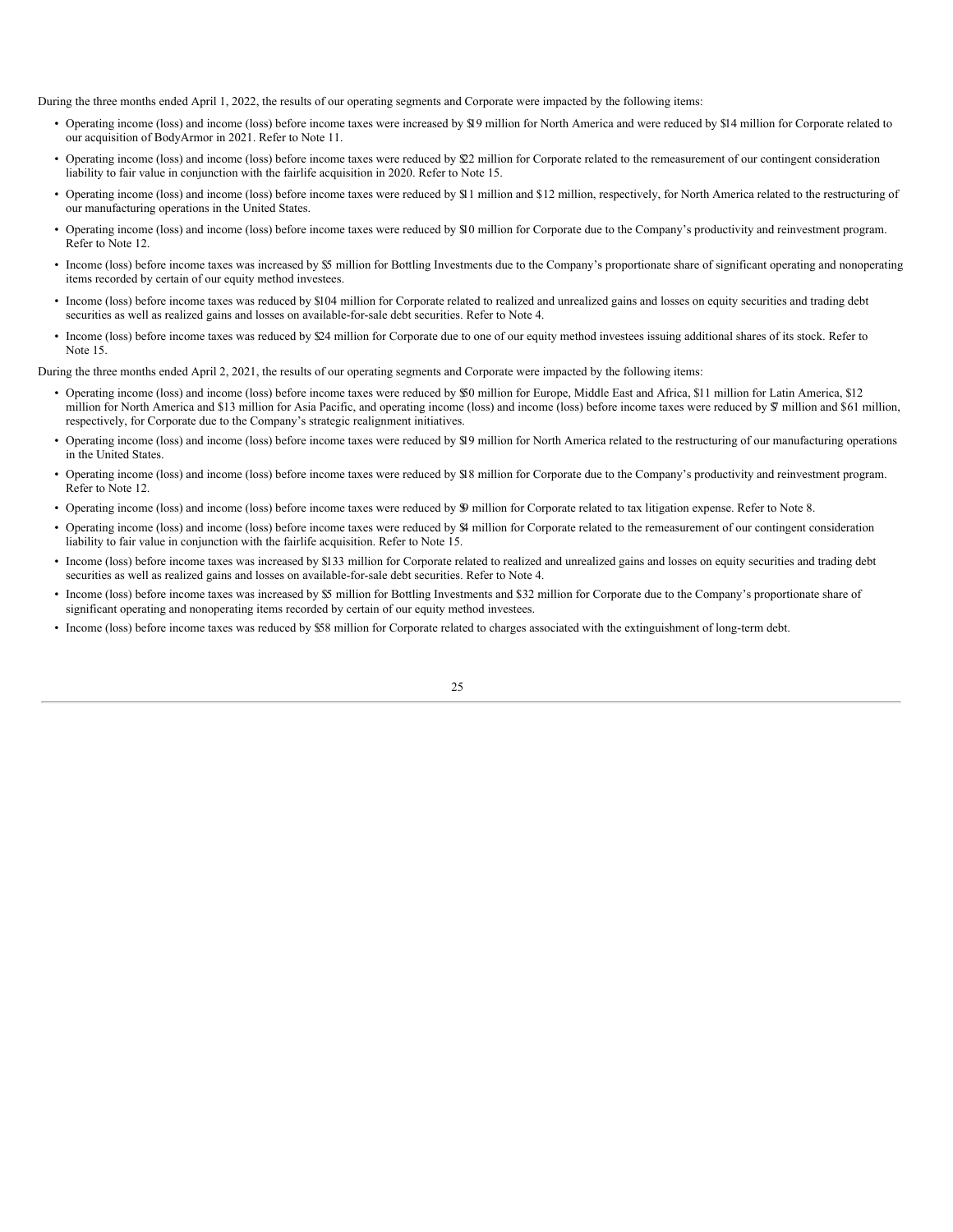During the three months ended April 1, 2022, the results of our operating segments and Corporate were impacted by the following items:

- Operating income (loss) and income (loss) before income taxes were increased by $19 million for North America and were reduced by $14 million for Corporate related to our acquisition of BodyArmor in 2021. Refer to Note 11.
- Operating income (loss) and income (loss) before income taxes were reduced by $22 million for Corporate related to the remeasurement of our contingent consideration liability to fair value in conjunction with the fairlife acquisition in 2020. Refer to Note 15.
- Operating income (loss) and income (loss) before income taxes were reduced by $11 million and $12 million, respectively, for North America related to the restructuring of our manufacturing operations in the United States.
- Operating income (loss) and income (loss) before income taxes were reduced by $10 million for Corporate due to the Company's productivity and reinvestment program. Refer to Note 12.
- Income (loss) before income taxes was increased by $5 million for Bottling Investments due to the Company's proportionate share of significant operating and nonoperating items recorded by certain of our equity method investees.
- Income (loss) before income taxes was reduced by $104 million for Corporate related to realized and unrealized gains and losses on equity securities and trading debt securities as well as realized gains and losses on available-for-sale debt securities. Refer to Note 4.
- Income (loss) before income taxes was reduced by $24 million for Corporate due to one of our equity method investees issuing additional shares of its stock. Refer to Note 15.

During the three months ended April 2, 2021, the results of our operating segments and Corporate were impacted by the following items:

- Operating income (loss) and income (loss) before income taxes were reduced by $50 million for Europe, Middle East and Africa, $11 million for Latin America, $12 million for North America and $13 million for Asia Pacific, and operating income (loss) and income (loss) before income taxes were reduced by $7 million and $61 million, respectively, for Corporate due to the Company's strategic realignment initiatives.
- Operating income (loss) and income (loss) before income taxes were reduced by $19 million for North America related to the restructuring of our manufacturing operations in the United States.
- Operating income (loss) and income (loss) before income taxes were reduced by $18 million for Corporate due to the Company's productivity and reinvestment program. Refer to Note 12.
- Operating income (loss) and income (loss) before income taxes were reduced by $9 million for Corporate related to tax litigation expense. Refer to Note 8.
- Operating income (loss) and income (loss) before income taxes were reduced by $4 million for Corporate related to the remeasurement of our contingent consideration liability to fair value in conjunction with the fairlife acquisition. Refer to Note 15.
- Income (loss) before income taxes was increased by $133 million for Corporate related to realized and unrealized gains and losses on equity securities and trading debt securities as well as realized gains and losses on available-for-sale debt securities. Refer to Note 4.
- Income (loss) before income taxes was increased by $5 million for Bottling Investments and $32 million for Corporate due to the Company's proportionate share of significant operating and nonoperating items recorded by certain of our equity method investees.
- Income (loss) before income taxes was reduced by $58 million for Corporate related to charges associated with the extinguishment of long-term debt.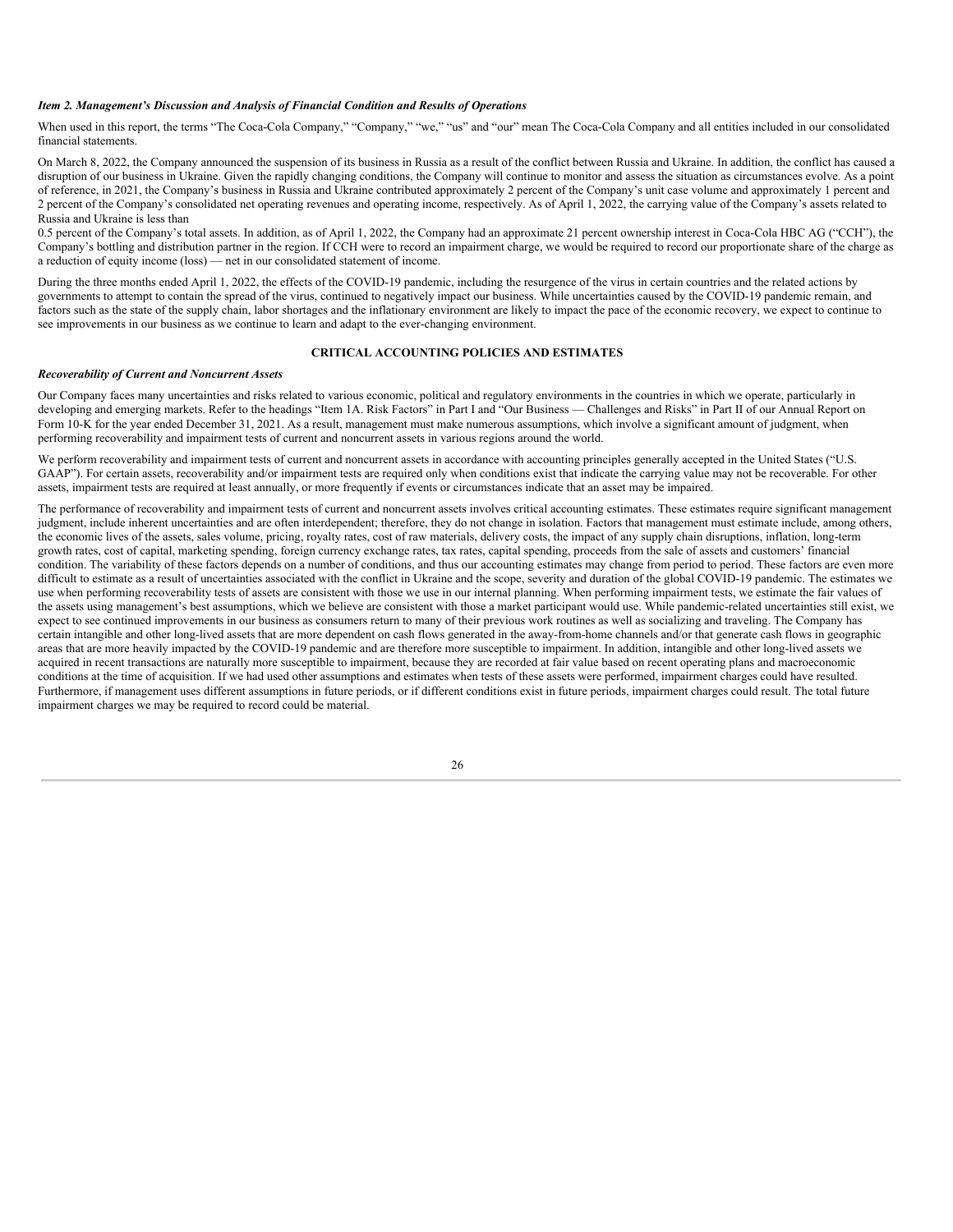***Item 2. Management's Discussion and Analysis of Financial Condition and Results of Operations***

When used in this report, the terms "The Coca-Cola Company," "Company," "we," "us" and "our" mean The Coca-Cola Company and all entities included in our consolidated financial statements.

On March 8, 2022, the Company announced the suspension of its business in Russia as a result of the conflict between Russia and Ukraine. In addition, the conflict has caused a disruption of our business in Ukraine. Given the rapidly changing conditions, the Company will continue to monitor and assess the situation as circumstances evolve. As a point of reference, in 2021, the Company's business in Russia and Ukraine contributed approximately 2 percent of the Company's unit case volume and approximately 1 percent and 2 percent of the Company's consolidated net operating revenues and operating income, respectively. As of April 1, 2022, the carrying value of the Company's assets related to Russia and Ukraine is less than 0.5 percent of the Company's total assets. In addition, as of April 1, 2022, the Company had an approximate 21 percent ownership interest in Coca-Cola HBC AG ("CCH"), the Company's bottling and distribution partner in the region. If CCH were to record an impairment charge, we would be required to record our proportionate share of the charge as a reduction of equity income (loss) — net in our consolidated statement of income.

During the three months ended April 1, 2022, the effects of the COVID-19 pandemic, including the resurgence of the virus in certain countries and the related actions by governments to attempt to contain the spread of the virus, continued to negatively impact our business. While uncertainties caused by the COVID-19 pandemic remain, and factors such as the state of the supply chain, labor shortages and the inflationary environment are likely to impact the pace of the economic recovery, we expect to continue to see improvements in our business as we continue to learn and adapt to the ever-changing environment.

## CRITICAL ACCOUNTING POLICIES AND ESTIMATES

***Recoverability of Current and Noncurrent Assets***

Our Company faces many uncertainties and risks related to various economic, political and regulatory environments in the countries in which we operate, particularly in developing and emerging markets. Refer to the headings "Item 1A. Risk Factors" in Part I and "Our Business — Challenges and Risks" in Part II of our Annual Report on Form 10-K for the year ended December 31, 2021. As a result, management must make numerous assumptions, which involve a significant amount of judgment, when performing recoverability and impairment tests of current and noncurrent assets in various regions around the world.

We perform recoverability and impairment tests of current and noncurrent assets in accordance with accounting principles generally accepted in the United States ("U.S. GAAP"). For certain assets, recoverability and/or impairment tests are required only when conditions exist that indicate the carrying value may not be recoverable. For other assets, impairment tests are required at least annually, or more frequently if events or circumstances indicate that an asset may be impaired.

The performance of recoverability and impairment tests of current and noncurrent assets involves critical accounting estimates. These estimates require significant management judgment, include inherent uncertainties and are often interdependent; therefore, they do not change in isolation. Factors that management must estimate include, among others, the economic lives of the assets, sales volume, pricing, royalty rates, cost of raw materials, delivery costs, the impact of any supply chain disruptions, inflation, long-term growth rates, cost of capital, marketing spending, foreign currency exchange rates, tax rates, capital spending, proceeds from the sale of assets and customers' financial condition. The variability of these factors depends on a number of conditions, and thus our accounting estimates may change from period to period. These factors are even more difficult to estimate as a result of uncertainties associated with the conflict in Ukraine and the scope, severity and duration of the global COVID-19 pandemic. The estimates we use when performing recoverability tests of assets are consistent with those we use in our internal planning. When performing impairment tests, we estimate the fair values of the assets using management's best assumptions, which we believe are consistent with those a market participant would use. While pandemic-related uncertainties still exist, we expect to see continued improvements in our business as consumers return to many of their previous work routines as well as socializing and traveling. The Company has certain intangible and other long-lived assets that are more dependent on cash flows generated in the away-from-home channels and/or that generate cash flows in geographic areas that are more heavily impacted by the COVID-19 pandemic and are therefore more susceptible to impairment. In addition, intangible and other long-lived assets we acquired in recent transactions are naturally more susceptible to impairment, because they are recorded at fair value based on recent operating plans and macroeconomic conditions at the time of acquisition. If we had used other assumptions and estimates when tests of these assets were performed, impairment charges could have resulted. Furthermore, if management uses different assumptions in future periods, or if different conditions exist in future periods, impairment charges could result. The total future impairment charges we may be required to record could be material.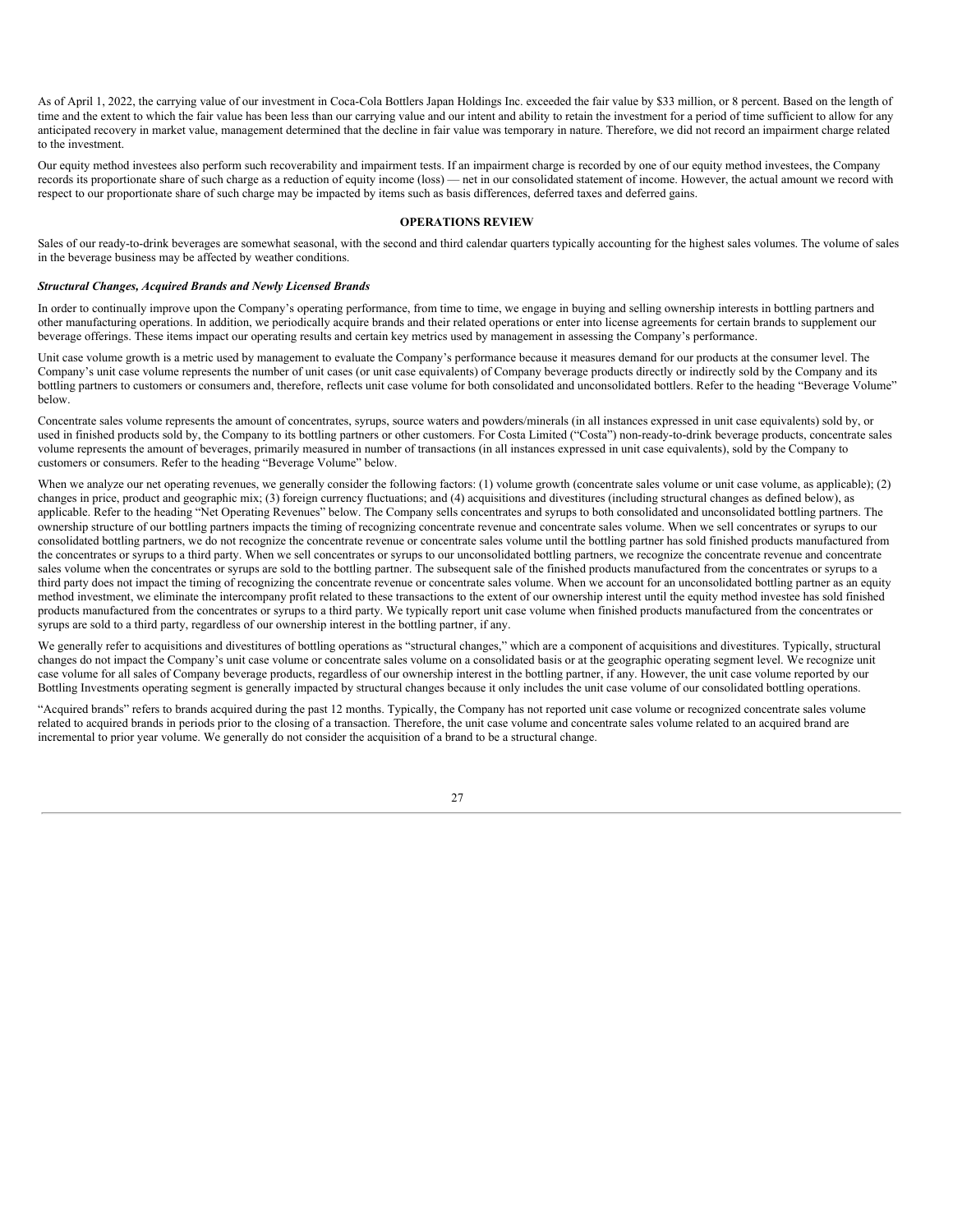As of April 1, 2022, the carrying value of our investment in Coca-Cola Bottlers Japan Holdings Inc. exceeded the fair value by $33 million, or 8 percent. Based on the length of time and the extent to which the fair value has been less than our carrying value and our intent and ability to retain the investment for a period of time sufficient to allow for any anticipated recovery in market value, management determined that the decline in fair value was temporary in nature. Therefore, we did not record an impairment charge related to the investment.

Our equity method investees also perform such recoverability and impairment tests. If an impairment charge is recorded by one of our equity method investees, the Company records its proportionate share of such charge as a reduction of equity income (loss) — net in our consolidated statement of income. However, the actual amount we record with respect to our proportionate share of such charge may be impacted by items such as basis differences, deferred taxes and deferred gains.

## OPERATIONS REVIEW

Sales of our ready-to-drink beverages are somewhat seasonal, with the second and third calendar quarters typically accounting for the highest sales volumes. The volume of sales in the beverage business may be affected by weather conditions.

### *Structural Changes, Acquired Brands and Newly Licensed Brands*

In order to continually improve upon the Company's operating performance, from time to time, we engage in buying and selling ownership interests in bottling partners and other manufacturing operations. In addition, we periodically acquire brands and their related operations or enter into license agreements for certain brands to supplement our beverage offerings. These items impact our operating results and certain key metrics used by management in assessing the Company's performance.

Unit case volume growth is a metric used by management to evaluate the Company's performance because it measures demand for our products at the consumer level. The Company's unit case volume represents the number of unit cases (or unit case equivalents) of Company beverage products directly or indirectly sold by the Company and its bottling partners to customers or consumers and, therefore, reflects unit case volume for both consolidated and unconsolidated bottlers. Refer to the heading "Beverage Volume" below.

Concentrate sales volume represents the amount of concentrates, syrups, source waters and powders/minerals (in all instances expressed in unit case equivalents) sold by, or used in finished products sold by, the Company to its bottling partners or other customers. For Costa Limited ("Costa") non-ready-to-drink beverage products, concentrate sales volume represents the amount of beverages, primarily measured in number of transactions (in all instances expressed in unit case equivalents), sold by the Company to customers or consumers. Refer to the heading "Beverage Volume" below.

When we analyze our net operating revenues, we generally consider the following factors: (1) volume growth (concentrate sales volume or unit case volume, as applicable); (2) changes in price, product and geographic mix; (3) foreign currency fluctuations; and (4) acquisitions and divestitures (including structural changes as defined below), as applicable. Refer to the heading "Net Operating Revenues" below. The Company sells concentrates and syrups to both consolidated and unconsolidated bottling partners. The ownership structure of our bottling partners impacts the timing of recognizing concentrate revenue and concentrate sales volume. When we sell concentrates or syrups to our consolidated bottling partners, we do not recognize the concentrate revenue or concentrate sales volume until the bottling partner has sold finished products manufactured from the concentrates or syrups to a third party. When we sell concentrates or syrups to our unconsolidated bottling partners, we recognize the concentrate revenue and concentrate sales volume when the concentrates or syrups are sold to the bottling partner. The subsequent sale of the finished products manufactured from the concentrates or syrups to a third party does not impact the timing of recognizing the concentrate revenue or concentrate sales volume. When we account for an unconsolidated bottling partner as an equity method investment, we eliminate the intercompany profit related to these transactions to the extent of our ownership interest until the equity method investee has sold finished products manufactured from the concentrates or syrups to a third party. We typically report unit case volume when finished products manufactured from the concentrates or syrups are sold to a third party, regardless of our ownership interest in the bottling partner, if any.

We generally refer to acquisitions and divestitures of bottling operations as "structural changes," which are a component of acquisitions and divestitures. Typically, structural changes do not impact the Company's unit case volume or concentrate sales volume on a consolidated basis or at the geographic operating segment level. We recognize unit case volume for all sales of Company beverage products, regardless of our ownership interest in the bottling partner, if any. However, the unit case volume reported by our Bottling Investments operating segment is generally impacted by structural changes because it only includes the unit case volume of our consolidated bottling operations.

"Acquired brands" refers to brands acquired during the past 12 months. Typically, the Company has not reported unit case volume or recognized concentrate sales volume related to acquired brands in periods prior to the closing of a transaction. Therefore, the unit case volume and concentrate sales volume related to an acquired brand are incremental to prior year volume. We generally do not consider the acquisition of a brand to be a structural change.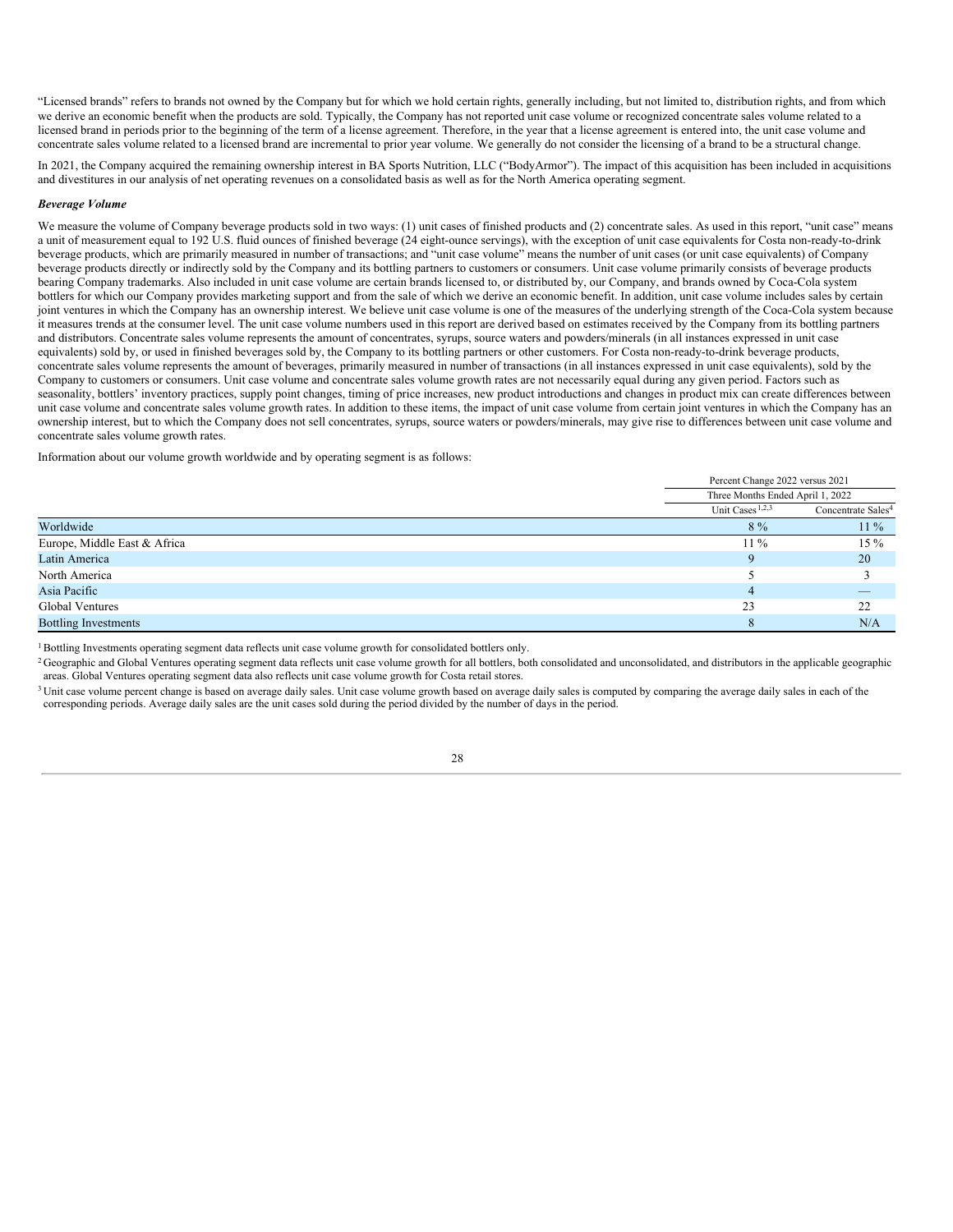"Licensed brands" refers to brands not owned by the Company but for which we hold certain rights, generally including, but not limited to, distribution rights, and from which we derive an economic benefit when the products are sold. Typically, the Company has not reported unit case volume or recognized concentrate sales volume related to a licensed brand in periods prior to the beginning of the term of a license agreement. Therefore, in the year that a license agreement is entered into, the unit case volume and concentrate sales volume related to a licensed brand are incremental to prior year volume. We generally do not consider the licensing of a brand to be a structural change.

In 2021, the Company acquired the remaining ownership interest in BA Sports Nutrition, LLC ("BodyArmor"). The impact of this acquisition has been included in acquisitions and divestitures in our analysis of net operating revenues on a consolidated basis as well as for the North America operating segment.

***Beverage Volume***

We measure the volume of Company beverage products sold in two ways: (1) unit cases of finished products and (2) concentrate sales. As used in this report, "unit case" means a unit of measurement equal to 192 U.S. fluid ounces of finished beverage (24 eight-ounce servings), with the exception of unit case equivalents for Costa non-ready-to-drink beverage products, which are primarily measured in number of transactions; and "unit case volume" means the number of unit cases (or unit case equivalents) of Company beverage products directly or indirectly sold by the Company and its bottling partners to customers or consumers. Unit case volume primarily consists of beverage products bearing Company trademarks. Also included in unit case volume are certain brands licensed to, or distributed by, our Company, and brands owned by Coca-Cola system bottlers for which our Company provides marketing support and from the sale of which we derive an economic benefit. In addition, unit case volume includes sales by certain joint ventures in which the Company has an ownership interest. We believe unit case volume is one of the measures of the underlying strength of the Coca-Cola system because it measures trends at the consumer level. The unit case volume numbers used in this report are derived based on estimates received by the Company from its bottling partners and distributors. Concentrate sales volume represents the amount of concentrates, syrups, source waters and powders/minerals (in all instances expressed in unit case equivalents) sold by, or used in finished beverages sold by, the Company to its bottling partners or other customers. For Costa non-ready-to-drink beverage products, concentrate sales volume represents the amount of beverages, primarily measured in number of transactions (in all instances expressed in unit case equivalents), sold by the Company to customers or consumers. Unit case volume and concentrate sales volume growth rates are not necessarily equal during any given period. Factors such as seasonality, bottlers' inventory practices, supply point changes, timing of price increases, new product introductions and changes in product mix can create differences between unit case volume and concentrate sales volume growth rates. In addition to these items, the impact of unit case volume from certain joint ventures in which the Company has an ownership interest, but to which the Company does not sell concentrates, syrups, source waters or powders/minerals, may give rise to differences between unit case volume and concentrate sales volume growth rates.

Information about our volume growth worldwide and by operating segment is as follows:

| | Percent Change 2022 versus 2021 | |
|---|---|---|
| | Three Months Ended April 1, 2022 | |
| | Unit Cases [1,2,3] | Concentrate Sales[4] |
| Worldwide | 8 % | 11 % |
| Europe, Middle East & Africa | 11 % | 15 % |
| Latin America | 9 | 20 |
| North America | 5 | 3 |
| Asia Pacific | 4 | — |
| Global Ventures | 23 | 22 |
| Bottling Investments | 8 | N/A |

[1] Bottling Investments operating segment data reflects unit case volume growth for consolidated bottlers only.

[2] Geographic and Global Ventures operating segment data reflects unit case volume growth for all bottlers, both consolidated and unconsolidated, and distributors in the applicable geographic areas. Global Ventures operating segment data also reflects unit case volume growth for Costa retail stores.

[3] Unit case volume percent change is based on average daily sales. Unit case volume growth based on average daily sales is computed by comparing the average daily sales in each of the corresponding periods. Average daily sales are the unit cases sold during the period divided by the number of days in the period.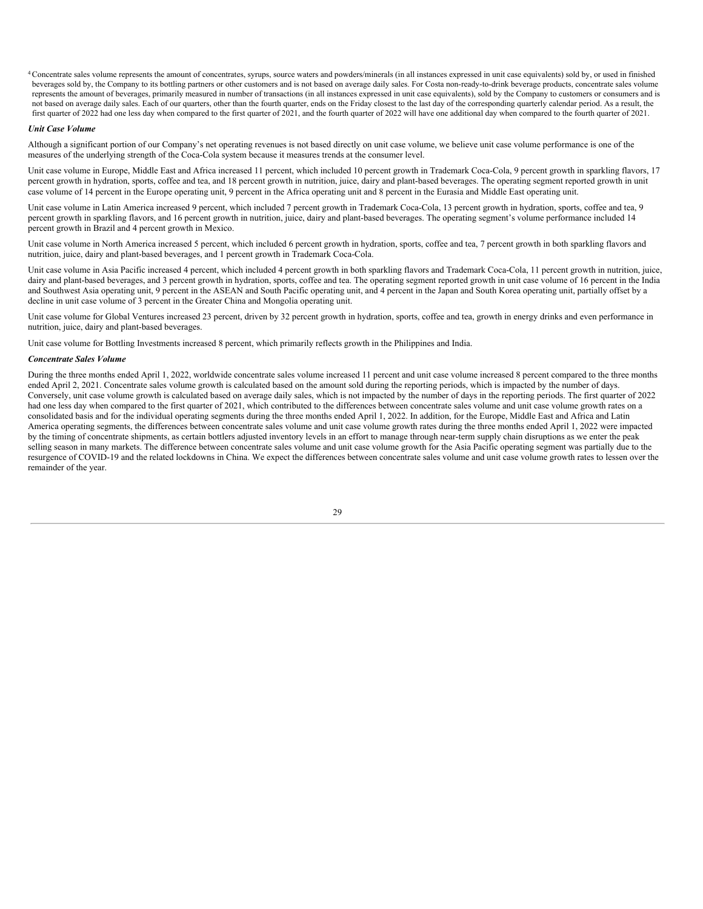[4] Concentrate sales volume represents the amount of concentrates, syrups, source waters and powders/minerals (in all instances expressed in unit case equivalents) sold by, or used in finished beverages sold by, the Company to its bottling partners or other customers and is not based on average daily sales. For Costa non-ready-to-drink beverage products, concentrate sales volume represents the amount of beverages, primarily measured in number of transactions (in all instances expressed in unit case equivalents), sold by the Company to customers or consumers and is not based on average daily sales. Each of our quarters, other than the fourth quarter, ends on the Friday closest to the last day of the corresponding quarterly calendar period. As a result, the first quarter of 2022 had one less day when compared to the first quarter of 2021, and the fourth quarter of 2022 will have one additional day when compared to the fourth quarter of 2021.

***Unit Case Volume***

Although a significant portion of our Company's net operating revenues is not based directly on unit case volume, we believe unit case volume performance is one of the measures of the underlying strength of the Coca-Cola system because it measures trends at the consumer level.

Unit case volume in Europe, Middle East and Africa increased 11 percent, which included 10 percent growth in Trademark Coca-Cola, 9 percent growth in sparkling flavors, 17 percent growth in hydration, sports, coffee and tea, and 18 percent growth in nutrition, juice, dairy and plant-based beverages. The operating segment reported growth in unit case volume of 14 percent in the Europe operating unit, 9 percent in the Africa operating unit and 8 percent in the Eurasia and Middle East operating unit.

Unit case volume in Latin America increased 9 percent, which included 7 percent growth in Trademark Coca-Cola, 13 percent growth in hydration, sports, coffee and tea, 9 percent growth in sparkling flavors, and 16 percent growth in nutrition, juice, dairy and plant-based beverages. The operating segment's volume performance included 14 percent growth in Brazil and 4 percent growth in Mexico.

Unit case volume in North America increased 5 percent, which included 6 percent growth in hydration, sports, coffee and tea, 7 percent growth in both sparkling flavors and nutrition, juice, dairy and plant-based beverages, and 1 percent growth in Trademark Coca-Cola.

Unit case volume in Asia Pacific increased 4 percent, which included 4 percent growth in both sparkling flavors and Trademark Coca-Cola, 11 percent growth in nutrition, juice, dairy and plant-based beverages, and 3 percent growth in hydration, sports, coffee and tea. The operating segment reported growth in unit case volume of 16 percent in the India and Southwest Asia operating unit, 9 percent in the ASEAN and South Pacific operating unit, and 4 percent in the Japan and South Korea operating unit, partially offset by a decline in unit case volume of 3 percent in the Greater China and Mongolia operating unit.

Unit case volume for Global Ventures increased 23 percent, driven by 32 percent growth in hydration, sports, coffee and tea, growth in energy drinks and even performance in nutrition, juice, dairy and plant-based beverages.

Unit case volume for Bottling Investments increased 8 percent, which primarily reflects growth in the Philippines and India.

***Concentrate Sales Volume***

During the three months ended April 1, 2022, worldwide concentrate sales volume increased 11 percent and unit case volume increased 8 percent compared to the three months ended April 2, 2021. Concentrate sales volume growth is calculated based on the amount sold during the reporting periods, which is impacted by the number of days. Conversely, unit case volume growth is calculated based on average daily sales, which is not impacted by the number of days in the reporting periods. The first quarter of 2022 had one less day when compared to the first quarter of 2021, which contributed to the differences between concentrate sales volume and unit case volume growth rates on a consolidated basis and for the individual operating segments during the three months ended April 1, 2022. In addition, for the Europe, Middle East and Africa and Latin America operating segments, the differences between concentrate sales volume and unit case volume growth rates during the three months ended April 1, 2022 were impacted by the timing of concentrate shipments, as certain bottlers adjusted inventory levels in an effort to manage through near-term supply chain disruptions as we enter the peak selling season in many markets. The difference between concentrate sales volume and unit case volume growth for the Asia Pacific operating segment was partially due to the resurgence of COVID-19 and the related lockdowns in China. We expect the differences between concentrate sales volume and unit case volume growth rates to lessen over the remainder of the year.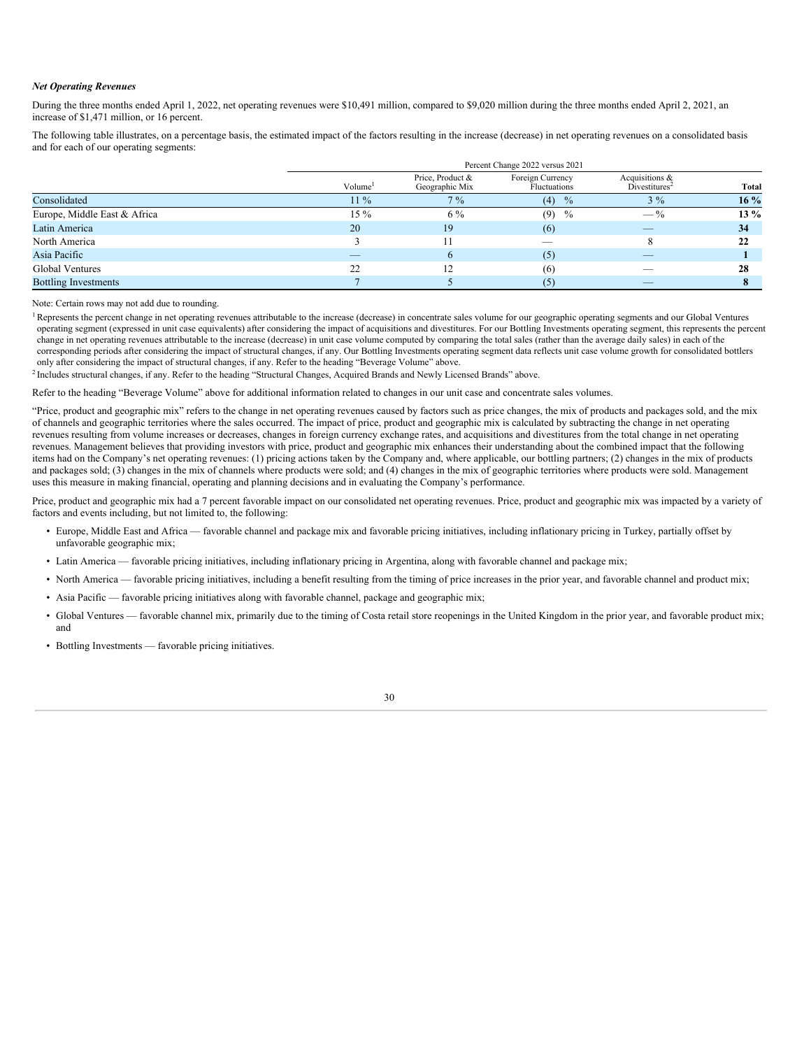***Net Operating Revenues***

During the three months ended April 1, 2022, net operating revenues were $10,491 million, compared to $9,020 million during the three months ended April 2, 2021, an increase of $1,471 million, or 16 percent.

The following table illustrates, on a percentage basis, the estimated impact of the factors resulting in the increase (decrease) in net operating revenues on a consolidated basis and for each of our operating segments:

| | Percent Change 2022 versus 2021 | | | | |
|---|---|---|---|---|---|
| | Volume[1] | Price, Product & Geographic Mix | Foreign Currency Fluctuations | Acquisitions & Divestitures[2] | Total |
| Consolidated | 11 % | 7 % | (4) % | 3 % | **16 %** |
| Europe, Middle East & Africa | 15 % | 6 % | (9) % | — % | **13 %** |
| Latin America | 20 | 19 | (6) | — | **34** |
| North America | 3 | 11 | — | 8 | **22** |
| Asia Pacific | — | 6 | (5) | — | **1** |
| Global Ventures | 22 | 12 | (6) | — | **28** |
| Bottling Investments | 7 | 5 | (5) | — | **8** |

Note: Certain rows may not add due to rounding.

[1] Represents the percent change in net operating revenues attributable to the increase (decrease) in concentrate sales volume for our geographic operating segments and our Global Ventures operating segment (expressed in unit case equivalents) after considering the impact of acquisitions and divestitures. For our Bottling Investments operating segment, this represents the percent change in net operating revenues attributable to the increase (decrease) in unit case volume computed by comparing the total sales (rather than the average daily sales) in each of the corresponding periods after considering the impact of structural changes, if any. Our Bottling Investments operating segment data reflects unit case volume growth for consolidated bottlers only after considering the impact of structural changes, if any. Refer to the heading "Beverage Volume" above.

[2] Includes structural changes, if any. Refer to the heading "Structural Changes, Acquired Brands and Newly Licensed Brands" above.

Refer to the heading "Beverage Volume" above for additional information related to changes in our unit case and concentrate sales volumes.

"Price, product and geographic mix" refers to the change in net operating revenues caused by factors such as price changes, the mix of products and packages sold, and the mix of channels and geographic territories where the sales occurred. The impact of price, product and geographic mix is calculated by subtracting the change in net operating revenues resulting from volume increases or decreases, changes in foreign currency exchange rates, and acquisitions and divestitures from the total change in net operating revenues. Management believes that providing investors with price, product and geographic mix enhances their understanding about the combined impact that the following items had on the Company's net operating revenues: (1) pricing actions taken by the Company and, where applicable, our bottling partners; (2) changes in the mix of products and packages sold; (3) changes in the mix of channels where products were sold; and (4) changes in the mix of geographic territories where products were sold. Management uses this measure in making financial, operating and planning decisions and in evaluating the Company's performance.

Price, product and geographic mix had a 7 percent favorable impact on our consolidated net operating revenues. Price, product and geographic mix was impacted by a variety of factors and events including, but not limited to, the following:

- Europe, Middle East and Africa — favorable channel and package mix and favorable pricing initiatives, including inflationary pricing in Turkey, partially offset by unfavorable geographic mix;
- Latin America — favorable pricing initiatives, including inflationary pricing in Argentina, along with favorable channel and package mix;
- North America — favorable pricing initiatives, including a benefit resulting from the timing of price increases in the prior year, and favorable channel and product mix;
- Asia Pacific — favorable pricing initiatives along with favorable channel, package and geographic mix;
- Global Ventures — favorable channel mix, primarily due to the timing of Costa retail store reopenings in the United Kingdom in the prior year, and favorable product mix; and
- Bottling Investments — favorable pricing initiatives.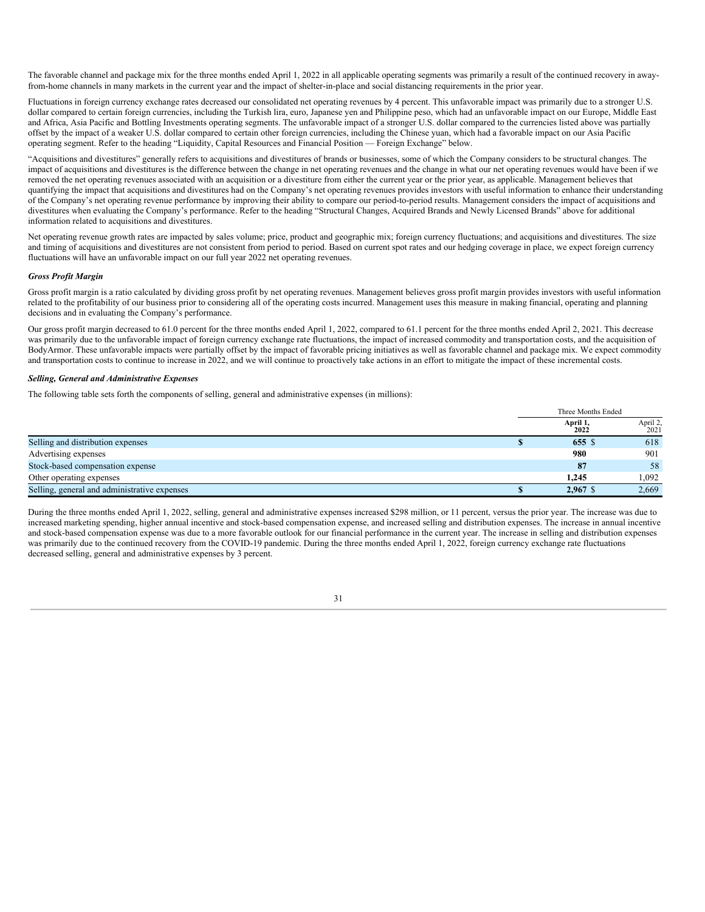The favorable channel and package mix for the three months ended April 1, 2022 in all applicable operating segments was primarily a result of the continued recovery in away-from-home channels in many markets in the current year and the impact of shelter-in-place and social distancing requirements in the prior year.

Fluctuations in foreign currency exchange rates decreased our consolidated net operating revenues by 4 percent. This unfavorable impact was primarily due to a stronger U.S. dollar compared to certain foreign currencies, including the Turkish lira, euro, Japanese yen and Philippine peso, which had an unfavorable impact on our Europe, Middle East and Africa, Asia Pacific and Bottling Investments operating segments. The unfavorable impact of a stronger U.S. dollar compared to the currencies listed above was partially offset by the impact of a weaker U.S. dollar compared to certain other foreign currencies, including the Chinese yuan, which had a favorable impact on our Asia Pacific operating segment. Refer to the heading "Liquidity, Capital Resources and Financial Position — Foreign Exchange" below.

"Acquisitions and divestitures" generally refers to acquisitions and divestitures of brands or businesses, some of which the Company considers to be structural changes. The impact of acquisitions and divestitures is the difference between the change in net operating revenues and the change in what our net operating revenues would have been if we removed the net operating revenues associated with an acquisition or a divestiture from either the current year or the prior year, as applicable. Management believes that quantifying the impact that acquisitions and divestitures had on the Company's net operating revenues provides investors with useful information to enhance their understanding of the Company's net operating revenue performance by improving their ability to compare our period-to-period results. Management considers the impact of acquisitions and divestitures when evaluating the Company's performance. Refer to the heading "Structural Changes, Acquired Brands and Newly Licensed Brands" above for additional information related to acquisitions and divestitures.

Net operating revenue growth rates are impacted by sales volume; price, product and geographic mix; foreign currency fluctuations; and acquisitions and divestitures. The size and timing of acquisitions and divestitures are not consistent from period to period. Based on current spot rates and our hedging coverage in place, we expect foreign currency fluctuations will have an unfavorable impact on our full year 2022 net operating revenues.

***Gross Profit Margin***

Gross profit margin is a ratio calculated by dividing gross profit by net operating revenues. Management believes gross profit margin provides investors with useful information related to the profitability of our business prior to considering all of the operating costs incurred. Management uses this measure in making financial, operating and planning decisions and in evaluating the Company's performance.

Our gross profit margin decreased to 61.0 percent for the three months ended April 1, 2022, compared to 61.1 percent for the three months ended April 2, 2021. This decrease was primarily due to the unfavorable impact of foreign currency exchange rate fluctuations, the impact of increased commodity and transportation costs, and the acquisition of BodyArmor. These unfavorable impacts were partially offset by the impact of favorable pricing initiatives as well as favorable channel and package mix. We expect commodity and transportation costs to continue to increase in 2022, and we will continue to proactively take actions in an effort to mitigate the impact of these incremental costs.

***Selling, General and Administrative Expenses***

The following table sets forth the components of selling, general and administrative expenses (in millions):

| | Three Months Ended | |
|---|---|---|
| | **April 1, 2022** | April 2, 2021 |
| Selling and distribution expenses | **$ 655** | $ 618 |
| Advertising expenses | **980** | 901 |
| Stock-based compensation expense | **87** | 58 |
| Other operating expenses | **1,245** | 1,092 |
| Selling, general and administrative expenses | **$ 2,967** | $ 2,669 |

During the three months ended April 1, 2022, selling, general and administrative expenses increased $298 million, or 11 percent, versus the prior year. The increase was due to increased marketing spending, higher annual incentive and stock-based compensation expense, and increased selling and distribution expenses. The increase in annual incentive and stock-based compensation expense was due to a more favorable outlook for our financial performance in the current year. The increase in selling and distribution expenses was primarily due to the continued recovery from the COVID-19 pandemic. During the three months ended April 1, 2022, foreign currency exchange rate fluctuations decreased selling, general and administrative expenses by 3 percent.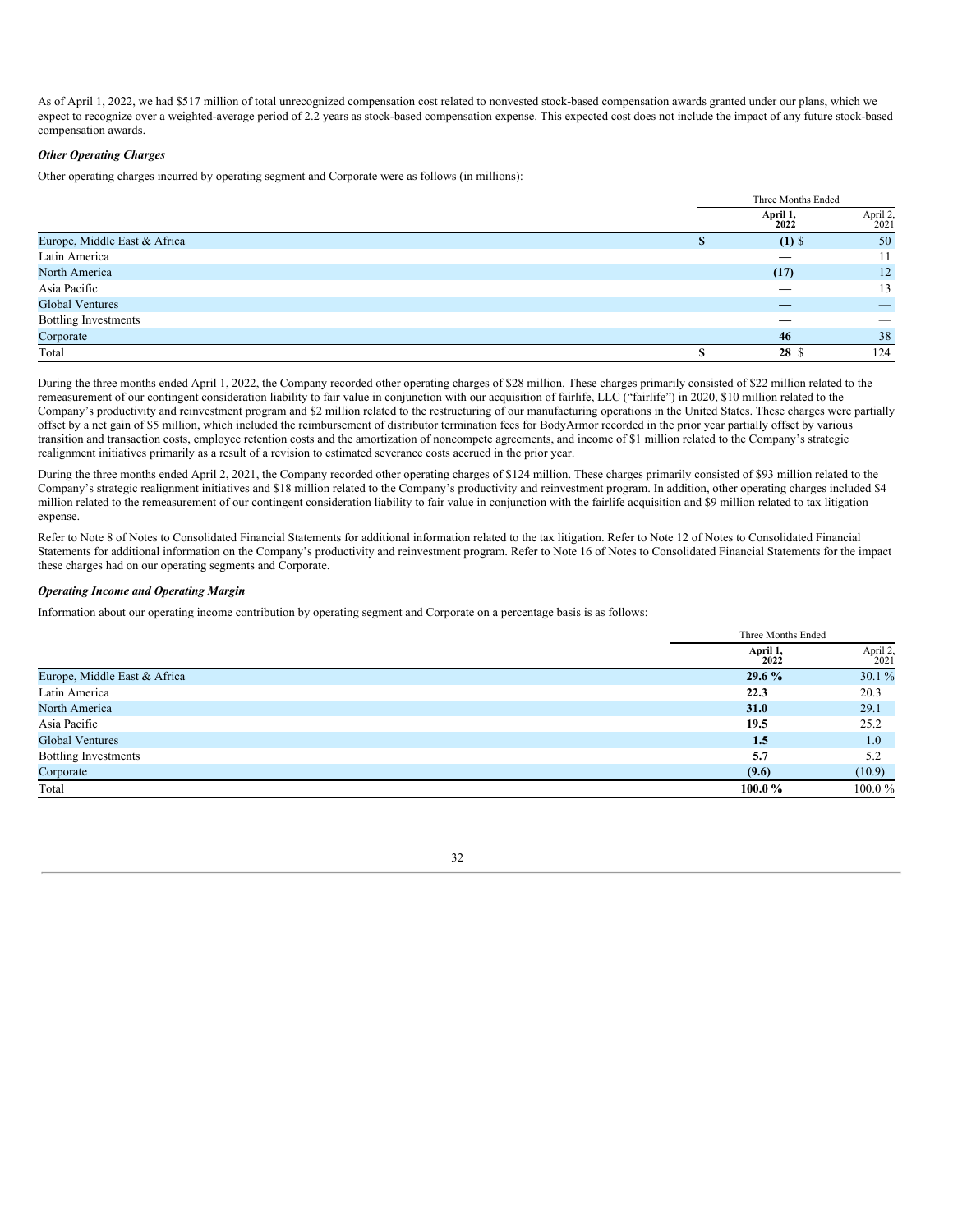As of April 1, 2022, we had $517 million of total unrecognized compensation cost related to nonvested stock-based compensation awards granted under our plans, which we expect to recognize over a weighted-average period of 2.2 years as stock-based compensation expense. This expected cost does not include the impact of any future stock-based compensation awards.

***Other Operating Charges***

Other operating charges incurred by operating segment and Corporate were as follows (in millions):

| | Three Months Ended | |
|---|---|---|
| | **April 1, 2022** | April 2, 2021 |
| Europe, Middle East & Africa | **$ (1)** | $ 50 |
| Latin America | **—** | 11 |
| North America | **(17)** | 12 |
| Asia Pacific | **—** | 13 |
| Global Ventures | **—** | — |
| Bottling Investments | **—** | — |
| Corporate | **46** | 38 |
| Total | **$ 28** | $ 124 |

During the three months ended April 1, 2022, the Company recorded other operating charges of $28 million. These charges primarily consisted of $22 million related to the remeasurement of our contingent consideration liability to fair value in conjunction with our acquisition of fairlife, LLC ("fairlife") in 2020, $10 million related to the Company's productivity and reinvestment program and $2 million related to the restructuring of our manufacturing operations in the United States. These charges were partially offset by a net gain of $5 million, which included the reimbursement of distributor termination fees for BodyArmor recorded in the prior year partially offset by various transition and transaction costs, employee retention costs and the amortization of noncompete agreements, and income of $1 million related to the Company's strategic realignment initiatives primarily as a result of a revision to estimated severance costs accrued in the prior year.

During the three months ended April 2, 2021, the Company recorded other operating charges of $124 million. These charges primarily consisted of $93 million related to the Company's strategic realignment initiatives and $18 million related to the Company's productivity and reinvestment program. In addition, other operating charges included $4 million related to the remeasurement of our contingent consideration liability to fair value in conjunction with the fairlife acquisition and $9 million related to tax litigation expense.

Refer to Note 8 of Notes to Consolidated Financial Statements for additional information related to the tax litigation. Refer to Note 12 of Notes to Consolidated Financial Statements for additional information on the Company's productivity and reinvestment program. Refer to Note 16 of Notes to Consolidated Financial Statements for the impact these charges had on our operating segments and Corporate.

***Operating Income and Operating Margin***

Information about our operating income contribution by operating segment and Corporate on a percentage basis is as follows:

| | Three Months Ended | |
|---|---|---|
| | **April 1, 2022** | April 2, 2021 |
| Europe, Middle East & Africa | **29.6 %** | 30.1 % |
| Latin America | **22.3** | 20.3 |
| North America | **31.0** | 29.1 |
| Asia Pacific | **19.5** | 25.2 |
| Global Ventures | **1.5** | 1.0 |
| Bottling Investments | **5.7** | 5.2 |
| Corporate | **(9.6)** | (10.9) |
| Total | **100.0 %** | 100.0 % |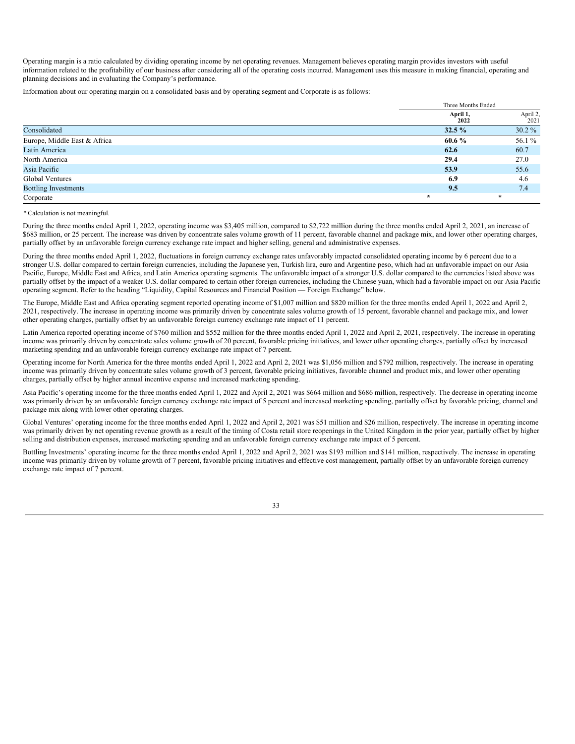Operating margin is a ratio calculated by dividing operating income by net operating revenues. Management believes operating margin provides investors with useful information related to the profitability of our business after considering all of the operating costs incurred. Management uses this measure in making financial, operating and planning decisions and in evaluating the Company's performance.

Information about our operating margin on a consolidated basis and by operating segment and Corporate is as follows:

| | Three Months Ended | |
|---|---|---|
| | **April 1, 2022** | April 2, 2021 |
| Consolidated | **32.5 %** | 30.2 % |
| Europe, Middle East & Africa | **60.6 %** | 56.1 % |
| Latin America | **62.6** | 60.7 |
| North America | **29.4** | 27.0 |
| Asia Pacific | **53.9** | 55.6 |
| Global Ventures | **6.9** | 4.6 |
| Bottling Investments | **9.5** | 7.4 |
| Corporate | * | * |

* Calculation is not meaningful.

During the three months ended April 1, 2022, operating income was $3,405 million, compared to $2,722 million during the three months ended April 2, 2021, an increase of $683 million, or 25 percent. The increase was driven by concentrate sales volume growth of 11 percent, favorable channel and package mix, and lower other operating charges, partially offset by an unfavorable foreign currency exchange rate impact and higher selling, general and administrative expenses.

During the three months ended April 1, 2022, fluctuations in foreign currency exchange rates unfavorably impacted consolidated operating income by 6 percent due to a stronger U.S. dollar compared to certain foreign currencies, including the Japanese yen, Turkish lira, euro and Argentine peso, which had an unfavorable impact on our Asia Pacific, Europe, Middle East and Africa, and Latin America operating segments. The unfavorable impact of a stronger U.S. dollar compared to the currencies listed above was partially offset by the impact of a weaker U.S. dollar compared to certain other foreign currencies, including the Chinese yuan, which had a favorable impact on our Asia Pacific operating segment. Refer to the heading "Liquidity, Capital Resources and Financial Position — Foreign Exchange" below.

The Europe, Middle East and Africa operating segment reported operating income of $1,007 million and $820 million for the three months ended April 1, 2022 and April 2, 2021, respectively. The increase in operating income was primarily driven by concentrate sales volume growth of 15 percent, favorable channel and package mix, and lower other operating charges, partially offset by an unfavorable foreign currency exchange rate impact of 11 percent.

Latin America reported operating income of $760 million and $552 million for the three months ended April 1, 2022 and April 2, 2021, respectively. The increase in operating income was primarily driven by concentrate sales volume growth of 20 percent, favorable pricing initiatives, and lower other operating charges, partially offset by increased marketing spending and an unfavorable foreign currency exchange rate impact of 7 percent.

Operating income for North America for the three months ended April 1, 2022 and April 2, 2021 was $1,056 million and $792 million, respectively. The increase in operating income was primarily driven by concentrate sales volume growth of 3 percent, favorable pricing initiatives, favorable channel and product mix, and lower other operating charges, partially offset by higher annual incentive expense and increased marketing spending.

Asia Pacific's operating income for the three months ended April 1, 2022 and April 2, 2021 was $664 million and $686 million, respectively. The decrease in operating income was primarily driven by an unfavorable foreign currency exchange rate impact of 5 percent and increased marketing spending, partially offset by favorable pricing, channel and package mix along with lower other operating charges.

Global Ventures' operating income for the three months ended April 1, 2022 and April 2, 2021 was $51 million and $26 million, respectively. The increase in operating income was primarily driven by net operating revenue growth as a result of the timing of Costa retail store reopenings in the United Kingdom in the prior year, partially offset by higher selling and distribution expenses, increased marketing spending and an unfavorable foreign currency exchange rate impact of 5 percent.

Bottling Investments' operating income for the three months ended April 1, 2022 and April 2, 2021 was $193 million and $141 million, respectively. The increase in operating income was primarily driven by volume growth of 7 percent, favorable pricing initiatives and effective cost management, partially offset by an unfavorable foreign currency exchange rate impact of 7 percent.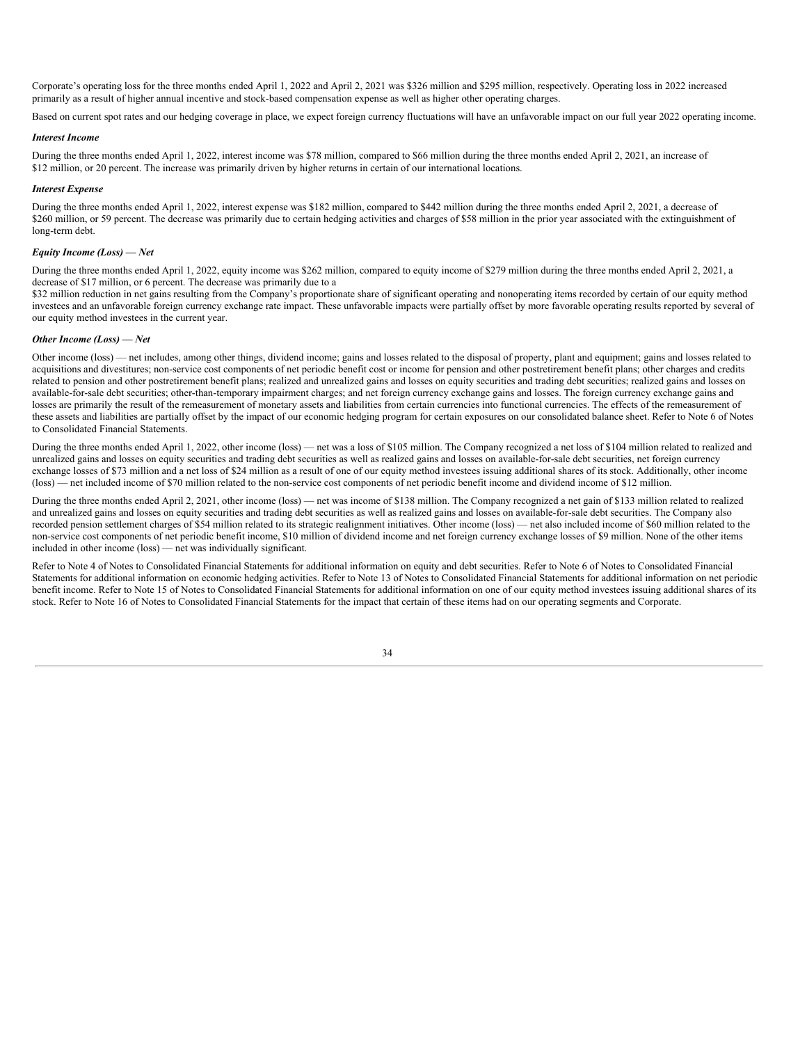Corporate's operating loss for the three months ended April 1, 2022 and April 2, 2021 was $326 million and $295 million, respectively. Operating loss in 2022 increased primarily as a result of higher annual incentive and stock-based compensation expense as well as higher other operating charges.

Based on current spot rates and our hedging coverage in place, we expect foreign currency fluctuations will have an unfavorable impact on our full year 2022 operating income.

***Interest Income***

During the three months ended April 1, 2022, interest income was $78 million, compared to $66 million during the three months ended April 2, 2021, an increase of $12 million, or 20 percent. The increase was primarily driven by higher returns in certain of our international locations.

***Interest Expense***

During the three months ended April 1, 2022, interest expense was $182 million, compared to $442 million during the three months ended April 2, 2021, a decrease of $260 million, or 59 percent. The decrease was primarily due to certain hedging activities and charges of $58 million in the prior year associated with the extinguishment of long-term debt.

***Equity Income (Loss) — Net***

During the three months ended April 1, 2022, equity income was $262 million, compared to equity income of $279 million during the three months ended April 2, 2021, a decrease of $17 million, or 6 percent. The decrease was primarily due to a $32 million reduction in net gains resulting from the Company's proportionate share of significant operating and nonoperating items recorded by certain of our equity method investees and an unfavorable foreign currency exchange rate impact. These unfavorable impacts were partially offset by more favorable operating results reported by several of our equity method investees in the current year.

***Other Income (Loss) — Net***

Other income (loss) — net includes, among other things, dividend income; gains and losses related to the disposal of property, plant and equipment; gains and losses related to acquisitions and divestitures; non-service cost components of net periodic benefit cost or income for pension and other postretirement benefit plans; other charges and credits related to pension and other postretirement benefit plans; realized and unrealized gains and losses on equity securities and trading debt securities; realized gains and losses on available-for-sale debt securities; other-than-temporary impairment charges; and net foreign currency exchange gains and losses. The foreign currency exchange gains and losses are primarily the result of the remeasurement of monetary assets and liabilities from certain currencies into functional currencies. The effects of the remeasurement of these assets and liabilities are partially offset by the impact of our economic hedging program for certain exposures on our consolidated balance sheet. Refer to Note 6 of Notes to Consolidated Financial Statements.

During the three months ended April 1, 2022, other income (loss) — net was a loss of $105 million. The Company recognized a net loss of $104 million related to realized and unrealized gains and losses on equity securities and trading debt securities as well as realized gains and losses on available-for-sale debt securities, net foreign currency exchange losses of $73 million and a net loss of $24 million as a result of one of our equity method investees issuing additional shares of its stock. Additionally, other income (loss) — net included income of $70 million related to the non-service cost components of net periodic benefit income and dividend income of $12 million.

During the three months ended April 2, 2021, other income (loss) — net was income of $138 million. The Company recognized a net gain of $133 million related to realized and unrealized gains and losses on equity securities and trading debt securities as well as realized gains and losses on available-for-sale debt securities. The Company also recorded pension settlement charges of $54 million related to its strategic realignment initiatives. Other income (loss) — net also included income of $60 million related to the non-service cost components of net periodic benefit income, $10 million of dividend income and net foreign currency exchange losses of $9 million. None of the other items included in other income (loss) — net was individually significant.

Refer to Note 4 of Notes to Consolidated Financial Statements for additional information on equity and debt securities. Refer to Note 6 of Notes to Consolidated Financial Statements for additional information on economic hedging activities. Refer to Note 13 of Notes to Consolidated Financial Statements for additional information on net periodic benefit income. Refer to Note 15 of Notes to Consolidated Financial Statements for additional information on one of our equity method investees issuing additional shares of its stock. Refer to Note 16 of Notes to Consolidated Financial Statements for the impact that certain of these items had on our operating segments and Corporate.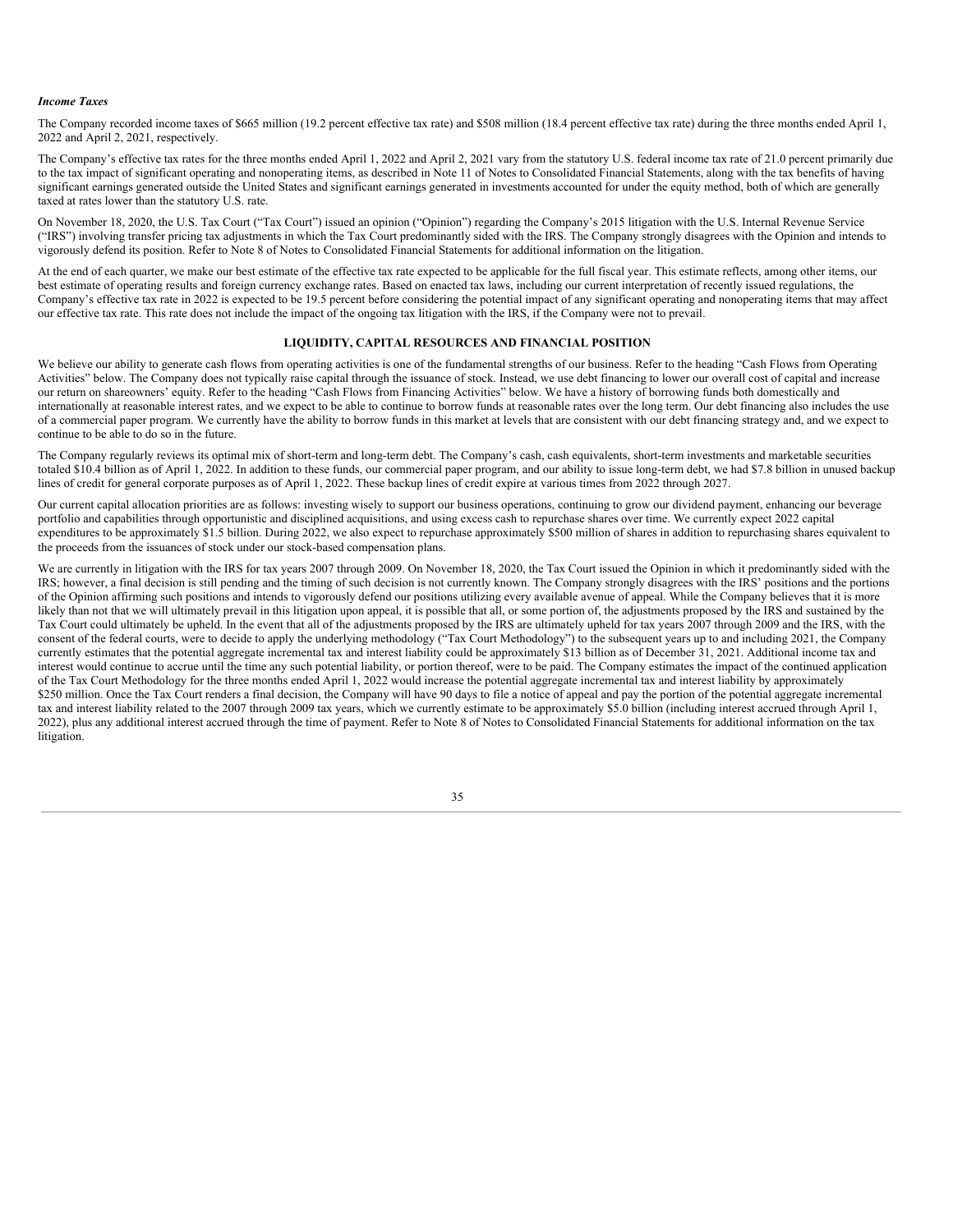***Income Taxes***

The Company recorded income taxes of $665 million (19.2 percent effective tax rate) and $508 million (18.4 percent effective tax rate) during the three months ended April 1, 2022 and April 2, 2021, respectively.

The Company's effective tax rates for the three months ended April 1, 2022 and April 2, 2021 vary from the statutory U.S. federal income tax rate of 21.0 percent primarily due to the tax impact of significant operating and nonoperating items, as described in Note 11 of Notes to Consolidated Financial Statements, along with the tax benefits of having significant earnings generated outside the United States and significant earnings generated in investments accounted for under the equity method, both of which are generally taxed at rates lower than the statutory U.S. rate.

On November 18, 2020, the U.S. Tax Court ("Tax Court") issued an opinion ("Opinion") regarding the Company's 2015 litigation with the U.S. Internal Revenue Service ("IRS") involving transfer pricing tax adjustments in which the Tax Court predominantly sided with the IRS. The Company strongly disagrees with the Opinion and intends to vigorously defend its position. Refer to Note 8 of Notes to Consolidated Financial Statements for additional information on the litigation.

At the end of each quarter, we make our best estimate of the effective tax rate expected to be applicable for the full fiscal year. This estimate reflects, among other items, our best estimate of operating results and foreign currency exchange rates. Based on enacted tax laws, including our current interpretation of recently issued regulations, the Company's effective tax rate in 2022 is expected to be 19.5 percent before considering the potential impact of any significant operating and nonoperating items that may affect our effective tax rate. This rate does not include the impact of the ongoing tax litigation with the IRS, if the Company were not to prevail.

## LIQUIDITY, CAPITAL RESOURCES AND FINANCIAL POSITION

We believe our ability to generate cash flows from operating activities is one of the fundamental strengths of our business. Refer to the heading "Cash Flows from Operating Activities" below. The Company does not typically raise capital through the issuance of stock. Instead, we use debt financing to lower our overall cost of capital and increase our return on shareowners' equity. Refer to the heading "Cash Flows from Financing Activities" below. We have a history of borrowing funds both domestically and internationally at reasonable interest rates, and we expect to be able to continue to borrow funds at reasonable rates over the long term. Our debt financing also includes the use of a commercial paper program. We currently have the ability to borrow funds in this market at levels that are consistent with our debt financing strategy and, and we expect to continue to be able to do so in the future.

The Company regularly reviews its optimal mix of short-term and long-term debt. The Company's cash, cash equivalents, short-term investments and marketable securities totaled $10.4 billion as of April 1, 2022. In addition to these funds, our commercial paper program, and our ability to issue long-term debt, we had $7.8 billion in unused backup lines of credit for general corporate purposes as of April 1, 2022. These backup lines of credit expire at various times from 2022 through 2027.

Our current capital allocation priorities are as follows: investing wisely to support our business operations, continuing to grow our dividend payment, enhancing our beverage portfolio and capabilities through opportunistic and disciplined acquisitions, and using excess cash to repurchase shares over time. We currently expect 2022 capital expenditures to be approximately $1.5 billion. During 2022, we also expect to repurchase approximately $500 million of shares in addition to repurchasing shares equivalent to the proceeds from the issuances of stock under our stock-based compensation plans.

We are currently in litigation with the IRS for tax years 2007 through 2009. On November 18, 2020, the Tax Court issued the Opinion in which it predominantly sided with the IRS; however, a final decision is still pending and the timing of such decision is not currently known. The Company strongly disagrees with the IRS' positions and the portions of the Opinion affirming such positions and intends to vigorously defend our positions utilizing every available avenue of appeal. While the Company believes that it is more likely than not that we will ultimately prevail in this litigation upon appeal, it is possible that all, or some portion of, the adjustments proposed by the IRS and sustained by the Tax Court could ultimately be upheld. In the event that all of the adjustments proposed by the IRS are ultimately upheld for tax years 2007 through 2009 and the IRS, with the consent of the federal courts, were to decide to apply the underlying methodology ("Tax Court Methodology") to the subsequent years up to and including 2021, the Company currently estimates that the potential aggregate incremental tax and interest liability could be approximately $13 billion as of December 31, 2021. Additional income tax and interest would continue to accrue until the time any such potential liability, or portion thereof, were to be paid. The Company estimates the impact of the continued application of the Tax Court Methodology for the three months ended April 1, 2022 would increase the potential aggregate incremental tax and interest liability by approximately $250 million. Once the Tax Court renders a final decision, the Company will have 90 days to file a notice of appeal and pay the portion of the potential aggregate incremental tax and interest liability related to the 2007 through 2009 tax years, which we currently estimate to be approximately $5.0 billion (including interest accrued through April 1, 2022), plus any additional interest accrued through the time of payment. Refer to Note 8 of Notes to Consolidated Financial Statements for additional information on the tax litigation.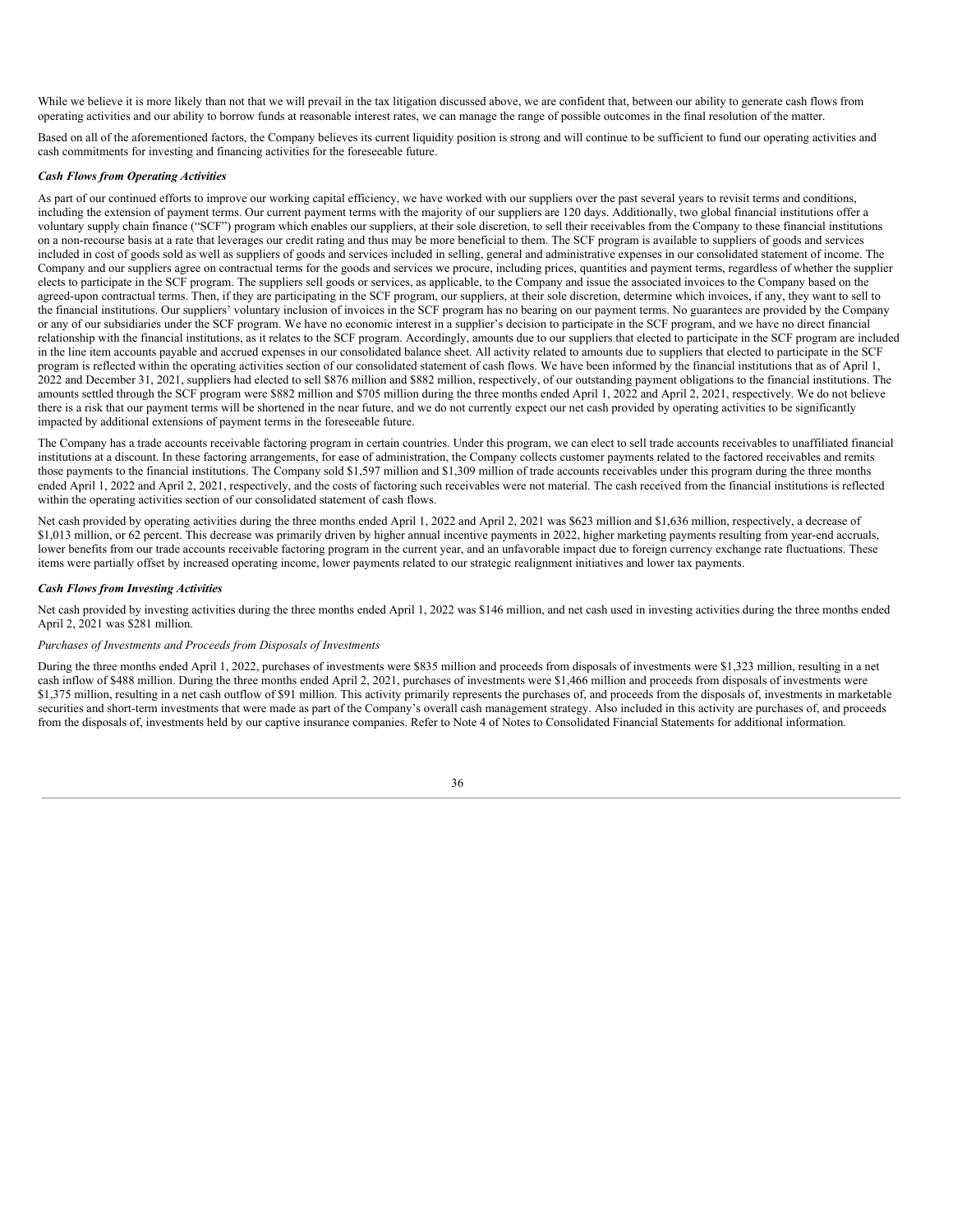While we believe it is more likely than not that we will prevail in the tax litigation discussed above, we are confident that, between our ability to generate cash flows from operating activities and our ability to borrow funds at reasonable interest rates, we can manage the range of possible outcomes in the final resolution of the matter.

Based on all of the aforementioned factors, the Company believes its current liquidity position is strong and will continue to be sufficient to fund our operating activities and cash commitments for investing and financing activities for the foreseeable future.

***Cash Flows from Operating Activities***

As part of our continued efforts to improve our working capital efficiency, we have worked with our suppliers over the past several years to revisit terms and conditions, including the extension of payment terms. Our current payment terms with the majority of our suppliers are 120 days. Additionally, two global financial institutions offer a voluntary supply chain finance ("SCF") program which enables our suppliers, at their sole discretion, to sell their receivables from the Company to these financial institutions on a non-recourse basis at a rate that leverages our credit rating and thus may be more beneficial to them. The SCF program is available to suppliers of goods and services included in cost of goods sold as well as suppliers of goods and services included in selling, general and administrative expenses in our consolidated statement of income. The Company and our suppliers agree on contractual terms for the goods and services we procure, including prices, quantities and payment terms, regardless of whether the supplier elects to participate in the SCF program. The suppliers sell goods or services, as applicable, to the Company and issue the associated invoices to the Company based on the agreed-upon contractual terms. Then, if they are participating in the SCF program, our suppliers, at their sole discretion, determine which invoices, if any, they want to sell to the financial institutions. Our suppliers' voluntary inclusion of invoices in the SCF program has no bearing on our payment terms. No guarantees are provided by the Company or any of our subsidiaries under the SCF program. We have no economic interest in a supplier's decision to participate in the SCF program, and we have no direct financial relationship with the financial institutions, as it relates to the SCF program. Accordingly, amounts due to our suppliers that elected to participate in the SCF program are included in the line item accounts payable and accrued expenses in our consolidated balance sheet. All activity related to amounts due to suppliers that elected to participate in the SCF program is reflected within the operating activities section of our consolidated statement of cash flows. We have been informed by the financial institutions that as of April 1, 2022 and December 31, 2021, suppliers had elected to sell $876 million and $882 million, respectively, of our outstanding payment obligations to the financial institutions. The amounts settled through the SCF program were $882 million and $705 million during the three months ended April 1, 2022 and April 2, 2021, respectively. We do not believe there is a risk that our payment terms will be shortened in the near future, and we do not currently expect our net cash provided by operating activities to be significantly impacted by additional extensions of payment terms in the foreseeable future.

The Company has a trade accounts receivable factoring program in certain countries. Under this program, we can elect to sell trade accounts receivables to unaffiliated financial institutions at a discount. In these factoring arrangements, for ease of administration, the Company collects customer payments related to the factored receivables and remits those payments to the financial institutions. The Company sold $1,597 million and $1,309 million of trade accounts receivables under this program during the three months ended April 1, 2022 and April 2, 2021, respectively, and the costs of factoring such receivables were not material. The cash received from the financial institutions is reflected within the operating activities section of our consolidated statement of cash flows.

Net cash provided by operating activities during the three months ended April 1, 2022 and April 2, 2021 was $623 million and $1,636 million, respectively, a decrease of $1,013 million, or 62 percent. This decrease was primarily driven by higher annual incentive payments in 2022, higher marketing payments resulting from year-end accruals, lower benefits from our trade accounts receivable factoring program in the current year, and an unfavorable impact due to foreign currency exchange rate fluctuations. These items were partially offset by increased operating income, lower payments related to our strategic realignment initiatives and lower tax payments.

***Cash Flows from Investing Activities***

Net cash provided by investing activities during the three months ended April 1, 2022 was $146 million, and net cash used in investing activities during the three months ended April 2, 2021 was $281 million.

*Purchases of Investments and Proceeds from Disposals of Investments*

During the three months ended April 1, 2022, purchases of investments were $835 million and proceeds from disposals of investments were $1,323 million, resulting in a net cash inflow of $488 million. During the three months ended April 2, 2021, purchases of investments were $1,466 million and proceeds from disposals of investments were $1,375 million, resulting in a net cash outflow of $91 million. This activity primarily represents the purchases of, and proceeds from the disposals of, investments in marketable securities and short-term investments that were made as part of the Company's overall cash management strategy. Also included in this activity are purchases of, and proceeds from the disposals of, investments held by our captive insurance companies. Refer to Note 4 of Notes to Consolidated Financial Statements for additional information.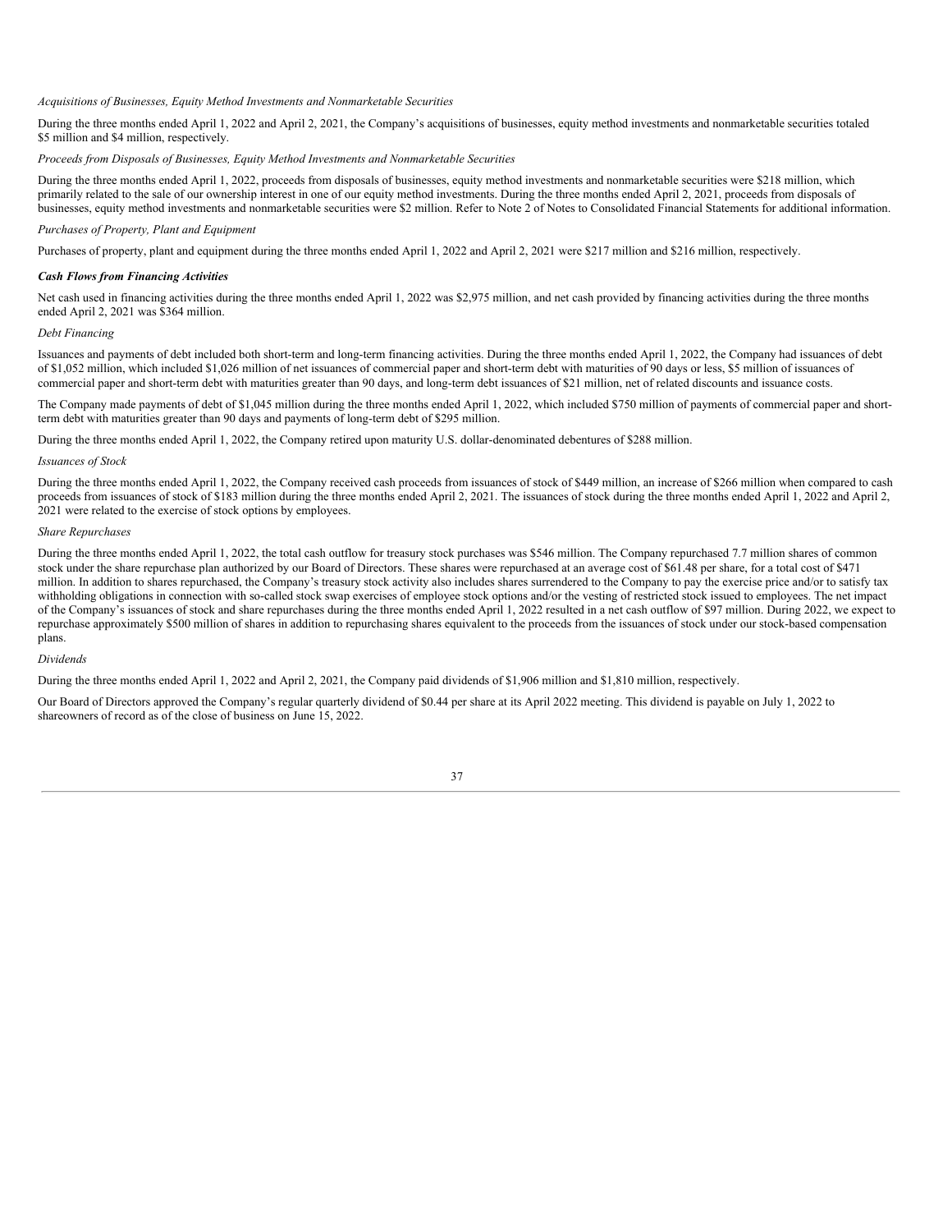*Acquisitions of Businesses, Equity Method Investments and Nonmarketable Securities*

During the three months ended April 1, 2022 and April 2, 2021, the Company's acquisitions of businesses, equity method investments and nonmarketable securities totaled $5 million and $4 million, respectively.

*Proceeds from Disposals of Businesses, Equity Method Investments and Nonmarketable Securities*

During the three months ended April 1, 2022, proceeds from disposals of businesses, equity method investments and nonmarketable securities were $218 million, which primarily related to the sale of our ownership interest in one of our equity method investments. During the three months ended April 2, 2021, proceeds from disposals of businesses, equity method investments and nonmarketable securities were $2 million. Refer to Note 2 of Notes to Consolidated Financial Statements for additional information.

*Purchases of Property, Plant and Equipment*

Purchases of property, plant and equipment during the three months ended April 1, 2022 and April 2, 2021 were $217 million and $216 million, respectively.

***Cash Flows from Financing Activities***

Net cash used in financing activities during the three months ended April 1, 2022 was $2,975 million, and net cash provided by financing activities during the three months ended April 2, 2021 was $364 million.

*Debt Financing*

Issuances and payments of debt included both short-term and long-term financing activities. During the three months ended April 1, 2022, the Company had issuances of debt of $1,052 million, which included $1,026 million of net issuances of commercial paper and short-term debt with maturities of 90 days or less, $5 million of issuances of commercial paper and short-term debt with maturities greater than 90 days, and long-term debt issuances of $21 million, net of related discounts and issuance costs.

The Company made payments of debt of $1,045 million during the three months ended April 1, 2022, which included $750 million of payments of commercial paper and short-term debt with maturities greater than 90 days and payments of long-term debt of $295 million.

During the three months ended April 1, 2022, the Company retired upon maturity U.S. dollar-denominated debentures of $288 million.

*Issuances of Stock*

During the three months ended April 1, 2022, the Company received cash proceeds from issuances of stock of $449 million, an increase of $266 million when compared to cash proceeds from issuances of stock of $183 million during the three months ended April 2, 2021. The issuances of stock during the three months ended April 1, 2022 and April 2, 2021 were related to the exercise of stock options by employees.

*Share Repurchases*

During the three months ended April 1, 2022, the total cash outflow for treasury stock purchases was $546 million. The Company repurchased 7.7 million shares of common stock under the share repurchase plan authorized by our Board of Directors. These shares were repurchased at an average cost of $61.48 per share, for a total cost of $471 million. In addition to shares repurchased, the Company's treasury stock activity also includes shares surrendered to the Company to pay the exercise price and/or to satisfy tax withholding obligations in connection with so-called stock swap exercises of employee stock options and/or the vesting of restricted stock issued to employees. The net impact of the Company's issuances of stock and share repurchases during the three months ended April 1, 2022 resulted in a net cash outflow of $97 million. During 2022, we expect to repurchase approximately $500 million of shares in addition to repurchasing shares equivalent to the proceeds from the issuances of stock under our stock-based compensation plans.

*Dividends*

During the three months ended April 1, 2022 and April 2, 2021, the Company paid dividends of $1,906 million and $1,810 million, respectively.

Our Board of Directors approved the Company's regular quarterly dividend of $0.44 per share at its April 2022 meeting. This dividend is payable on July 1, 2022 to shareowners of record as of the close of business on June 15, 2022.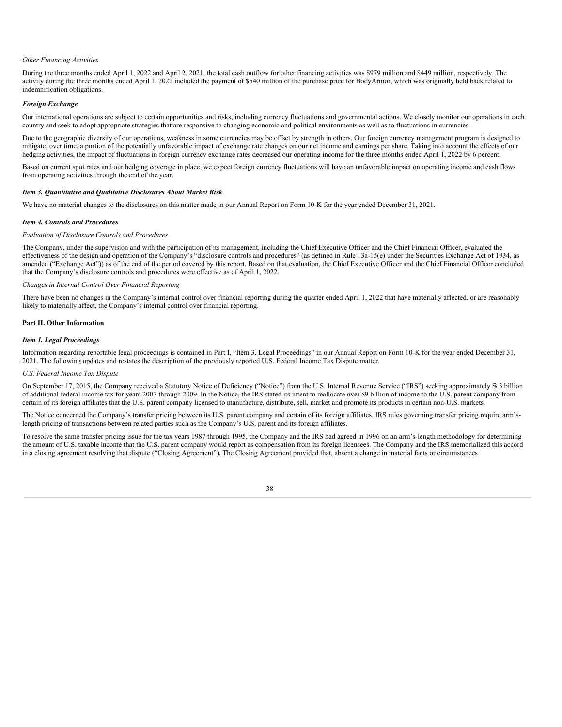*Other Financing Activities*

During the three months ended April 1, 2022 and April 2, 2021, the total cash outflow for other financing activities was $979 million and $449 million, respectively. The activity during the three months ended April 1, 2022 included the payment of $540 million of the purchase price for BodyArmor, which was originally held back related to indemnification obligations.

***Foreign Exchange***

Our international operations are subject to certain opportunities and risks, including currency fluctuations and governmental actions. We closely monitor our operations in each country and seek to adopt appropriate strategies that are responsive to changing economic and political environments as well as to fluctuations in currencies.

Due to the geographic diversity of our operations, weakness in some currencies may be offset by strength in others. Our foreign currency management program is designed to mitigate, over time, a portion of the potentially unfavorable impact of exchange rate changes on our net income and earnings per share. Taking into account the effects of our hedging activities, the impact of fluctuations in foreign currency exchange rates decreased our operating income for the three months ended April 1, 2022 by 6 percent.

Based on current spot rates and our hedging coverage in place, we expect foreign currency fluctuations will have an unfavorable impact on operating income and cash flows from operating activities through the end of the year.

***Item 3. Quantitative and Qualitative Disclosures About Market Risk***

We have no material changes to the disclosures on this matter made in our Annual Report on Form 10-K for the year ended December 31, 2021.

***Item 4. Controls and Procedures***

*Evaluation of Disclosure Controls and Procedures*

The Company, under the supervision and with the participation of its management, including the Chief Executive Officer and the Chief Financial Officer, evaluated the effectiveness of the design and operation of the Company's "disclosure controls and procedures" (as defined in Rule 13a-15(e) under the Securities Exchange Act of 1934, as amended ("Exchange Act")) as of the end of the period covered by this report. Based on that evaluation, the Chief Executive Officer and the Chief Financial Officer concluded that the Company's disclosure controls and procedures were effective as of April 1, 2022.

*Changes in Internal Control Over Financial Reporting*

There have been no changes in the Company's internal control over financial reporting during the quarter ended April 1, 2022 that have materially affected, or are reasonably likely to materially affect, the Company's internal control over financial reporting.

**Part II. Other Information**

***Item 1. Legal Proceedings***

Information regarding reportable legal proceedings is contained in Part I, "Item 3. Legal Proceedings" in our Annual Report on Form 10-K for the year ended December 31, 2021. The following updates and restates the description of the previously reported U.S. Federal Income Tax Dispute matter.

*U.S. Federal Income Tax Dispute*

On September 17, 2015, the Company received a Statutory Notice of Deficiency ("Notice") from the U.S. Internal Revenue Service ("IRS") seeking approximately $3.3 billion of additional federal income tax for years 2007 through 2009. In the Notice, the IRS stated its intent to reallocate over $9 billion of income to the U.S. parent company from certain of its foreign affiliates that the U.S. parent company licensed to manufacture, distribute, sell, market and promote its products in certain non-U.S. markets.

The Notice concerned the Company's transfer pricing between its U.S. parent company and certain of its foreign affiliates. IRS rules governing transfer pricing require arm's-length pricing of transactions between related parties such as the Company's U.S. parent and its foreign affiliates.

To resolve the same transfer pricing issue for the tax years 1987 through 1995, the Company and the IRS had agreed in 1996 on an arm's-length methodology for determining the amount of U.S. taxable income that the U.S. parent company would report as compensation from its foreign licensees. The Company and the IRS memorialized this accord in a closing agreement resolving that dispute ("Closing Agreement"). The Closing Agreement provided that, absent a change in material facts or circumstances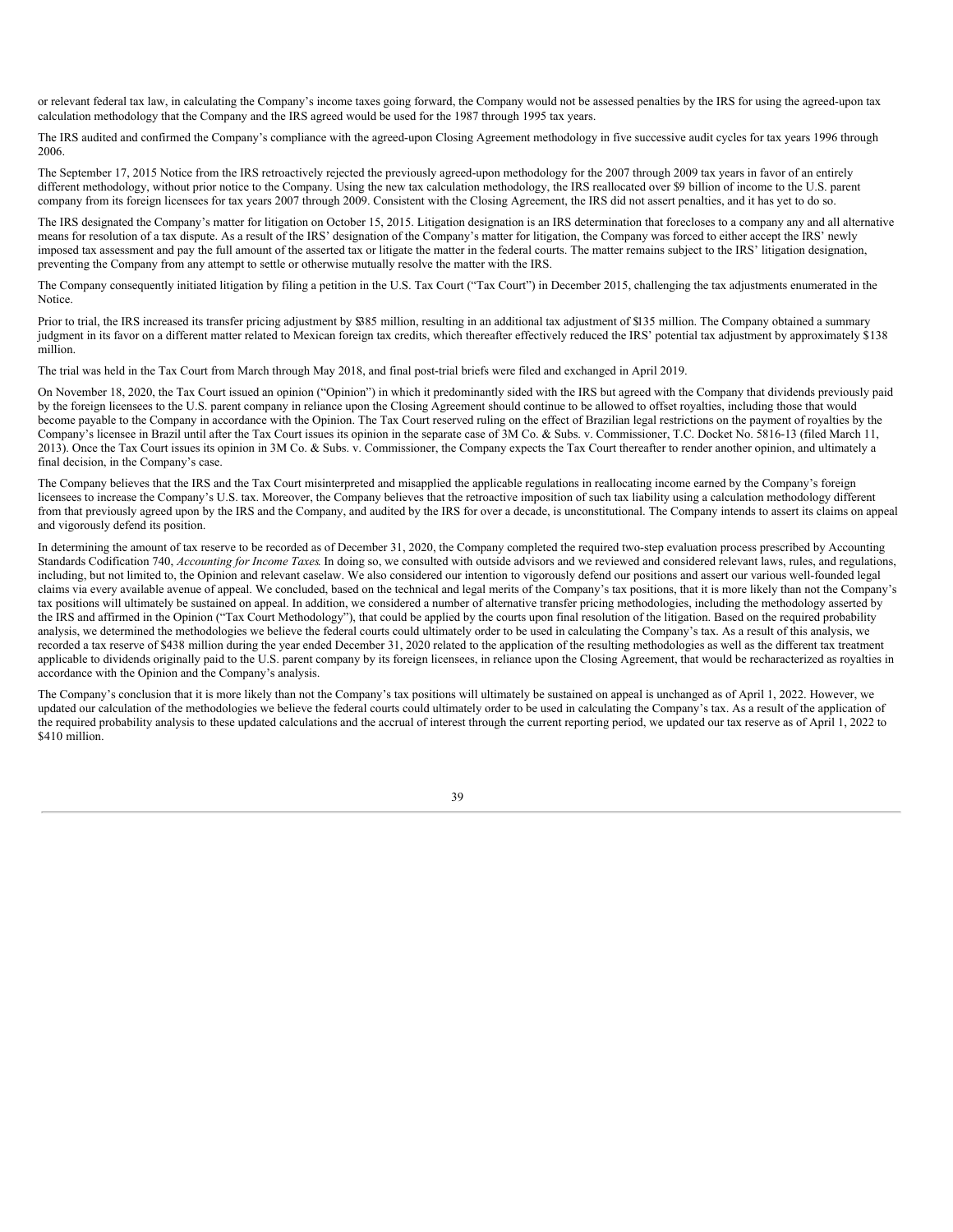or relevant federal tax law, in calculating the Company's income taxes going forward, the Company would not be assessed penalties by the IRS for using the agreed-upon tax calculation methodology that the Company and the IRS agreed would be used for the 1987 through 1995 tax years.

The IRS audited and confirmed the Company's compliance with the agreed-upon Closing Agreement methodology in five successive audit cycles for tax years 1996 through 2006.

The September 17, 2015 Notice from the IRS retroactively rejected the previously agreed-upon methodology for the 2007 through 2009 tax years in favor of an entirely different methodology, without prior notice to the Company. Using the new tax calculation methodology, the IRS reallocated over $9 billion of income to the U.S. parent company from its foreign licensees for tax years 2007 through 2009. Consistent with the Closing Agreement, the IRS did not assert penalties, and it has yet to do so.

The IRS designated the Company's matter for litigation on October 15, 2015. Litigation designation is an IRS determination that forecloses to a company any and all alternative means for resolution of a tax dispute. As a result of the IRS' designation of the Company's matter for litigation, the Company was forced to either accept the IRS' newly imposed tax assessment and pay the full amount of the asserted tax or litigate the matter in the federal courts. The matter remains subject to the IRS' litigation designation, preventing the Company from any attempt to settle or otherwise mutually resolve the matter with the IRS.

The Company consequently initiated litigation by filing a petition in the U.S. Tax Court ("Tax Court") in December 2015, challenging the tax adjustments enumerated in the Notice.

Prior to trial, the IRS increased its transfer pricing adjustment by $385 million, resulting in an additional tax adjustment of $135 million. The Company obtained a summary judgment in its favor on a different matter related to Mexican foreign tax credits, which thereafter effectively reduced the IRS' potential tax adjustment by approximately $138 million.

The trial was held in the Tax Court from March through May 2018, and final post-trial briefs were filed and exchanged in April 2019.

On November 18, 2020, the Tax Court issued an opinion ("Opinion") in which it predominantly sided with the IRS but agreed with the Company that dividends previously paid by the foreign licensees to the U.S. parent company in reliance upon the Closing Agreement should continue to be allowed to offset royalties, including those that would become payable to the Company in accordance with the Opinion. The Tax Court reserved ruling on the effect of Brazilian legal restrictions on the payment of royalties by the Company's licensee in Brazil until after the Tax Court issues its opinion in the separate case of 3M Co. & Subs. v. Commissioner, T.C. Docket No. 5816-13 (filed March 11, 2013). Once the Tax Court issues its opinion in 3M Co. & Subs. v. Commissioner, the Company expects the Tax Court thereafter to render another opinion, and ultimately a final decision, in the Company's case.

The Company believes that the IRS and the Tax Court misinterpreted and misapplied the applicable regulations in reallocating income earned by the Company's foreign licensees to increase the Company's U.S. tax. Moreover, the Company believes that the retroactive imposition of such tax liability using a calculation methodology different from that previously agreed upon by the IRS and the Company, and audited by the IRS for over a decade, is unconstitutional. The Company intends to assert its claims on appeal and vigorously defend its position.

In determining the amount of tax reserve to be recorded as of December 31, 2020, the Company completed the required two-step evaluation process prescribed by Accounting Standards Codification 740, *Accounting for Income Taxes*. In doing so, we consulted with outside advisors and we reviewed and considered relevant laws, rules, and regulations, including, but not limited to, the Opinion and relevant caselaw. We also considered our intention to vigorously defend our positions and assert our various well-founded legal claims via every available avenue of appeal. We concluded, based on the technical and legal merits of the Company's tax positions, that it is more likely than not the Company's tax positions will ultimately be sustained on appeal. In addition, we considered a number of alternative transfer pricing methodologies, including the methodology asserted by the IRS and affirmed in the Opinion ("Tax Court Methodology"), that could be applied by the courts upon final resolution of the litigation. Based on the required probability analysis, we determined the methodologies we believe the federal courts could ultimately order to be used in calculating the Company's tax. As a result of this analysis, we recorded a tax reserve of $438 million during the year ended December 31, 2020 related to the application of the resulting methodologies as well as the different tax treatment applicable to dividends originally paid to the U.S. parent company by its foreign licensees, in reliance upon the Closing Agreement, that would be recharacterized as royalties in accordance with the Opinion and the Company's analysis.

The Company's conclusion that it is more likely than not the Company's tax positions will ultimately be sustained on appeal is unchanged as of April 1, 2022. However, we updated our calculation of the methodologies we believe the federal courts could ultimately order to be used in calculating the Company's tax. As a result of the application of the required probability analysis to these updated calculations and the accrual of interest through the current reporting period, we updated our tax reserve as of April 1, 2022 to $410 million.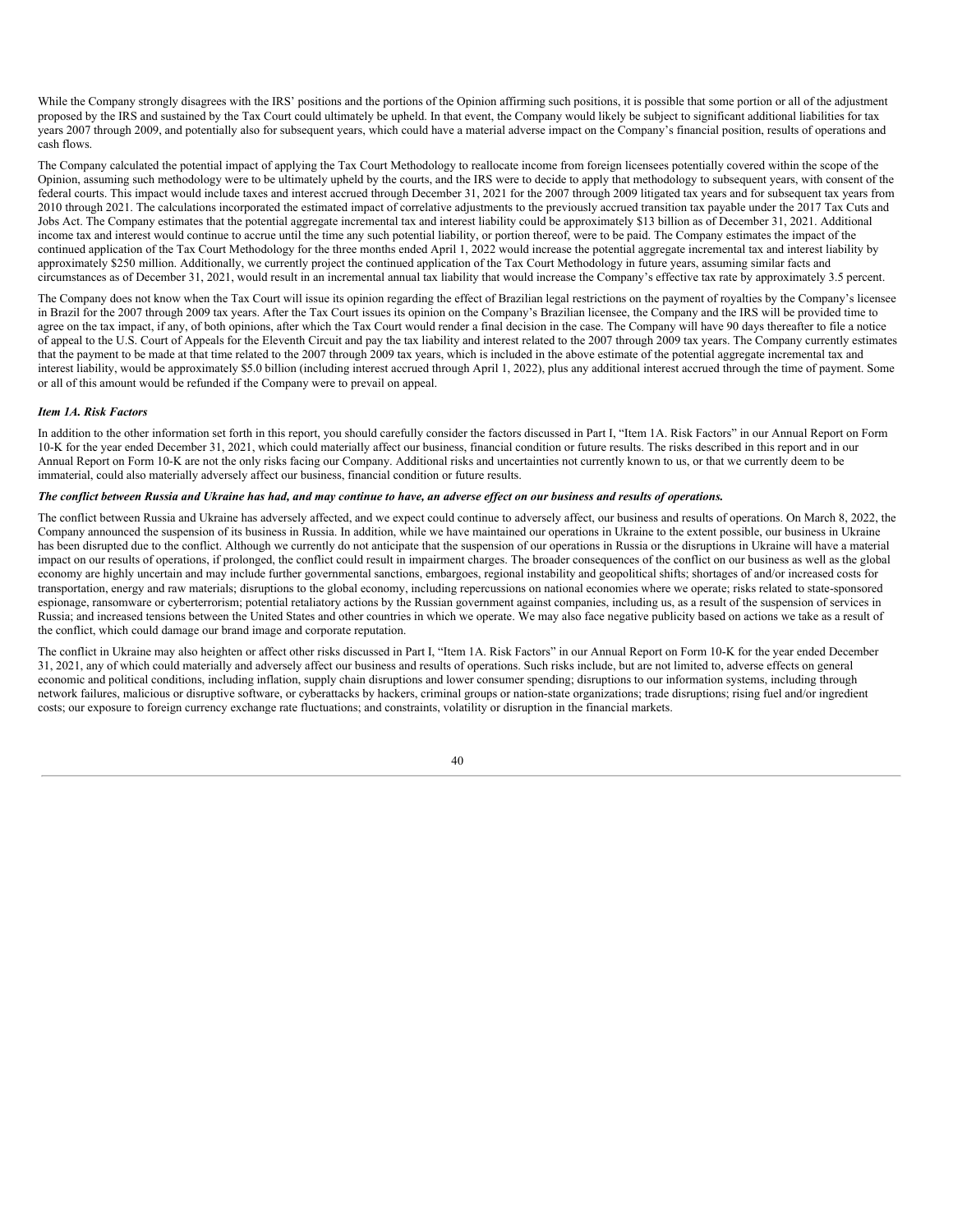While the Company strongly disagrees with the IRS' positions and the portions of the Opinion affirming such positions, it is possible that some portion or all of the adjustment proposed by the IRS and sustained by the Tax Court could ultimately be upheld. In that event, the Company would likely be subject to significant additional liabilities for tax years 2007 through 2009, and potentially also for subsequent years, which could have a material adverse impact on the Company's financial position, results of operations and cash flows.

The Company calculated the potential impact of applying the Tax Court Methodology to reallocate income from foreign licensees potentially covered within the scope of the Opinion, assuming such methodology were to be ultimately upheld by the courts, and the IRS were to decide to apply that methodology to subsequent years, with consent of the federal courts. This impact would include taxes and interest accrued through December 31, 2021 for the 2007 through 2009 litigated tax years and for subsequent tax years from 2010 through 2021. The calculations incorporated the estimated impact of correlative adjustments to the previously accrued transition tax payable under the 2017 Tax Cuts and Jobs Act. The Company estimates that the potential aggregate incremental tax and interest liability could be approximately $13 billion as of December 31, 2021. Additional income tax and interest would continue to accrue until the time any such potential liability, or portion thereof, were to be paid. The Company estimates the impact of the continued application of the Tax Court Methodology for the three months ended April 1, 2022 would increase the potential aggregate incremental tax and interest liability by approximately $250 million. Additionally, we currently project the continued application of the Tax Court Methodology in future years, assuming similar facts and circumstances as of December 31, 2021, would result in an incremental annual tax liability that would increase the Company's effective tax rate by approximately 3.5 percent.

The Company does not know when the Tax Court will issue its opinion regarding the effect of Brazilian legal restrictions on the payment of royalties by the Company's licensee in Brazil for the 2007 through 2009 tax years. After the Tax Court issues its opinion on the Company's Brazilian licensee, the Company and the IRS will be provided time to agree on the tax impact, if any, of both opinions, after which the Tax Court would render a final decision in the case. The Company will have 90 days thereafter to file a notice of appeal to the U.S. Court of Appeals for the Eleventh Circuit and pay the tax liability and interest related to the 2007 through 2009 tax years. The Company currently estimates that the payment to be made at that time related to the 2007 through 2009 tax years, which is included in the above estimate of the potential aggregate incremental tax and interest liability, would be approximately $5.0 billion (including interest accrued through April 1, 2022), plus any additional interest accrued through the time of payment. Some or all of this amount would be refunded if the Company were to prevail on appeal.

### *Item 1A. Risk Factors*

In addition to the other information set forth in this report, you should carefully consider the factors discussed in Part I, "Item 1A. Risk Factors" in our Annual Report on Form 10-K for the year ended December 31, 2021, which could materially affect our business, financial condition or future results. The risks described in this report and in our Annual Report on Form 10-K are not the only risks facing our Company. Additional risks and uncertainties not currently known to us, or that we currently deem to be immaterial, could also materially adversely affect our business, financial condition or future results.

***The conflict between Russia and Ukraine has had, and may continue to have, an adverse effect on our business and results of operations.***

The conflict between Russia and Ukraine has adversely affected, and we expect could continue to adversely affect, our business and results of operations. On March 8, 2022, the Company announced the suspension of its business in Russia. In addition, while we have maintained our operations in Ukraine to the extent possible, our business in Ukraine has been disrupted due to the conflict. Although we currently do not anticipate that the suspension of our operations in Russia or the disruptions in Ukraine will have a material impact on our results of operations, if prolonged, the conflict could result in impairment charges. The broader consequences of the conflict on our business as well as the global economy are highly uncertain and may include further governmental sanctions, embargoes, regional instability and geopolitical shifts; shortages of and/or increased costs for transportation, energy and raw materials; disruptions to the global economy, including repercussions on national economies where we operate; risks related to state-sponsored espionage, ransomware or cyberterrorism; potential retaliatory actions by the Russian government against companies, including us, as a result of the suspension of services in Russia; and increased tensions between the United States and other countries in which we operate. We may also face negative publicity based on actions we take as a result of the conflict, which could damage our brand image and corporate reputation.

The conflict in Ukraine may also heighten or affect other risks discussed in Part I, "Item 1A. Risk Factors" in our Annual Report on Form 10-K for the year ended December 31, 2021, any of which could materially and adversely affect our business and results of operations. Such risks include, but are not limited to, adverse effects on general economic and political conditions, including inflation, supply chain disruptions and lower consumer spending; disruptions to our information systems, including through network failures, malicious or disruptive software, or cyberattacks by hackers, criminal groups or nation-state organizations; trade disruptions; rising fuel and/or ingredient costs; our exposure to foreign currency exchange rate fluctuations; and constraints, volatility or disruption in the financial markets.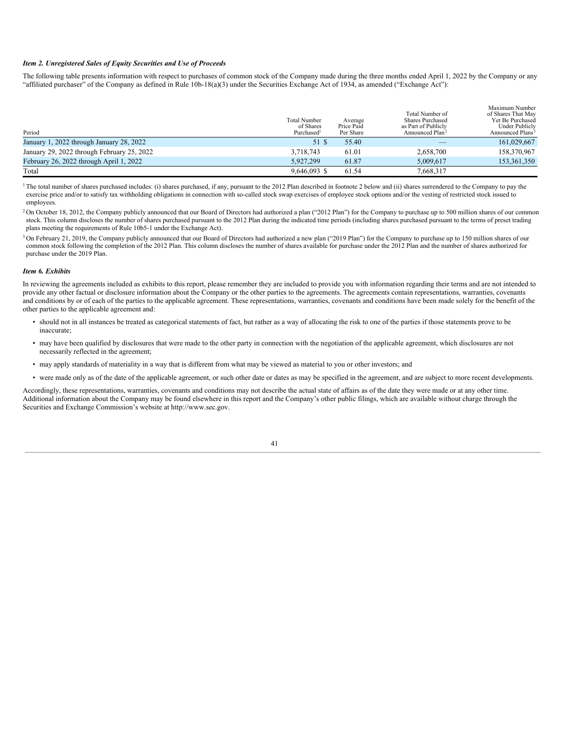***Item 2. Unregistered Sales of Equity Securities and Use of Proceeds***

The following table presents information with respect to purchases of common stock of the Company made during the three months ended April 1, 2022 by the Company or any "affiliated purchaser" of the Company as defined in Rule 10b-18(a)(3) under the Securities Exchange Act of 1934, as amended ("Exchange Act"):

| Period | Total Number of Shares Purchased[1] | Average Price Paid Per Share | Total Number of Shares Purchased as Part of Publicly Announced Plan[2] | Maximum Number of Shares That May Yet Be Purchased Under Publicly Announced Plans[3] |
|---|---|---|---|---|
| January 1, 2022 through January 28, 2022 | 51 | $ 55.40 | — | 161,029,667 |
| January 29, 2022 through February 25, 2022 | 3,718,743 | 61.01 | 2,658,700 | 158,370,967 |
| February 26, 2022 through April 1, 2022 | 5,927,299 | 61.87 | 5,009,617 | 153,361,350 |
| Total | 9,646,093 | $ 61.54 | 7,668,317 | |

[1] The total number of shares purchased includes: (i) shares purchased, if any, pursuant to the 2012 Plan described in footnote 2 below and (ii) shares surrendered to the Company to pay the exercise price and/or to satisfy tax withholding obligations in connection with so-called stock swap exercises of employee stock options and/or the vesting of restricted stock issued to employees.

[2] On October 18, 2012, the Company publicly announced that our Board of Directors had authorized a plan ("2012 Plan") for the Company to purchase up to 500 million shares of our common stock. This column discloses the number of shares purchased pursuant to the 2012 Plan during the indicated time periods (including shares purchased pursuant to the terms of preset trading plans meeting the requirements of Rule 10b5-1 under the Exchange Act).

[3] On February 21, 2019, the Company publicly announced that our Board of Directors had authorized a new plan ("2019 Plan") for the Company to purchase up to 150 million shares of our common stock following the completion of the 2012 Plan. This column discloses the number of shares available for purchase under the 2012 Plan and the number of shares authorized for purchase under the 2019 Plan.

***Item 6. Exhibits***

In reviewing the agreements included as exhibits to this report, please remember they are included to provide you with information regarding their terms and are not intended to provide any other factual or disclosure information about the Company or the other parties to the agreements. The agreements contain representations, warranties, covenants and conditions by or of each of the parties to the applicable agreement. These representations, warranties, covenants and conditions have been made solely for the benefit of the other parties to the applicable agreement and:

- should not in all instances be treated as categorical statements of fact, but rather as a way of allocating the risk to one of the parties if those statements prove to be inaccurate;
- may have been qualified by disclosures that were made to the other party in connection with the negotiation of the applicable agreement, which disclosures are not necessarily reflected in the agreement;
- may apply standards of materiality in a way that is different from what may be viewed as material to you or other investors; and
- were made only as of the date of the applicable agreement, or such other date or dates as may be specified in the agreement, and are subject to more recent developments.

Accordingly, these representations, warranties, covenants and conditions may not describe the actual state of affairs as of the date they were made or at any other time. Additional information about the Company may be found elsewhere in this report and the Company's other public filings, which are available without charge through the Securities and Exchange Commission's website at http://www.sec.gov.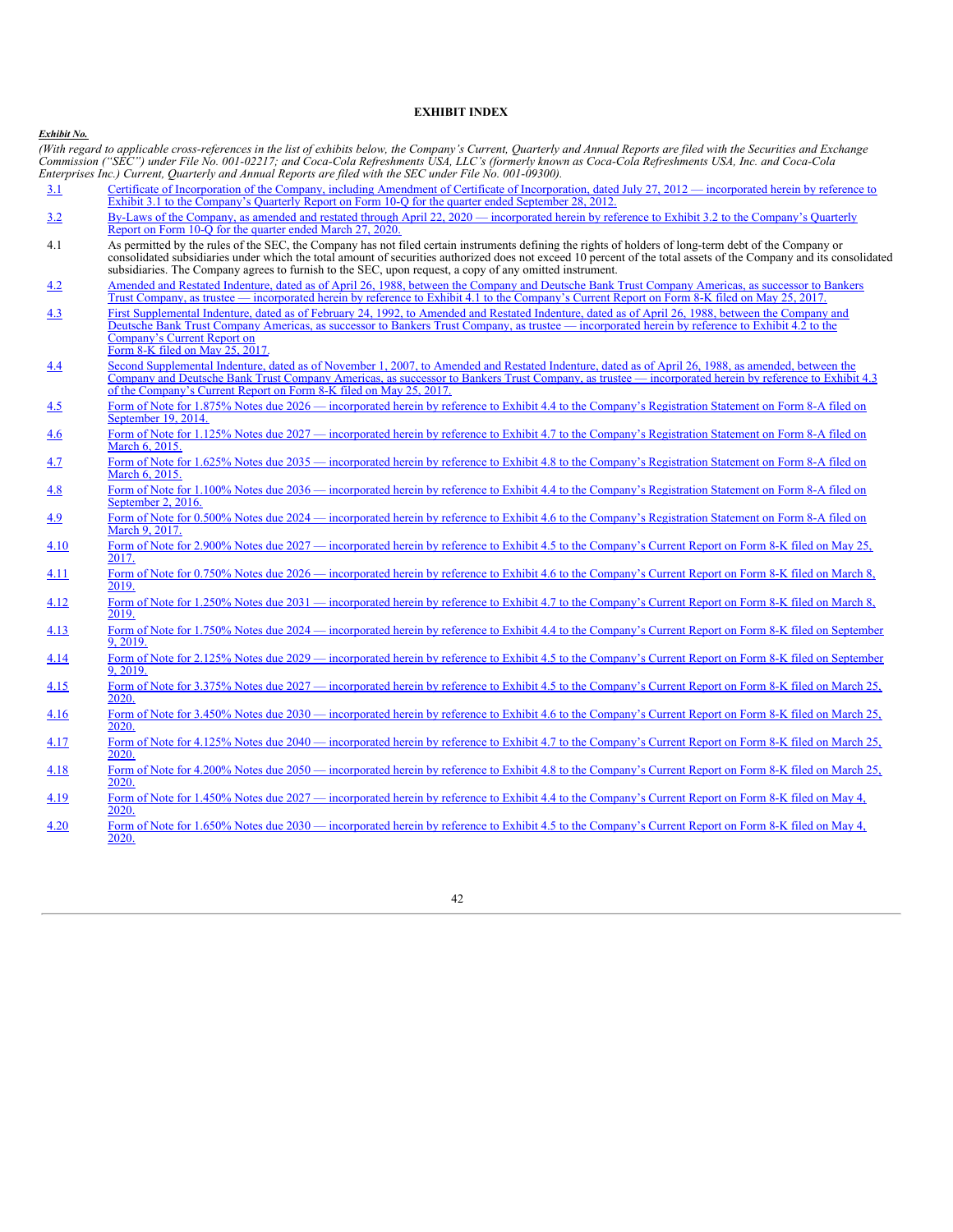**EXHIBIT INDEX**

***Exhibit No.***

*(With regard to applicable cross-references in the list of exhibits below, the Company's Current, Quarterly and Annual Reports are filed with the Securities and Exchange Commission ("SEC") under File No. 001-02217; and Coca-Cola Refreshments USA, LLC's (formerly known as Coca-Cola Refreshments USA, Inc. and Coca-Cola Enterprises Inc.) Current, Quarterly and Annual Reports are filed with the SEC under File No. 001-09300).*

| | |
|---|---|
| 3.1 | Certificate of Incorporation of the Company, including Amendment of Certificate of Incorporation, dated July 27, 2012 — incorporated herein by reference to Exhibit 3.1 to the Company's Quarterly Report on Form 10-Q for the quarter ended September 28, 2012. |
| 3.2 | By-Laws of the Company, as amended and restated through April 22, 2020 — incorporated herein by reference to Exhibit 3.2 to the Company's Quarterly Report on Form 10-Q for the quarter ended March 27, 2020. |
| 4.1 | As permitted by the rules of the SEC, the Company has not filed certain instruments defining the rights of holders of long-term debt of the Company or consolidated subsidiaries under which the total amount of securities authorized does not exceed 10 percent of the total assets of the Company and its consolidated subsidiaries. The Company agrees to furnish to the SEC, upon request, a copy of any omitted instrument. |
| 4.2 | Amended and Restated Indenture, dated as of April 26, 1988, between the Company and Deutsche Bank Trust Company Americas, as successor to Bankers Trust Company, as trustee — incorporated herein by reference to Exhibit 4.1 to the Company's Current Report on Form 8-K filed on May 25, 2017. |
| 4.3 | First Supplemental Indenture, dated as of February 24, 1992, to Amended and Restated Indenture, dated as of April 26, 1988, between the Company and Deutsche Bank Trust Company Americas, as successor to Bankers Trust Company, as trustee — incorporated herein by reference to Exhibit 4.2 to the Company's Current Report on Form 8-K filed on May 25, 2017. |
| 4.4 | Second Supplemental Indenture, dated as of November 1, 2007, to Amended and Restated Indenture, dated as of April 26, 1988, as amended, between the Company and Deutsche Bank Trust Company Americas, as successor to Bankers Trust Company, as trustee — incorporated herein by reference to Exhibit 4.3 of the Company's Current Report on Form 8-K filed on May 25, 2017. |
| 4.5 | Form of Note for 1.875% Notes due 2026 — incorporated herein by reference to Exhibit 4.4 to the Company's Registration Statement on Form 8-A filed on September 19, 2014. |
| 4.6 | Form of Note for 1.125% Notes due 2027 — incorporated herein by reference to Exhibit 4.7 to the Company's Registration Statement on Form 8-A filed on March 6, 2015. |
| 4.7 | Form of Note for 1.625% Notes due 2035 — incorporated herein by reference to Exhibit 4.8 to the Company's Registration Statement on Form 8-A filed on March 6, 2015. |
| 4.8 | Form of Note for 1.100% Notes due 2036 — incorporated herein by reference to Exhibit 4.4 to the Company's Registration Statement on Form 8-A filed on September 2, 2016. |
| 4.9 | Form of Note for 0.500% Notes due 2024 — incorporated herein by reference to Exhibit 4.6 to the Company's Registration Statement on Form 8-A filed on March 9, 2017. |
| 4.10 | Form of Note for 2.900% Notes due 2027 — incorporated herein by reference to Exhibit 4.5 to the Company's Current Report on Form 8-K filed on May 25, 2017. |
| 4.11 | Form of Note for 0.750% Notes due 2026 — incorporated herein by reference to Exhibit 4.6 to the Company's Current Report on Form 8-K filed on March 8, 2019. |
| 4.12 | Form of Note for 1.250% Notes due 2031 — incorporated herein by reference to Exhibit 4.7 to the Company's Current Report on Form 8-K filed on March 8, 2019. |
| 4.13 | Form of Note for 1.750% Notes due 2024 — incorporated herein by reference to Exhibit 4.4 to the Company's Current Report on Form 8-K filed on September 9, 2019. |
| 4.14 | Form of Note for 2.125% Notes due 2029 — incorporated herein by reference to Exhibit 4.5 to the Company's Current Report on Form 8-K filed on September 9, 2019. |
| 4.15 | Form of Note for 3.375% Notes due 2027 — incorporated herein by reference to Exhibit 4.5 to the Company's Current Report on Form 8-K filed on March 25, 2020. |
| 4.16 | Form of Note for 3.450% Notes due 2030 — incorporated herein by reference to Exhibit 4.6 to the Company's Current Report on Form 8-K filed on March 25, 2020. |
| 4.17 | Form of Note for 4.125% Notes due 2040 — incorporated herein by reference to Exhibit 4.7 to the Company's Current Report on Form 8-K filed on March 25, 2020. |
| 4.18 | Form of Note for 4.200% Notes due 2050 — incorporated herein by reference to Exhibit 4.8 to the Company's Current Report on Form 8-K filed on March 25, 2020. |
| 4.19 | Form of Note for 1.450% Notes due 2027 — incorporated herein by reference to Exhibit 4.4 to the Company's Current Report on Form 8-K filed on May 4, 2020. |
| 4.20 | Form of Note for 1.650% Notes due 2030 — incorporated herein by reference to Exhibit 4.5 to the Company's Current Report on Form 8-K filed on May 4, 2020. |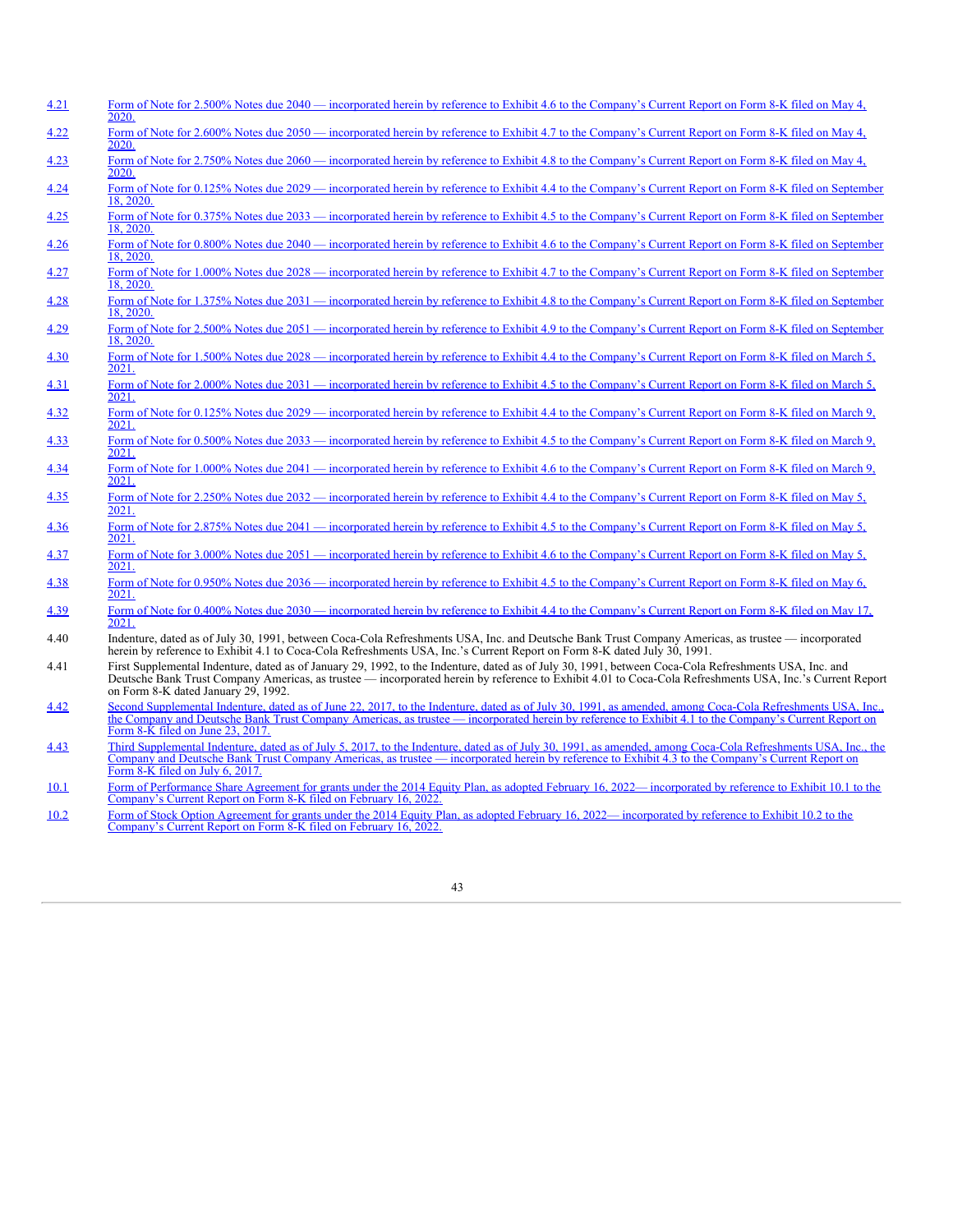| | |
|---|---|
| 4.21 | Form of Note for 2.500% Notes due 2040 — incorporated herein by reference to Exhibit 4.6 to the Company's Current Report on Form 8-K filed on May 4, 2020. |
| 4.22 | Form of Note for 2.600% Notes due 2050 — incorporated herein by reference to Exhibit 4.7 to the Company's Current Report on Form 8-K filed on May 4, 2020. |
| 4.23 | Form of Note for 2.750% Notes due 2060 — incorporated herein by reference to Exhibit 4.8 to the Company's Current Report on Form 8-K filed on May 4, 2020. |
| 4.24 | Form of Note for 0.125% Notes due 2029 — incorporated herein by reference to Exhibit 4.4 to the Company's Current Report on Form 8-K filed on September 18, 2020. |
| 4.25 | Form of Note for 0.375% Notes due 2033 — incorporated herein by reference to Exhibit 4.5 to the Company's Current Report on Form 8-K filed on September 18, 2020. |
| 4.26 | Form of Note for 0.800% Notes due 2040 — incorporated herein by reference to Exhibit 4.6 to the Company's Current Report on Form 8-K filed on September 18, 2020. |
| 4.27 | Form of Note for 1.000% Notes due 2028 — incorporated herein by reference to Exhibit 4.7 to the Company's Current Report on Form 8-K filed on September 18, 2020. |
| 4.28 | Form of Note for 1.375% Notes due 2031 — incorporated herein by reference to Exhibit 4.8 to the Company's Current Report on Form 8-K filed on September 18, 2020. |
| 4.29 | Form of Note for 2.500% Notes due 2051 — incorporated herein by reference to Exhibit 4.9 to the Company's Current Report on Form 8-K filed on September 18, 2020. |
| 4.30 | Form of Note for 1.500% Notes due 2028 — incorporated herein by reference to Exhibit 4.4 to the Company's Current Report on Form 8-K filed on March 5, 2021. |
| 4.31 | Form of Note for 2.000% Notes due 2031 — incorporated herein by reference to Exhibit 4.5 to the Company's Current Report on Form 8-K filed on March 5, 2021. |
| 4.32 | Form of Note for 0.125% Notes due 2029 — incorporated herein by reference to Exhibit 4.4 to the Company's Current Report on Form 8-K filed on March 9, 2021. |
| 4.33 | Form of Note for 0.500% Notes due 2033 — incorporated herein by reference to Exhibit 4.5 to the Company's Current Report on Form 8-K filed on March 9, 2021. |
| 4.34 | Form of Note for 1.000% Notes due 2041 — incorporated herein by reference to Exhibit 4.6 to the Company's Current Report on Form 8-K filed on March 9, 2021. |
| 4.35 | Form of Note for 2.250% Notes due 2032 — incorporated herein by reference to Exhibit 4.4 to the Company's Current Report on Form 8-K filed on May 5, 2021. |
| 4.36 | Form of Note for 2.875% Notes due 2041 — incorporated herein by reference to Exhibit 4.5 to the Company's Current Report on Form 8-K filed on May 5, 2021. |
| 4.37 | Form of Note for 3.000% Notes due 2051 — incorporated herein by reference to Exhibit 4.6 to the Company's Current Report on Form 8-K filed on May 5, 2021. |
| 4.38 | Form of Note for 0.950% Notes due 2036 — incorporated herein by reference to Exhibit 4.5 to the Company's Current Report on Form 8-K filed on May 6, 2021. |
| 4.39 | Form of Note for 0.400% Notes due 2030 — incorporated herein by reference to Exhibit 4.4 to the Company's Current Report on Form 8-K filed on May 17, 2021. |
| 4.40 | Indenture, dated as of July 30, 1991, between Coca-Cola Refreshments USA, Inc. and Deutsche Bank Trust Company Americas, as trustee — incorporated herein by reference to Exhibit 4.1 to Coca-Cola Refreshments USA, Inc.'s Current Report on Form 8-K dated July 30, 1991. |
| 4.41 | First Supplemental Indenture, dated as of January 29, 1992, to the Indenture, dated as of July 30, 1991, between Coca-Cola Refreshments USA, Inc. and Deutsche Bank Trust Company Americas, as trustee — incorporated herein by reference to Exhibit 4.01 to Coca-Cola Refreshments USA, Inc.'s Current Report on Form 8-K dated January 29, 1992. |
| 4.42 | Second Supplemental Indenture, dated as of June 22, 2017, to the Indenture, dated as of July 30, 1991, as amended, among Coca-Cola Refreshments USA, Inc., the Company and Deutsche Bank Trust Company Americas, as trustee — incorporated herein by reference to Exhibit 4.1 to the Company's Current Report on Form 8-K filed on June 23, 2017. |
| 4.43 | Third Supplemental Indenture, dated as of July 5, 2017, to the Indenture, dated as of July 30, 1991, as amended, among Coca-Cola Refreshments USA, Inc., the Company and Deutsche Bank Trust Company Americas, as trustee — incorporated herein by reference to Exhibit 4.3 to the Company's Current Report on Form 8-K filed on July 6, 2017. |
| 10.1 | Form of Performance Share Agreement for grants under the 2014 Equity Plan, as adopted February 16, 2022— incorporated by reference to Exhibit 10.1 to the Company's Current Report on Form 8-K filed on February 16, 2022. |
| 10.2 | Form of Stock Option Agreement for grants under the 2014 Equity Plan, as adopted February 16, 2022— incorporated by reference to Exhibit 10.2 to the Company's Current Report on Form 8-K filed on February 16, 2022. |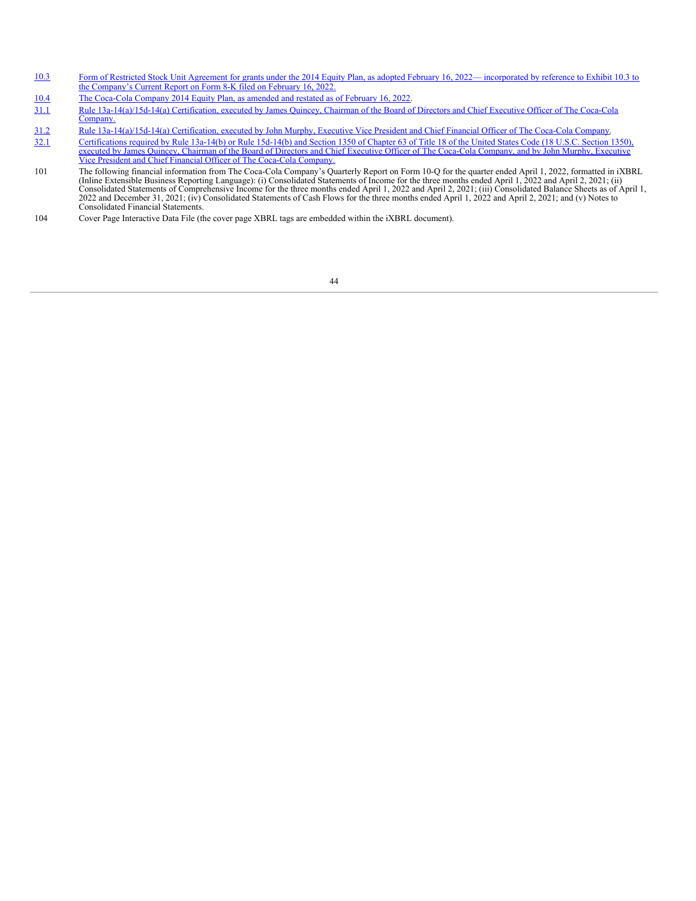| | |
|---|---|
| 10.3 | Form of Restricted Stock Unit Agreement for grants under the 2014 Equity Plan, as adopted February 16, 2022— incorporated by reference to Exhibit 10.3 to the Company's Current Report on Form 8-K filed on February 16, 2022. |
| 10.4 | The Coca-Cola Company 2014 Equity Plan, as amended and restated as of February 16, 2022. |
| 31.1 | Rule 13a-14(a)/15d-14(a) Certification, executed by James Quincey, Chairman of the Board of Directors and Chief Executive Officer of The Coca-Cola Company. |
| 31.2 | Rule 13a-14(a)/15d-14(a) Certification, executed by John Murphy, Executive Vice President and Chief Financial Officer of The Coca-Cola Company. |
| 32.1 | Certifications required by Rule 13a-14(b) or Rule 15d-14(b) and Section 1350 of Chapter 63 of Title 18 of the United States Code (18 U.S.C. Section 1350), executed by James Quincey, Chairman of the Board of Directors and Chief Executive Officer of The Coca-Cola Company, and by John Murphy, Executive Vice President and Chief Financial Officer of The Coca-Cola Company. |
| 101 | The following financial information from The Coca-Cola Company's Quarterly Report on Form 10-Q for the quarter ended April 1, 2022, formatted in iXBRL (Inline Extensible Business Reporting Language): (i) Consolidated Statements of Income for the three months ended April 1, 2022 and April 2, 2021; (ii) Consolidated Statements of Comprehensive Income for the three months ended April 1, 2022 and April 2, 2021; (iii) Consolidated Balance Sheets as of April 1, 2022 and December 31, 2021; (iv) Consolidated Statements of Cash Flows for the three months ended April 1, 2022 and April 2, 2021; and (v) Notes to Consolidated Financial Statements. |
| 104 | Cover Page Interactive Data File (the cover page XBRL tags are embedded within the iXBRL document). |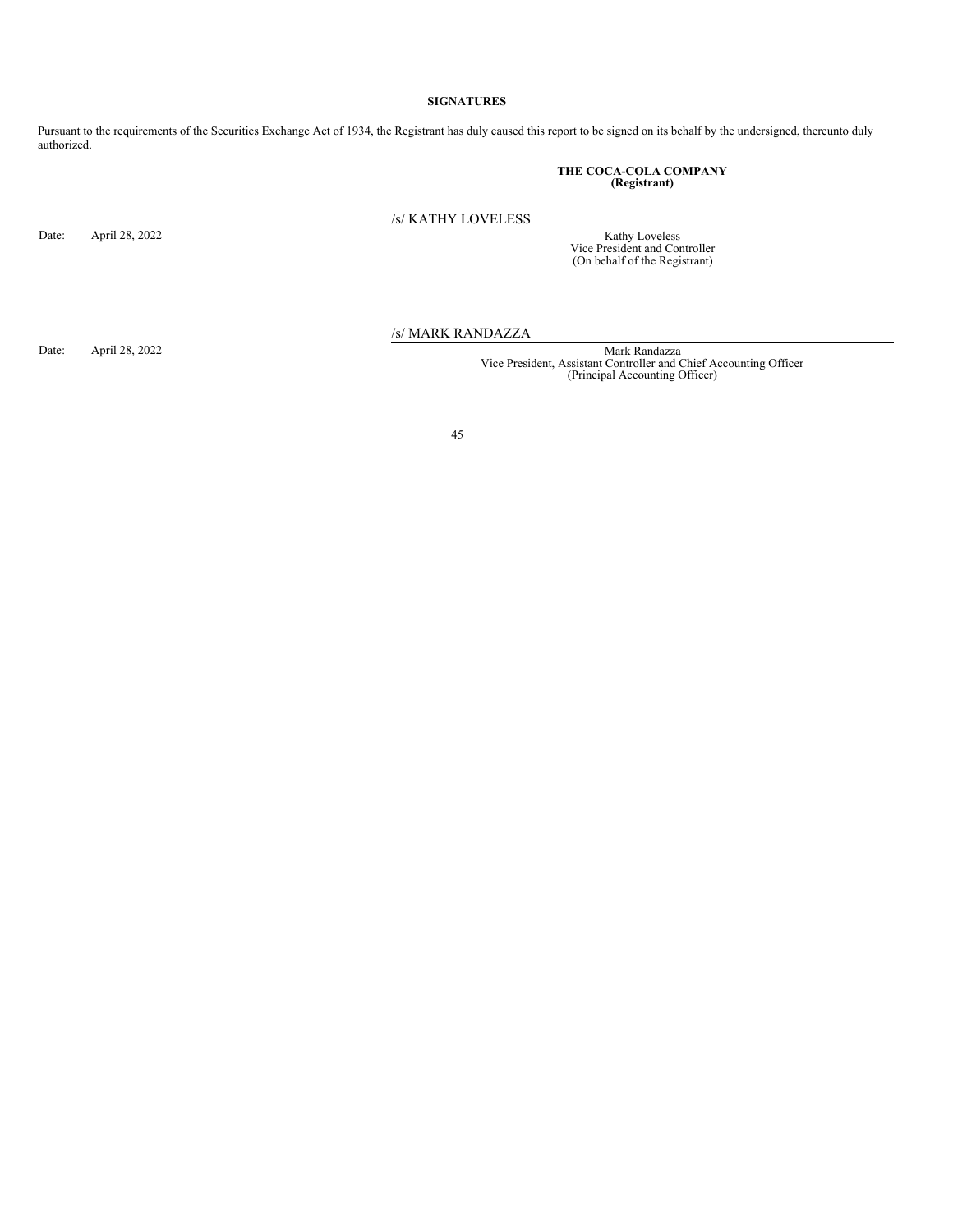**SIGNATURES**

Pursuant to the requirements of the Securities Exchange Act of 1934, the Registrant has duly caused this report to be signed on its behalf by the undersigned, thereunto duly authorized.

**THE COCA-COLA COMPANY**
**(Registrant)**

Date: April 28, 2022

/s/ KATHY LOVELESS

Kathy Loveless
Vice President and Controller
(On behalf of the Registrant)

Date: April 28, 2022

/s/ MARK RANDAZZA

Mark Randazza
Vice President, Assistant Controller and Chief Accounting Officer
(Principal Accounting Officer)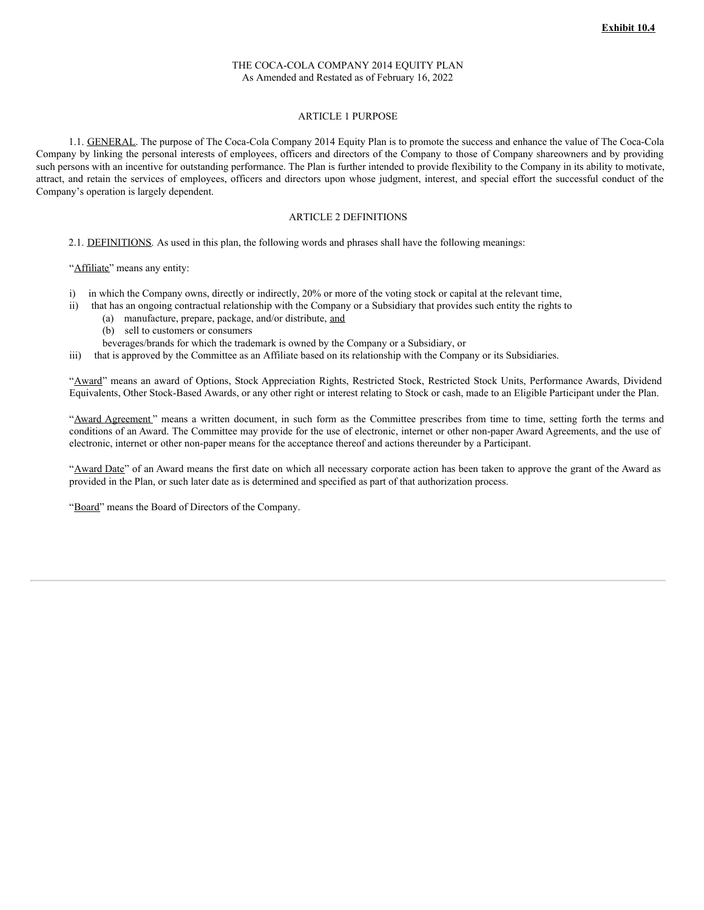**Exhibit 10.4**

# THE COCA-COLA COMPANY 2014 EQUITY PLAN
As Amended and Restated as of February 16, 2022

## ARTICLE 1 PURPOSE

1.1. GENERAL. The purpose of The Coca-Cola Company 2014 Equity Plan is to promote the success and enhance the value of The Coca-Cola Company by linking the personal interests of employees, officers and directors of the Company to those of Company shareowners and by providing such persons with an incentive for outstanding performance. The Plan is further intended to provide flexibility to the Company in its ability to motivate, attract, and retain the services of employees, officers and directors upon whose judgment, interest, and special effort the successful conduct of the Company's operation is largely dependent.

## ARTICLE 2 DEFINITIONS

2.1. DEFINITIONS. As used in this plan, the following words and phrases shall have the following meanings:

"Affiliate" means any entity:

i) in which the Company owns, directly or indirectly, 20% or more of the voting stock or capital at the relevant time,

ii) that has an ongoing contractual relationship with the Company or a Subsidiary that provides such entity the rights to
   - (a) manufacture, prepare, package, and/or distribute, and
   - (b) sell to customers or consumers

   beverages/brands for which the trademark is owned by the Company or a Subsidiary, or

iii) that is approved by the Committee as an Affiliate based on its relationship with the Company or its Subsidiaries.

"Award" means an award of Options, Stock Appreciation Rights, Restricted Stock, Restricted Stock Units, Performance Awards, Dividend Equivalents, Other Stock-Based Awards, or any other right or interest relating to Stock or cash, made to an Eligible Participant under the Plan.

"Award Agreement" means a written document, in such form as the Committee prescribes from time to time, setting forth the terms and conditions of an Award. The Committee may provide for the use of electronic, internet or other non-paper Award Agreements, and the use of electronic, internet or other non-paper means for the acceptance thereof and actions thereunder by a Participant.

"Award Date" of an Award means the first date on which all necessary corporate action has been taken to approve the grant of the Award as provided in the Plan, or such later date as is determined and specified as part of that authorization process.

"Board" means the Board of Directors of the Company.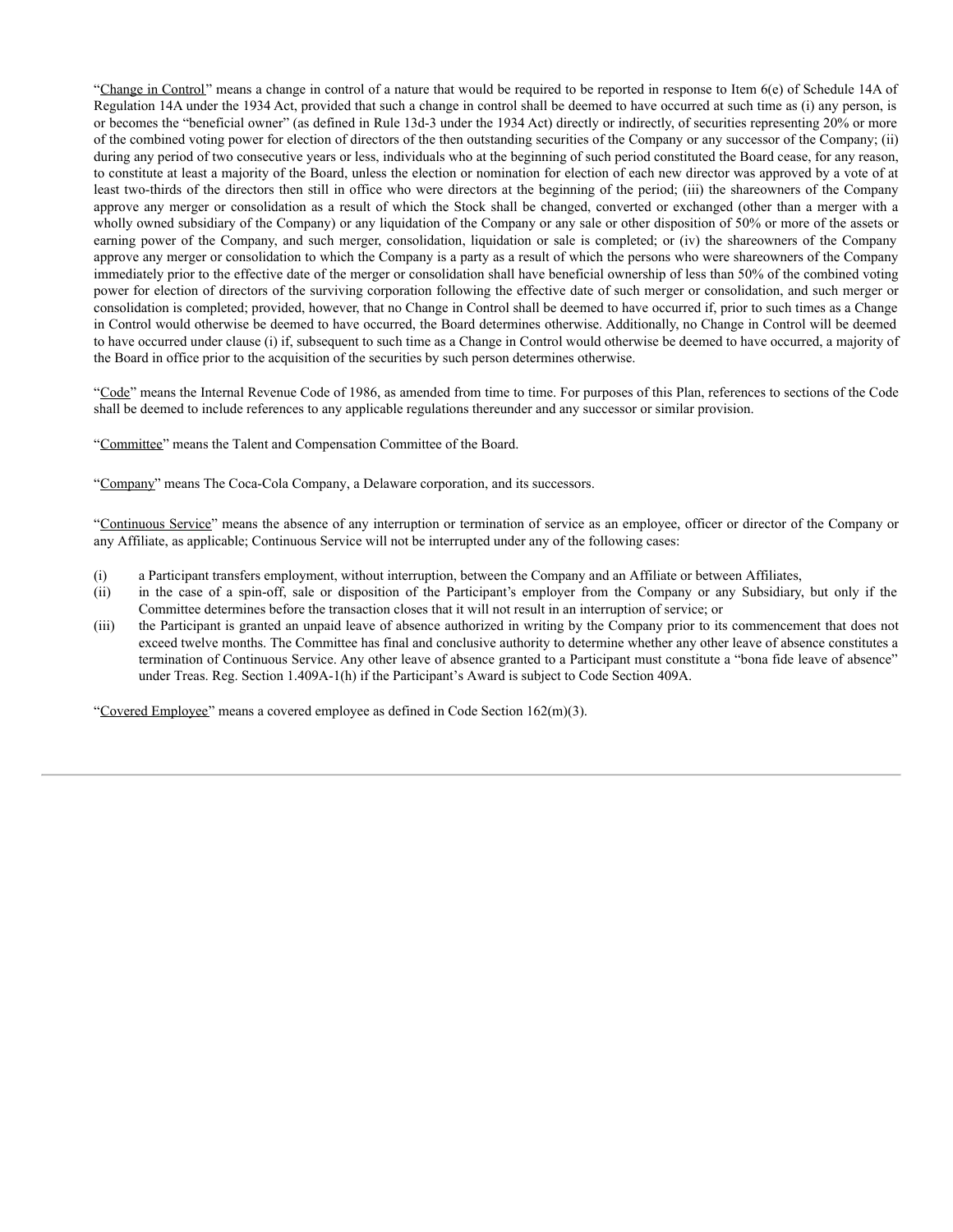"Change in Control" means a change in control of a nature that would be required to be reported in response to Item 6(e) of Schedule 14A of Regulation 14A under the 1934 Act, provided that such a change in control shall be deemed to have occurred at such time as (i) any person, is or becomes the "beneficial owner" (as defined in Rule 13d-3 under the 1934 Act) directly or indirectly, of securities representing 20% or more of the combined voting power for election of directors of the then outstanding securities of the Company or any successor of the Company; (ii) during any period of two consecutive years or less, individuals who at the beginning of such period constituted the Board cease, for any reason, to constitute at least a majority of the Board, unless the election or nomination for election of each new director was approved by a vote of at least two-thirds of the directors then still in office who were directors at the beginning of the period; (iii) the shareowners of the Company approve any merger or consolidation as a result of which the Stock shall be changed, converted or exchanged (other than a merger with a wholly owned subsidiary of the Company) or any liquidation of the Company or any sale or other disposition of 50% or more of the assets or earning power of the Company, and such merger, consolidation, liquidation or sale is completed; or (iv) the shareowners of the Company approve any merger or consolidation to which the Company is a party as a result of which the persons who were shareowners of the Company immediately prior to the effective date of the merger or consolidation shall have beneficial ownership of less than 50% of the combined voting power for election of directors of the surviving corporation following the effective date of such merger or consolidation, and such merger or consolidation is completed; provided, however, that no Change in Control shall be deemed to have occurred if, prior to such times as a Change in Control would otherwise be deemed to have occurred, the Board determines otherwise. Additionally, no Change in Control will be deemed to have occurred under clause (i) if, subsequent to such time as a Change in Control would otherwise be deemed to have occurred, a majority of the Board in office prior to the acquisition of the securities by such person determines otherwise.

"Code" means the Internal Revenue Code of 1986, as amended from time to time. For purposes of this Plan, references to sections of the Code shall be deemed to include references to any applicable regulations thereunder and any successor or similar provision.

"Committee" means the Talent and Compensation Committee of the Board.

"Company" means The Coca-Cola Company, a Delaware corporation, and its successors.

"Continuous Service" means the absence of any interruption or termination of service as an employee, officer or director of the Company or any Affiliate, as applicable; Continuous Service will not be interrupted under any of the following cases:

(i) a Participant transfers employment, without interruption, between the Company and an Affiliate or between Affiliates,

(ii) in the case of a spin-off, sale or disposition of the Participant's employer from the Company or any Subsidiary, but only if the Committee determines before the transaction closes that it will not result in an interruption of service; or

(iii) the Participant is granted an unpaid leave of absence authorized in writing by the Company prior to its commencement that does not exceed twelve months. The Committee has final and conclusive authority to determine whether any other leave of absence constitutes a termination of Continuous Service. Any other leave of absence granted to a Participant must constitute a "bona fide leave of absence" under Treas. Reg. Section 1.409A-1(h) if the Participant's Award is subject to Code Section 409A.

"Covered Employee" means a covered employee as defined in Code Section 162(m)(3).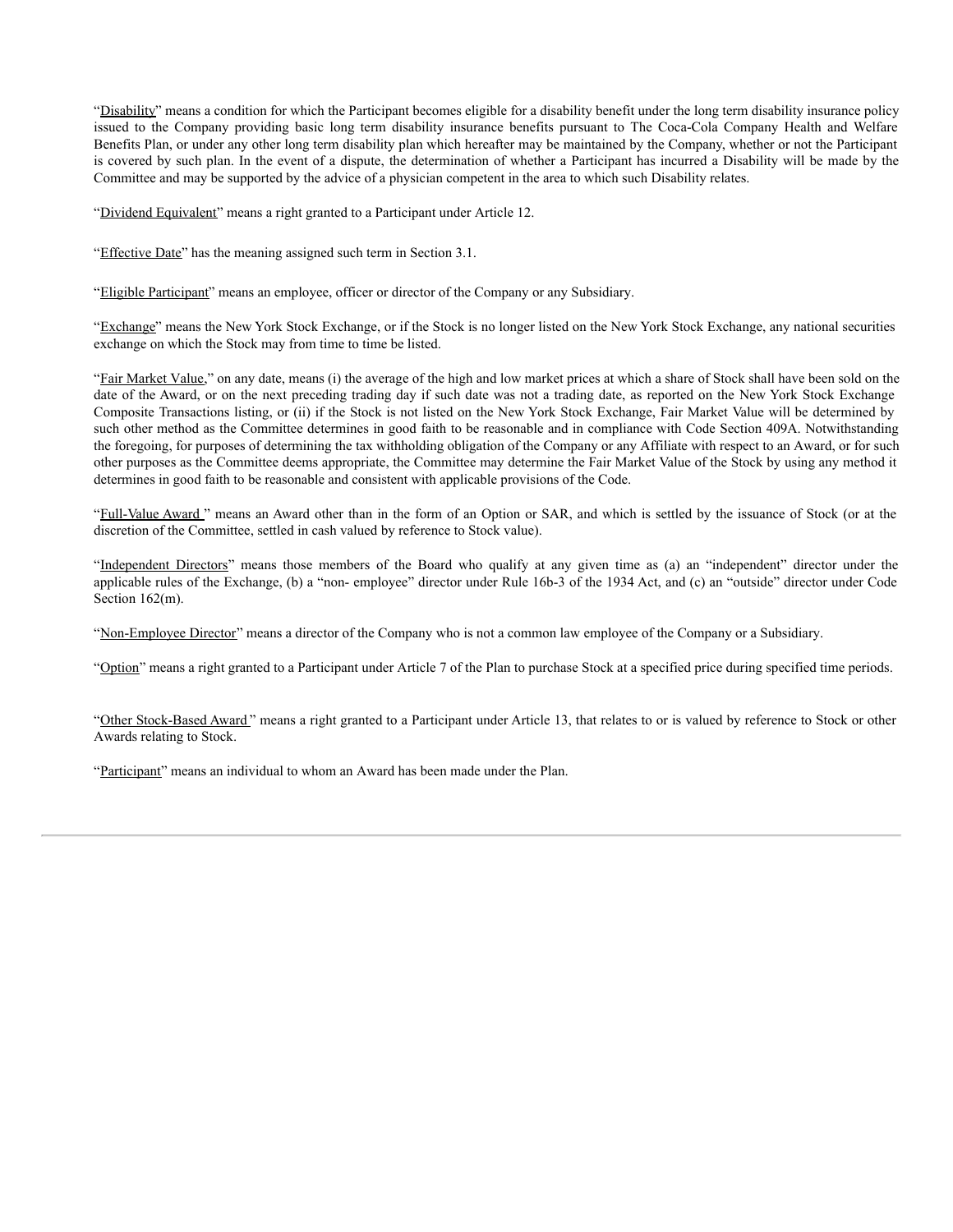"Disability" means a condition for which the Participant becomes eligible for a disability benefit under the long term disability insurance policy issued to the Company providing basic long term disability insurance benefits pursuant to The Coca-Cola Company Health and Welfare Benefits Plan, or under any other long term disability plan which hereafter may be maintained by the Company, whether or not the Participant is covered by such plan. In the event of a dispute, the determination of whether a Participant has incurred a Disability will be made by the Committee and may be supported by the advice of a physician competent in the area to which such Disability relates.

"Dividend Equivalent" means a right granted to a Participant under Article 12.

"Effective Date" has the meaning assigned such term in Section 3.1.

"Eligible Participant" means an employee, officer or director of the Company or any Subsidiary.

"Exchange" means the New York Stock Exchange, or if the Stock is no longer listed on the New York Stock Exchange, any national securities exchange on which the Stock may from time to time be listed.

"Fair Market Value," on any date, means (i) the average of the high and low market prices at which a share of Stock shall have been sold on the date of the Award, or on the next preceding trading day if such date was not a trading date, as reported on the New York Stock Exchange Composite Transactions listing, or (ii) if the Stock is not listed on the New York Stock Exchange, Fair Market Value will be determined by such other method as the Committee determines in good faith to be reasonable and in compliance with Code Section 409A. Notwithstanding the foregoing, for purposes of determining the tax withholding obligation of the Company or any Affiliate with respect to an Award, or for such other purposes as the Committee deems appropriate, the Committee may determine the Fair Market Value of the Stock by using any method it determines in good faith to be reasonable and consistent with applicable provisions of the Code.

"Full-Value Award" means an Award other than in the form of an Option or SAR, and which is settled by the issuance of Stock (or at the discretion of the Committee, settled in cash valued by reference to Stock value).

"Independent Directors" means those members of the Board who qualify at any given time as (a) an "independent" director under the applicable rules of the Exchange, (b) a "non- employee" director under Rule 16b-3 of the 1934 Act, and (c) an "outside" director under Code Section 162(m).

"Non-Employee Director" means a director of the Company who is not a common law employee of the Company or a Subsidiary.

"Option" means a right granted to a Participant under Article 7 of the Plan to purchase Stock at a specified price during specified time periods.

"Other Stock-Based Award" means a right granted to a Participant under Article 13, that relates to or is valued by reference to Stock or other Awards relating to Stock.

"Participant" means an individual to whom an Award has been made under the Plan.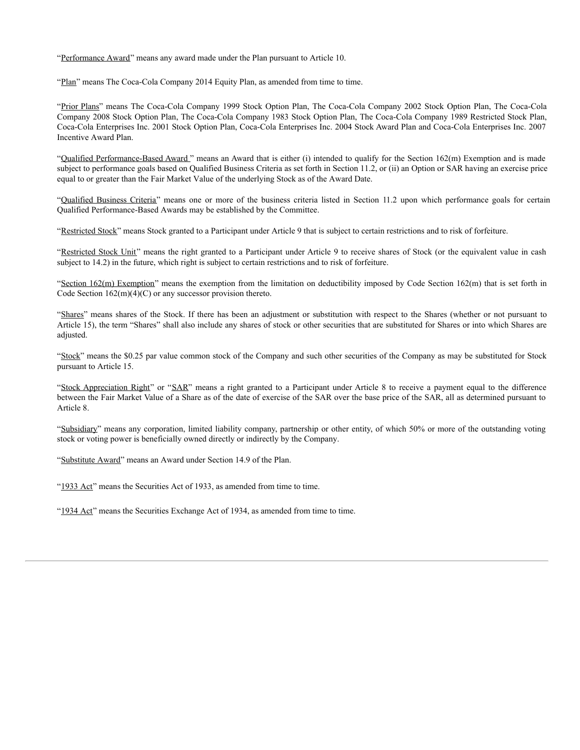"Performance Award" means any award made under the Plan pursuant to Article 10.

"Plan" means The Coca-Cola Company 2014 Equity Plan, as amended from time to time.

"Prior Plans" means The Coca-Cola Company 1999 Stock Option Plan, The Coca-Cola Company 2002 Stock Option Plan, The Coca-Cola Company 2008 Stock Option Plan, The Coca-Cola Company 1983 Stock Option Plan, The Coca-Cola Company 1989 Restricted Stock Plan, Coca-Cola Enterprises Inc. 2001 Stock Option Plan, Coca-Cola Enterprises Inc. 2004 Stock Award Plan and Coca-Cola Enterprises Inc. 2007 Incentive Award Plan.

"Qualified Performance-Based Award" means an Award that is either (i) intended to qualify for the Section 162(m) Exemption and is made subject to performance goals based on Qualified Business Criteria as set forth in Section 11.2, or (ii) an Option or SAR having an exercise price equal to or greater than the Fair Market Value of the underlying Stock as of the Award Date.

"Qualified Business Criteria" means one or more of the business criteria listed in Section 11.2 upon which performance goals for certain Qualified Performance-Based Awards may be established by the Committee.

"Restricted Stock" means Stock granted to a Participant under Article 9 that is subject to certain restrictions and to risk of forfeiture.

"Restricted Stock Unit" means the right granted to a Participant under Article 9 to receive shares of Stock (or the equivalent value in cash subject to 14.2) in the future, which right is subject to certain restrictions and to risk of forfeiture.

"Section 162(m) Exemption" means the exemption from the limitation on deductibility imposed by Code Section 162(m) that is set forth in Code Section 162(m)(4)(C) or any successor provision thereto.

"Shares" means shares of the Stock. If there has been an adjustment or substitution with respect to the Shares (whether or not pursuant to Article 15), the term "Shares" shall also include any shares of stock or other securities that are substituted for Shares or into which Shares are adjusted.

"Stock" means the $0.25 par value common stock of the Company and such other securities of the Company as may be substituted for Stock pursuant to Article 15.

"Stock Appreciation Right" or "SAR" means a right granted to a Participant under Article 8 to receive a payment equal to the difference between the Fair Market Value of a Share as of the date of exercise of the SAR over the base price of the SAR, all as determined pursuant to Article 8.

"Subsidiary" means any corporation, limited liability company, partnership or other entity, of which 50% or more of the outstanding voting stock or voting power is beneficially owned directly or indirectly by the Company.

"Substitute Award" means an Award under Section 14.9 of the Plan.

"1933 Act" means the Securities Act of 1933, as amended from time to time.

"1934 Act" means the Securities Exchange Act of 1934, as amended from time to time.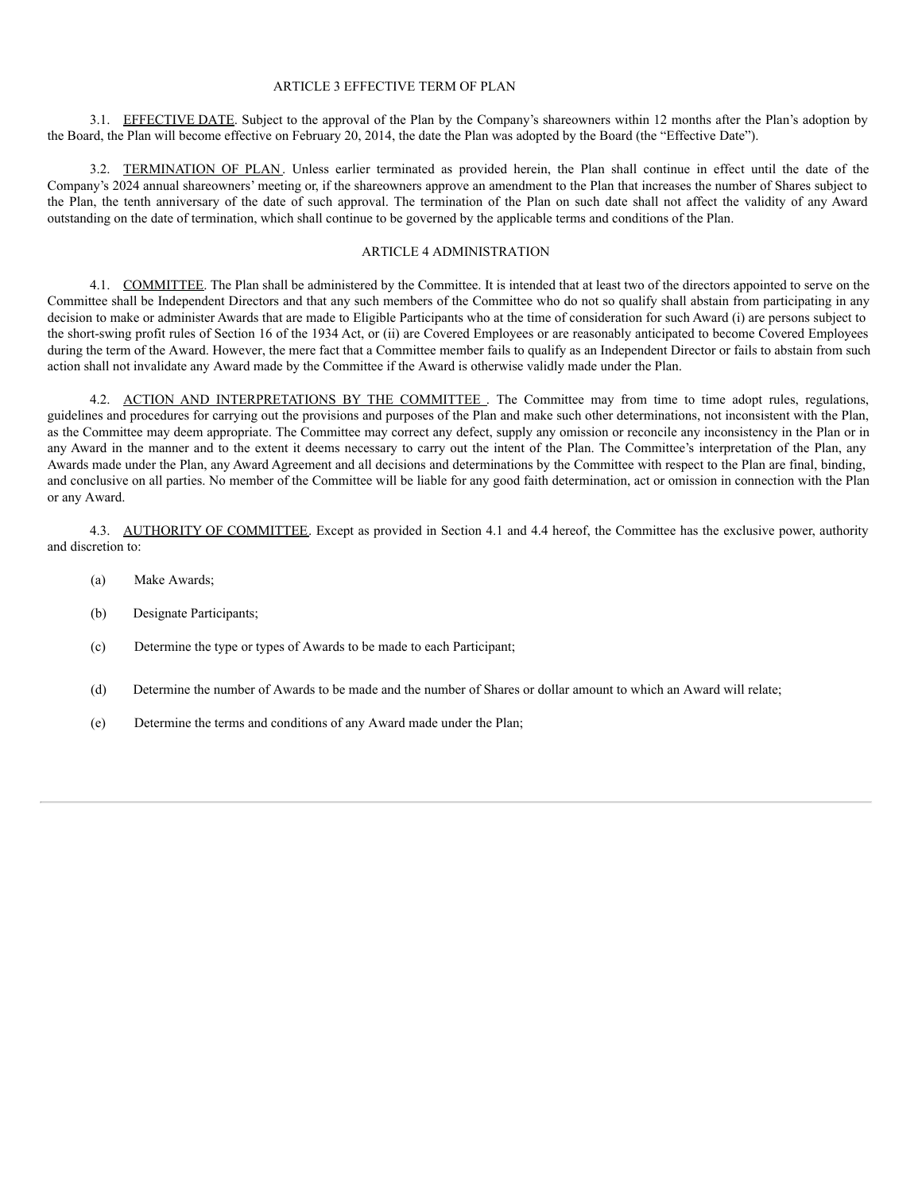## ARTICLE 3 EFFECTIVE TERM OF PLAN

3.1. EFFECTIVE DATE. Subject to the approval of the Plan by the Company's shareowners within 12 months after the Plan's adoption by the Board, the Plan will become effective on February 20, 2014, the date the Plan was adopted by the Board (the "Effective Date").

3.2. TERMINATION OF PLAN. Unless earlier terminated as provided herein, the Plan shall continue in effect until the date of the Company's 2024 annual shareowners' meeting or, if the shareowners approve an amendment to the Plan that increases the number of Shares subject to the Plan, the tenth anniversary of the date of such approval. The termination of the Plan on such date shall not affect the validity of any Award outstanding on the date of termination, which shall continue to be governed by the applicable terms and conditions of the Plan.

## ARTICLE 4 ADMINISTRATION

4.1. COMMITTEE. The Plan shall be administered by the Committee. It is intended that at least two of the directors appointed to serve on the Committee shall be Independent Directors and that any such members of the Committee who do not so qualify shall abstain from participating in any decision to make or administer Awards that are made to Eligible Participants who at the time of consideration for such Award (i) are persons subject to the short-swing profit rules of Section 16 of the 1934 Act, or (ii) are Covered Employees or are reasonably anticipated to become Covered Employees during the term of the Award. However, the mere fact that a Committee member fails to qualify as an Independent Director or fails to abstain from such action shall not invalidate any Award made by the Committee if the Award is otherwise validly made under the Plan.

4.2. ACTION AND INTERPRETATIONS BY THE COMMITTEE. The Committee may from time to time adopt rules, regulations, guidelines and procedures for carrying out the provisions and purposes of the Plan and make such other determinations, not inconsistent with the Plan, as the Committee may deem appropriate. The Committee may correct any defect, supply any omission or reconcile any inconsistency in the Plan or in any Award in the manner and to the extent it deems necessary to carry out the intent of the Plan. The Committee's interpretation of the Plan, any Awards made under the Plan, any Award Agreement and all decisions and determinations by the Committee with respect to the Plan are final, binding, and conclusive on all parties. No member of the Committee will be liable for any good faith determination, act or omission in connection with the Plan or any Award.

4.3. AUTHORITY OF COMMITTEE. Except as provided in Section 4.1 and 4.4 hereof, the Committee has the exclusive power, authority and discretion to:

(a) Make Awards;

(b) Designate Participants;

(c) Determine the type or types of Awards to be made to each Participant;

(d) Determine the number of Awards to be made and the number of Shares or dollar amount to which an Award will relate;

(e) Determine the terms and conditions of any Award made under the Plan;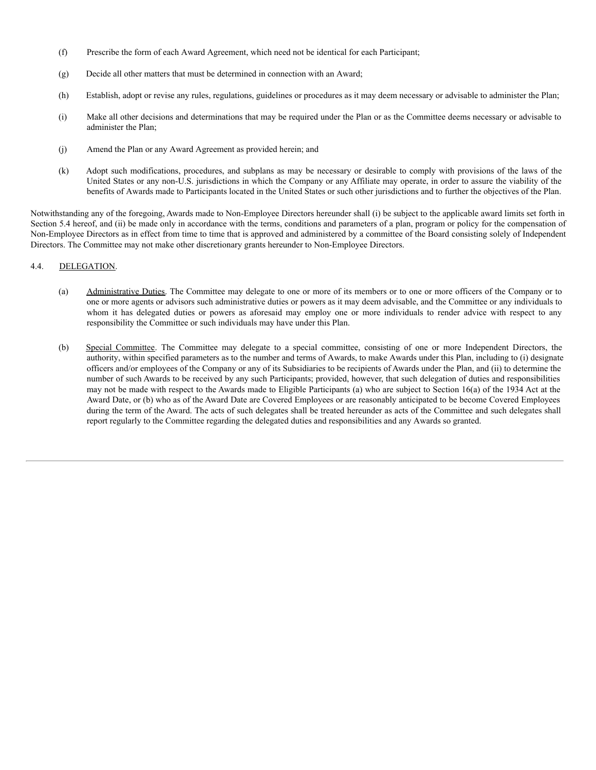(f) Prescribe the form of each Award Agreement, which need not be identical for each Participant;

(g) Decide all other matters that must be determined in connection with an Award;

(h) Establish, adopt or revise any rules, regulations, guidelines or procedures as it may deem necessary or advisable to administer the Plan;

(i) Make all other decisions and determinations that may be required under the Plan or as the Committee deems necessary or advisable to administer the Plan;

(j) Amend the Plan or any Award Agreement as provided herein; and

(k) Adopt such modifications, procedures, and subplans as may be necessary or desirable to comply with provisions of the laws of the United States or any non-U.S. jurisdictions in which the Company or any Affiliate may operate, in order to assure the viability of the benefits of Awards made to Participants located in the United States or such other jurisdictions and to further the objectives of the Plan.

Notwithstanding any of the foregoing, Awards made to Non-Employee Directors hereunder shall (i) be subject to the applicable award limits set forth in Section 5.4 hereof, and (ii) be made only in accordance with the terms, conditions and parameters of a plan, program or policy for the compensation of Non-Employee Directors as in effect from time to time that is approved and administered by a committee of the Board consisting solely of Independent Directors. The Committee may not make other discretionary grants hereunder to Non-Employee Directors.

4.4. DELEGATION.

(a) Administrative Duties. The Committee may delegate to one or more of its members or to one or more officers of the Company or to one or more agents or advisors such administrative duties or powers as it may deem advisable, and the Committee or any individuals to whom it has delegated duties or powers as aforesaid may employ one or more individuals to render advice with respect to any responsibility the Committee or such individuals may have under this Plan.

(b) Special Committee. The Committee may delegate to a special committee, consisting of one or more Independent Directors, the authority, within specified parameters as to the number and terms of Awards, to make Awards under this Plan, including to (i) designate officers and/or employees of the Company or any of its Subsidiaries to be recipients of Awards under the Plan, and (ii) to determine the number of such Awards to be received by any such Participants; provided, however, that such delegation of duties and responsibilities may not be made with respect to the Awards made to Eligible Participants (a) who are subject to Section 16(a) of the 1934 Act at the Award Date, or (b) who as of the Award Date are Covered Employees or are reasonably anticipated to be become Covered Employees during the term of the Award. The acts of such delegates shall be treated hereunder as acts of the Committee and such delegates shall report regularly to the Committee regarding the delegated duties and responsibilities and any Awards so granted.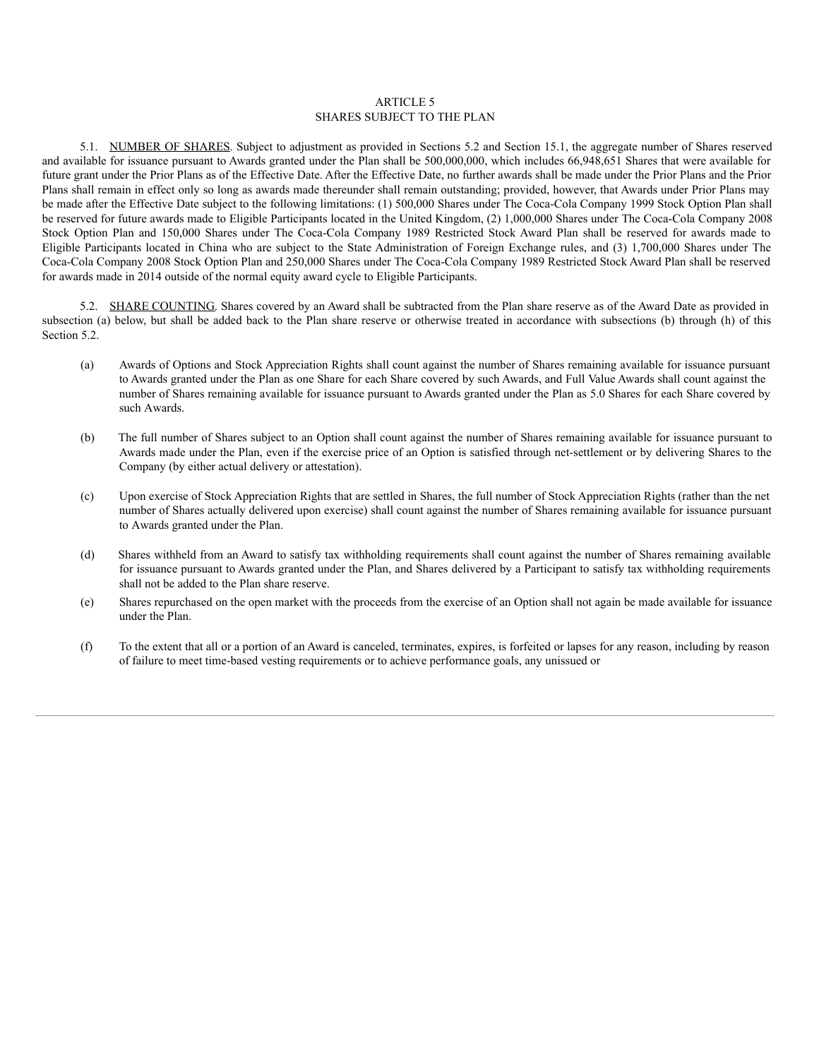## ARTICLE 5
## SHARES SUBJECT TO THE PLAN

5.1. NUMBER OF SHARES. Subject to adjustment as provided in Sections 5.2 and Section 15.1, the aggregate number of Shares reserved and available for issuance pursuant to Awards granted under the Plan shall be 500,000,000, which includes 66,948,651 Shares that were available for future grant under the Prior Plans as of the Effective Date. After the Effective Date, no further awards shall be made under the Prior Plans and the Prior Plans shall remain in effect only so long as awards made thereunder shall remain outstanding; provided, however, that Awards under Prior Plans may be made after the Effective Date subject to the following limitations: (1) 500,000 Shares under The Coca-Cola Company 1999 Stock Option Plan shall be reserved for future awards made to Eligible Participants located in the United Kingdom, (2) 1,000,000 Shares under The Coca-Cola Company 2008 Stock Option Plan and 150,000 Shares under The Coca-Cola Company 1989 Restricted Stock Award Plan shall be reserved for awards made to Eligible Participants located in China who are subject to the State Administration of Foreign Exchange rules, and (3) 1,700,000 Shares under The Coca-Cola Company 2008 Stock Option Plan and 250,000 Shares under The Coca-Cola Company 1989 Restricted Stock Award Plan shall be reserved for awards made in 2014 outside of the normal equity award cycle to Eligible Participants.

5.2. SHARE COUNTING. Shares covered by an Award shall be subtracted from the Plan share reserve as of the Award Date as provided in subsection (a) below, but shall be added back to the Plan share reserve or otherwise treated in accordance with subsections (b) through (h) of this Section 5.2.

(a) Awards of Options and Stock Appreciation Rights shall count against the number of Shares remaining available for issuance pursuant to Awards granted under the Plan as one Share for each Share covered by such Awards, and Full Value Awards shall count against the number of Shares remaining available for issuance pursuant to Awards granted under the Plan as 5.0 Shares for each Share covered by such Awards.

(b) The full number of Shares subject to an Option shall count against the number of Shares remaining available for issuance pursuant to Awards made under the Plan, even if the exercise price of an Option is satisfied through net-settlement or by delivering Shares to the Company (by either actual delivery or attestation).

(c) Upon exercise of Stock Appreciation Rights that are settled in Shares, the full number of Stock Appreciation Rights (rather than the net number of Shares actually delivered upon exercise) shall count against the number of Shares remaining available for issuance pursuant to Awards granted under the Plan.

(d) Shares withheld from an Award to satisfy tax withholding requirements shall count against the number of Shares remaining available for issuance pursuant to Awards granted under the Plan, and Shares delivered by a Participant to satisfy tax withholding requirements shall not be added to the Plan share reserve.

(e) Shares repurchased on the open market with the proceeds from the exercise of an Option shall not again be made available for issuance under the Plan.

(f) To the extent that all or a portion of an Award is canceled, terminates, expires, is forfeited or lapses for any reason, including by reason of failure to meet time-based vesting requirements or to achieve performance goals, any unissued or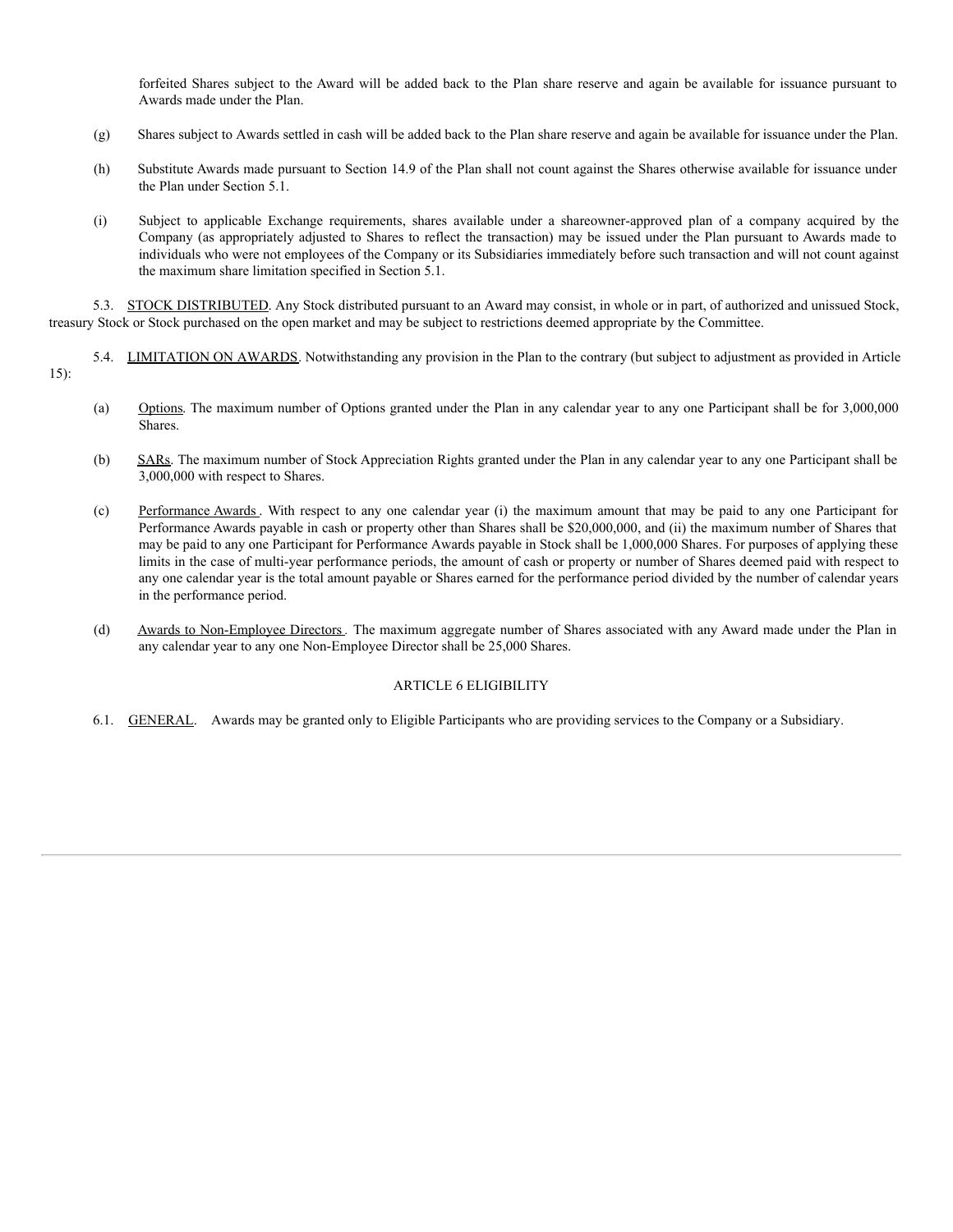forfeited Shares subject to the Award will be added back to the Plan share reserve and again be available for issuance pursuant to Awards made under the Plan.

(g) Shares subject to Awards settled in cash will be added back to the Plan share reserve and again be available for issuance under the Plan.

(h) Substitute Awards made pursuant to Section 14.9 of the Plan shall not count against the Shares otherwise available for issuance under the Plan under Section 5.1.

(i) Subject to applicable Exchange requirements, shares available under a shareowner-approved plan of a company acquired by the Company (as appropriately adjusted to Shares to reflect the transaction) may be issued under the Plan pursuant to Awards made to individuals who were not employees of the Company or its Subsidiaries immediately before such transaction and will not count against the maximum share limitation specified in Section 5.1.

5.3. STOCK DISTRIBUTED. Any Stock distributed pursuant to an Award may consist, in whole or in part, of authorized and unissued Stock, treasury Stock or Stock purchased on the open market and may be subject to restrictions deemed appropriate by the Committee.

5.4. LIMITATION ON AWARDS. Notwithstanding any provision in the Plan to the contrary (but subject to adjustment as provided in Article 15):

(a) Options. The maximum number of Options granted under the Plan in any calendar year to any one Participant shall be for 3,000,000 Shares.

(b) SARs. The maximum number of Stock Appreciation Rights granted under the Plan in any calendar year to any one Participant shall be 3,000,000 with respect to Shares.

(c) Performance Awards. With respect to any one calendar year (i) the maximum amount that may be paid to any one Participant for Performance Awards payable in cash or property other than Shares shall be $20,000,000, and (ii) the maximum number of Shares that may be paid to any one Participant for Performance Awards payable in Stock shall be 1,000,000 Shares. For purposes of applying these limits in the case of multi-year performance periods, the amount of cash or property or number of Shares deemed paid with respect to any one calendar year is the total amount payable or Shares earned for the performance period divided by the number of calendar years in the performance period.

(d) Awards to Non-Employee Directors. The maximum aggregate number of Shares associated with any Award made under the Plan in any calendar year to any one Non-Employee Director shall be 25,000 Shares.

## ARTICLE 6 ELIGIBILITY

6.1. GENERAL. Awards may be granted only to Eligible Participants who are providing services to the Company or a Subsidiary.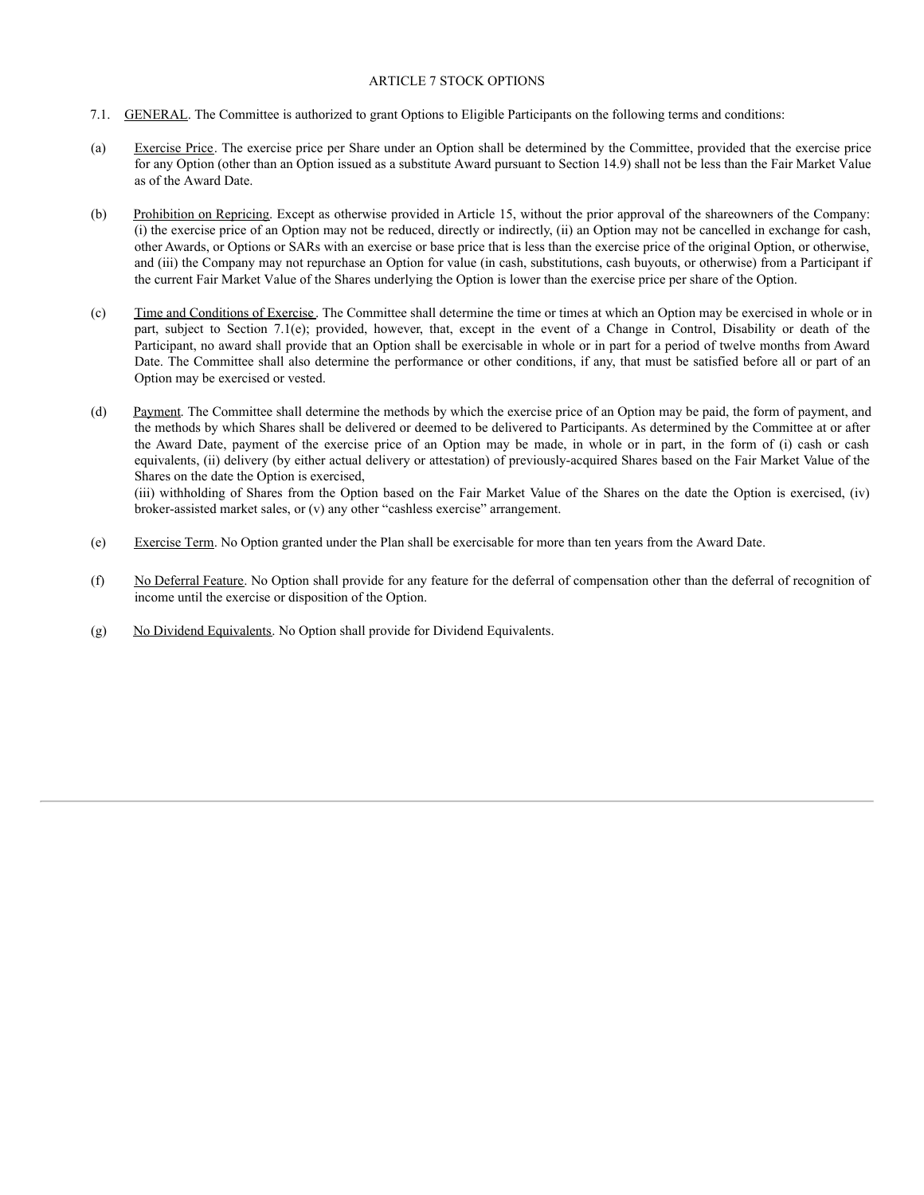# ARTICLE 7 STOCK OPTIONS

7.1. GENERAL. The Committee is authorized to grant Options to Eligible Participants on the following terms and conditions:

(a) Exercise Price. The exercise price per Share under an Option shall be determined by the Committee, provided that the exercise price for any Option (other than an Option issued as a substitute Award pursuant to Section 14.9) shall not be less than the Fair Market Value as of the Award Date.

(b) Prohibition on Repricing. Except as otherwise provided in Article 15, without the prior approval of the shareowners of the Company: (i) the exercise price of an Option may not be reduced, directly or indirectly, (ii) an Option may not be cancelled in exchange for cash, other Awards, or Options or SARs with an exercise or base price that is less than the exercise price of the original Option, or otherwise, and (iii) the Company may not repurchase an Option for value (in cash, substitutions, cash buyouts, or otherwise) from a Participant if the current Fair Market Value of the Shares underlying the Option is lower than the exercise price per share of the Option.

(c) Time and Conditions of Exercise. The Committee shall determine the time or times at which an Option may be exercised in whole or in part, subject to Section 7.1(e); provided, however, that, except in the event of a Change in Control, Disability or death of the Participant, no award shall provide that an Option shall be exercisable in whole or in part for a period of twelve months from Award Date. The Committee shall also determine the performance or other conditions, if any, that must be satisfied before all or part of an Option may be exercised or vested.

(d) Payment. The Committee shall determine the methods by which the exercise price of an Option may be paid, the form of payment, and the methods by which Shares shall be delivered or deemed to be delivered to Participants. As determined by the Committee at or after the Award Date, payment of the exercise price of an Option may be made, in whole or in part, in the form of (i) cash or cash equivalents, (ii) delivery (by either actual delivery or attestation) of previously-acquired Shares based on the Fair Market Value of the Shares on the date the Option is exercised,
(iii) withholding of Shares from the Option based on the Fair Market Value of the Shares on the date the Option is exercised, (iv) broker-assisted market sales, or (v) any other "cashless exercise" arrangement.

(e) Exercise Term. No Option granted under the Plan shall be exercisable for more than ten years from the Award Date.

(f) No Deferral Feature. No Option shall provide for any feature for the deferral of compensation other than the deferral of recognition of income until the exercise or disposition of the Option.

(g) No Dividend Equivalents. No Option shall provide for Dividend Equivalents.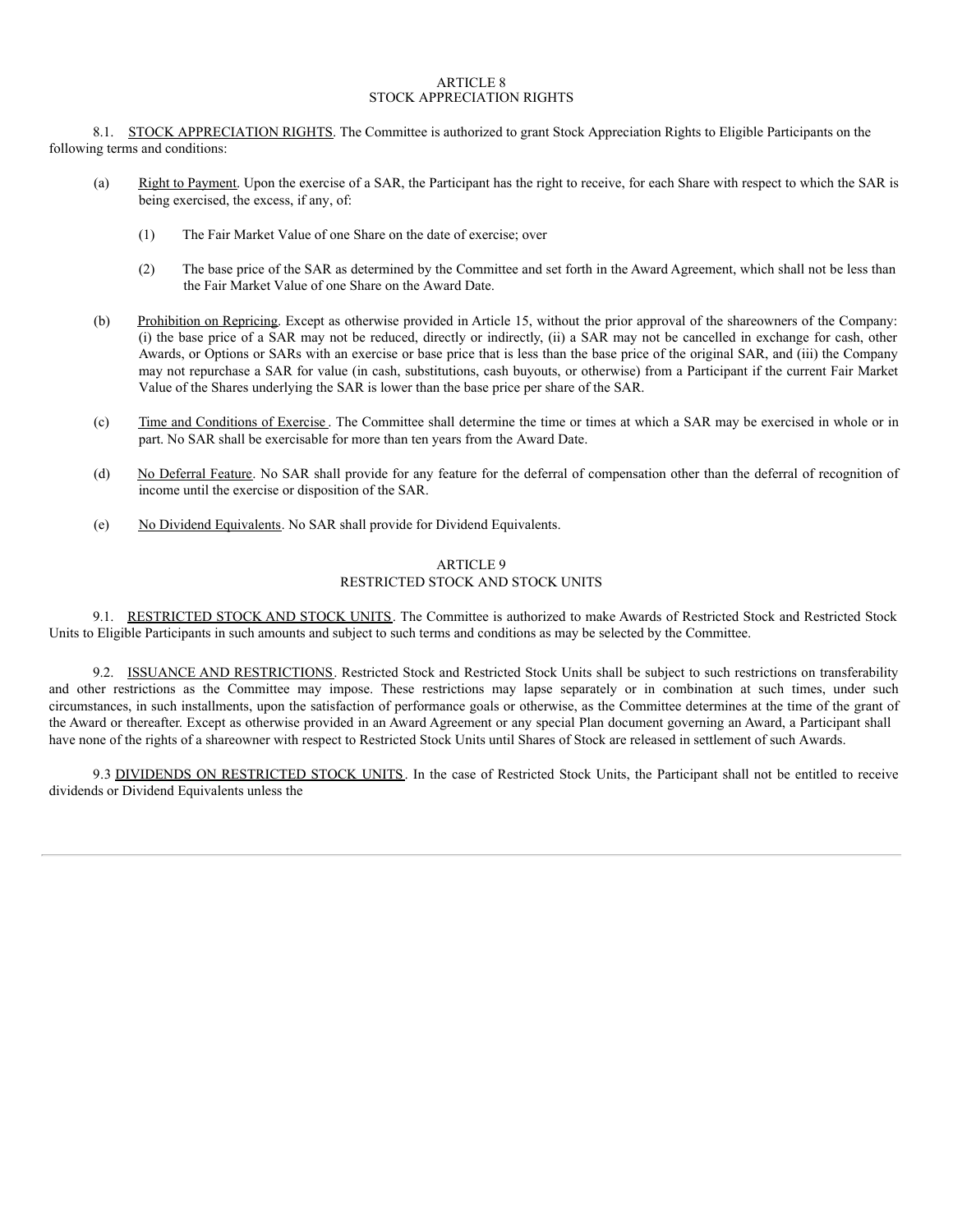# ARTICLE 8
## STOCK APPRECIATION RIGHTS

8.1. STOCK APPRECIATION RIGHTS. The Committee is authorized to grant Stock Appreciation Rights to Eligible Participants on the following terms and conditions:

(a) Right to Payment. Upon the exercise of a SAR, the Participant has the right to receive, for each Share with respect to which the SAR is being exercised, the excess, if any, of:

(1) The Fair Market Value of one Share on the date of exercise; over

(2) The base price of the SAR as determined by the Committee and set forth in the Award Agreement, which shall not be less than the Fair Market Value of one Share on the Award Date.

(b) Prohibition on Repricing. Except as otherwise provided in Article 15, without the prior approval of the shareowners of the Company: (i) the base price of a SAR may not be reduced, directly or indirectly, (ii) a SAR may not be cancelled in exchange for cash, other Awards, or Options or SARs with an exercise or base price that is less than the base price of the original SAR, and (iii) the Company may not repurchase a SAR for value (in cash, substitutions, cash buyouts, or otherwise) from a Participant if the current Fair Market Value of the Shares underlying the SAR is lower than the base price per share of the SAR.

(c) Time and Conditions of Exercise. The Committee shall determine the time or times at which a SAR may be exercised in whole or in part. No SAR shall be exercisable for more than ten years from the Award Date.

(d) No Deferral Feature. No SAR shall provide for any feature for the deferral of compensation other than the deferral of recognition of income until the exercise or disposition of the SAR.

(e) No Dividend Equivalents. No SAR shall provide for Dividend Equivalents.

# ARTICLE 9
## RESTRICTED STOCK AND STOCK UNITS

9.1. RESTRICTED STOCK AND STOCK UNITS. The Committee is authorized to make Awards of Restricted Stock and Restricted Stock Units to Eligible Participants in such amounts and subject to such terms and conditions as may be selected by the Committee.

9.2. ISSUANCE AND RESTRICTIONS. Restricted Stock and Restricted Stock Units shall be subject to such restrictions on transferability and other restrictions as the Committee may impose. These restrictions may lapse separately or in combination at such times, under such circumstances, in such installments, upon the satisfaction of performance goals or otherwise, as the Committee determines at the time of the grant of the Award or thereafter. Except as otherwise provided in an Award Agreement or any special Plan document governing an Award, a Participant shall have none of the rights of a shareowner with respect to Restricted Stock Units until Shares of Stock are released in settlement of such Awards.

9.3 DIVIDENDS ON RESTRICTED STOCK UNITS. In the case of Restricted Stock Units, the Participant shall not be entitled to receive dividends or Dividend Equivalents unless the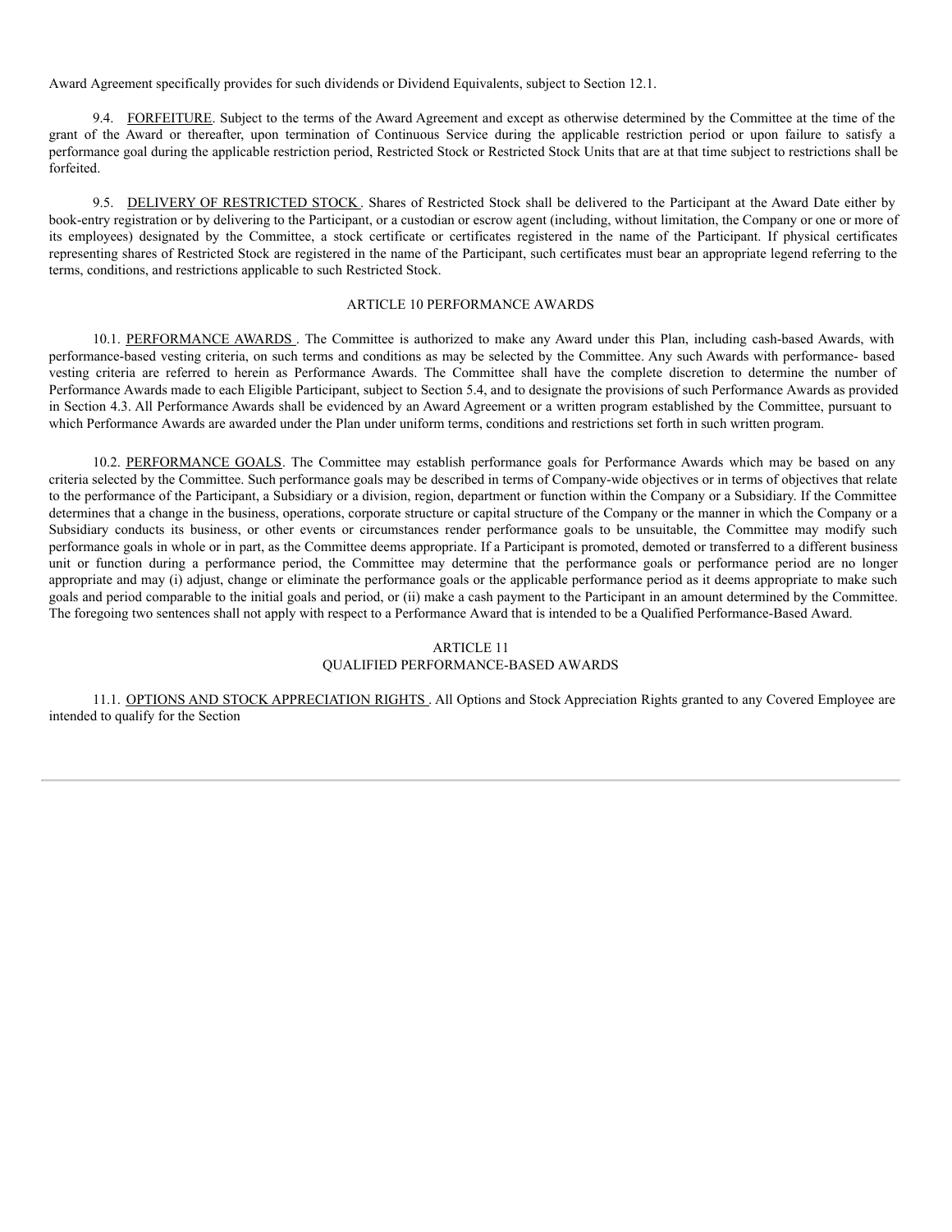Award Agreement specifically provides for such dividends or Dividend Equivalents, subject to Section 12.1.

9.4. FORFEITURE. Subject to the terms of the Award Agreement and except as otherwise determined by the Committee at the time of the grant of the Award or thereafter, upon termination of Continuous Service during the applicable restriction period or upon failure to satisfy a performance goal during the applicable restriction period, Restricted Stock or Restricted Stock Units that are at that time subject to restrictions shall be forfeited.

9.5. DELIVERY OF RESTRICTED STOCK. Shares of Restricted Stock shall be delivered to the Participant at the Award Date either by book-entry registration or by delivering to the Participant, or a custodian or escrow agent (including, without limitation, the Company or one or more of its employees) designated by the Committee, a stock certificate or certificates registered in the name of the Participant. If physical certificates representing shares of Restricted Stock are registered in the name of the Participant, such certificates must bear an appropriate legend referring to the terms, conditions, and restrictions applicable to such Restricted Stock.

## ARTICLE 10 PERFORMANCE AWARDS

10.1. PERFORMANCE AWARDS. The Committee is authorized to make any Award under this Plan, including cash-based Awards, with performance-based vesting criteria, on such terms and conditions as may be selected by the Committee. Any such Awards with performance- based vesting criteria are referred to herein as Performance Awards. The Committee shall have the complete discretion to determine the number of Performance Awards made to each Eligible Participant, subject to Section 5.4, and to designate the provisions of such Performance Awards as provided in Section 4.3. All Performance Awards shall be evidenced by an Award Agreement or a written program established by the Committee, pursuant to which Performance Awards are awarded under the Plan under uniform terms, conditions and restrictions set forth in such written program.

10.2. PERFORMANCE GOALS. The Committee may establish performance goals for Performance Awards which may be based on any criteria selected by the Committee. Such performance goals may be described in terms of Company-wide objectives or in terms of objectives that relate to the performance of the Participant, a Subsidiary or a division, region, department or function within the Company or a Subsidiary. If the Committee determines that a change in the business, operations, corporate structure or capital structure of the Company or the manner in which the Company or a Subsidiary conducts its business, or other events or circumstances render performance goals to be unsuitable, the Committee may modify such performance goals in whole or in part, as the Committee deems appropriate. If a Participant is promoted, demoted or transferred to a different business unit or function during a performance period, the Committee may determine that the performance goals or performance period are no longer appropriate and may (i) adjust, change or eliminate the performance goals or the applicable performance period as it deems appropriate to make such goals and period comparable to the initial goals and period, or (ii) make a cash payment to the Participant in an amount determined by the Committee. The foregoing two sentences shall not apply with respect to a Performance Award that is intended to be a Qualified Performance-Based Award.

## ARTICLE 11
## QUALIFIED PERFORMANCE-BASED AWARDS

11.1. OPTIONS AND STOCK APPRECIATION RIGHTS. All Options and Stock Appreciation Rights granted to any Covered Employee are intended to qualify for the Section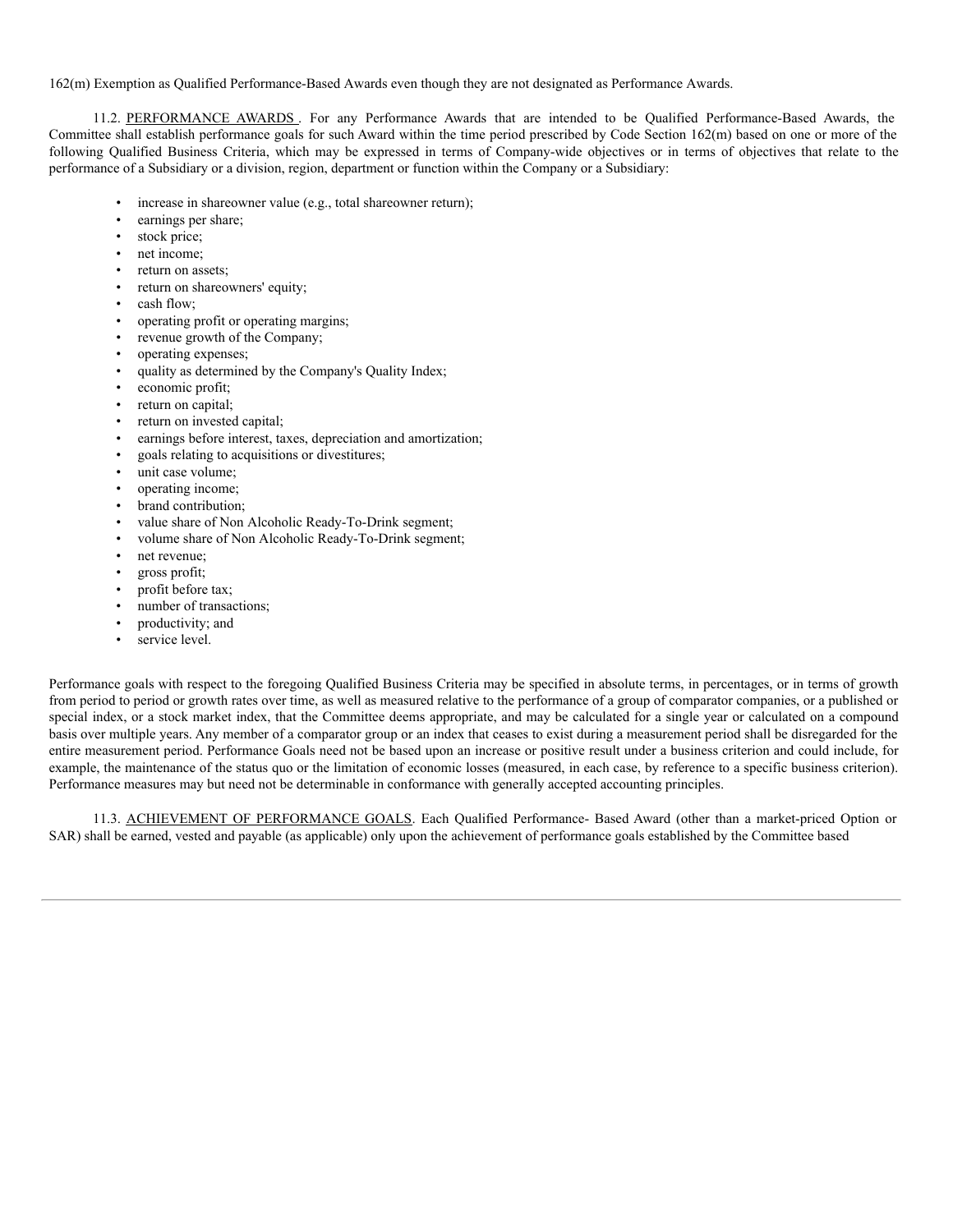162(m) Exemption as Qualified Performance-Based Awards even though they are not designated as Performance Awards.

11.2. <u>PERFORMANCE AWARDS</u> . For any Performance Awards that are intended to be Qualified Performance-Based Awards, the Committee shall establish performance goals for such Award within the time period prescribed by Code Section 162(m) based on one or more of the following Qualified Business Criteria, which may be expressed in terms of Company-wide objectives or in terms of objectives that relate to the performance of a Subsidiary or a division, region, department or function within the Company or a Subsidiary:

- increase in shareowner value (e.g., total shareowner return);
- earnings per share;
- stock price;
- net income;
- return on assets;
- return on shareowners' equity;
- cash flow;
- operating profit or operating margins;
- revenue growth of the Company;
- operating expenses;
- quality as determined by the Company's Quality Index;
- economic profit;
- return on capital;
- return on invested capital;
- earnings before interest, taxes, depreciation and amortization;
- goals relating to acquisitions or divestitures;
- unit case volume;
- operating income;
- brand contribution;
- value share of Non Alcoholic Ready-To-Drink segment;
- volume share of Non Alcoholic Ready-To-Drink segment;
- net revenue;
- gross profit;
- profit before tax;
- number of transactions;
- productivity; and
- service level.

Performance goals with respect to the foregoing Qualified Business Criteria may be specified in absolute terms, in percentages, or in terms of growth from period to period or growth rates over time, as well as measured relative to the performance of a group of comparator companies, or a published or special index, or a stock market index, that the Committee deems appropriate, and may be calculated for a single year or calculated on a compound basis over multiple years. Any member of a comparator group or an index that ceases to exist during a measurement period shall be disregarded for the entire measurement period. Performance Goals need not be based upon an increase or positive result under a business criterion and could include, for example, the maintenance of the status quo or the limitation of economic losses (measured, in each case, by reference to a specific business criterion). Performance measures may but need not be determinable in conformance with generally accepted accounting principles.

11.3. <u>ACHIEVEMENT OF PERFORMANCE GOALS</u>. Each Qualified Performance- Based Award (other than a market-priced Option or SAR) shall be earned, vested and payable (as applicable) only upon the achievement of performance goals established by the Committee based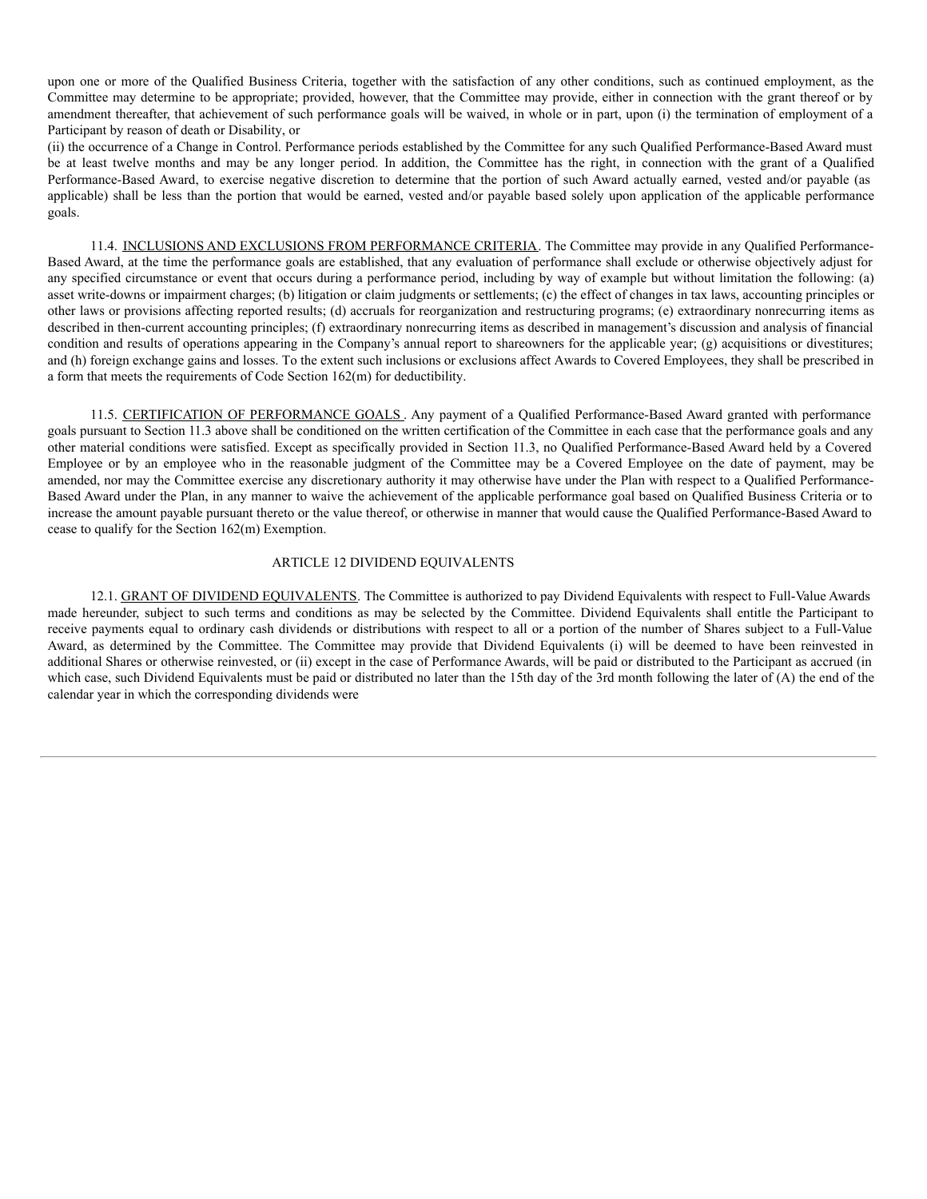upon one or more of the Qualified Business Criteria, together with the satisfaction of any other conditions, such as continued employment, as the Committee may determine to be appropriate; provided, however, that the Committee may provide, either in connection with the grant thereof or by amendment thereafter, that achievement of such performance goals will be waived, in whole or in part, upon (i) the termination of employment of a Participant by reason of death or Disability, or

(ii) the occurrence of a Change in Control. Performance periods established by the Committee for any such Qualified Performance-Based Award must be at least twelve months and may be any longer period. In addition, the Committee has the right, in connection with the grant of a Qualified Performance-Based Award, to exercise negative discretion to determine that the portion of such Award actually earned, vested and/or payable (as applicable) shall be less than the portion that would be earned, vested and/or payable based solely upon application of the applicable performance goals.

11.4. INCLUSIONS AND EXCLUSIONS FROM PERFORMANCE CRITERIA. The Committee may provide in any Qualified Performance-Based Award, at the time the performance goals are established, that any evaluation of performance shall exclude or otherwise objectively adjust for any specified circumstance or event that occurs during a performance period, including by way of example but without limitation the following: (a) asset write-downs or impairment charges; (b) litigation or claim judgments or settlements; (c) the effect of changes in tax laws, accounting principles or other laws or provisions affecting reported results; (d) accruals for reorganization and restructuring programs; (e) extraordinary nonrecurring items as described in then-current accounting principles; (f) extraordinary nonrecurring items as described in management's discussion and analysis of financial condition and results of operations appearing in the Company's annual report to shareowners for the applicable year; (g) acquisitions or divestitures; and (h) foreign exchange gains and losses. To the extent such inclusions or exclusions affect Awards to Covered Employees, they shall be prescribed in a form that meets the requirements of Code Section 162(m) for deductibility.

11.5. CERTIFICATION OF PERFORMANCE GOALS. Any payment of a Qualified Performance-Based Award granted with performance goals pursuant to Section 11.3 above shall be conditioned on the written certification of the Committee in each case that the performance goals and any other material conditions were satisfied. Except as specifically provided in Section 11.3, no Qualified Performance-Based Award held by a Covered Employee or by an employee who in the reasonable judgment of the Committee may be a Covered Employee on the date of payment, may be amended, nor may the Committee exercise any discretionary authority it may otherwise have under the Plan with respect to a Qualified Performance-Based Award under the Plan, in any manner to waive the achievement of the applicable performance goal based on Qualified Business Criteria or to increase the amount payable pursuant thereto or the value thereof, or otherwise in manner that would cause the Qualified Performance-Based Award to cease to qualify for the Section 162(m) Exemption.

## ARTICLE 12 DIVIDEND EQUIVALENTS

12.1. GRANT OF DIVIDEND EQUIVALENTS. The Committee is authorized to pay Dividend Equivalents with respect to Full-Value Awards made hereunder, subject to such terms and conditions as may be selected by the Committee. Dividend Equivalents shall entitle the Participant to receive payments equal to ordinary cash dividends or distributions with respect to all or a portion of the number of Shares subject to a Full-Value Award, as determined by the Committee. The Committee may provide that Dividend Equivalents (i) will be deemed to have been reinvested in additional Shares or otherwise reinvested, or (ii) except in the case of Performance Awards, will be paid or distributed to the Participant as accrued (in which case, such Dividend Equivalents must be paid or distributed no later than the 15th day of the 3rd month following the later of (A) the end of the calendar year in which the corresponding dividends were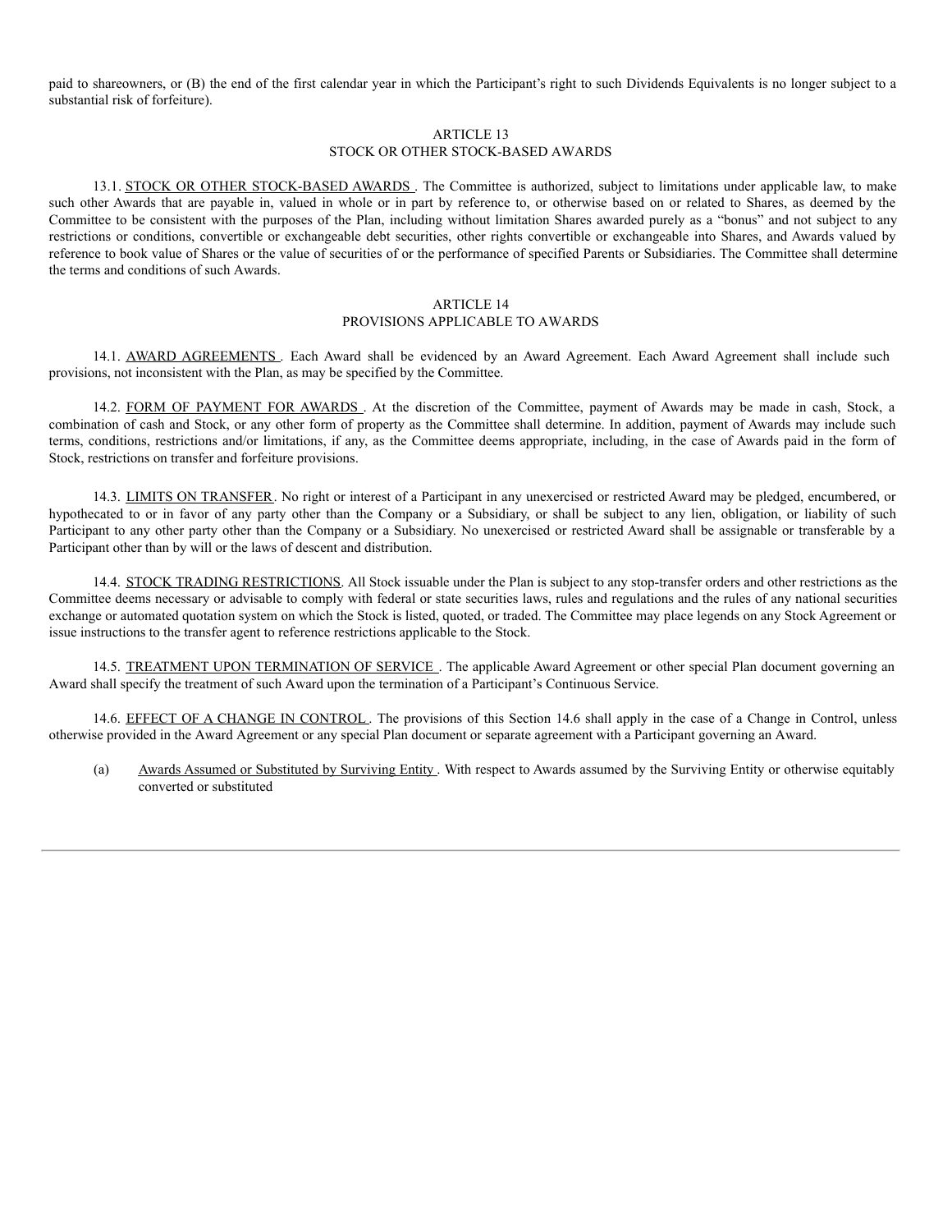paid to shareowners, or (B) the end of the first calendar year in which the Participant's right to such Dividends Equivalents is no longer subject to a substantial risk of forfeiture).

## ARTICLE 13
## STOCK OR OTHER STOCK-BASED AWARDS

13.1. STOCK OR OTHER STOCK-BASED AWARDS . The Committee is authorized, subject to limitations under applicable law, to make such other Awards that are payable in, valued in whole or in part by reference to, or otherwise based on or related to Shares, as deemed by the Committee to be consistent with the purposes of the Plan, including without limitation Shares awarded purely as a "bonus" and not subject to any restrictions or conditions, convertible or exchangeable debt securities, other rights convertible or exchangeable into Shares, and Awards valued by reference to book value of Shares or the value of securities of or the performance of specified Parents or Subsidiaries. The Committee shall determine the terms and conditions of such Awards.

## ARTICLE 14
## PROVISIONS APPLICABLE TO AWARDS

14.1. AWARD AGREEMENTS . Each Award shall be evidenced by an Award Agreement. Each Award Agreement shall include such provisions, not inconsistent with the Plan, as may be specified by the Committee.

14.2. FORM OF PAYMENT FOR AWARDS . At the discretion of the Committee, payment of Awards may be made in cash, Stock, a combination of cash and Stock, or any other form of property as the Committee shall determine. In addition, payment of Awards may include such terms, conditions, restrictions and/or limitations, if any, as the Committee deems appropriate, including, in the case of Awards paid in the form of Stock, restrictions on transfer and forfeiture provisions.

14.3. LIMITS ON TRANSFER. No right or interest of a Participant in any unexercised or restricted Award may be pledged, encumbered, or hypothecated to or in favor of any party other than the Company or a Subsidiary, or shall be subject to any lien, obligation, or liability of such Participant to any other party other than the Company or a Subsidiary. No unexercised or restricted Award shall be assignable or transferable by a Participant other than by will or the laws of descent and distribution.

14.4. STOCK TRADING RESTRICTIONS. All Stock issuable under the Plan is subject to any stop-transfer orders and other restrictions as the Committee deems necessary or advisable to comply with federal or state securities laws, rules and regulations and the rules of any national securities exchange or automated quotation system on which the Stock is listed, quoted, or traded. The Committee may place legends on any Stock Agreement or issue instructions to the transfer agent to reference restrictions applicable to the Stock.

14.5. TREATMENT UPON TERMINATION OF SERVICE . The applicable Award Agreement or other special Plan document governing an Award shall specify the treatment of such Award upon the termination of a Participant's Continuous Service.

14.6. EFFECT OF A CHANGE IN CONTROL . The provisions of this Section 14.6 shall apply in the case of a Change in Control, unless otherwise provided in the Award Agreement or any special Plan document or separate agreement with a Participant governing an Award.

(a) Awards Assumed or Substituted by Surviving Entity . With respect to Awards assumed by the Surviving Entity or otherwise equitably converted or substituted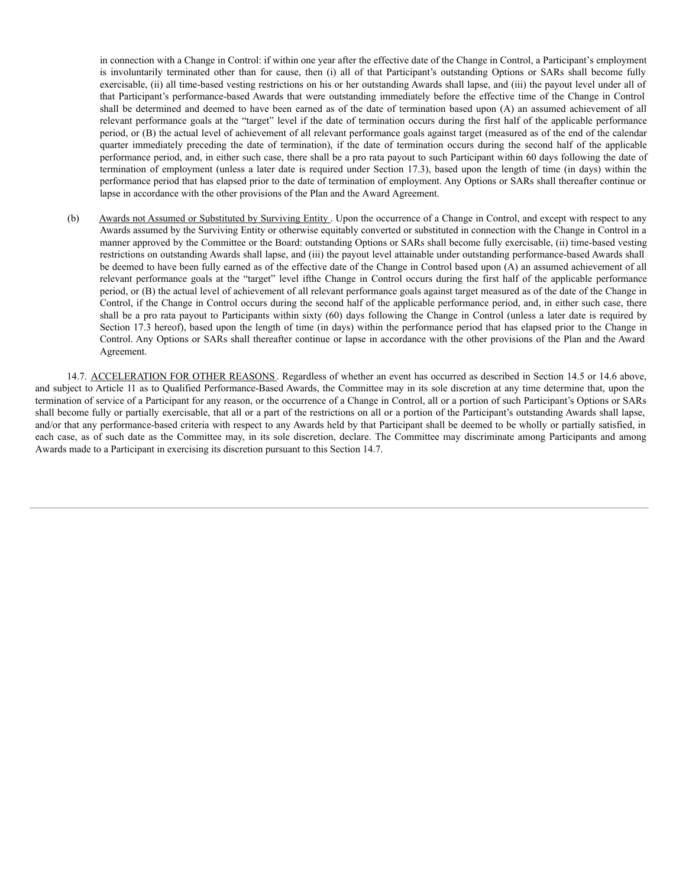in connection with a Change in Control: if within one year after the effective date of the Change in Control, a Participant's employment is involuntarily terminated other than for cause, then (i) all of that Participant's outstanding Options or SARs shall become fully exercisable, (ii) all time-based vesting restrictions on his or her outstanding Awards shall lapse, and (iii) the payout level under all of that Participant's performance-based Awards that were outstanding immediately before the effective time of the Change in Control shall be determined and deemed to have been earned as of the date of termination based upon (A) an assumed achievement of all relevant performance goals at the "target" level if the date of termination occurs during the first half of the applicable performance period, or (B) the actual level of achievement of all relevant performance goals against target (measured as of the end of the calendar quarter immediately preceding the date of termination), if the date of termination occurs during the second half of the applicable performance period, and, in either such case, there shall be a pro rata payout to such Participant within 60 days following the date of termination of employment (unless a later date is required under Section 17.3), based upon the length of time (in days) within the performance period that has elapsed prior to the date of termination of employment. Any Options or SARs shall thereafter continue or lapse in accordance with the other provisions of the Plan and the Award Agreement.

(b) Awards not Assumed or Substituted by Surviving Entity. Upon the occurrence of a Change in Control, and except with respect to any Awards assumed by the Surviving Entity or otherwise equitably converted or substituted in connection with the Change in Control in a manner approved by the Committee or the Board: outstanding Options or SARs shall become fully exercisable, (ii) time-based vesting restrictions on outstanding Awards shall lapse, and (iii) the payout level attainable under outstanding performance-based Awards shall be deemed to have been fully earned as of the effective date of the Change in Control based upon (A) an assumed achievement of all relevant performance goals at the "target" level ifthe Change in Control occurs during the first half of the applicable performance period, or (B) the actual level of achievement of all relevant performance goals against target measured as of the date of the Change in Control, if the Change in Control occurs during the second half of the applicable performance period, and, in either such case, there shall be a pro rata payout to Participants within sixty (60) days following the Change in Control (unless a later date is required by Section 17.3 hereof), based upon the length of time (in days) within the performance period that has elapsed prior to the Change in Control. Any Options or SARs shall thereafter continue or lapse in accordance with the other provisions of the Plan and the Award Agreement.

14.7. ACCELERATION FOR OTHER REASONS. Regardless of whether an event has occurred as described in Section 14.5 or 14.6 above, and subject to Article 11 as to Qualified Performance-Based Awards, the Committee may in its sole discretion at any time determine that, upon the termination of service of a Participant for any reason, or the occurrence of a Change in Control, all or a portion of such Participant's Options or SARs shall become fully or partially exercisable, that all or a part of the restrictions on all or a portion of the Participant's outstanding Awards shall lapse, and/or that any performance-based criteria with respect to any Awards held by that Participant shall be deemed to be wholly or partially satisfied, in each case, as of such date as the Committee may, in its sole discretion, declare. The Committee may discriminate among Participants and among Awards made to a Participant in exercising its discretion pursuant to this Section 14.7.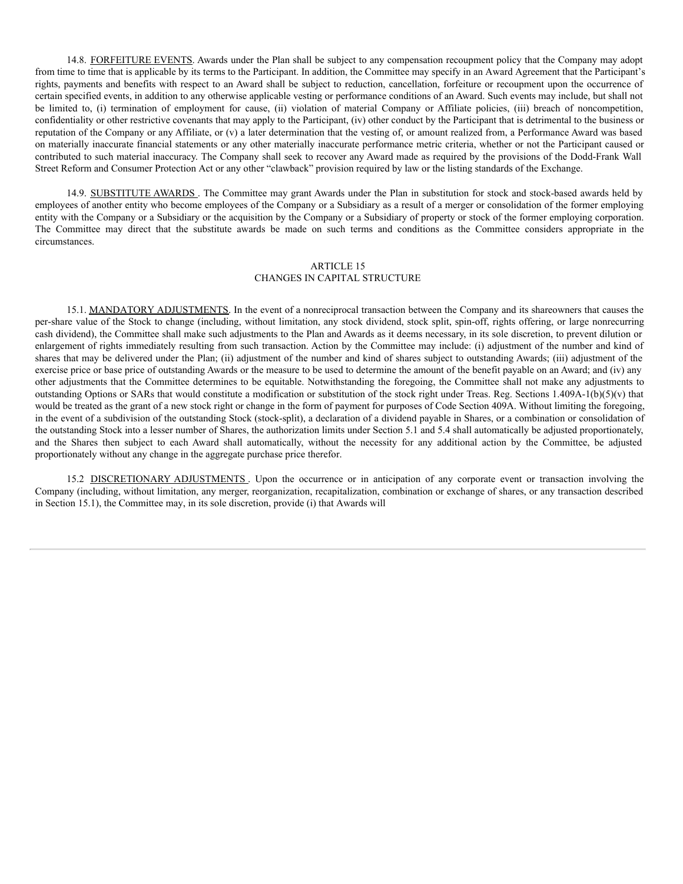14.8. <u>FORFEITURE EVENTS</u>. Awards under the Plan shall be subject to any compensation recoupment policy that the Company may adopt from time to time that is applicable by its terms to the Participant. In addition, the Committee may specify in an Award Agreement that the Participant's rights, payments and benefits with respect to an Award shall be subject to reduction, cancellation, forfeiture or recoupment upon the occurrence of certain specified events, in addition to any otherwise applicable vesting or performance conditions of an Award. Such events may include, but shall not be limited to, (i) termination of employment for cause, (ii) violation of material Company or Affiliate policies, (iii) breach of noncompetition, confidentiality or other restrictive covenants that may apply to the Participant, (iv) other conduct by the Participant that is detrimental to the business or reputation of the Company or any Affiliate, or (v) a later determination that the vesting of, or amount realized from, a Performance Award was based on materially inaccurate financial statements or any other materially inaccurate performance metric criteria, whether or not the Participant caused or contributed to such material inaccuracy. The Company shall seek to recover any Award made as required by the provisions of the Dodd-Frank Wall Street Reform and Consumer Protection Act or any other "clawback" provision required by law or the listing standards of the Exchange.

14.9. <u>SUBSTITUTE AWARDS</u>. The Committee may grant Awards under the Plan in substitution for stock and stock-based awards held by employees of another entity who become employees of the Company or a Subsidiary as a result of a merger or consolidation of the former employing entity with the Company or a Subsidiary or the acquisition by the Company or a Subsidiary of property or stock of the former employing corporation. The Committee may direct that the substitute awards be made on such terms and conditions as the Committee considers appropriate in the circumstances.

## ARTICLE 15
## CHANGES IN CAPITAL STRUCTURE

15.1. <u>MANDATORY ADJUSTMENTS</u>. In the event of a nonreciprocal transaction between the Company and its shareowners that causes the per-share value of the Stock to change (including, without limitation, any stock dividend, stock split, spin-off, rights offering, or large nonrecurring cash dividend), the Committee shall make such adjustments to the Plan and Awards as it deems necessary, in its sole discretion, to prevent dilution or enlargement of rights immediately resulting from such transaction. Action by the Committee may include: (i) adjustment of the number and kind of shares that may be delivered under the Plan; (ii) adjustment of the number and kind of shares subject to outstanding Awards; (iii) adjustment of the exercise price or base price of outstanding Awards or the measure to be used to determine the amount of the benefit payable on an Award; and (iv) any other adjustments that the Committee determines to be equitable. Notwithstanding the foregoing, the Committee shall not make any adjustments to outstanding Options or SARs that would constitute a modification or substitution of the stock right under Treas. Reg. Sections 1.409A-1(b)(5)(v) that would be treated as the grant of a new stock right or change in the form of payment for purposes of Code Section 409A. Without limiting the foregoing, in the event of a subdivision of the outstanding Stock (stock-split), a declaration of a dividend payable in Shares, or a combination or consolidation of the outstanding Stock into a lesser number of Shares, the authorization limits under Section 5.1 and 5.4 shall automatically be adjusted proportionately, and the Shares then subject to each Award shall automatically, without the necessity for any additional action by the Committee, be adjusted proportionately without any change in the aggregate purchase price therefor.

15.2 <u>DISCRETIONARY ADJUSTMENTS</u>. Upon the occurrence or in anticipation of any corporate event or transaction involving the Company (including, without limitation, any merger, reorganization, recapitalization, combination or exchange of shares, or any transaction described in Section 15.1), the Committee may, in its sole discretion, provide (i) that Awards will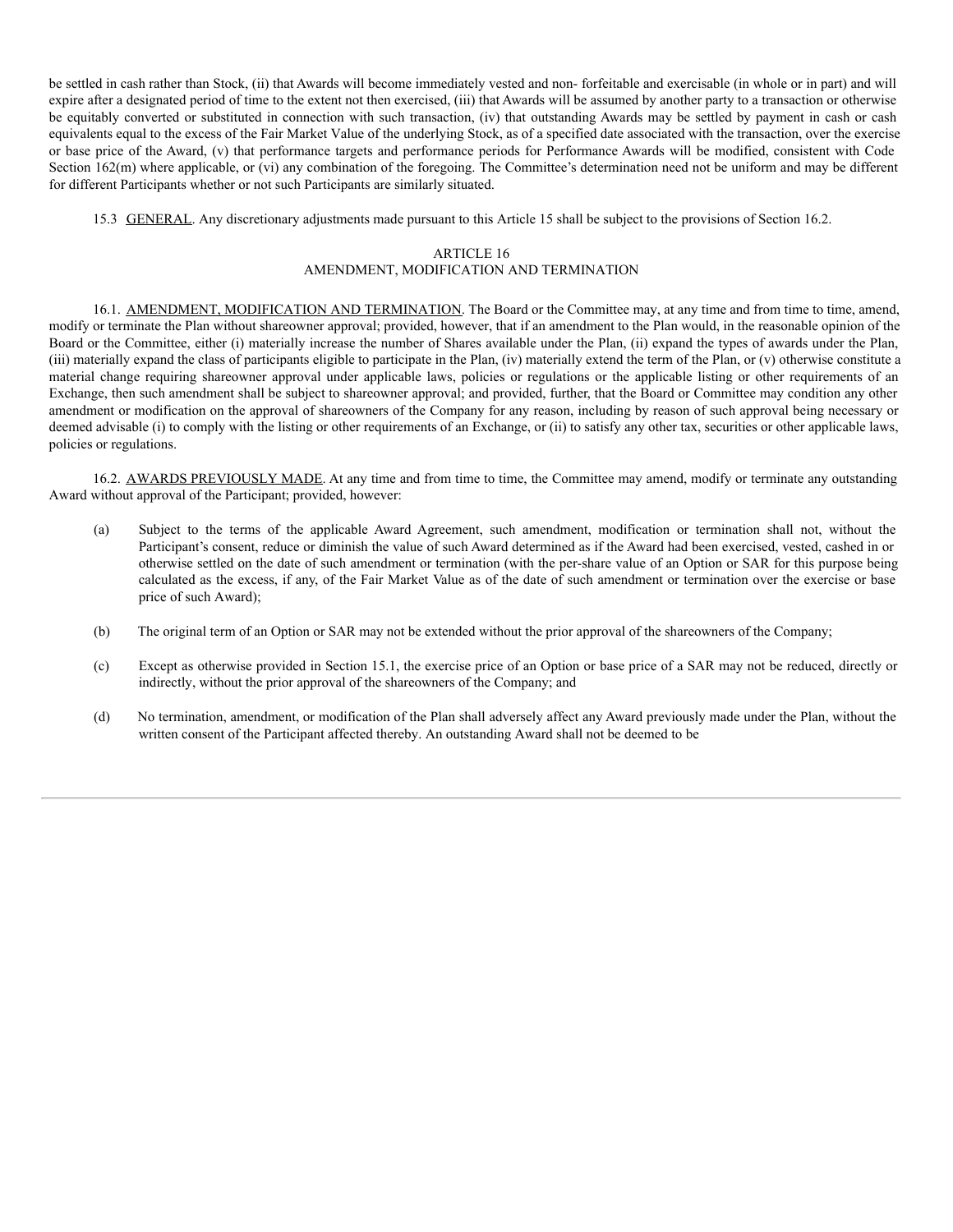be settled in cash rather than Stock, (ii) that Awards will become immediately vested and non- forfeitable and exercisable (in whole or in part) and will expire after a designated period of time to the extent not then exercised, (iii) that Awards will be assumed by another party to a transaction or otherwise be equitably converted or substituted in connection with such transaction, (iv) that outstanding Awards may be settled by payment in cash or cash equivalents equal to the excess of the Fair Market Value of the underlying Stock, as of a specified date associated with the transaction, over the exercise or base price of the Award, (v) that performance targets and performance periods for Performance Awards will be modified, consistent with Code Section 162(m) where applicable, or (vi) any combination of the foregoing. The Committee's determination need not be uniform and may be different for different Participants whether or not such Participants are similarly situated.

15.3 GENERAL. Any discretionary adjustments made pursuant to this Article 15 shall be subject to the provisions of Section 16.2.

## ARTICLE 16
## AMENDMENT, MODIFICATION AND TERMINATION

16.1. AMENDMENT, MODIFICATION AND TERMINATION. The Board or the Committee may, at any time and from time to time, amend, modify or terminate the Plan without shareowner approval; provided, however, that if an amendment to the Plan would, in the reasonable opinion of the Board or the Committee, either (i) materially increase the number of Shares available under the Plan, (ii) expand the types of awards under the Plan, (iii) materially expand the class of participants eligible to participate in the Plan, (iv) materially extend the term of the Plan, or (v) otherwise constitute a material change requiring shareowner approval under applicable laws, policies or regulations or the applicable listing or other requirements of an Exchange, then such amendment shall be subject to shareowner approval; and provided, further, that the Board or Committee may condition any other amendment or modification on the approval of shareowners of the Company for any reason, including by reason of such approval being necessary or deemed advisable (i) to comply with the listing or other requirements of an Exchange, or (ii) to satisfy any other tax, securities or other applicable laws, policies or regulations.

16.2. AWARDS PREVIOUSLY MADE. At any time and from time to time, the Committee may amend, modify or terminate any outstanding Award without approval of the Participant; provided, however:

(a) Subject to the terms of the applicable Award Agreement, such amendment, modification or termination shall not, without the Participant's consent, reduce or diminish the value of such Award determined as if the Award had been exercised, vested, cashed in or otherwise settled on the date of such amendment or termination (with the per-share value of an Option or SAR for this purpose being calculated as the excess, if any, of the Fair Market Value as of the date of such amendment or termination over the exercise or base price of such Award);

(b) The original term of an Option or SAR may not be extended without the prior approval of the shareowners of the Company;

(c) Except as otherwise provided in Section 15.1, the exercise price of an Option or base price of a SAR may not be reduced, directly or indirectly, without the prior approval of the shareowners of the Company; and

(d) No termination, amendment, or modification of the Plan shall adversely affect any Award previously made under the Plan, without the written consent of the Participant affected thereby. An outstanding Award shall not be deemed to be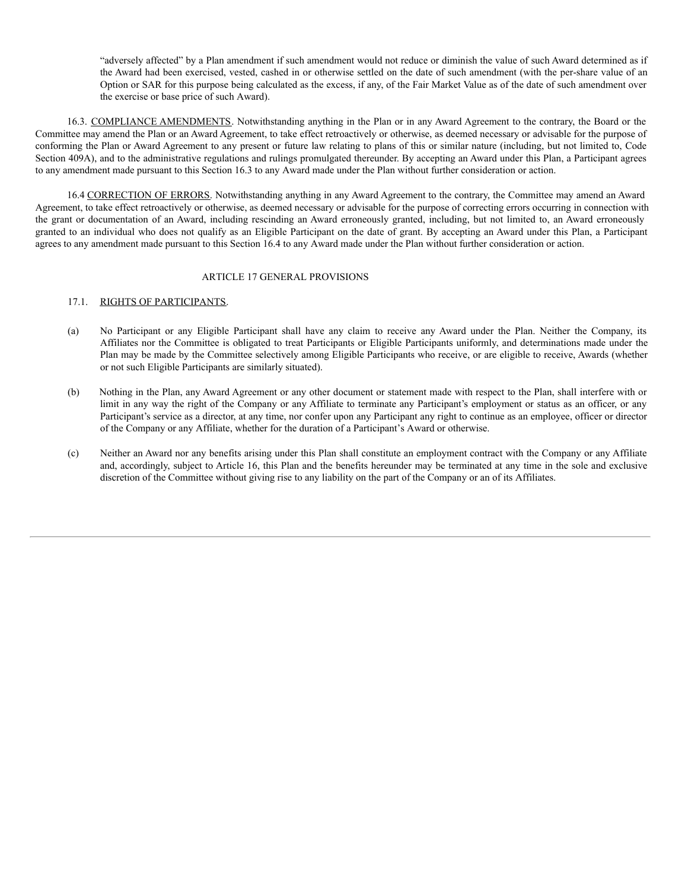"adversely affected" by a Plan amendment if such amendment would not reduce or diminish the value of such Award determined as if the Award had been exercised, vested, cashed in or otherwise settled on the date of such amendment (with the per-share value of an Option or SAR for this purpose being calculated as the excess, if any, of the Fair Market Value as of the date of such amendment over the exercise or base price of such Award).

16.3. COMPLIANCE AMENDMENTS. Notwithstanding anything in the Plan or in any Award Agreement to the contrary, the Board or the Committee may amend the Plan or an Award Agreement, to take effect retroactively or otherwise, as deemed necessary or advisable for the purpose of conforming the Plan or Award Agreement to any present or future law relating to plans of this or similar nature (including, but not limited to, Code Section 409A), and to the administrative regulations and rulings promulgated thereunder. By accepting an Award under this Plan, a Participant agrees to any amendment made pursuant to this Section 16.3 to any Award made under the Plan without further consideration or action.

16.4 CORRECTION OF ERRORS. Notwithstanding anything in any Award Agreement to the contrary, the Committee may amend an Award Agreement, to take effect retroactively or otherwise, as deemed necessary or advisable for the purpose of correcting errors occurring in connection with the grant or documentation of an Award, including rescinding an Award erroneously granted, including, but not limited to, an Award erroneously granted to an individual who does not qualify as an Eligible Participant on the date of grant. By accepting an Award under this Plan, a Participant agrees to any amendment made pursuant to this Section 16.4 to any Award made under the Plan without further consideration or action.

## ARTICLE 17 GENERAL PROVISIONS

17.1. RIGHTS OF PARTICIPANTS.

(a) No Participant or any Eligible Participant shall have any claim to receive any Award under the Plan. Neither the Company, its Affiliates nor the Committee is obligated to treat Participants or Eligible Participants uniformly, and determinations made under the Plan may be made by the Committee selectively among Eligible Participants who receive, or are eligible to receive, Awards (whether or not such Eligible Participants are similarly situated).

(b) Nothing in the Plan, any Award Agreement or any other document or statement made with respect to the Plan, shall interfere with or limit in any way the right of the Company or any Affiliate to terminate any Participant's employment or status as an officer, or any Participant's service as a director, at any time, nor confer upon any Participant any right to continue as an employee, officer or director of the Company or any Affiliate, whether for the duration of a Participant's Award or otherwise.

(c) Neither an Award nor any benefits arising under this Plan shall constitute an employment contract with the Company or any Affiliate and, accordingly, subject to Article 16, this Plan and the benefits hereunder may be terminated at any time in the sole and exclusive discretion of the Committee without giving rise to any liability on the part of the Company or an of its Affiliates.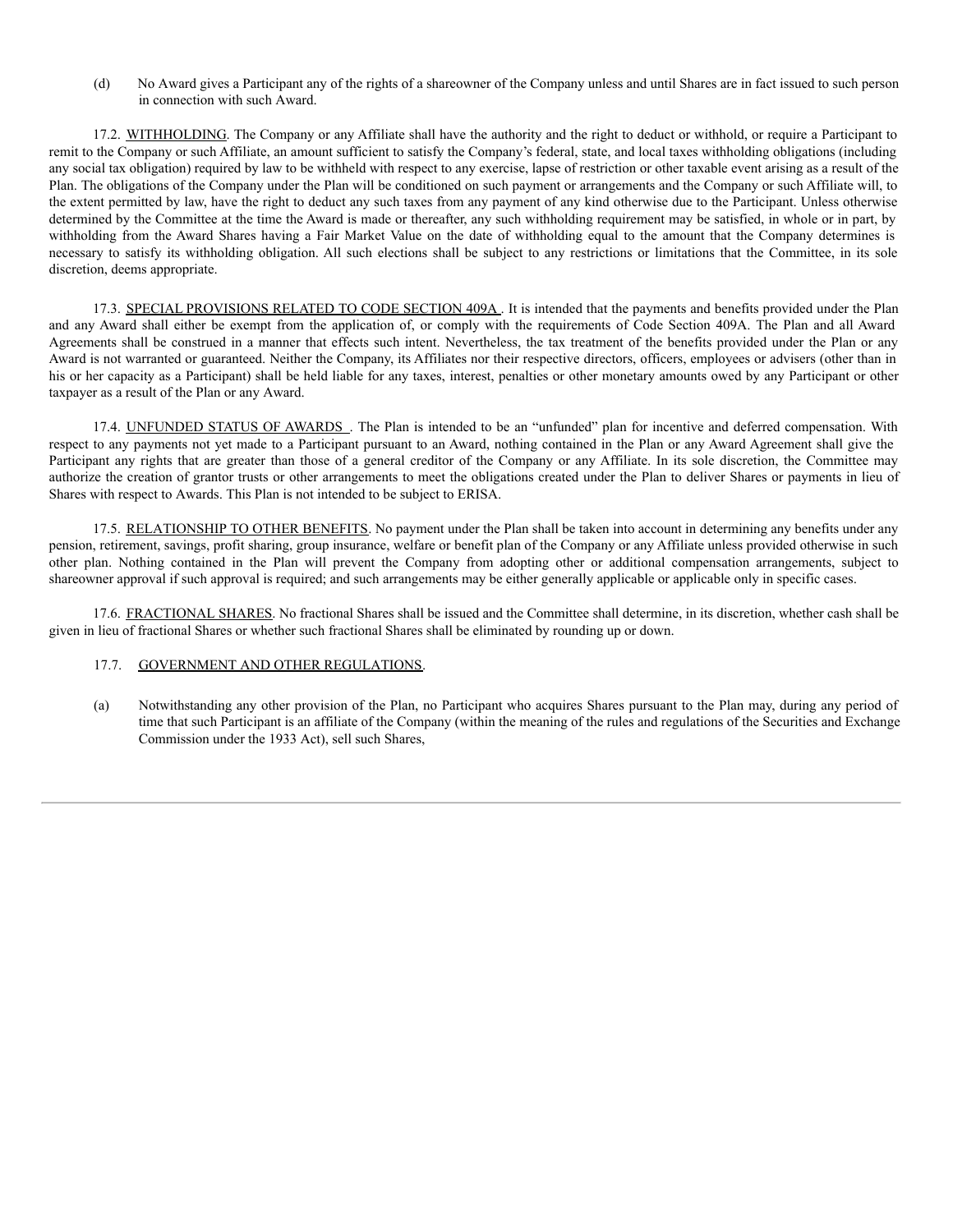(d) No Award gives a Participant any of the rights of a shareowner of the Company unless and until Shares are in fact issued to such person in connection with such Award.

17.2. <u>WITHHOLDING</u>. The Company or any Affiliate shall have the authority and the right to deduct or withhold, or require a Participant to remit to the Company or such Affiliate, an amount sufficient to satisfy the Company's federal, state, and local taxes withholding obligations (including any social tax obligation) required by law to be withheld with respect to any exercise, lapse of restriction or other taxable event arising as a result of the Plan. The obligations of the Company under the Plan will be conditioned on such payment or arrangements and the Company or such Affiliate will, to the extent permitted by law, have the right to deduct any such taxes from any payment of any kind otherwise due to the Participant. Unless otherwise determined by the Committee at the time the Award is made or thereafter, any such withholding requirement may be satisfied, in whole or in part, by withholding from the Award Shares having a Fair Market Value on the date of withholding equal to the amount that the Company determines is necessary to satisfy its withholding obligation. All such elections shall be subject to any restrictions or limitations that the Committee, in its sole discretion, deems appropriate.

17.3. <u>SPECIAL PROVISIONS RELATED TO CODE SECTION 409A</u>. It is intended that the payments and benefits provided under the Plan and any Award shall either be exempt from the application of, or comply with the requirements of Code Section 409A. The Plan and all Award Agreements shall be construed in a manner that effects such intent. Nevertheless, the tax treatment of the benefits provided under the Plan or any Award is not warranted or guaranteed. Neither the Company, its Affiliates nor their respective directors, officers, employees or advisers (other than in his or her capacity as a Participant) shall be held liable for any taxes, interest, penalties or other monetary amounts owed by any Participant or other taxpayer as a result of the Plan or any Award.

17.4. <u>UNFUNDED STATUS OF AWARDS</u>. The Plan is intended to be an "unfunded" plan for incentive and deferred compensation. With respect to any payments not yet made to a Participant pursuant to an Award, nothing contained in the Plan or any Award Agreement shall give the Participant any rights that are greater than those of a general creditor of the Company or any Affiliate. In its sole discretion, the Committee may authorize the creation of grantor trusts or other arrangements to meet the obligations created under the Plan to deliver Shares or payments in lieu of Shares with respect to Awards. This Plan is not intended to be subject to ERISA.

17.5. <u>RELATIONSHIP TO OTHER BENEFITS</u>. No payment under the Plan shall be taken into account in determining any benefits under any pension, retirement, savings, profit sharing, group insurance, welfare or benefit plan of the Company or any Affiliate unless provided otherwise in such other plan. Nothing contained in the Plan will prevent the Company from adopting other or additional compensation arrangements, subject to shareowner approval if such approval is required; and such arrangements may be either generally applicable or applicable only in specific cases.

17.6. <u>FRACTIONAL SHARES</u>. No fractional Shares shall be issued and the Committee shall determine, in its discretion, whether cash shall be given in lieu of fractional Shares or whether such fractional Shares shall be eliminated by rounding up or down.

17.7. <u>GOVERNMENT AND OTHER REGULATIONS</u>.

(a) Notwithstanding any other provision of the Plan, no Participant who acquires Shares pursuant to the Plan may, during any period of time that such Participant is an affiliate of the Company (within the meaning of the rules and regulations of the Securities and Exchange Commission under the 1933 Act), sell such Shares,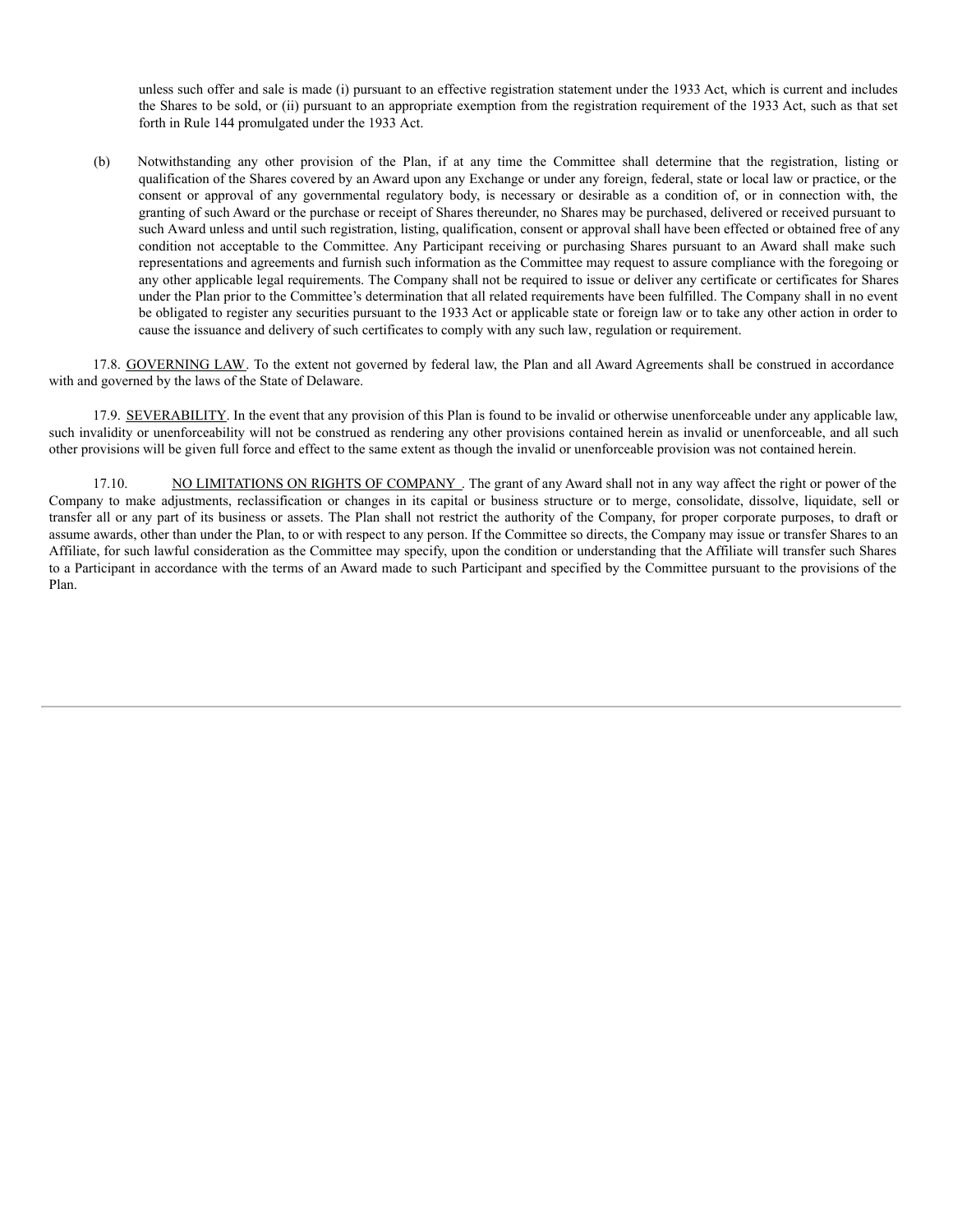unless such offer and sale is made (i) pursuant to an effective registration statement under the 1933 Act, which is current and includes the Shares to be sold, or (ii) pursuant to an appropriate exemption from the registration requirement of the 1933 Act, such as that set forth in Rule 144 promulgated under the 1933 Act.

(b) Notwithstanding any other provision of the Plan, if at any time the Committee shall determine that the registration, listing or qualification of the Shares covered by an Award upon any Exchange or under any foreign, federal, state or local law or practice, or the consent or approval of any governmental regulatory body, is necessary or desirable as a condition of, or in connection with, the granting of such Award or the purchase or receipt of Shares thereunder, no Shares may be purchased, delivered or received pursuant to such Award unless and until such registration, listing, qualification, consent or approval shall have been effected or obtained free of any condition not acceptable to the Committee. Any Participant receiving or purchasing Shares pursuant to an Award shall make such representations and agreements and furnish such information as the Committee may request to assure compliance with the foregoing or any other applicable legal requirements. The Company shall not be required to issue or deliver any certificate or certificates for Shares under the Plan prior to the Committee's determination that all related requirements have been fulfilled. The Company shall in no event be obligated to register any securities pursuant to the 1933 Act or applicable state or foreign law or to take any other action in order to cause the issuance and delivery of such certificates to comply with any such law, regulation or requirement.

17.8. GOVERNING LAW. To the extent not governed by federal law, the Plan and all Award Agreements shall be construed in accordance with and governed by the laws of the State of Delaware.

17.9. SEVERABILITY. In the event that any provision of this Plan is found to be invalid or otherwise unenforceable under any applicable law, such invalidity or unenforceability will not be construed as rendering any other provisions contained herein as invalid or unenforceable, and all such other provisions will be given full force and effect to the same extent as though the invalid or unenforceable provision was not contained herein.

17.10. NO LIMITATIONS ON RIGHTS OF COMPANY. The grant of any Award shall not in any way affect the right or power of the Company to make adjustments, reclassification or changes in its capital or business structure or to merge, consolidate, dissolve, liquidate, sell or transfer all or any part of its business or assets. The Plan shall not restrict the authority of the Company, for proper corporate purposes, to draft or assume awards, other than under the Plan, to or with respect to any person. If the Committee so directs, the Company may issue or transfer Shares to an Affiliate, for such lawful consideration as the Committee may specify, upon the condition or understanding that the Affiliate will transfer such Shares to a Participant in accordance with the terms of an Award made to such Participant and specified by the Committee pursuant to the provisions of the Plan.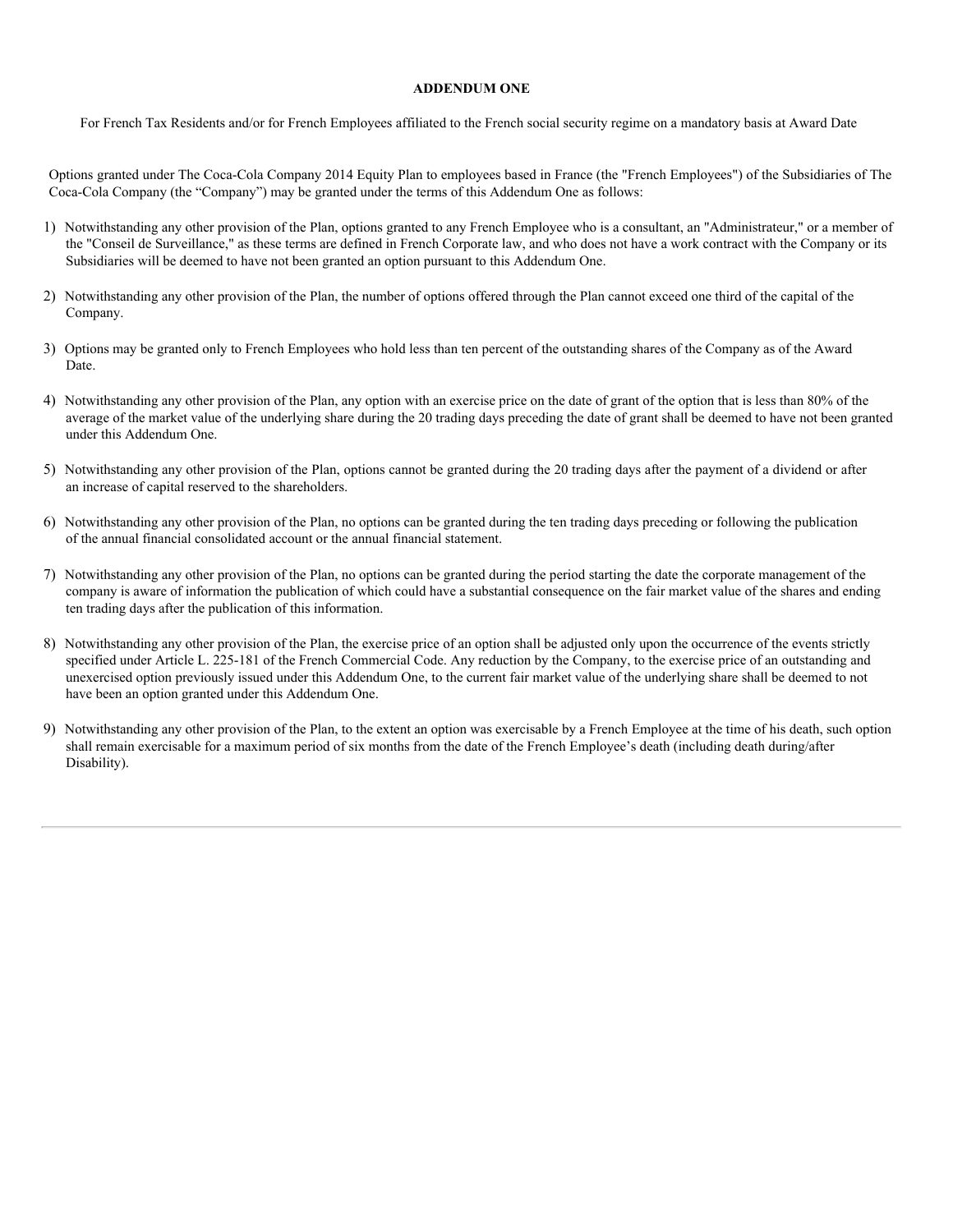**ADDENDUM ONE**

For French Tax Residents and/or for French Employees affiliated to the French social security regime on a mandatory basis at Award Date

Options granted under The Coca-Cola Company 2014 Equity Plan to employees based in France (the "French Employees") of the Subsidiaries of The Coca-Cola Company (the "Company") may be granted under the terms of this Addendum One as follows:

1) Notwithstanding any other provision of the Plan, options granted to any French Employee who is a consultant, an "Administrateur," or a member of the "Conseil de Surveillance," as these terms are defined in French Corporate law, and who does not have a work contract with the Company or its Subsidiaries will be deemed to have not been granted an option pursuant to this Addendum One.

2) Notwithstanding any other provision of the Plan, the number of options offered through the Plan cannot exceed one third of the capital of the Company.

3) Options may be granted only to French Employees who hold less than ten percent of the outstanding shares of the Company as of the Award Date.

4) Notwithstanding any other provision of the Plan, any option with an exercise price on the date of grant of the option that is less than 80% of the average of the market value of the underlying share during the 20 trading days preceding the date of grant shall be deemed to have not been granted under this Addendum One.

5) Notwithstanding any other provision of the Plan, options cannot be granted during the 20 trading days after the payment of a dividend or after an increase of capital reserved to the shareholders.

6) Notwithstanding any other provision of the Plan, no options can be granted during the ten trading days preceding or following the publication of the annual financial consolidated account or the annual financial statement.

7) Notwithstanding any other provision of the Plan, no options can be granted during the period starting the date the corporate management of the company is aware of information the publication of which could have a substantial consequence on the fair market value of the shares and ending ten trading days after the publication of this information.

8) Notwithstanding any other provision of the Plan, the exercise price of an option shall be adjusted only upon the occurrence of the events strictly specified under Article L. 225-181 of the French Commercial Code. Any reduction by the Company, to the exercise price of an outstanding and unexercised option previously issued under this Addendum One, to the current fair market value of the underlying share shall be deemed to not have been an option granted under this Addendum One.

9) Notwithstanding any other provision of the Plan, to the extent an option was exercisable by a French Employee at the time of his death, such option shall remain exercisable for a maximum period of six months from the date of the French Employee's death (including death during/after Disability).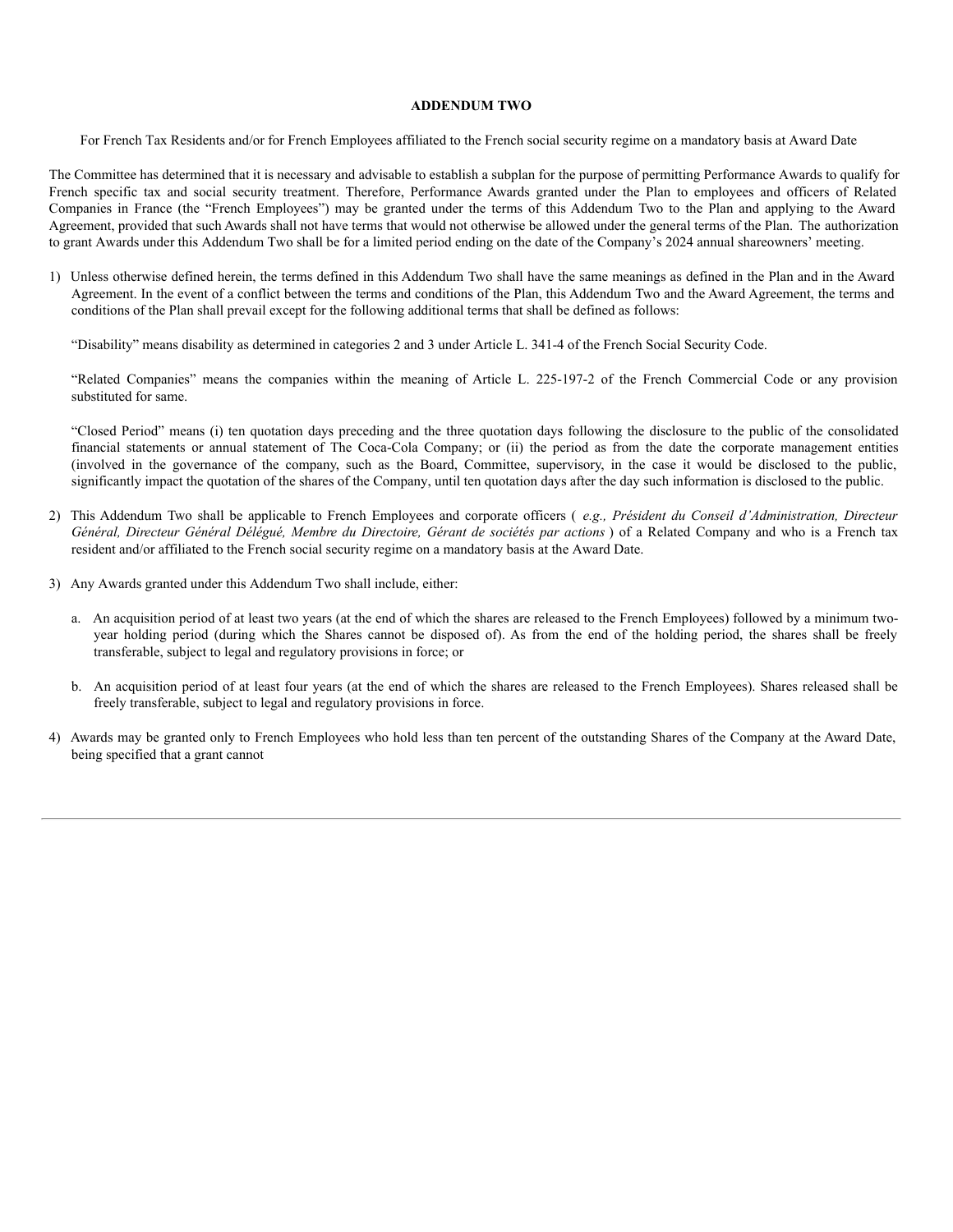## ADDENDUM TWO

For French Tax Residents and/or for French Employees affiliated to the French social security regime on a mandatory basis at Award Date

The Committee has determined that it is necessary and advisable to establish a subplan for the purpose of permitting Performance Awards to qualify for French specific tax and social security treatment. Therefore, Performance Awards granted under the Plan to employees and officers of Related Companies in France (the "French Employees") may be granted under the terms of this Addendum Two to the Plan and applying to the Award Agreement, provided that such Awards shall not have terms that would not otherwise be allowed under the general terms of the Plan. The authorization to grant Awards under this Addendum Two shall be for a limited period ending on the date of the Company's 2024 annual shareowners' meeting.

1) Unless otherwise defined herein, the terms defined in this Addendum Two shall have the same meanings as defined in the Plan and in the Award Agreement. In the event of a conflict between the terms and conditions of the Plan, this Addendum Two and the Award Agreement, the terms and conditions of the Plan shall prevail except for the following additional terms that shall be defined as follows:

   "Disability" means disability as determined in categories 2 and 3 under Article L. 341-4 of the French Social Security Code.

   "Related Companies" means the companies within the meaning of Article L. 225-197-2 of the French Commercial Code or any provision substituted for same.

   "Closed Period" means (i) ten quotation days preceding and the three quotation days following the disclosure to the public of the consolidated financial statements or annual statement of The Coca-Cola Company; or (ii) the period as from the date the corporate management entities (involved in the governance of the company, such as the Board, Committee, supervisory, in the case it would be disclosed to the public, significantly impact the quotation of the shares of the Company, until ten quotation days after the day such information is disclosed to the public.

2) This Addendum Two shall be applicable to French Employees and corporate officers ( *e.g., Président du Conseil d'Administration, Directeur Général, Directeur Général Délégué, Membre du Directoire, Gérant de sociétés par actions* ) of a Related Company and who is a French tax resident and/or affiliated to the French social security regime on a mandatory basis at the Award Date.

3) Any Awards granted under this Addendum Two shall include, either:

   a. An acquisition period of at least two years (at the end of which the shares are released to the French Employees) followed by a minimum two-year holding period (during which the Shares cannot be disposed of). As from the end of the holding period, the shares shall be freely transferable, subject to legal and regulatory provisions in force; or

   b. An acquisition period of at least four years (at the end of which the shares are released to the French Employees). Shares released shall be freely transferable, subject to legal and regulatory provisions in force.

4) Awards may be granted only to French Employees who hold less than ten percent of the outstanding Shares of the Company at the Award Date, being specified that a grant cannot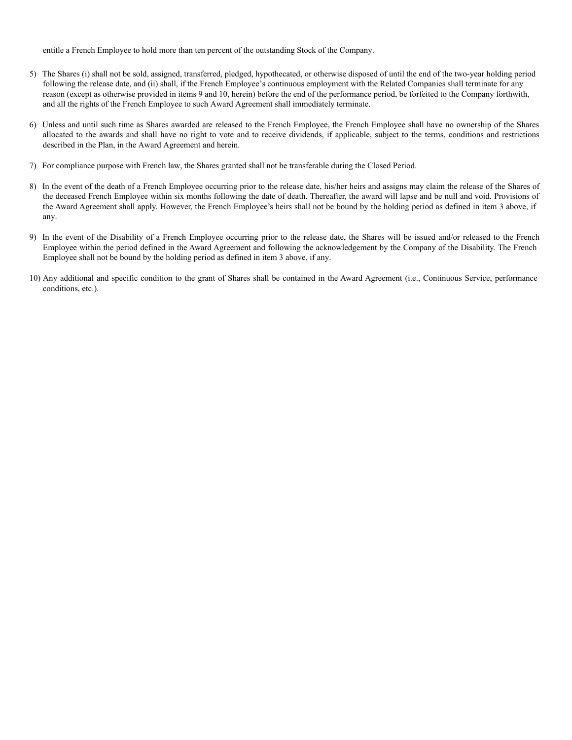entitle a French Employee to hold more than ten percent of the outstanding Stock of the Company.

5) The Shares (i) shall not be sold, assigned, transferred, pledged, hypothecated, or otherwise disposed of until the end of the two-year holding period following the release date, and (ii) shall, if the French Employee's continuous employment with the Related Companies shall terminate for any reason (except as otherwise provided in items 9 and 10, herein) before the end of the performance period, be forfeited to the Company forthwith, and all the rights of the French Employee to such Award Agreement shall immediately terminate.

6) Unless and until such time as Shares awarded are released to the French Employee, the French Employee shall have no ownership of the Shares allocated to the awards and shall have no right to vote and to receive dividends, if applicable, subject to the terms, conditions and restrictions described in the Plan, in the Award Agreement and herein.

7) For compliance purpose with French law, the Shares granted shall not be transferable during the Closed Period.

8) In the event of the death of a French Employee occurring prior to the release date, his/her heirs and assigns may claim the release of the Shares of the deceased French Employee within six months following the date of death. Thereafter, the award will lapse and be null and void. Provisions of the Award Agreement shall apply. However, the French Employee's heirs shall not be bound by the holding period as defined in item 3 above, if any.

9) In the event of the Disability of a French Employee occurring prior to the release date, the Shares will be issued and/or released to the French Employee within the period defined in the Award Agreement and following the acknowledgement by the Company of the Disability. The French Employee shall not be bound by the holding period as defined in item 3 above, if any.

10) Any additional and specific condition to the grant of Shares shall be contained in the Award Agreement (i.e., Continuous Service, performance conditions, etc.).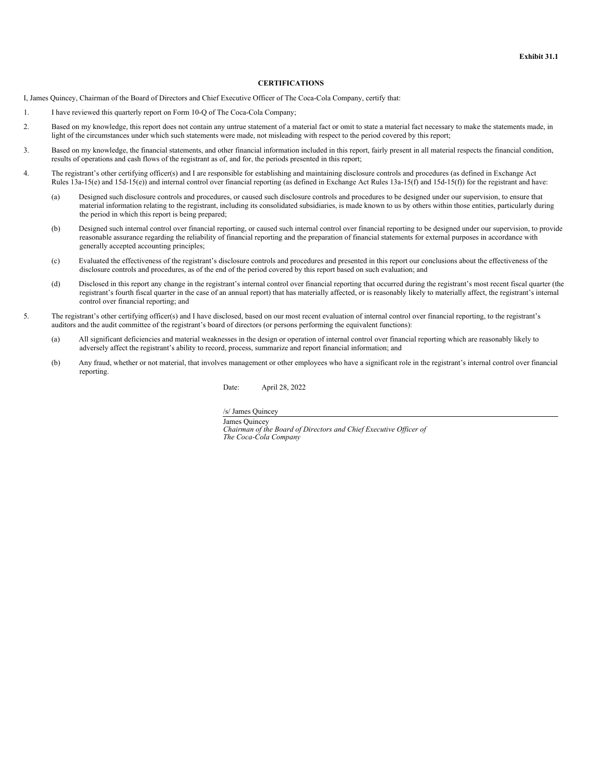**Exhibit 31.1**

**CERTIFICATIONS**

I, James Quincey, Chairman of the Board of Directors and Chief Executive Officer of The Coca-Cola Company, certify that:

1. I have reviewed this quarterly report on Form 10-Q of The Coca-Cola Company;

2. Based on my knowledge, this report does not contain any untrue statement of a material fact or omit to state a material fact necessary to make the statements made, in light of the circumstances under which such statements were made, not misleading with respect to the period covered by this report;

3. Based on my knowledge, the financial statements, and other financial information included in this report, fairly present in all material respects the financial condition, results of operations and cash flows of the registrant as of, and for, the periods presented in this report;

4. The registrant's other certifying officer(s) and I are responsible for establishing and maintaining disclosure controls and procedures (as defined in Exchange Act Rules 13a-15(e) and 15d-15(e)) and internal control over financial reporting (as defined in Exchange Act Rules 13a-15(f) and 15d-15(f)) for the registrant and have:

   (a) Designed such disclosure controls and procedures, or caused such disclosure controls and procedures to be designed under our supervision, to ensure that material information relating to the registrant, including its consolidated subsidiaries, is made known to us by others within those entities, particularly during the period in which this report is being prepared;

   (b) Designed such internal control over financial reporting, or caused such internal control over financial reporting to be designed under our supervision, to provide reasonable assurance regarding the reliability of financial reporting and the preparation of financial statements for external purposes in accordance with generally accepted accounting principles;

   (c) Evaluated the effectiveness of the registrant's disclosure controls and procedures and presented in this report our conclusions about the effectiveness of the disclosure controls and procedures, as of the end of the period covered by this report based on such evaluation; and

   (d) Disclosed in this report any change in the registrant's internal control over financial reporting that occurred during the registrant's most recent fiscal quarter (the registrant's fourth fiscal quarter in the case of an annual report) that has materially affected, or is reasonably likely to materially affect, the registrant's internal control over financial reporting; and

5. The registrant's other certifying officer(s) and I have disclosed, based on our most recent evaluation of internal control over financial reporting, to the registrant's auditors and the audit committee of the registrant's board of directors (or persons performing the equivalent functions):

   (a) All significant deficiencies and material weaknesses in the design or operation of internal control over financial reporting which are reasonably likely to adversely affect the registrant's ability to record, process, summarize and report financial information; and

   (b) Any fraud, whether or not material, that involves management or other employees who have a significant role in the registrant's internal control over financial reporting.

Date: April 28, 2022

/s/ James Quincey

James Quincey
*Chairman of the Board of Directors and Chief Executive Officer of The Coca-Cola Company*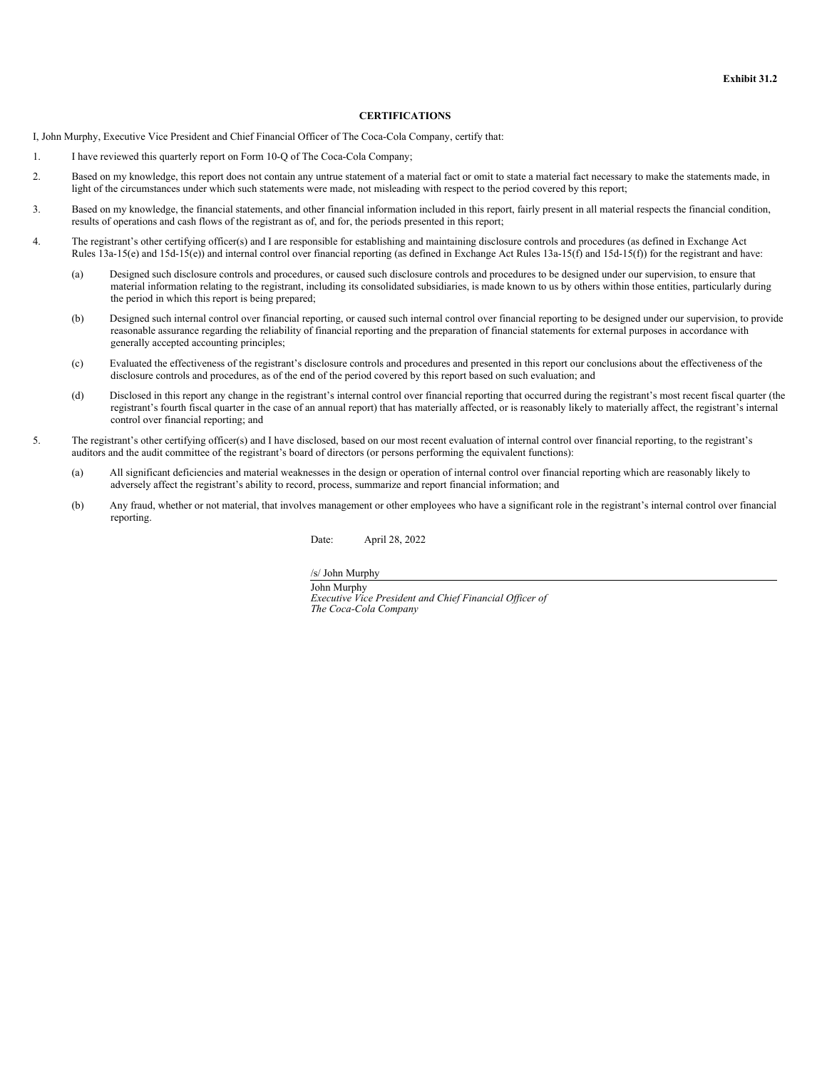**Exhibit 31.2**

**CERTIFICATIONS**

I, John Murphy, Executive Vice President and Chief Financial Officer of The Coca-Cola Company, certify that:

1. I have reviewed this quarterly report on Form 10-Q of The Coca-Cola Company;

2. Based on my knowledge, this report does not contain any untrue statement of a material fact or omit to state a material fact necessary to make the statements made, in light of the circumstances under which such statements were made, not misleading with respect to the period covered by this report;

3. Based on my knowledge, the financial statements, and other financial information included in this report, fairly present in all material respects the financial condition, results of operations and cash flows of the registrant as of, and for, the periods presented in this report;

4. The registrant's other certifying officer(s) and I are responsible for establishing and maintaining disclosure controls and procedures (as defined in Exchange Act Rules 13a-15(e) and 15d-15(e)) and internal control over financial reporting (as defined in Exchange Act Rules 13a-15(f) and 15d-15(f)) for the registrant and have:

   (a) Designed such disclosure controls and procedures, or caused such disclosure controls and procedures to be designed under our supervision, to ensure that material information relating to the registrant, including its consolidated subsidiaries, is made known to us by others within those entities, particularly during the period in which this report is being prepared;

   (b) Designed such internal control over financial reporting, or caused such internal control over financial reporting to be designed under our supervision, to provide reasonable assurance regarding the reliability of financial reporting and the preparation of financial statements for external purposes in accordance with generally accepted accounting principles;

   (c) Evaluated the effectiveness of the registrant's disclosure controls and procedures and presented in this report our conclusions about the effectiveness of the disclosure controls and procedures, as of the end of the period covered by this report based on such evaluation; and

   (d) Disclosed in this report any change in the registrant's internal control over financial reporting that occurred during the registrant's most recent fiscal quarter (the registrant's fourth fiscal quarter in the case of an annual report) that has materially affected, or is reasonably likely to materially affect, the registrant's internal control over financial reporting; and

5. The registrant's other certifying officer(s) and I have disclosed, based on our most recent evaluation of internal control over financial reporting, to the registrant's auditors and the audit committee of the registrant's board of directors (or persons performing the equivalent functions):

   (a) All significant deficiencies and material weaknesses in the design or operation of internal control over financial reporting which are reasonably likely to adversely affect the registrant's ability to record, process, summarize and report financial information; and

   (b) Any fraud, whether or not material, that involves management or other employees who have a significant role in the registrant's internal control over financial reporting.

Date: April 28, 2022

/s/ John Murphy

John Murphy
*Executive Vice President and Chief Financial Officer of*
*The Coca-Cola Company*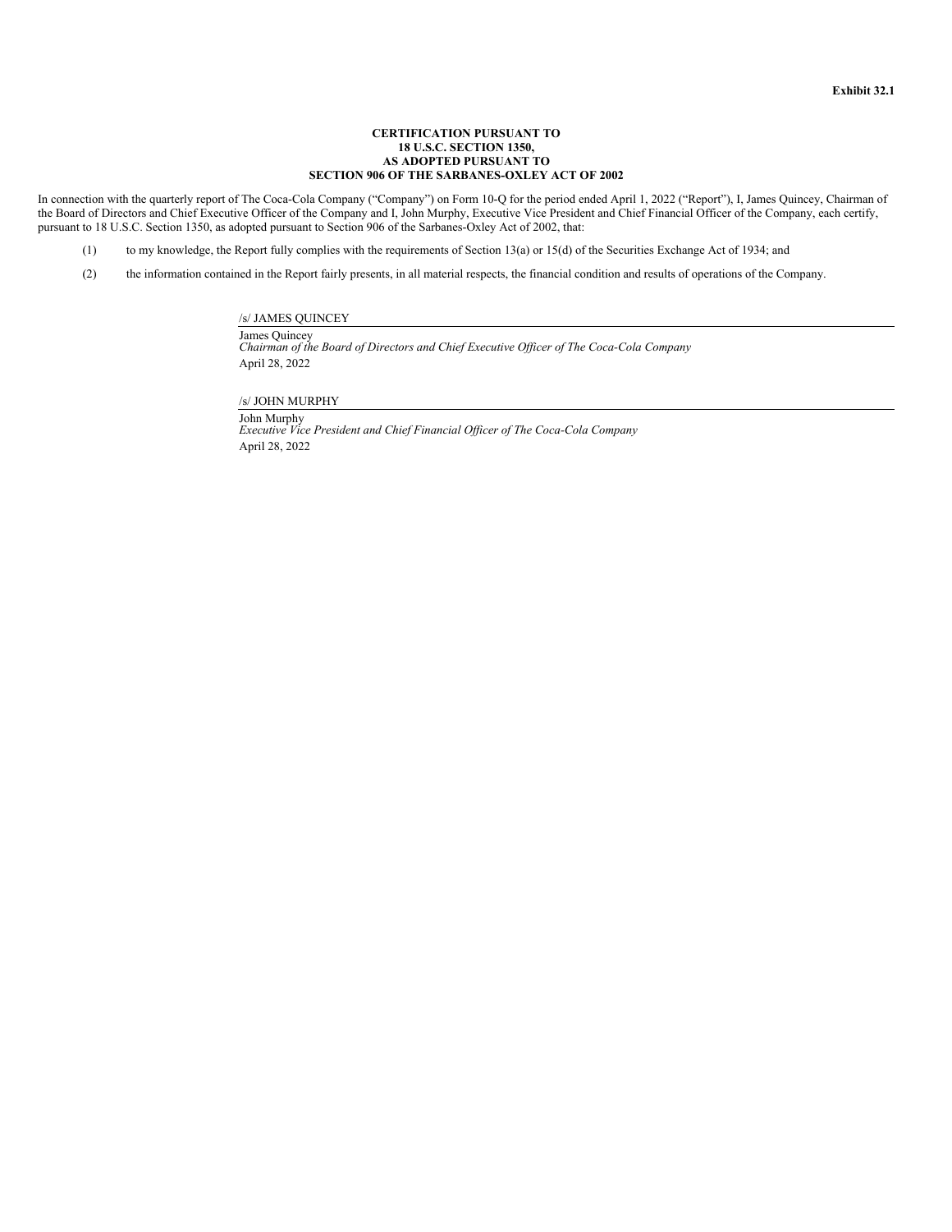**Exhibit 32.1**

**CERTIFICATION PURSUANT TO**
**18 U.S.C. SECTION 1350,**
**AS ADOPTED PURSUANT TO**
**SECTION 906 OF THE SARBANES-OXLEY ACT OF 2002**

In connection with the quarterly report of The Coca-Cola Company ("Company") on Form 10-Q for the period ended April 1, 2022 ("Report"), I, James Quincey, Chairman of the Board of Directors and Chief Executive Officer of the Company and I, John Murphy, Executive Vice President and Chief Financial Officer of the Company, each certify, pursuant to 18 U.S.C. Section 1350, as adopted pursuant to Section 906 of the Sarbanes-Oxley Act of 2002, that:

(1) to my knowledge, the Report fully complies with the requirements of Section 13(a) or 15(d) of the Securities Exchange Act of 1934; and

(2) the information contained in the Report fairly presents, in all material respects, the financial condition and results of operations of the Company.

/s/ JAMES QUINCEY

James Quincey
*Chairman of the Board of Directors and Chief Executive Officer of The Coca-Cola Company*
April 28, 2022

/s/ JOHN MURPHY

John Murphy
*Executive Vice President and Chief Financial Officer of The Coca-Cola Company*
April 28, 2022